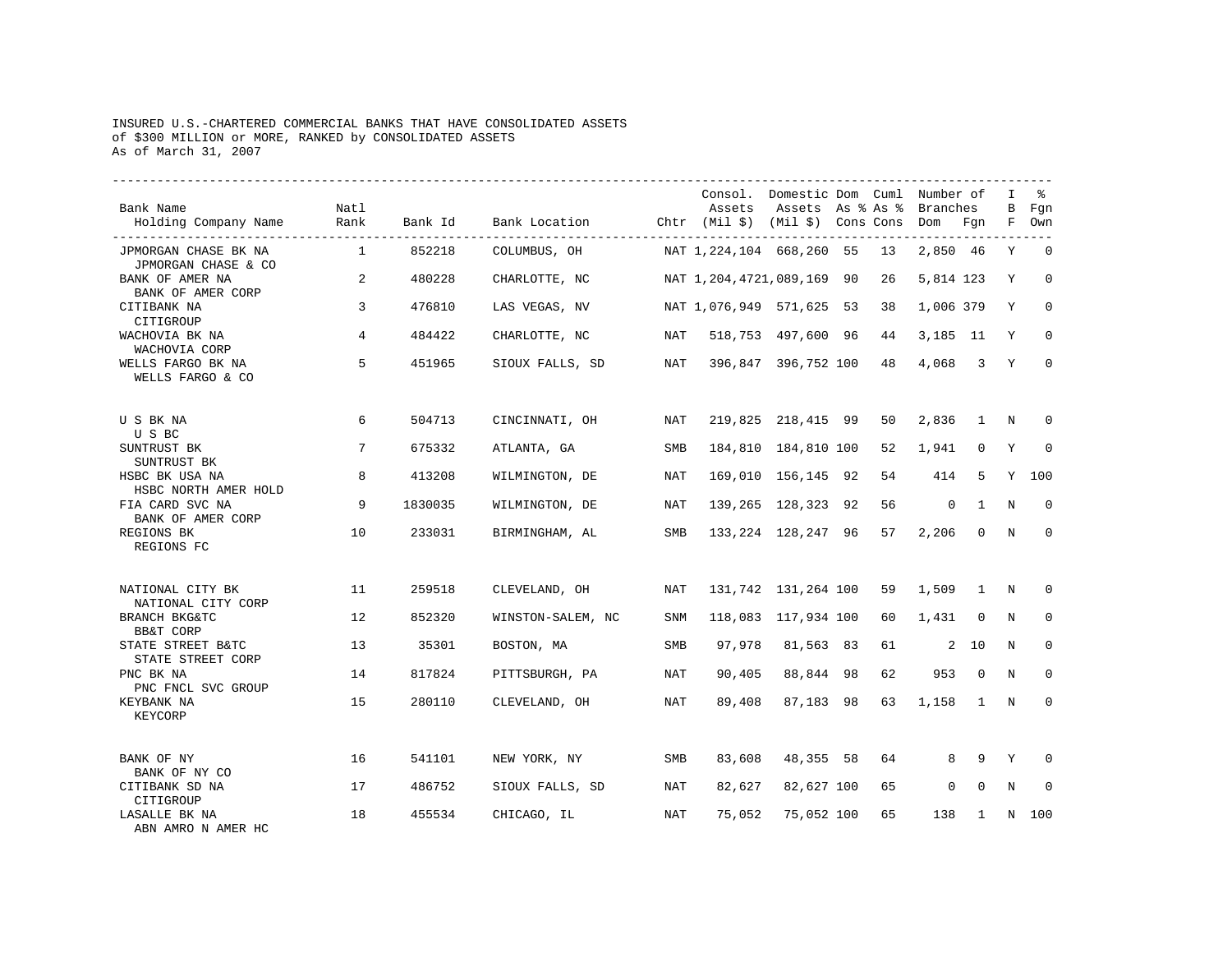INSURED U.S.-CHARTERED COMMERCIAL BANKS THAT HAVE CONSOLIDATED ASSETS
of $300 MILLION or MORE, RANKED by CONSOLIDATED ASSETS
As of March 31, 2007

| Bank Name / Holding Company Name | Natl Rank | Bank Id | Bank Location | Chtr | Consol. Assets (Mil $) | Domestic Assets (Mil $) | Dom As % Cons | Cuml As % Cons | Number of Branches Dom | Number of Branches Fgn | IBF | % Fgn Own |
|---|---|---|---|---|---|---|---|---|---|---|---|---|
| JPMORGAN CHASE BK NA / JPMORGAN CHASE & CO | 1 | 852218 | COLUMBUS, OH | NAT | 1,224,104 | 668,260 | 55 | 13 | 2,850 | 46 | Y | 0 |
| BANK OF AMER NA / BANK OF AMER CORP | 2 | 480228 | CHARLOTTE, NC | NAT | 1,204,472 | 1,089,169 | 90 | 26 | 5,814 | 123 | Y | 0 |
| CITIBANK NA / CITIGROUP | 3 | 476810 | LAS VEGAS, NV | NAT | 1,076,949 | 571,625 | 53 | 38 | 1,006 | 379 | Y | 0 |
| WACHOVIA BK NA / WACHOVIA CORP | 4 | 484422 | CHARLOTTE, NC | NAT | 518,753 | 497,600 | 96 | 44 | 3,185 | 11 | Y | 0 |
| WELLS FARGO BK NA / WELLS FARGO & CO | 5 | 451965 | SIOUX FALLS, SD | NAT | 396,847 | 396,752 | 100 | 48 | 4,068 | 3 | Y | 0 |
| U S BK NA / U S BC | 6 | 504713 | CINCINNATI, OH | NAT | 219,825 | 218,415 | 99 | 50 | 2,836 | 1 | N | 0 |
| SUNTRUST BK / SUNTRUST BK | 7 | 675332 | ATLANTA, GA | SMB | 184,810 | 184,810 | 100 | 52 | 1,941 | 0 | Y | 0 |
| HSBC BK USA NA / HSBC NORTH AMER HOLD | 8 | 413208 | WILMINGTON, DE | NAT | 169,010 | 156,145 | 92 | 54 | 414 | 5 | Y | 100 |
| FIA CARD SVC NA / BANK OF AMER CORP | 9 | 1830035 | WILMINGTON, DE | NAT | 139,265 | 128,323 | 92 | 56 | 0 | 1 | N | 0 |
| REGIONS BK / REGIONS FC | 10 | 233031 | BIRMINGHAM, AL | SMB | 133,224 | 128,247 | 96 | 57 | 2,206 | 0 | N | 0 |
| NATIONAL CITY BK / NATIONAL CITY CORP | 11 | 259518 | CLEVELAND, OH | NAT | 131,742 | 131,264 | 100 | 59 | 1,509 | 1 | N | 0 |
| BRANCH BKG&TC / BB&T CORP | 12 | 852320 | WINSTON-SALEM, NC | SNM | 118,083 | 117,934 | 100 | 60 | 1,431 | 0 | N | 0 |
| STATE STREET B&TC / STATE STREET CORP | 13 | 35301 | BOSTON, MA | SMB | 97,978 | 81,563 | 83 | 61 | 2 | 10 | N | 0 |
| PNC BK NA / PNC FNCL SVC GROUP | 14 | 817824 | PITTSBURGH, PA | NAT | 90,405 | 88,844 | 98 | 62 | 953 | 0 | N | 0 |
| KEYBANK NA / KEYCORP | 15 | 280110 | CLEVELAND, OH | NAT | 89,408 | 87,183 | 98 | 63 | 1,158 | 1 | N | 0 |
| BANK OF NY / BANK OF NY CO | 16 | 541101 | NEW YORK, NY | SMB | 83,608 | 48,355 | 58 | 64 | 8 | 9 | Y | 0 |
| CITIBANK SD NA / CITIGROUP | 17 | 486752 | SIOUX FALLS, SD | NAT | 82,627 | 82,627 | 100 | 65 | 0 | 0 | N | 0 |
| LASALLE BK NA / ABN AMRO N AMER HC | 18 | 455534 | CHICAGO, IL | NAT | 75,052 | 75,052 | 100 | 65 | 138 | 1 | N | 100 |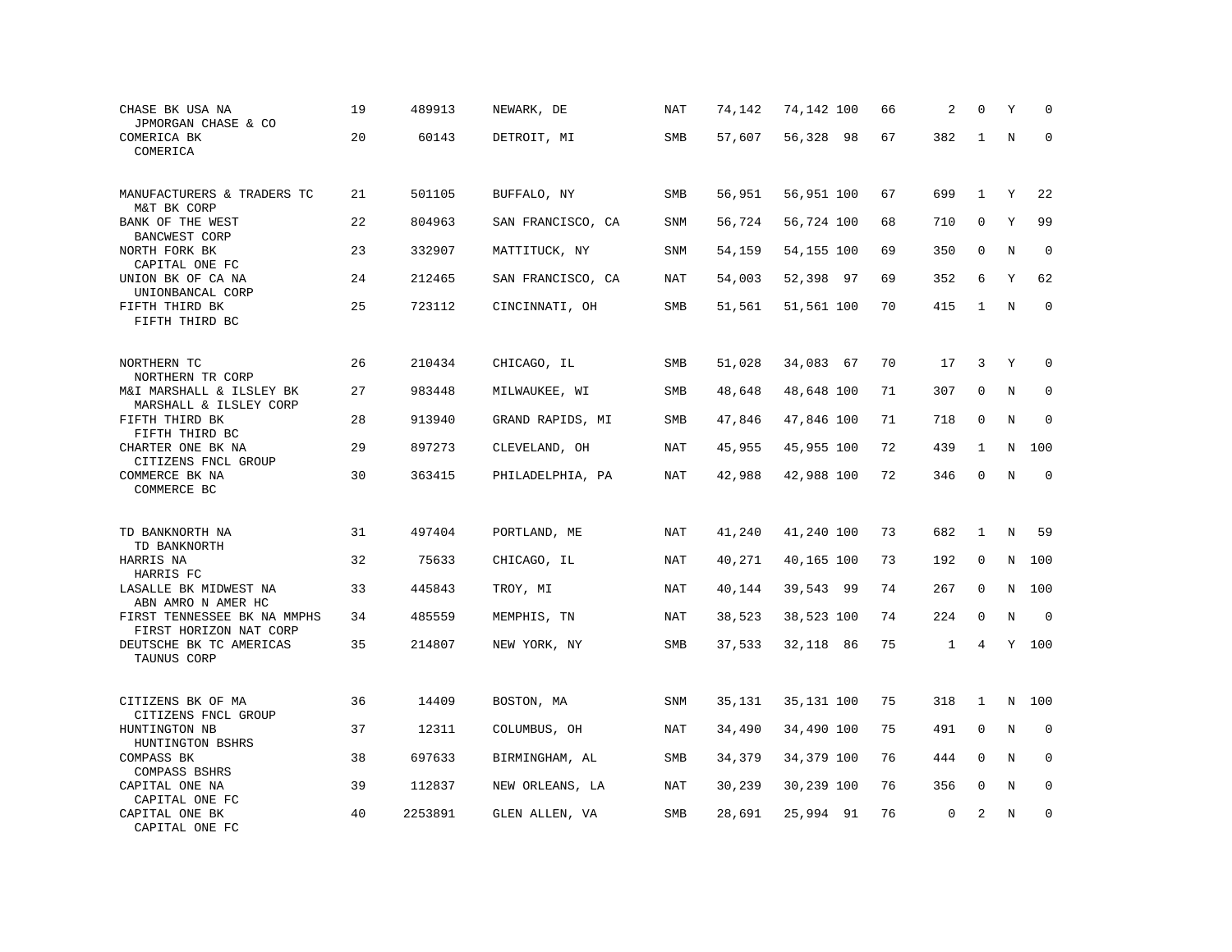| | | | | | | | | | | | | |
|---|---|---|---|---|---|---|---|---|---|---|---|---|
| CHASE BK USA NA<br>JPMORGAN CHASE & CO | 19 | 489913 | NEWARK, DE | NAT | 74,142 | 74,142 | 100 | 66 | 2 | 0 | Y | 0 |
| COMERICA BK<br>COMERICA | 20 | 60143 | DETROIT, MI | SMB | 57,607 | 56,328 | 98 | 67 | 382 | 1 | N | 0 |
| MANUFACTURERS & TRADERS TC<br>M&T BK CORP | 21 | 501105 | BUFFALO, NY | SMB | 56,951 | 56,951 | 100 | 67 | 699 | 1 | Y | 22 |
| BANK OF THE WEST<br>BANCWEST CORP | 22 | 804963 | SAN FRANCISCO, CA | SNM | 56,724 | 56,724 | 100 | 68 | 710 | 0 | Y | 99 |
| NORTH FORK BK<br>CAPITAL ONE FC | 23 | 332907 | MATTITUCK, NY | SNM | 54,159 | 54,155 | 100 | 69 | 350 | 0 | N | 0 |
| UNION BK OF CA NA<br>UNIONBANCAL CORP | 24 | 212465 | SAN FRANCISCO, CA | NAT | 54,003 | 52,398 | 97 | 69 | 352 | 6 | Y | 62 |
| FIFTH THIRD BK<br>FIFTH THIRD BC | 25 | 723112 | CINCINNATI, OH | SMB | 51,561 | 51,561 | 100 | 70 | 415 | 1 | N | 0 |
| NORTHERN TC<br>NORTHERN TR CORP | 26 | 210434 | CHICAGO, IL | SMB | 51,028 | 34,083 | 67 | 70 | 17 | 3 | Y | 0 |
| M&I MARSHALL & ILSLEY BK<br>MARSHALL & ILSLEY CORP | 27 | 983448 | MILWAUKEE, WI | SMB | 48,648 | 48,648 | 100 | 71 | 307 | 0 | N | 0 |
| FIFTH THIRD BK<br>FIFTH THIRD BC | 28 | 913940 | GRAND RAPIDS, MI | SMB | 47,846 | 47,846 | 100 | 71 | 718 | 0 | N | 0 |
| CHARTER ONE BK NA<br>CITIZENS FNCL GROUP | 29 | 897273 | CLEVELAND, OH | NAT | 45,955 | 45,955 | 100 | 72 | 439 | 1 | N | 100 |
| COMMERCE BK NA<br>COMMERCE BC | 30 | 363415 | PHILADELPHIA, PA | NAT | 42,988 | 42,988 | 100 | 72 | 346 | 0 | N | 0 |
| TD BANKNORTH NA<br>TD BANKNORTH | 31 | 497404 | PORTLAND, ME | NAT | 41,240 | 41,240 | 100 | 73 | 682 | 1 | N | 59 |
| HARRIS NA<br>HARRIS FC | 32 | 75633 | CHICAGO, IL | NAT | 40,271 | 40,165 | 100 | 73 | 192 | 0 | N | 100 |
| LASALLE BK MIDWEST NA<br>ABN AMRO N AMER HC | 33 | 445843 | TROY, MI | NAT | 40,144 | 39,543 | 99 | 74 | 267 | 0 | N | 100 |
| FIRST TENNESSEE BK NA MMPHS<br>FIRST HORIZON NAT CORP | 34 | 485559 | MEMPHIS, TN | NAT | 38,523 | 38,523 | 100 | 74 | 224 | 0 | N | 0 |
| DEUTSCHE BK TC AMERICAS<br>TAUNUS CORP | 35 | 214807 | NEW YORK, NY | SMB | 37,533 | 32,118 | 86 | 75 | 1 | 4 | Y | 100 |
| CITIZENS BK OF MA<br>CITIZENS FNCL GROUP | 36 | 14409 | BOSTON, MA | SNM | 35,131 | 35,131 | 100 | 75 | 318 | 1 | N | 100 |
| HUNTINGTON NB<br>HUNTINGTON BSHRS | 37 | 12311 | COLUMBUS, OH | NAT | 34,490 | 34,490 | 100 | 75 | 491 | 0 | N | 0 |
| COMPASS BK<br>COMPASS BSHRS | 38 | 697633 | BIRMINGHAM, AL | SMB | 34,379 | 34,379 | 100 | 76 | 444 | 0 | N | 0 |
| CAPITAL ONE NA<br>CAPITAL ONE FC | 39 | 112837 | NEW ORLEANS, LA | NAT | 30,239 | 30,239 | 100 | 76 | 356 | 0 | N | 0 |
| CAPITAL ONE BK<br>CAPITAL ONE FC | 40 | 2253891 | GLEN ALLEN, VA | SMB | 28,691 | 25,994 | 91 | 76 | 0 | 2 | N | 0 |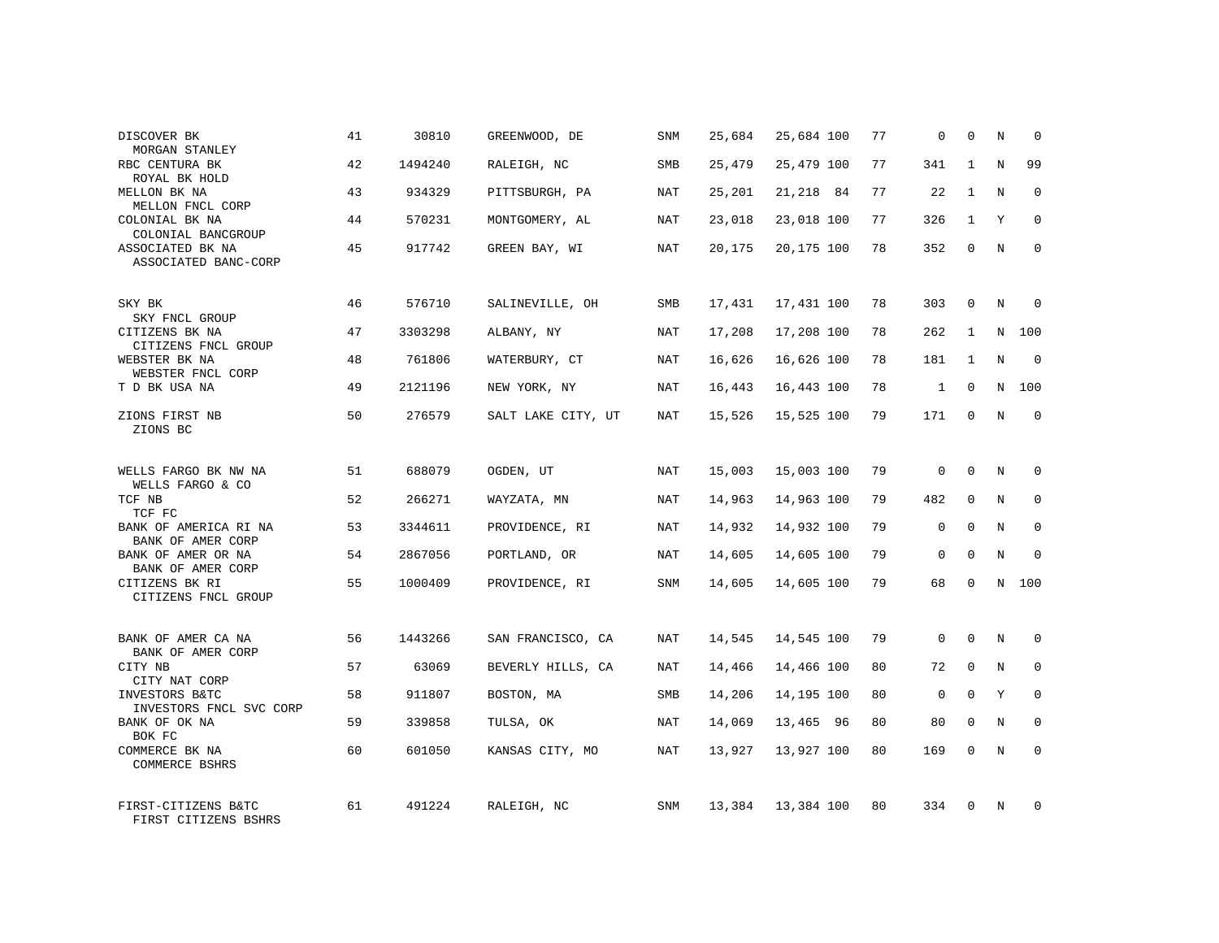| | | | | | | | | | | | | | |
|---|---|---|---|---|---|---|---|---|---|---|---|---|---|
| DISCOVER BK<br>MORGAN STANLEY | 41 | 30810 | GREENWOOD, DE | SNM | 25,684 | 25,684 | 100 | 77 | 0 | 0 | N | 0 |
| RBC CENTURA BK<br>ROYAL BK HOLD | 42 | 1494240 | RALEIGH, NC | SMB | 25,479 | 25,479 | 100 | 77 | 341 | 1 | N | 99 |
| MELLON BK NA<br>MELLON FNCL CORP | 43 | 934329 | PITTSBURGH, PA | NAT | 25,201 | 21,218 | 84 | 77 | 22 | 1 | N | 0 |
| COLONIAL BK NA<br>COLONIAL BANCGROUP | 44 | 570231 | MONTGOMERY, AL | NAT | 23,018 | 23,018 | 100 | 77 | 326 | 1 | Y | 0 |
| ASSOCIATED BK NA<br>ASSOCIATED BANC-CORP | 45 | 917742 | GREEN BAY, WI | NAT | 20,175 | 20,175 | 100 | 78 | 352 | 0 | N | 0 |
| SKY BK<br>SKY FNCL GROUP | 46 | 576710 | SALINEVILLE, OH | SMB | 17,431 | 17,431 | 100 | 78 | 303 | 0 | N | 0 |
| CITIZENS BK NA<br>CITIZENS FNCL GROUP | 47 | 3303298 | ALBANY, NY | NAT | 17,208 | 17,208 | 100 | 78 | 262 | 1 | N | 100 |
| WEBSTER BK NA<br>WEBSTER FNCL CORP | 48 | 761806 | WATERBURY, CT | NAT | 16,626 | 16,626 | 100 | 78 | 181 | 1 | N | 0 |
| T D BK USA NA | 49 | 2121196 | NEW YORK, NY | NAT | 16,443 | 16,443 | 100 | 78 | 1 | 0 | N | 100 |
| ZIONS FIRST NB<br>ZIONS BC | 50 | 276579 | SALT LAKE CITY, UT | NAT | 15,526 | 15,525 | 100 | 79 | 171 | 0 | N | 0 |
| WELLS FARGO BK NW NA<br>WELLS FARGO & CO | 51 | 688079 | OGDEN, UT | NAT | 15,003 | 15,003 | 100 | 79 | 0 | 0 | N | 0 |
| TCF NB<br>TCF FC | 52 | 266271 | WAYZATA, MN | NAT | 14,963 | 14,963 | 100 | 79 | 482 | 0 | N | 0 |
| BANK OF AMERICA RI NA<br>BANK OF AMER CORP | 53 | 3344611 | PROVIDENCE, RI | NAT | 14,932 | 14,932 | 100 | 79 | 0 | 0 | N | 0 |
| BANK OF AMER OR NA<br>BANK OF AMER CORP | 54 | 2867056 | PORTLAND, OR | NAT | 14,605 | 14,605 | 100 | 79 | 0 | 0 | N | 0 |
| CITIZENS BK RI<br>CITIZENS FNCL GROUP | 55 | 1000409 | PROVIDENCE, RI | SNM | 14,605 | 14,605 | 100 | 79 | 68 | 0 | N | 100 |
| BANK OF AMER CA NA<br>BANK OF AMER CORP | 56 | 1443266 | SAN FRANCISCO, CA | NAT | 14,545 | 14,545 | 100 | 79 | 0 | 0 | N | 0 |
| CITY NB<br>CITY NAT CORP | 57 | 63069 | BEVERLY HILLS, CA | NAT | 14,466 | 14,466 | 100 | 80 | 72 | 0 | N | 0 |
| INVESTORS B&TC<br>INVESTORS FNCL SVC CORP | 58 | 911807 | BOSTON, MA | SMB | 14,206 | 14,195 | 100 | 80 | 0 | 0 | Y | 0 |
| BANK OF OK NA<br>BOK FC | 59 | 339858 | TULSA, OK | NAT | 14,069 | 13,465 | 96 | 80 | 80 | 0 | N | 0 |
| COMMERCE BK NA<br>COMMERCE BSHRS | 60 | 601050 | KANSAS CITY, MO | NAT | 13,927 | 13,927 | 100 | 80 | 169 | 0 | N | 0 |
| FIRST-CITIZENS B&TC<br>FIRST CITIZENS BSHRS | 61 | 491224 | RALEIGH, NC | SNM | 13,384 | 13,384 | 100 | 80 | 334 | 0 | N | 0 |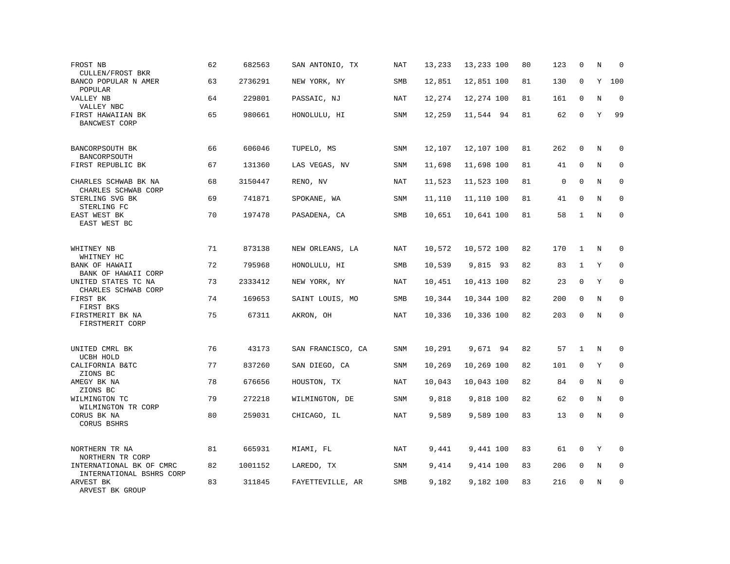| | | | | | | | | | | | | |
|---|---|---|---|---|---|---|---|---|---|---|---|---|
| FROST NB<br>CULLEN/FROST BKR | 62 | 682563 | SAN ANTONIO, TX | NAT | 13,233 | 13,233 | 100 | 80 | 123 | 0 | N | 0 |
| BANCO POPULAR N AMER<br>POPULAR | 63 | 2736291 | NEW YORK, NY | SMB | 12,851 | 12,851 | 100 | 81 | 130 | 0 | Y | 100 |
| VALLEY NB<br>VALLEY NBC | 64 | 229801 | PASSAIC, NJ | NAT | 12,274 | 12,274 | 100 | 81 | 161 | 0 | N | 0 |
| FIRST HAWAIIAN BK<br>BANCWEST CORP | 65 | 980661 | HONOLULU, HI | SNM | 12,259 | 11,544 | 94 | 81 | 62 | 0 | Y | 99 |
| BANCORPSOUTH BK<br>BANCORPSOUTH | 66 | 606046 | TUPELO, MS | SNM | 12,107 | 12,107 | 100 | 81 | 262 | 0 | N | 0 |
| FIRST REPUBLIC BK | 67 | 131360 | LAS VEGAS, NV | SNM | 11,698 | 11,698 | 100 | 81 | 41 | 0 | N | 0 |
| CHARLES SCHWAB BK NA<br>CHARLES SCHWAB CORP | 68 | 3150447 | RENO, NV | NAT | 11,523 | 11,523 | 100 | 81 | 0 | 0 | N | 0 |
| STERLING SVG BK<br>STERLING FC | 69 | 741871 | SPOKANE, WA | SNM | 11,110 | 11,110 | 100 | 81 | 41 | 0 | N | 0 |
| EAST WEST BK<br>EAST WEST BC | 70 | 197478 | PASADENA, CA | SMB | 10,651 | 10,641 | 100 | 81 | 58 | 1 | N | 0 |
| WHITNEY NB<br>WHITNEY HC | 71 | 873138 | NEW ORLEANS, LA | NAT | 10,572 | 10,572 | 100 | 82 | 170 | 1 | N | 0 |
| BANK OF HAWAII<br>BANK OF HAWAII CORP | 72 | 795968 | HONOLULU, HI | SMB | 10,539 | 9,815 | 93 | 82 | 83 | 1 | Y | 0 |
| UNITED STATES TC NA<br>CHARLES SCHWAB CORP | 73 | 2333412 | NEW YORK, NY | NAT | 10,451 | 10,413 | 100 | 82 | 23 | 0 | Y | 0 |
| FIRST BK<br>FIRST BKS | 74 | 169653 | SAINT LOUIS, MO | SMB | 10,344 | 10,344 | 100 | 82 | 200 | 0 | N | 0 |
| FIRSTMERIT BK NA<br>FIRSTMERIT CORP | 75 | 67311 | AKRON, OH | NAT | 10,336 | 10,336 | 100 | 82 | 203 | 0 | N | 0 |
| UNITED CMRL BK<br>UCBH HOLD | 76 | 43173 | SAN FRANCISCO, CA | SNM | 10,291 | 9,671 | 94 | 82 | 57 | 1 | N | 0 |
| CALIFORNIA B&TC<br>ZIONS BC | 77 | 837260 | SAN DIEGO, CA | SNM | 10,269 | 10,269 | 100 | 82 | 101 | 0 | Y | 0 |
| AMEGY BK NA<br>ZIONS BC | 78 | 676656 | HOUSTON, TX | NAT | 10,043 | 10,043 | 100 | 82 | 84 | 0 | N | 0 |
| WILMINGTON TC<br>WILMINGTON TR CORP | 79 | 272218 | WILMINGTON, DE | SNM | 9,818 | 9,818 | 100 | 82 | 62 | 0 | N | 0 |
| CORUS BK NA<br>CORUS BSHRS | 80 | 259031 | CHICAGO, IL | NAT | 9,589 | 9,589 | 100 | 83 | 13 | 0 | N | 0 |
| NORTHERN TR NA<br>NORTHERN TR CORP | 81 | 665931 | MIAMI, FL | NAT | 9,441 | 9,441 | 100 | 83 | 61 | 0 | Y | 0 |
| INTERNATIONAL BK OF CMRC<br>INTERNATIONAL BSHRS CORP | 82 | 1001152 | LAREDO, TX | SNM | 9,414 | 9,414 | 100 | 83 | 206 | 0 | N | 0 |
| ARVEST BK<br>ARVEST BK GROUP | 83 | 311845 | FAYETTEVILLE, AR | SMB | 9,182 | 9,182 | 100 | 83 | 216 | 0 | N | 0 |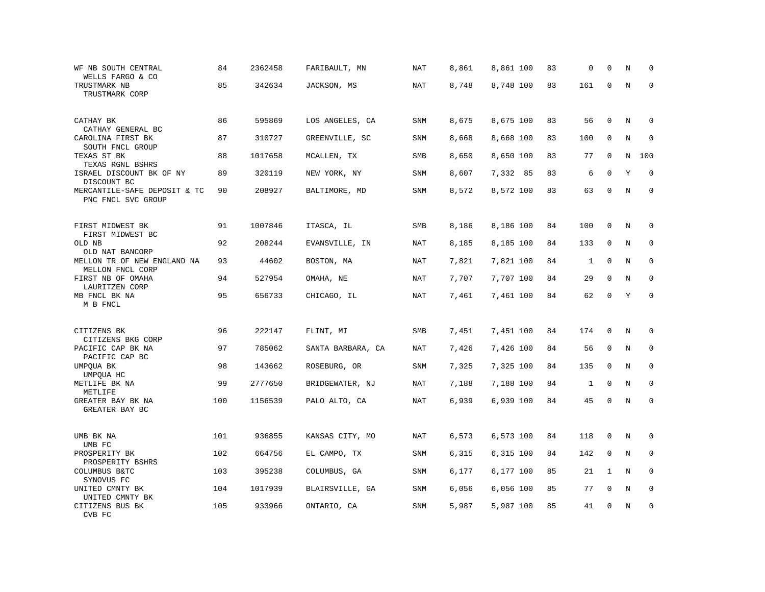| | | | | | | | | | | | | |
|---|---|---|---|---|---|---|---|---|---|---|---|---|
| WF NB SOUTH CENTRAL<br>WELLS FARGO & CO | 84 | 2362458 | FARIBAULT, MN | NAT | 8,861 | 8,861 | 100 | 83 | 0 | 0 | N | 0 |
| TRUSTMARK NB<br>TRUSTMARK CORP | 85 | 342634 | JACKSON, MS | NAT | 8,748 | 8,748 | 100 | 83 | 161 | 0 | N | 0 |
| CATHAY BK<br>CATHAY GENERAL BC | 86 | 595869 | LOS ANGELES, CA | SNM | 8,675 | 8,675 | 100 | 83 | 56 | 0 | N | 0 |
| CAROLINA FIRST BK<br>SOUTH FNCL GROUP | 87 | 310727 | GREENVILLE, SC | SNM | 8,668 | 8,668 | 100 | 83 | 100 | 0 | N | 0 |
| TEXAS ST BK<br>TEXAS RGNL BSHRS | 88 | 1017658 | MCALLEN, TX | SMB | 8,650 | 8,650 | 100 | 83 | 77 | 0 | N | 100 |
| ISRAEL DISCOUNT BK OF NY<br>DISCOUNT BC | 89 | 320119 | NEW YORK, NY | SNM | 8,607 | 7,332 | 85 | 83 | 6 | 0 | Y | 0 |
| MERCANTILE-SAFE DEPOSIT & TC<br>PNC FNCL SVC GROUP | 90 | 208927 | BALTIMORE, MD | SNM | 8,572 | 8,572 | 100 | 83 | 63 | 0 | N | 0 |
| FIRST MIDWEST BK<br>FIRST MIDWEST BC | 91 | 1007846 | ITASCA, IL | SMB | 8,186 | 8,186 | 100 | 84 | 100 | 0 | N | 0 |
| OLD NB<br>OLD NAT BANCORP | 92 | 208244 | EVANSVILLE, IN | NAT | 8,185 | 8,185 | 100 | 84 | 133 | 0 | N | 0 |
| MELLON TR OF NEW ENGLAND NA<br>MELLON FNCL CORP | 93 | 44602 | BOSTON, MA | NAT | 7,821 | 7,821 | 100 | 84 | 1 | 0 | N | 0 |
| FIRST NB OF OMAHA<br>LAURITZEN CORP | 94 | 527954 | OMAHA, NE | NAT | 7,707 | 7,707 | 100 | 84 | 29 | 0 | N | 0 |
| MB FNCL BK NA<br>M B FNCL | 95 | 656733 | CHICAGO, IL | NAT | 7,461 | 7,461 | 100 | 84 | 62 | 0 | Y | 0 |
| CITIZENS BK<br>CITIZENS BKG CORP | 96 | 222147 | FLINT, MI | SMB | 7,451 | 7,451 | 100 | 84 | 174 | 0 | N | 0 |
| PACIFIC CAP BK NA<br>PACIFIC CAP BC | 97 | 785062 | SANTA BARBARA, CA | NAT | 7,426 | 7,426 | 100 | 84 | 56 | 0 | N | 0 |
| UMPQUA BK<br>UMPQUA HC | 98 | 143662 | ROSEBURG, OR | SNM | 7,325 | 7,325 | 100 | 84 | 135 | 0 | N | 0 |
| METLIFE BK NA<br>METLIFE | 99 | 2777650 | BRIDGEWATER, NJ | NAT | 7,188 | 7,188 | 100 | 84 | 1 | 0 | N | 0 |
| GREATER BAY BK NA<br>GREATER BAY BC | 100 | 1156539 | PALO ALTO, CA | NAT | 6,939 | 6,939 | 100 | 84 | 45 | 0 | N | 0 |
| UMB BK NA<br>UMB FC | 101 | 936855 | KANSAS CITY, MO | NAT | 6,573 | 6,573 | 100 | 84 | 118 | 0 | N | 0 |
| PROSPERITY BK<br>PROSPERITY BSHRS | 102 | 664756 | EL CAMPO, TX | SNM | 6,315 | 6,315 | 100 | 84 | 142 | 0 | N | 0 |
| COLUMBUS B&TC<br>SYNOVUS FC | 103 | 395238 | COLUMBUS, GA | SNM | 6,177 | 6,177 | 100 | 85 | 21 | 1 | N | 0 |
| UNITED CMNTY BK<br>UNITED CMNTY BK | 104 | 1017939 | BLAIRSVILLE, GA | SNM | 6,056 | 6,056 | 100 | 85 | 77 | 0 | N | 0 |
| CITIZENS BUS BK<br>CVB FC | 105 | 933966 | ONTARIO, CA | SNM | 5,987 | 5,987 | 100 | 85 | 41 | 0 | N | 0 |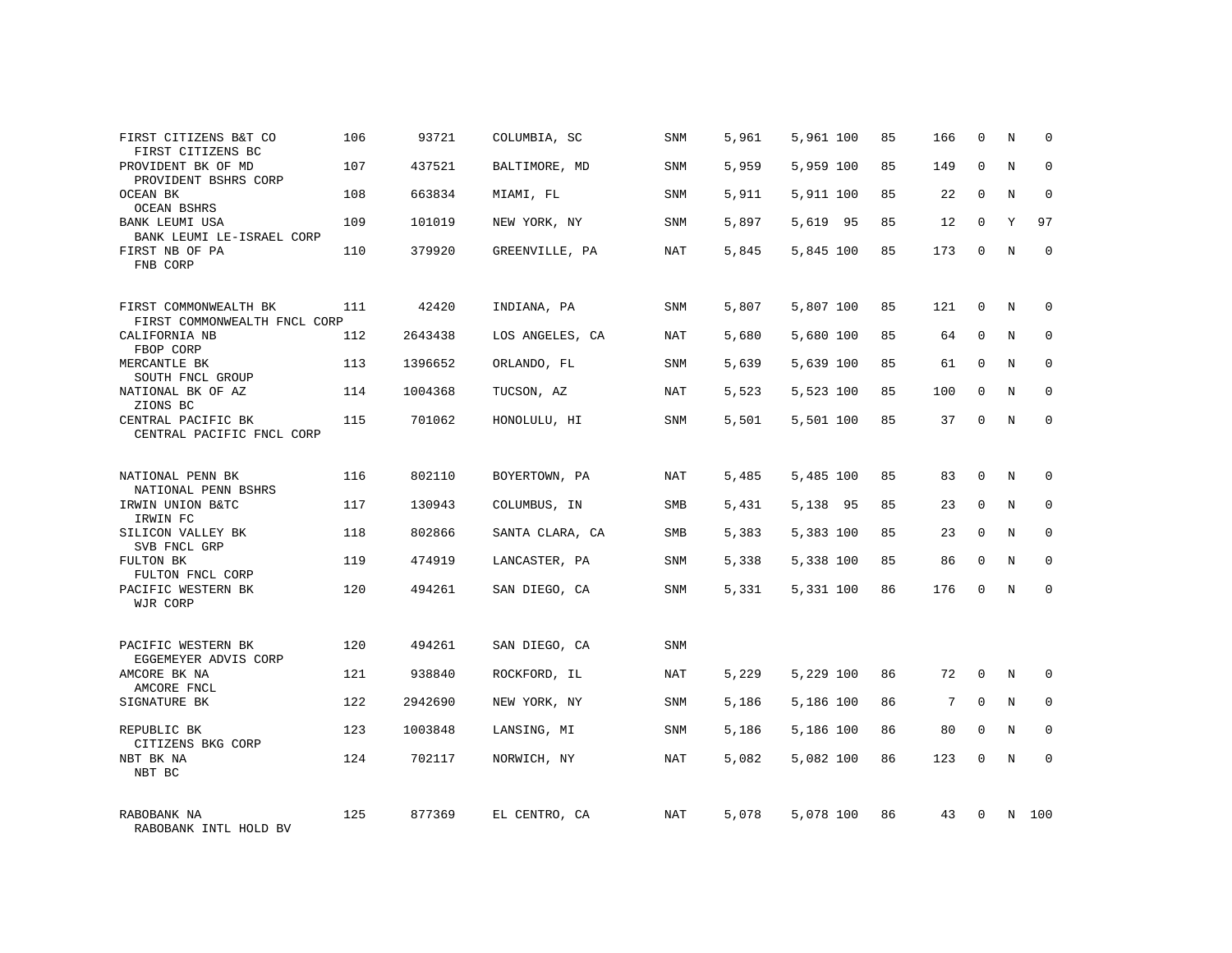| | | | | | | | | | | | | |
|---|---|---|---|---|---|---|---|---|---|---|---|---|
| FIRST CITIZENS B&T CO<br>FIRST CITIZENS BC | 106 | 93721 | COLUMBIA, SC | SNM | 5,961 | 5,961 | 100 | 85 | 166 | 0 | N | 0 |
| PROVIDENT BK OF MD<br>PROVIDENT BSHRS CORP | 107 | 437521 | BALTIMORE, MD | SNM | 5,959 | 5,959 | 100 | 85 | 149 | 0 | N | 0 |
| OCEAN BK<br>OCEAN BSHRS | 108 | 663834 | MIAMI, FL | SNM | 5,911 | 5,911 | 100 | 85 | 22 | 0 | N | 0 |
| BANK LEUMI USA<br>BANK LEUMI LE-ISRAEL CORP | 109 | 101019 | NEW YORK, NY | SNM | 5,897 | 5,619 | 95 | 85 | 12 | 0 | Y | 97 |
| FIRST NB OF PA<br>FNB CORP | 110 | 379920 | GREENVILLE, PA | NAT | 5,845 | 5,845 | 100 | 85 | 173 | 0 | N | 0 |
| FIRST COMMONWEALTH BK<br>FIRST COMMONWEALTH FNCL CORP | 111 | 42420 | INDIANA, PA | SNM | 5,807 | 5,807 | 100 | 85 | 121 | 0 | N | 0 |
| CALIFORNIA NB<br>FBOP CORP | 112 | 2643438 | LOS ANGELES, CA | NAT | 5,680 | 5,680 | 100 | 85 | 64 | 0 | N | 0 |
| MERCANTLE BK<br>SOUTH FNCL GROUP | 113 | 1396652 | ORLANDO, FL | SNM | 5,639 | 5,639 | 100 | 85 | 61 | 0 | N | 0 |
| NATIONAL BK OF AZ<br>ZIONS BC | 114 | 1004368 | TUCSON, AZ | NAT | 5,523 | 5,523 | 100 | 85 | 100 | 0 | N | 0 |
| CENTRAL PACIFIC BK<br>CENTRAL PACIFIC FNCL CORP | 115 | 701062 | HONOLULU, HI | SNM | 5,501 | 5,501 | 100 | 85 | 37 | 0 | N | 0 |
| NATIONAL PENN BK<br>NATIONAL PENN BSHRS | 116 | 802110 | BOYERTOWN, PA | NAT | 5,485 | 5,485 | 100 | 85 | 83 | 0 | N | 0 |
| IRWIN UNION B&TC<br>IRWIN FC | 117 | 130943 | COLUMBUS, IN | SMB | 5,431 | 5,138 | 95 | 85 | 23 | 0 | N | 0 |
| SILICON VALLEY BK<br>SVB FNCL GRP | 118 | 802866 | SANTA CLARA, CA | SMB | 5,383 | 5,383 | 100 | 85 | 23 | 0 | N | 0 |
| FULTON BK<br>FULTON FNCL CORP | 119 | 474919 | LANCASTER, PA | SNM | 5,338 | 5,338 | 100 | 85 | 86 | 0 | N | 0 |
| PACIFIC WESTERN BK<br>WJR CORP | 120 | 494261 | SAN DIEGO, CA | SNM | 5,331 | 5,331 | 100 | 86 | 176 | 0 | N | 0 |
| PACIFIC WESTERN BK<br>EGGEMEYER ADVIS CORP | 120 | 494261 | SAN DIEGO, CA | SNM | | | | | | | | |
| AMCORE BK NA<br>AMCORE FNCL | 121 | 938840 | ROCKFORD, IL | NAT | 5,229 | 5,229 | 100 | 86 | 72 | 0 | N | 0 |
| SIGNATURE BK | 122 | 2942690 | NEW YORK, NY | SNM | 5,186 | 5,186 | 100 | 86 | 7 | 0 | N | 0 |
| REPUBLIC BK<br>CITIZENS BKG CORP | 123 | 1003848 | LANSING, MI | SNM | 5,186 | 5,186 | 100 | 86 | 80 | 0 | N | 0 |
| NBT BK NA<br>NBT BC | 124 | 702117 | NORWICH, NY | NAT | 5,082 | 5,082 | 100 | 86 | 123 | 0 | N | 0 |
| RABOBANK NA<br>RABOBANK INTL HOLD BV | 125 | 877369 | EL CENTRO, CA | NAT | 5,078 | 5,078 | 100 | 86 | 43 | 0 | N | 100 |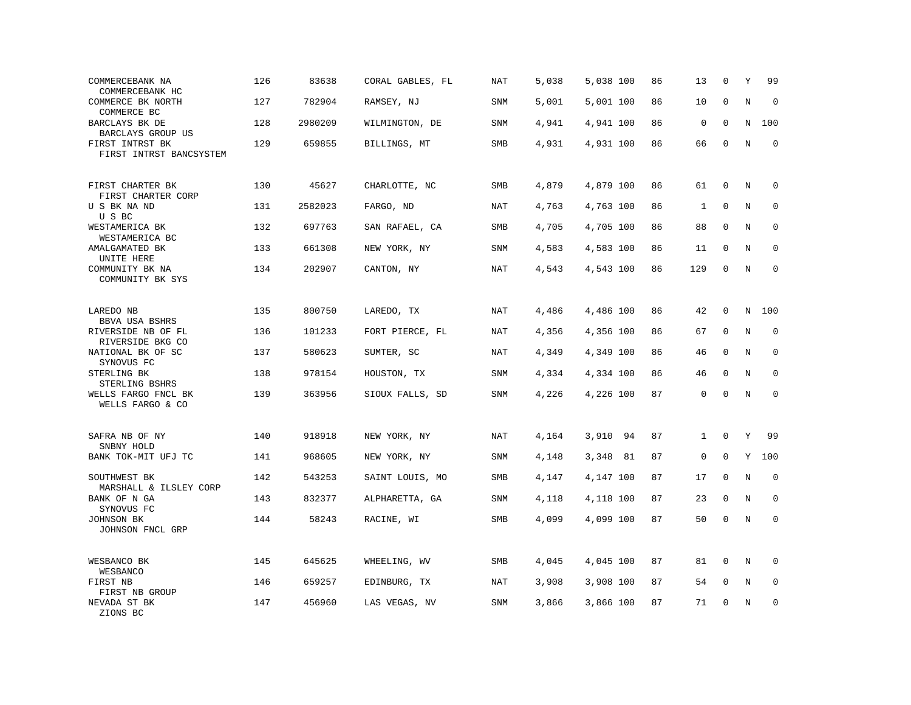| | | | | | | | | | | | | |
|---|---|---|---|---|---|---|---|---|---|---|---|---|
| COMMERCEBANK NA<br>COMMERCEBANK HC | 126 | 83638 | CORAL GABLES, FL | NAT | 5,038 | 5,038 | 100 | 86 | 13 | 0 | Y | 99 |
| COMMERCE BK NORTH<br>COMMERCE BC | 127 | 782904 | RAMSEY, NJ | SNM | 5,001 | 5,001 | 100 | 86 | 10 | 0 | N | 0 |
| BARCLAYS BK DE<br>BARCLAYS GROUP US | 128 | 2980209 | WILMINGTON, DE | SNM | 4,941 | 4,941 | 100 | 86 | 0 | 0 | N | 100 |
| FIRST INTRST BK<br>FIRST INTRST BANCSYSTEM | 129 | 659855 | BILLINGS, MT | SMB | 4,931 | 4,931 | 100 | 86 | 66 | 0 | N | 0 |
| FIRST CHARTER BK<br>FIRST CHARTER CORP | 130 | 45627 | CHARLOTTE, NC | SMB | 4,879 | 4,879 | 100 | 86 | 61 | 0 | N | 0 |
| U S BK NA ND<br>U S BC | 131 | 2582023 | FARGO, ND | NAT | 4,763 | 4,763 | 100 | 86 | 1 | 0 | N | 0 |
| WESTAMERICA BK<br>WESTAMERICA BC | 132 | 697763 | SAN RAFAEL, CA | SMB | 4,705 | 4,705 | 100 | 86 | 88 | 0 | N | 0 |
| AMALGAMATED BK<br>UNITE HERE | 133 | 661308 | NEW YORK, NY | SNM | 4,583 | 4,583 | 100 | 86 | 11 | 0 | N | 0 |
| COMMUNITY BK NA<br>COMMUNITY BK SYS | 134 | 202907 | CANTON, NY | NAT | 4,543 | 4,543 | 100 | 86 | 129 | 0 | N | 0 |
| LAREDO NB<br>BBVA USA BSHRS | 135 | 800750 | LAREDO, TX | NAT | 4,486 | 4,486 | 100 | 86 | 42 | 0 | N | 100 |
| RIVERSIDE NB OF FL<br>RIVERSIDE BKG CO | 136 | 101233 | FORT PIERCE, FL | NAT | 4,356 | 4,356 | 100 | 86 | 67 | 0 | N | 0 |
| NATIONAL BK OF SC<br>SYNOVUS FC | 137 | 580623 | SUMTER, SC | NAT | 4,349 | 4,349 | 100 | 86 | 46 | 0 | N | 0 |
| STERLING BK<br>STERLING BSHRS | 138 | 978154 | HOUSTON, TX | SNM | 4,334 | 4,334 | 100 | 86 | 46 | 0 | N | 0 |
| WELLS FARGO FNCL BK<br>WELLS FARGO & CO | 139 | 363956 | SIOUX FALLS, SD | SNM | 4,226 | 4,226 | 100 | 87 | 0 | 0 | N | 0 |
| SAFRA NB OF NY<br>SNBNY HOLD | 140 | 918918 | NEW YORK, NY | NAT | 4,164 | 3,910 | 94 | 87 | 1 | 0 | Y | 99 |
| BANK TOK-MIT UFJ TC | 141 | 968605 | NEW YORK, NY | SNM | 4,148 | 3,348 | 81 | 87 | 0 | 0 | Y | 100 |
| SOUTHWEST BK<br>MARSHALL & ILSLEY CORP | 142 | 543253 | SAINT LOUIS, MO | SMB | 4,147 | 4,147 | 100 | 87 | 17 | 0 | N | 0 |
| BANK OF N GA<br>SYNOVUS FC | 143 | 832377 | ALPHARETTA, GA | SNM | 4,118 | 4,118 | 100 | 87 | 23 | 0 | N | 0 |
| JOHNSON BK<br>JOHNSON FNCL GRP | 144 | 58243 | RACINE, WI | SMB | 4,099 | 4,099 | 100 | 87 | 50 | 0 | N | 0 |
| WESBANCO BK<br>WESBANCO | 145 | 645625 | WHEELING, WV | SMB | 4,045 | 4,045 | 100 | 87 | 81 | 0 | N | 0 |
| FIRST NB<br>FIRST NB GROUP | 146 | 659257 | EDINBURG, TX | NAT | 3,908 | 3,908 | 100 | 87 | 54 | 0 | N | 0 |
| NEVADA ST BK<br>ZIONS BC | 147 | 456960 | LAS VEGAS, NV | SNM | 3,866 | 3,866 | 100 | 87 | 71 | 0 | N | 0 |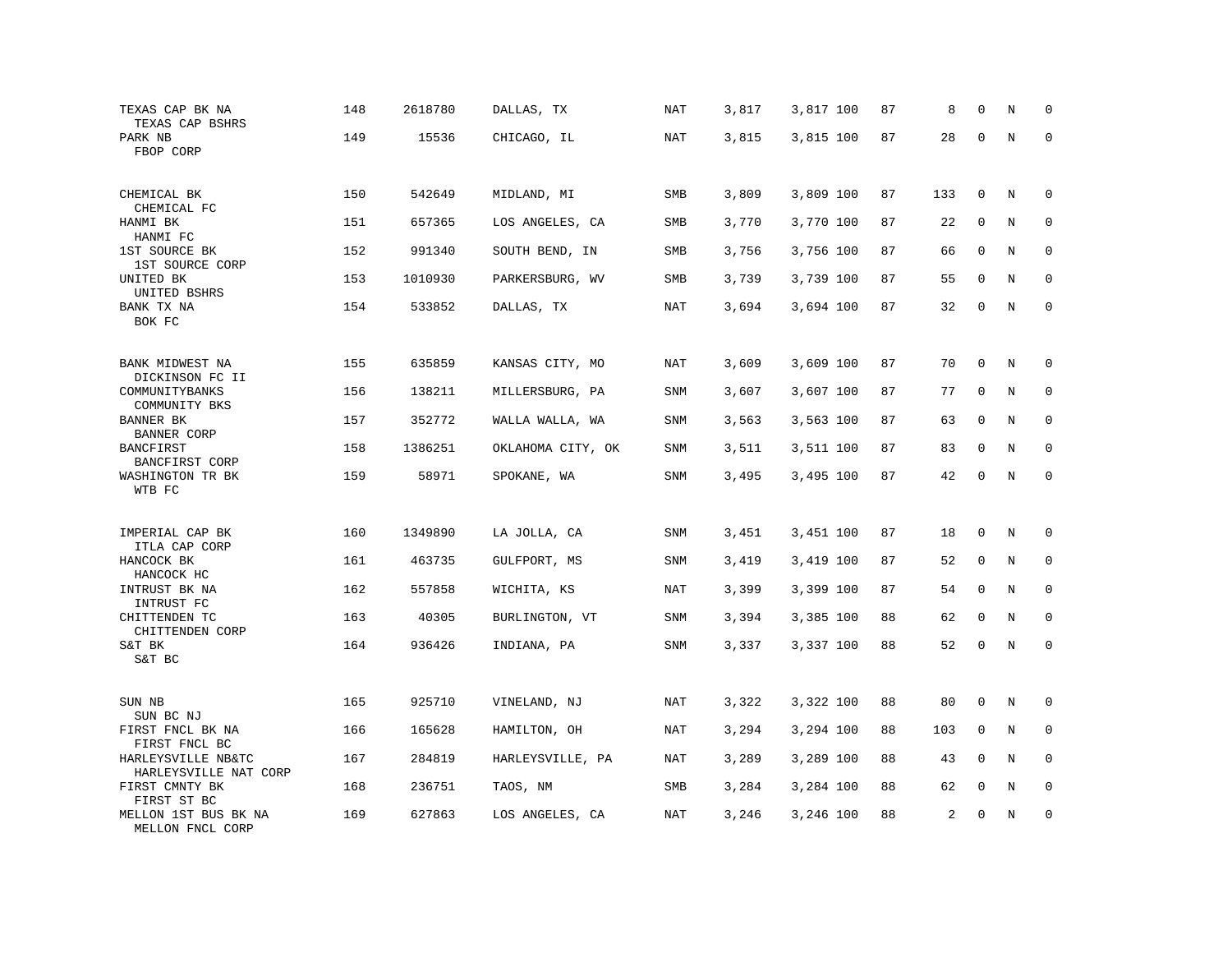| | | | | | | | | | | | | |
|---|---|---|---|---|---|---|---|---|---|---|---|---|
| TEXAS CAP BK NA<br>TEXAS CAP BSHRS | 148 | 2618780 | DALLAS, TX | NAT | 3,817 | 3,817 | 100 | 87 | 8 | 0 | N | 0 |
| PARK NB<br>FBOP CORP | 149 | 15536 | CHICAGO, IL | NAT | 3,815 | 3,815 | 100 | 87 | 28 | 0 | N | 0 |
| CHEMICAL BK<br>CHEMICAL FC | 150 | 542649 | MIDLAND, MI | SMB | 3,809 | 3,809 | 100 | 87 | 133 | 0 | N | 0 |
| HANMI BK<br>HANMI FC | 151 | 657365 | LOS ANGELES, CA | SMB | 3,770 | 3,770 | 100 | 87 | 22 | 0 | N | 0 |
| 1ST SOURCE BK<br>1ST SOURCE CORP | 152 | 991340 | SOUTH BEND, IN | SMB | 3,756 | 3,756 | 100 | 87 | 66 | 0 | N | 0 |
| UNITED BK<br>UNITED BSHRS | 153 | 1010930 | PARKERSBURG, WV | SMB | 3,739 | 3,739 | 100 | 87 | 55 | 0 | N | 0 |
| BANK TX NA<br>BOK FC | 154 | 533852 | DALLAS, TX | NAT | 3,694 | 3,694 | 100 | 87 | 32 | 0 | N | 0 |
| BANK MIDWEST NA<br>DICKINSON FC II | 155 | 635859 | KANSAS CITY, MO | NAT | 3,609 | 3,609 | 100 | 87 | 70 | 0 | N | 0 |
| COMMUNITYBANKS<br>COMMUNITY BKS | 156 | 138211 | MILLERSBURG, PA | SNM | 3,607 | 3,607 | 100 | 87 | 77 | 0 | N | 0 |
| BANNER BK<br>BANNER CORP | 157 | 352772 | WALLA WALLA, WA | SNM | 3,563 | 3,563 | 100 | 87 | 63 | 0 | N | 0 |
| BANCFIRST<br>BANCFIRST CORP | 158 | 1386251 | OKLAHOMA CITY, OK | SNM | 3,511 | 3,511 | 100 | 87 | 83 | 0 | N | 0 |
| WASHINGTON TR BK<br>WTB FC | 159 | 58971 | SPOKANE, WA | SNM | 3,495 | 3,495 | 100 | 87 | 42 | 0 | N | 0 |
| IMPERIAL CAP BK<br>ITLA CAP CORP | 160 | 1349890 | LA JOLLA, CA | SNM | 3,451 | 3,451 | 100 | 87 | 18 | 0 | N | 0 |
| HANCOCK BK<br>HANCOCK HC | 161 | 463735 | GULFPORT, MS | SNM | 3,419 | 3,419 | 100 | 87 | 52 | 0 | N | 0 |
| INTRUST BK NA<br>INTRUST FC | 162 | 557858 | WICHITA, KS | NAT | 3,399 | 3,399 | 100 | 87 | 54 | 0 | N | 0 |
| CHITTENDEN TC<br>CHITTENDEN CORP | 163 | 40305 | BURLINGTON, VT | SNM | 3,394 | 3,385 | 100 | 88 | 62 | 0 | N | 0 |
| S&T BK<br>S&T BC | 164 | 936426 | INDIANA, PA | SNM | 3,337 | 3,337 | 100 | 88 | 52 | 0 | N | 0 |
| SUN NB<br>SUN BC NJ | 165 | 925710 | VINELAND, NJ | NAT | 3,322 | 3,322 | 100 | 88 | 80 | 0 | N | 0 |
| FIRST FNCL BK NA<br>FIRST FNCL BC | 166 | 165628 | HAMILTON, OH | NAT | 3,294 | 3,294 | 100 | 88 | 103 | 0 | N | 0 |
| HARLEYSVILLE NB&TC<br>HARLEYSVILLE NAT CORP | 167 | 284819 | HARLEYSVILLE, PA | NAT | 3,289 | 3,289 | 100 | 88 | 43 | 0 | N | 0 |
| FIRST CMNTY BK<br>FIRST ST BC | 168 | 236751 | TAOS, NM | SMB | 3,284 | 3,284 | 100 | 88 | 62 | 0 | N | 0 |
| MELLON 1ST BUS BK NA<br>MELLON FNCL CORP | 169 | 627863 | LOS ANGELES, CA | NAT | 3,246 | 3,246 | 100 | 88 | 2 | 0 | N | 0 |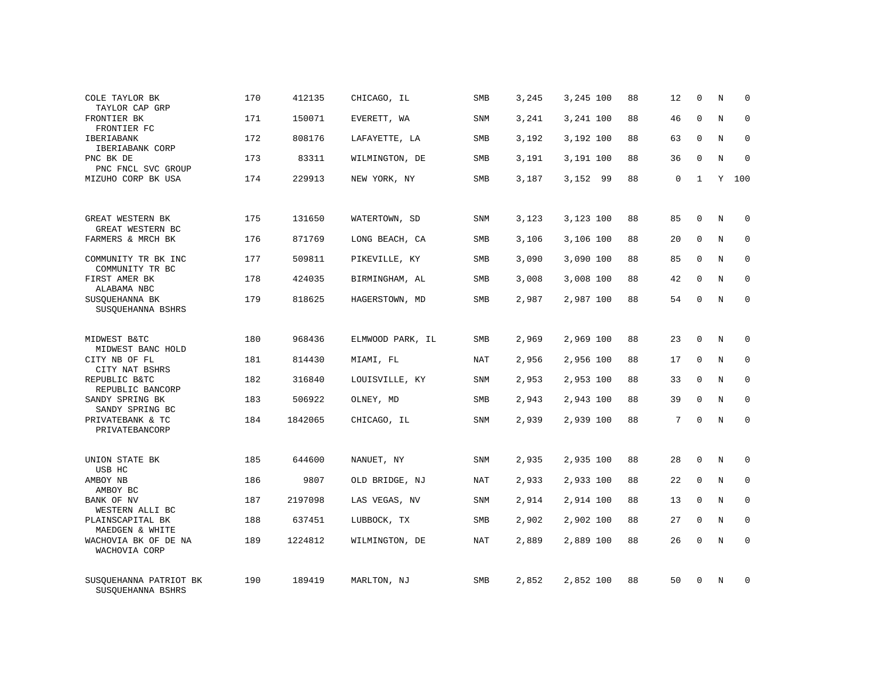| | | | | | | | | | | | | |
|---|---|---|---|---|---|---|---|---|---|---|---|---|
| COLE TAYLOR BK<br>TAYLOR CAP GRP | 170 | 412135 | CHICAGO, IL | SMB | 3,245 | 3,245 | 100 | 88 | 12 | 0 | N | 0 |
| FRONTIER BK<br>FRONTIER FC | 171 | 150071 | EVERETT, WA | SNM | 3,241 | 3,241 | 100 | 88 | 46 | 0 | N | 0 |
| IBERIABANK<br>IBERIABANK CORP | 172 | 808176 | LAFAYETTE, LA | SMB | 3,192 | 3,192 | 100 | 88 | 63 | 0 | N | 0 |
| PNC BK DE<br>PNC FNCL SVC GROUP | 173 | 83311 | WILMINGTON, DE | SMB | 3,191 | 3,191 | 100 | 88 | 36 | 0 | N | 0 |
| MIZUHO CORP BK USA | 174 | 229913 | NEW YORK, NY | SMB | 3,187 | 3,152 | 99 | 88 | 0 | 1 | Y | 100 |
| GREAT WESTERN BK<br>GREAT WESTERN BC | 175 | 131650 | WATERTOWN, SD | SNM | 3,123 | 3,123 | 100 | 88 | 85 | 0 | N | 0 |
| FARMERS & MRCH BK | 176 | 871769 | LONG BEACH, CA | SMB | 3,106 | 3,106 | 100 | 88 | 20 | 0 | N | 0 |
| COMMUNITY TR BK INC<br>COMMUNITY TR BC | 177 | 509811 | PIKEVILLE, KY | SMB | 3,090 | 3,090 | 100 | 88 | 85 | 0 | N | 0 |
| FIRST AMER BK<br>ALABAMA NBC | 178 | 424035 | BIRMINGHAM, AL | SMB | 3,008 | 3,008 | 100 | 88 | 42 | 0 | N | 0 |
| SUSQUEHANNA BK<br>SUSQUEHANNA BSHRS | 179 | 818625 | HAGERSTOWN, MD | SMB | 2,987 | 2,987 | 100 | 88 | 54 | 0 | N | 0 |
| MIDWEST B&TC<br>MIDWEST BANC HOLD | 180 | 968436 | ELMWOOD PARK, IL | SMB | 2,969 | 2,969 | 100 | 88 | 23 | 0 | N | 0 |
| CITY NB OF FL<br>CITY NAT BSHRS | 181 | 814430 | MIAMI, FL | NAT | 2,956 | 2,956 | 100 | 88 | 17 | 0 | N | 0 |
| REPUBLIC B&TC<br>REPUBLIC BANCORP | 182 | 316840 | LOUISVILLE, KY | SNM | 2,953 | 2,953 | 100 | 88 | 33 | 0 | N | 0 |
| SANDY SPRING BK<br>SANDY SPRING BC | 183 | 506922 | OLNEY, MD | SMB | 2,943 | 2,943 | 100 | 88 | 39 | 0 | N | 0 |
| PRIVATEBANK & TC<br>PRIVATEBANCORP | 184 | 1842065 | CHICAGO, IL | SNM | 2,939 | 2,939 | 100 | 88 | 7 | 0 | N | 0 |
| UNION STATE BK<br>USB HC | 185 | 644600 | NANUET, NY | SNM | 2,935 | 2,935 | 100 | 88 | 28 | 0 | N | 0 |
| AMBOY NB<br>AMBOY BC | 186 | 9807 | OLD BRIDGE, NJ | NAT | 2,933 | 2,933 | 100 | 88 | 22 | 0 | N | 0 |
| BANK OF NV<br>WESTERN ALLI BC | 187 | 2197098 | LAS VEGAS, NV | SNM | 2,914 | 2,914 | 100 | 88 | 13 | 0 | N | 0 |
| PLAINSCAPITAL BK<br>MAEDGEN & WHITE | 188 | 637451 | LUBBOCK, TX | SMB | 2,902 | 2,902 | 100 | 88 | 27 | 0 | N | 0 |
| WACHOVIA BK OF DE NA<br>WACHOVIA CORP | 189 | 1224812 | WILMINGTON, DE | NAT | 2,889 | 2,889 | 100 | 88 | 26 | 0 | N | 0 |
| SUSQUEHANNA PATRIOT BK<br>SUSQUEHANNA BSHRS | 190 | 189419 | MARLTON, NJ | SMB | 2,852 | 2,852 | 100 | 88 | 50 | 0 | N | 0 |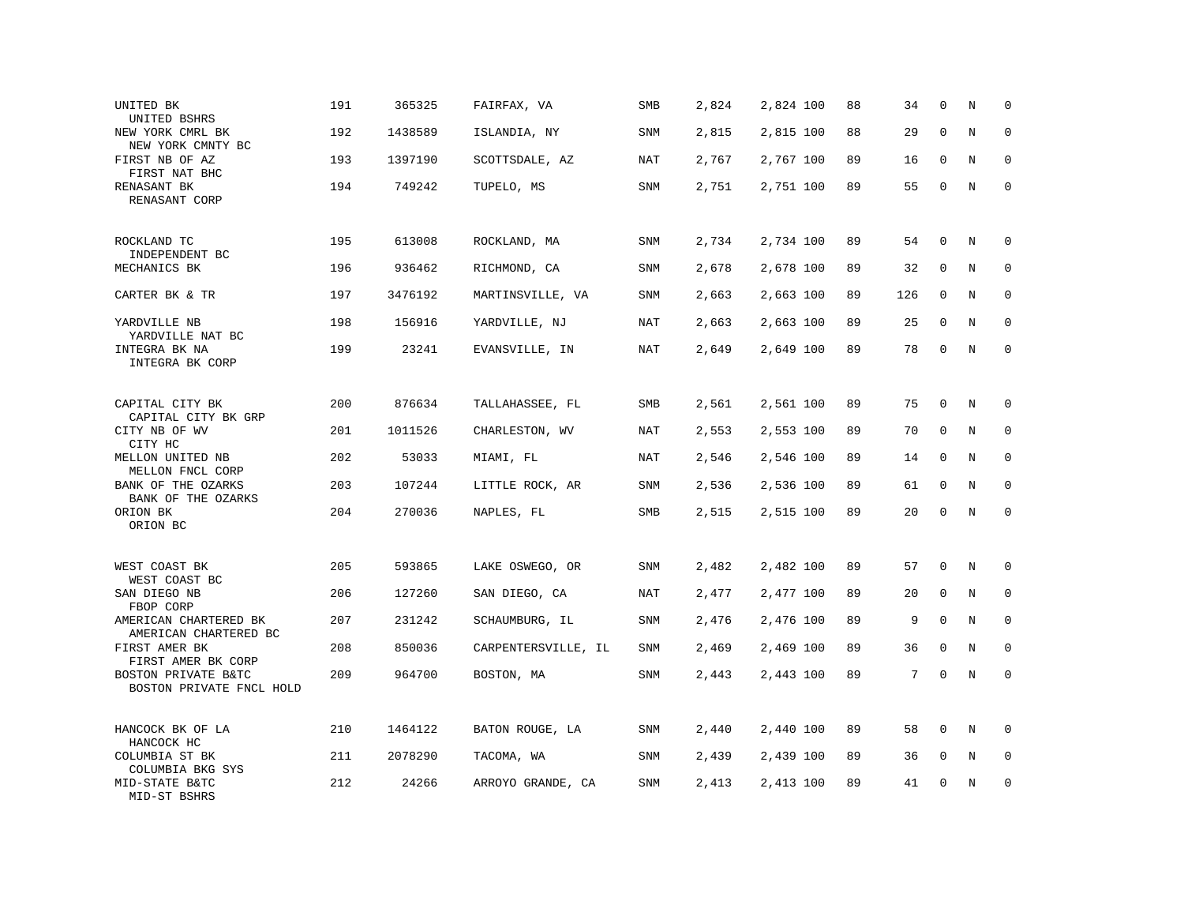| | | | | | | | | | | | | |
|---|---|---|---|---|---|---|---|---|---|---|---|---|
| UNITED BK<br>UNITED BSHRS | 191 | 365325 | FAIRFAX, VA | SMB | 2,824 | 2,824 | 100 | 88 | 34 | 0 | N | 0 |
| NEW YORK CMRL BK<br>NEW YORK CMNTY BC | 192 | 1438589 | ISLANDIA, NY | SNM | 2,815 | 2,815 | 100 | 88 | 29 | 0 | N | 0 |
| FIRST NB OF AZ<br>FIRST NAT BHC | 193 | 1397190 | SCOTTSDALE, AZ | NAT | 2,767 | 2,767 | 100 | 89 | 16 | 0 | N | 0 |
| RENASANT BK<br>RENASANT CORP | 194 | 749242 | TUPELO, MS | SNM | 2,751 | 2,751 | 100 | 89 | 55 | 0 | N | 0 |
| ROCKLAND TC<br>INDEPENDENT BC | 195 | 613008 | ROCKLAND, MA | SNM | 2,734 | 2,734 | 100 | 89 | 54 | 0 | N | 0 |
| MECHANICS BK | 196 | 936462 | RICHMOND, CA | SNM | 2,678 | 2,678 | 100 | 89 | 32 | 0 | N | 0 |
| CARTER BK & TR | 197 | 3476192 | MARTINSVILLE, VA | SNM | 2,663 | 2,663 | 100 | 89 | 126 | 0 | N | 0 |
| YARDVILLE NB<br>YARDVILLE NAT BC | 198 | 156916 | YARDVILLE, NJ | NAT | 2,663 | 2,663 | 100 | 89 | 25 | 0 | N | 0 |
| INTEGRA BK NA<br>INTEGRA BK CORP | 199 | 23241 | EVANSVILLE, IN | NAT | 2,649 | 2,649 | 100 | 89 | 78 | 0 | N | 0 |
| CAPITAL CITY BK<br>CAPITAL CITY BK GRP | 200 | 876634 | TALLAHASSEE, FL | SMB | 2,561 | 2,561 | 100 | 89 | 75 | 0 | N | 0 |
| CITY NB OF WV<br>CITY HC | 201 | 1011526 | CHARLESTON, WV | NAT | 2,553 | 2,553 | 100 | 89 | 70 | 0 | N | 0 |
| MELLON UNITED NB<br>MELLON FNCL CORP | 202 | 53033 | MIAMI, FL | NAT | 2,546 | 2,546 | 100 | 89 | 14 | 0 | N | 0 |
| BANK OF THE OZARKS<br>BANK OF THE OZARKS | 203 | 107244 | LITTLE ROCK, AR | SNM | 2,536 | 2,536 | 100 | 89 | 61 | 0 | N | 0 |
| ORION BK<br>ORION BC | 204 | 270036 | NAPLES, FL | SMB | 2,515 | 2,515 | 100 | 89 | 20 | 0 | N | 0 |
| WEST COAST BK<br>WEST COAST BC | 205 | 593865 | LAKE OSWEGO, OR | SNM | 2,482 | 2,482 | 100 | 89 | 57 | 0 | N | 0 |
| SAN DIEGO NB<br>FBOP CORP | 206 | 127260 | SAN DIEGO, CA | NAT | 2,477 | 2,477 | 100 | 89 | 20 | 0 | N | 0 |
| AMERICAN CHARTERED BK<br>AMERICAN CHARTERED BC | 207 | 231242 | SCHAUMBURG, IL | SNM | 2,476 | 2,476 | 100 | 89 | 9 | 0 | N | 0 |
| FIRST AMER BK<br>FIRST AMER BK CORP | 208 | 850036 | CARPENTERSVILLE, IL | SNM | 2,469 | 2,469 | 100 | 89 | 36 | 0 | N | 0 |
| BOSTON PRIVATE B&TC<br>BOSTON PRIVATE FNCL HOLD | 209 | 964700 | BOSTON, MA | SNM | 2,443 | 2,443 | 100 | 89 | 7 | 0 | N | 0 |
| HANCOCK BK OF LA<br>HANCOCK HC | 210 | 1464122 | BATON ROUGE, LA | SNM | 2,440 | 2,440 | 100 | 89 | 58 | 0 | N | 0 |
| COLUMBIA ST BK<br>COLUMBIA BKG SYS | 211 | 2078290 | TACOMA, WA | SNM | 2,439 | 2,439 | 100 | 89 | 36 | 0 | N | 0 |
| MID-STATE B&TC<br>MID-ST BSHRS | 212 | 24266 | ARROYO GRANDE, CA | SNM | 2,413 | 2,413 | 100 | 89 | 41 | 0 | N | 0 |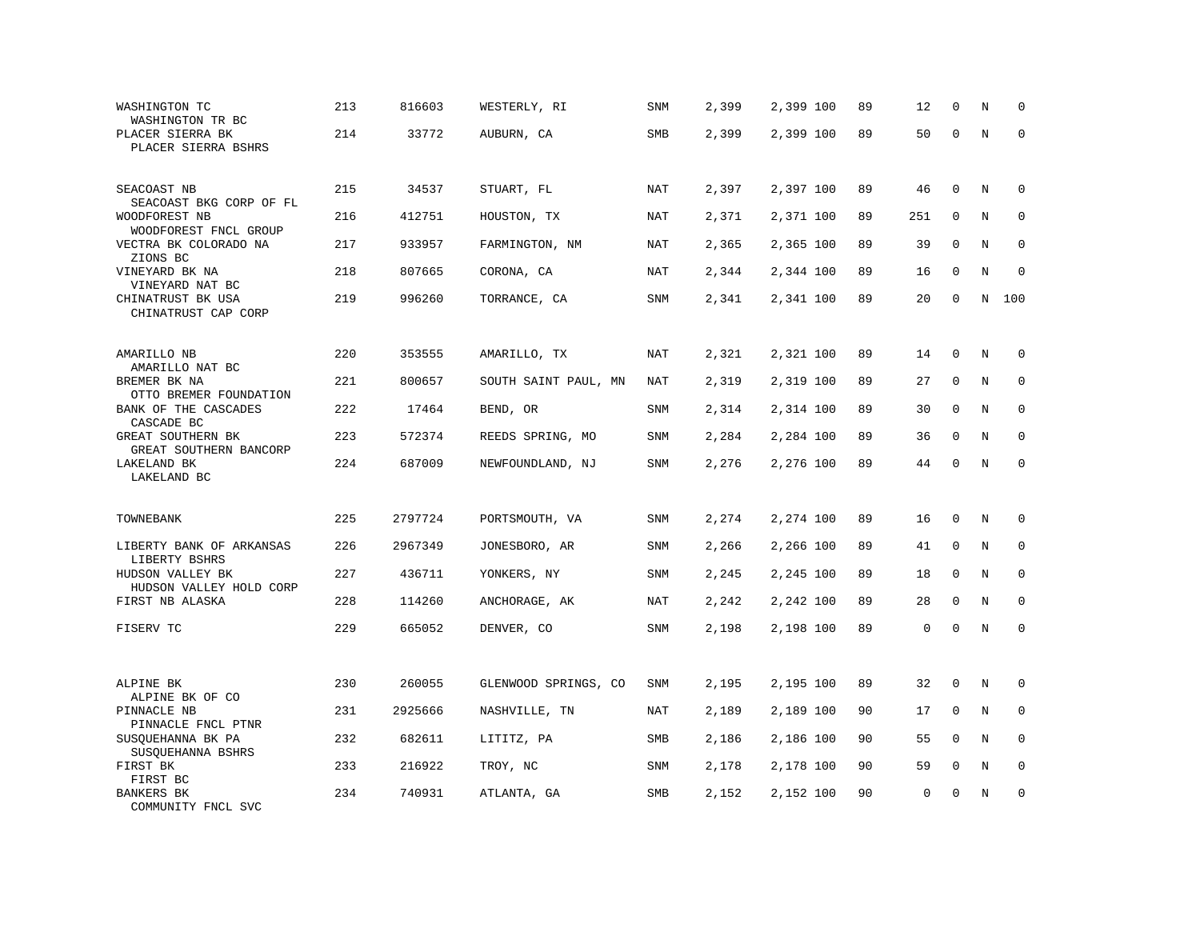| | | | | | | | | | | | |
|---|---|---|---|---|---|---|---|---|---|---|---|
| WASHINGTON TC<br>WASHINGTON TR BC | 213 | 816603 | WESTERLY, RI | SNM | 2,399 | 2,399 100 | 89 | 12 | 0 | N | 0 |
| PLACER SIERRA BK<br>PLACER SIERRA BSHRS | 214 | 33772 | AUBURN, CA | SMB | 2,399 | 2,399 100 | 89 | 50 | 0 | N | 0 |
| SEACOAST NB<br>SEACOAST BKG CORP OF FL | 215 | 34537 | STUART, FL | NAT | 2,397 | 2,397 100 | 89 | 46 | 0 | N | 0 |
| WOODFOREST NB<br>WOODFOREST FNCL GROUP | 216 | 412751 | HOUSTON, TX | NAT | 2,371 | 2,371 100 | 89 | 251 | 0 | N | 0 |
| VECTRA BK COLORADO NA<br>ZIONS BC | 217 | 933957 | FARMINGTON, NM | NAT | 2,365 | 2,365 100 | 89 | 39 | 0 | N | 0 |
| VINEYARD BK NA<br>VINEYARD NAT BC | 218 | 807665 | CORONA, CA | NAT | 2,344 | 2,344 100 | 89 | 16 | 0 | N | 0 |
| CHINATRUST BK USA<br>CHINATRUST CAP CORP | 219 | 996260 | TORRANCE, CA | SNM | 2,341 | 2,341 100 | 89 | 20 | 0 | N | 100 |
| AMARILLO NB<br>AMARILLO NAT BC | 220 | 353555 | AMARILLO, TX | NAT | 2,321 | 2,321 100 | 89 | 14 | 0 | N | 0 |
| BREMER BK NA<br>OTTO BREMER FOUNDATION | 221 | 800657 | SOUTH SAINT PAUL, MN | NAT | 2,319 | 2,319 100 | 89 | 27 | 0 | N | 0 |
| BANK OF THE CASCADES<br>CASCADE BC | 222 | 17464 | BEND, OR | SNM | 2,314 | 2,314 100 | 89 | 30 | 0 | N | 0 |
| GREAT SOUTHERN BK<br>GREAT SOUTHERN BANCORP | 223 | 572374 | REEDS SPRING, MO | SNM | 2,284 | 2,284 100 | 89 | 36 | 0 | N | 0 |
| LAKELAND BK<br>LAKELAND BC | 224 | 687009 | NEWFOUNDLAND, NJ | SNM | 2,276 | 2,276 100 | 89 | 44 | 0 | N | 0 |
| TOWNEBANK | 225 | 2797724 | PORTSMOUTH, VA | SNM | 2,274 | 2,274 100 | 89 | 16 | 0 | N | 0 |
| LIBERTY BANK OF ARKANSAS<br>LIBERTY BSHRS | 226 | 2967349 | JONESBORO, AR | SNM | 2,266 | 2,266 100 | 89 | 41 | 0 | N | 0 |
| HUDSON VALLEY BK<br>HUDSON VALLEY HOLD CORP | 227 | 436711 | YONKERS, NY | SNM | 2,245 | 2,245 100 | 89 | 18 | 0 | N | 0 |
| FIRST NB ALASKA | 228 | 114260 | ANCHORAGE, AK | NAT | 2,242 | 2,242 100 | 89 | 28 | 0 | N | 0 |
| FISERV TC | 229 | 665052 | DENVER, CO | SNM | 2,198 | 2,198 100 | 89 | 0 | 0 | N | 0 |
| ALPINE BK<br>ALPINE BK OF CO | 230 | 260055 | GLENWOOD SPRINGS, CO | SNM | 2,195 | 2,195 100 | 89 | 32 | 0 | N | 0 |
| PINNACLE NB<br>PINNACLE FNCL PTNR | 231 | 2925666 | NASHVILLE, TN | NAT | 2,189 | 2,189 100 | 90 | 17 | 0 | N | 0 |
| SUSQUEHANNA BK PA<br>SUSQUEHANNA BSHRS | 232 | 682611 | LITITZ, PA | SMB | 2,186 | 2,186 100 | 90 | 55 | 0 | N | 0 |
| FIRST BK<br>FIRST BC | 233 | 216922 | TROY, NC | SNM | 2,178 | 2,178 100 | 90 | 59 | 0 | N | 0 |
| BANKERS BK<br>COMMUNITY FNCL SVC | 234 | 740931 | ATLANTA, GA | SMB | 2,152 | 2,152 100 | 90 | 0 | 0 | N | 0 |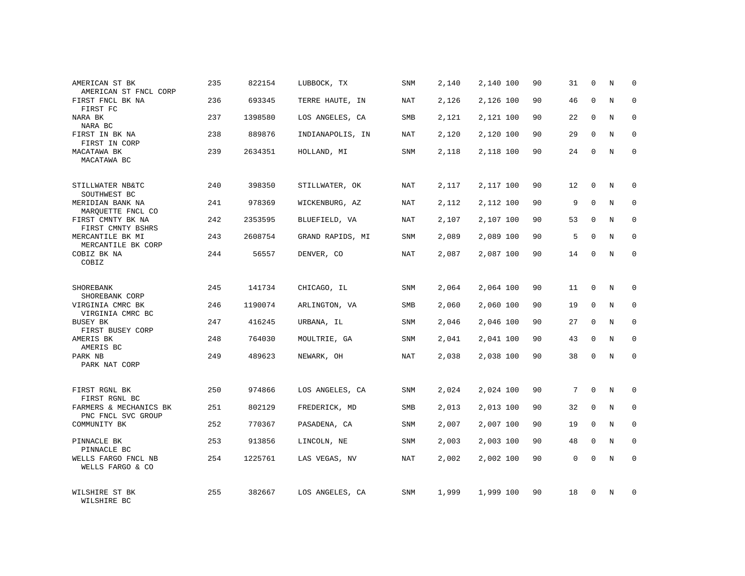| | | | | | | | | | | | | |
|---|---|---|---|---|---|---|---|---|---|---|---|---|
| AMERICAN ST BK<br>AMERICAN ST FNCL CORP | 235 | 822154 | LUBBOCK, TX | SNM | 2,140 | 2,140 | 100 | 90 | 31 | 0 | N | 0 |
| FIRST FNCL BK NA<br>FIRST FC | 236 | 693345 | TERRE HAUTE, IN | NAT | 2,126 | 2,126 | 100 | 90 | 46 | 0 | N | 0 |
| NARA BK<br>NARA BC | 237 | 1398580 | LOS ANGELES, CA | SMB | 2,121 | 2,121 | 100 | 90 | 22 | 0 | N | 0 |
| FIRST IN BK NA<br>FIRST IN CORP | 238 | 889876 | INDIANAPOLIS, IN | NAT | 2,120 | 2,120 | 100 | 90 | 29 | 0 | N | 0 |
| MACATAWA BK<br>MACATAWA BC | 239 | 2634351 | HOLLAND, MI | SNM | 2,118 | 2,118 | 100 | 90 | 24 | 0 | N | 0 |
| STILLWATER NB&TC<br>SOUTHWEST BC | 240 | 398350 | STILLWATER, OK | NAT | 2,117 | 2,117 | 100 | 90 | 12 | 0 | N | 0 |
| MERIDIAN BANK NA<br>MARQUETTE FNCL CO | 241 | 978369 | WICKENBURG, AZ | NAT | 2,112 | 2,112 | 100 | 90 | 9 | 0 | N | 0 |
| FIRST CMNTY BK NA<br>FIRST CMNTY BSHRS | 242 | 2353595 | BLUEFIELD, VA | NAT | 2,107 | 2,107 | 100 | 90 | 53 | 0 | N | 0 |
| MERCANTILE BK MI<br>MERCANTILE BK CORP | 243 | 2608754 | GRAND RAPIDS, MI | SNM | 2,089 | 2,089 | 100 | 90 | 5 | 0 | N | 0 |
| COBIZ BK NA<br>COBIZ | 244 | 56557 | DENVER, CO | NAT | 2,087 | 2,087 | 100 | 90 | 14 | 0 | N | 0 |
| SHOREBANK<br>SHOREBANK CORP | 245 | 141734 | CHICAGO, IL | SNM | 2,064 | 2,064 | 100 | 90 | 11 | 0 | N | 0 |
| VIRGINIA CMRC BK<br>VIRGINIA CMRC BC | 246 | 1190074 | ARLINGTON, VA | SMB | 2,060 | 2,060 | 100 | 90 | 19 | 0 | N | 0 |
| BUSEY BK<br>FIRST BUSEY CORP | 247 | 416245 | URBANA, IL | SNM | 2,046 | 2,046 | 100 | 90 | 27 | 0 | N | 0 |
| AMERIS BK<br>AMERIS BC | 248 | 764030 | MOULTRIE, GA | SNM | 2,041 | 2,041 | 100 | 90 | 43 | 0 | N | 0 |
| PARK NB<br>PARK NAT CORP | 249 | 489623 | NEWARK, OH | NAT | 2,038 | 2,038 | 100 | 90 | 38 | 0 | N | 0 |
| FIRST RGNL BK<br>FIRST RGNL BC | 250 | 974866 | LOS ANGELES, CA | SNM | 2,024 | 2,024 | 100 | 90 | 7 | 0 | N | 0 |
| FARMERS & MECHANICS BK<br>PNC FNCL SVC GROUP | 251 | 802129 | FREDERICK, MD | SMB | 2,013 | 2,013 | 100 | 90 | 32 | 0 | N | 0 |
| COMMUNITY BK | 252 | 770367 | PASADENA, CA | SNM | 2,007 | 2,007 | 100 | 90 | 19 | 0 | N | 0 |
| PINNACLE BK<br>PINNACLE BC | 253 | 913856 | LINCOLN, NE | SNM | 2,003 | 2,003 | 100 | 90 | 48 | 0 | N | 0 |
| WELLS FARGO FNCL NB<br>WELLS FARGO & CO | 254 | 1225761 | LAS VEGAS, NV | NAT | 2,002 | 2,002 | 100 | 90 | 0 | 0 | N | 0 |
| WILSHIRE ST BK<br>WILSHIRE BC | 255 | 382667 | LOS ANGELES, CA | SNM | 1,999 | 1,999 | 100 | 90 | 18 | 0 | N | 0 |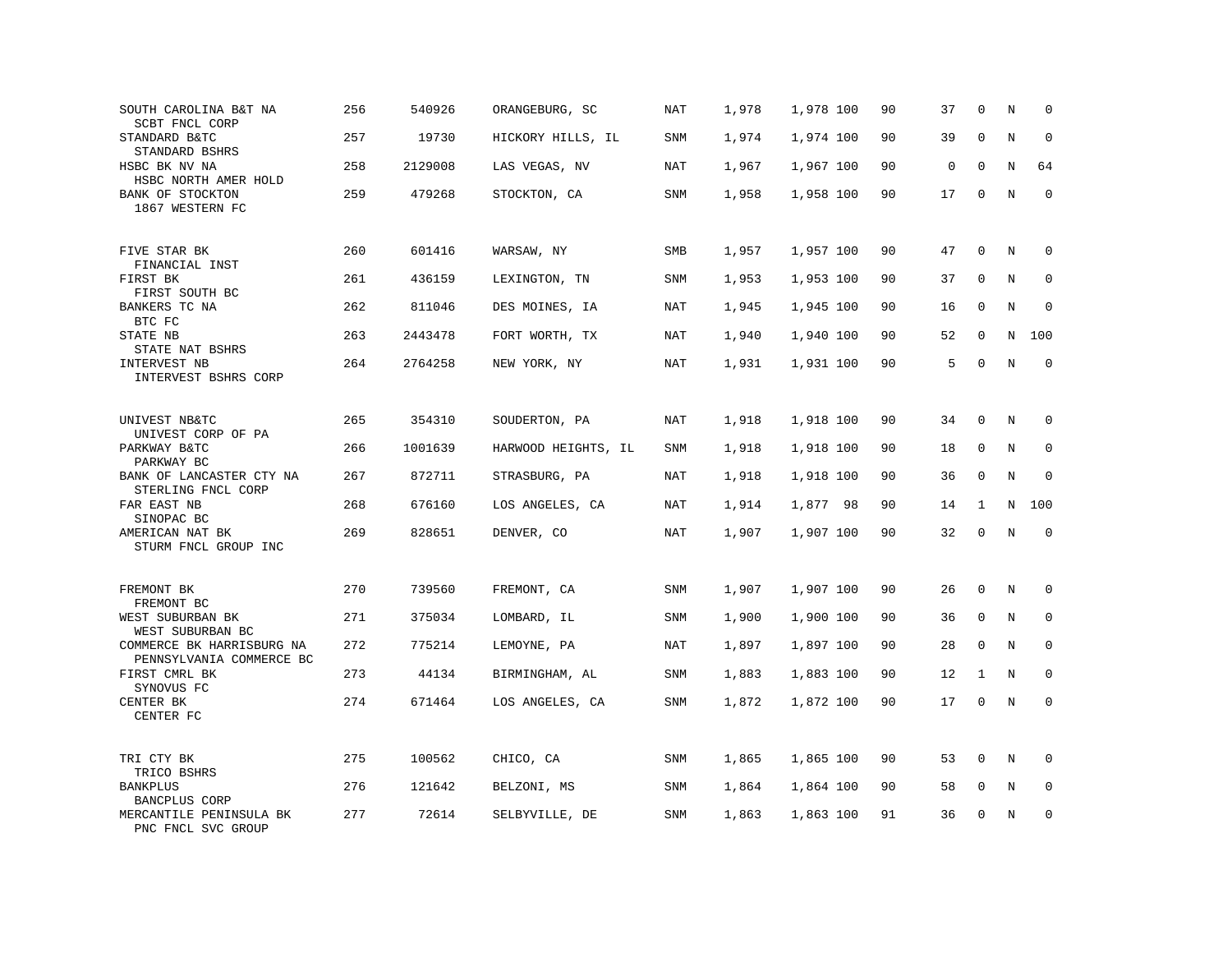| | | | | | | | | | | | | |
|---|---|---|---|---|---|---|---|---|---|---|---|---|
| SOUTH CAROLINA B&T NA<br>SCBT FNCL CORP | 256 | 540926 | ORANGEBURG, SC | NAT | 1,978 | 1,978 | 100 | 90 | 37 | 0 | N | 0 |
| STANDARD B&TC<br>STANDARD BSHRS | 257 | 19730 | HICKORY HILLS, IL | SNM | 1,974 | 1,974 | 100 | 90 | 39 | 0 | N | 0 |
| HSBC BK NV NA<br>HSBC NORTH AMER HOLD | 258 | 2129008 | LAS VEGAS, NV | NAT | 1,967 | 1,967 | 100 | 90 | 0 | 0 | N | 64 |
| BANK OF STOCKTON<br>1867 WESTERN FC | 259 | 479268 | STOCKTON, CA | SNM | 1,958 | 1,958 | 100 | 90 | 17 | 0 | N | 0 |
| FIVE STAR BK<br>FINANCIAL INST | 260 | 601416 | WARSAW, NY | SMB | 1,957 | 1,957 | 100 | 90 | 47 | 0 | N | 0 |
| FIRST BK<br>FIRST SOUTH BC | 261 | 436159 | LEXINGTON, TN | SNM | 1,953 | 1,953 | 100 | 90 | 37 | 0 | N | 0 |
| BANKERS TC NA<br>BTC FC | 262 | 811046 | DES MOINES, IA | NAT | 1,945 | 1,945 | 100 | 90 | 16 | 0 | N | 0 |
| STATE NB<br>STATE NAT BSHRS | 263 | 2443478 | FORT WORTH, TX | NAT | 1,940 | 1,940 | 100 | 90 | 52 | 0 | N | 100 |
| INTERVEST NB<br>INTERVEST BSHRS CORP | 264 | 2764258 | NEW YORK, NY | NAT | 1,931 | 1,931 | 100 | 90 | 5 | 0 | N | 0 |
| UNIVEST NB&TC<br>UNIVEST CORP OF PA | 265 | 354310 | SOUDERTON, PA | NAT | 1,918 | 1,918 | 100 | 90 | 34 | 0 | N | 0 |
| PARKWAY B&TC<br>PARKWAY BC | 266 | 1001639 | HARWOOD HEIGHTS, IL | SNM | 1,918 | 1,918 | 100 | 90 | 18 | 0 | N | 0 |
| BANK OF LANCASTER CTY NA<br>STERLING FNCL CORP | 267 | 872711 | STRASBURG, PA | NAT | 1,918 | 1,918 | 100 | 90 | 36 | 0 | N | 0 |
| FAR EAST NB<br>SINOPAC BC | 268 | 676160 | LOS ANGELES, CA | NAT | 1,914 | 1,877 | 98 | 90 | 14 | 1 | N | 100 |
| AMERICAN NAT BK<br>STURM FNCL GROUP INC | 269 | 828651 | DENVER, CO | NAT | 1,907 | 1,907 | 100 | 90 | 32 | 0 | N | 0 |
| FREMONT BK<br>FREMONT BC | 270 | 739560 | FREMONT, CA | SNM | 1,907 | 1,907 | 100 | 90 | 26 | 0 | N | 0 |
| WEST SUBURBAN BK<br>WEST SUBURBAN BC | 271 | 375034 | LOMBARD, IL | SNM | 1,900 | 1,900 | 100 | 90 | 36 | 0 | N | 0 |
| COMMERCE BK HARRISBURG NA<br>PENNSYLVANIA COMMERCE BC | 272 | 775214 | LEMOYNE, PA | NAT | 1,897 | 1,897 | 100 | 90 | 28 | 0 | N | 0 |
| FIRST CMRL BK<br>SYNOVUS FC | 273 | 44134 | BIRMINGHAM, AL | SNM | 1,883 | 1,883 | 100 | 90 | 12 | 1 | N | 0 |
| CENTER BK<br>CENTER FC | 274 | 671464 | LOS ANGELES, CA | SNM | 1,872 | 1,872 | 100 | 90 | 17 | 0 | N | 0 |
| TRI CTY BK<br>TRICO BSHRS | 275 | 100562 | CHICO, CA | SNM | 1,865 | 1,865 | 100 | 90 | 53 | 0 | N | 0 |
| BANKPLUS<br>BANCPLUS CORP | 276 | 121642 | BELZONI, MS | SNM | 1,864 | 1,864 | 100 | 90 | 58 | 0 | N | 0 |
| MERCANTILE PENINSULA BK<br>PNC FNCL SVC GROUP | 277 | 72614 | SELBYVILLE, DE | SNM | 1,863 | 1,863 | 100 | 91 | 36 | 0 | N | 0 |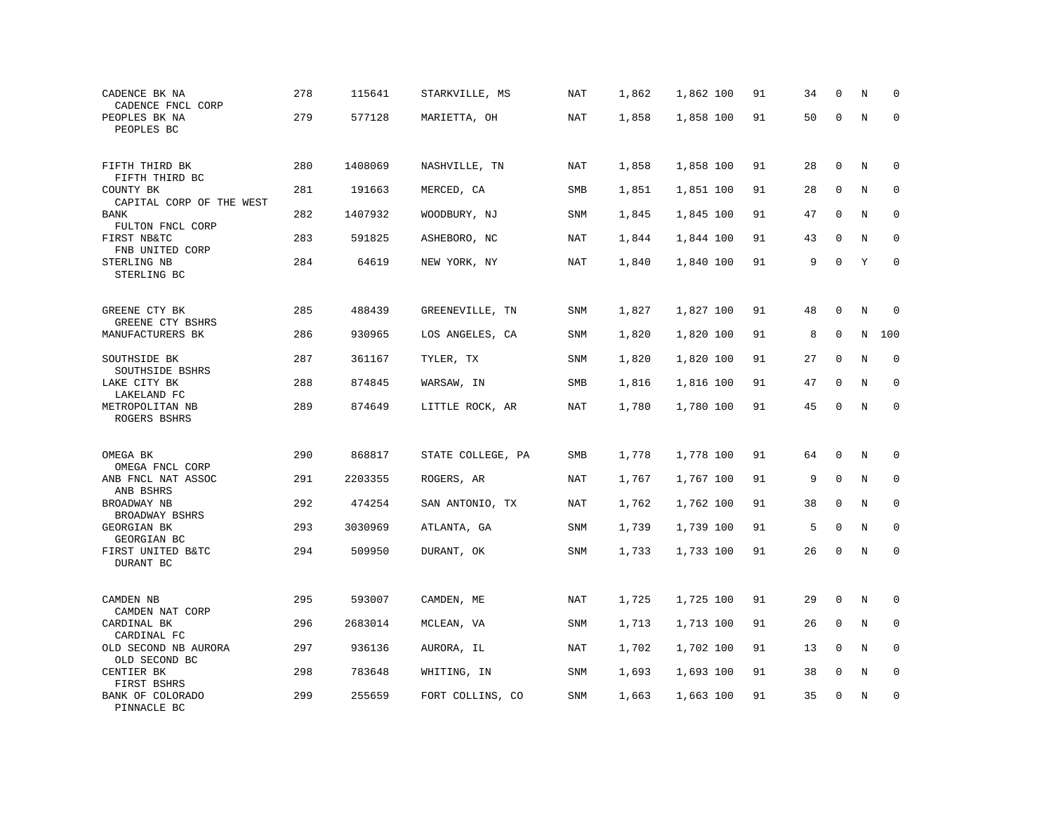| | | | | | | | | | | | | |
|---|---|---|---|---|---|---|---|---|---|---|---|---|
| CADENCE BK NA<br>CADENCE FNCL CORP | 278 | 115641 | STARKVILLE, MS | NAT | 1,862 | 1,862 | 100 | 91 | 34 | 0 | N | 0 |
| PEOPLES BK NA<br>PEOPLES BC | 279 | 577128 | MARIETTA, OH | NAT | 1,858 | 1,858 | 100 | 91 | 50 | 0 | N | 0 |
| FIFTH THIRD BK<br>FIFTH THIRD BC | 280 | 1408069 | NASHVILLE, TN | NAT | 1,858 | 1,858 | 100 | 91 | 28 | 0 | N | 0 |
| COUNTY BK<br>CAPITAL CORP OF THE WEST | 281 | 191663 | MERCED, CA | SMB | 1,851 | 1,851 | 100 | 91 | 28 | 0 | N | 0 |
| BANK<br>FULTON FNCL CORP | 282 | 1407932 | WOODBURY, NJ | SNM | 1,845 | 1,845 | 100 | 91 | 47 | 0 | N | 0 |
| FIRST NB&TC<br>FNB UNITED CORP | 283 | 591825 | ASHEBORO, NC | NAT | 1,844 | 1,844 | 100 | 91 | 43 | 0 | N | 0 |
| STERLING NB<br>STERLING BC | 284 | 64619 | NEW YORK, NY | NAT | 1,840 | 1,840 | 100 | 91 | 9 | 0 | Y | 0 |
| GREENE CTY BK<br>GREENE CTY BSHRS | 285 | 488439 | GREENEVILLE, TN | SNM | 1,827 | 1,827 | 100 | 91 | 48 | 0 | N | 0 |
| MANUFACTURERS BK | 286 | 930965 | LOS ANGELES, CA | SNM | 1,820 | 1,820 | 100 | 91 | 8 | 0 | N | 100 |
| SOUTHSIDE BK<br>SOUTHSIDE BSHRS | 287 | 361167 | TYLER, TX | SNM | 1,820 | 1,820 | 100 | 91 | 27 | 0 | N | 0 |
| LAKE CITY BK<br>LAKELAND FC | 288 | 874845 | WARSAW, IN | SMB | 1,816 | 1,816 | 100 | 91 | 47 | 0 | N | 0 |
| METROPOLITAN NB<br>ROGERS BSHRS | 289 | 874649 | LITTLE ROCK, AR | NAT | 1,780 | 1,780 | 100 | 91 | 45 | 0 | N | 0 |
| OMEGA BK<br>OMEGA FNCL CORP | 290 | 868817 | STATE COLLEGE, PA | SMB | 1,778 | 1,778 | 100 | 91 | 64 | 0 | N | 0 |
| ANB FNCL NAT ASSOC<br>ANB BSHRS | 291 | 2203355 | ROGERS, AR | NAT | 1,767 | 1,767 | 100 | 91 | 9 | 0 | N | 0 |
| BROADWAY NB<br>BROADWAY BSHRS | 292 | 474254 | SAN ANTONIO, TX | NAT | 1,762 | 1,762 | 100 | 91 | 38 | 0 | N | 0 |
| GEORGIAN BK<br>GEORGIAN BC | 293 | 3030969 | ATLANTA, GA | SNM | 1,739 | 1,739 | 100 | 91 | 5 | 0 | N | 0 |
| FIRST UNITED B&TC<br>DURANT BC | 294 | 509950 | DURANT, OK | SNM | 1,733 | 1,733 | 100 | 91 | 26 | 0 | N | 0 |
| CAMDEN NB<br>CAMDEN NAT CORP | 295 | 593007 | CAMDEN, ME | NAT | 1,725 | 1,725 | 100 | 91 | 29 | 0 | N | 0 |
| CARDINAL BK<br>CARDINAL FC | 296 | 2683014 | MCLEAN, VA | SNM | 1,713 | 1,713 | 100 | 91 | 26 | 0 | N | 0 |
| OLD SECOND NB AURORA<br>OLD SECOND BC | 297 | 936136 | AURORA, IL | NAT | 1,702 | 1,702 | 100 | 91 | 13 | 0 | N | 0 |
| CENTIER BK<br>FIRST BSHRS | 298 | 783648 | WHITING, IN | SNM | 1,693 | 1,693 | 100 | 91 | 38 | 0 | N | 0 |
| BANK OF COLORADO<br>PINNACLE BC | 299 | 255659 | FORT COLLINS, CO | SNM | 1,663 | 1,663 | 100 | 91 | 35 | 0 | N | 0 |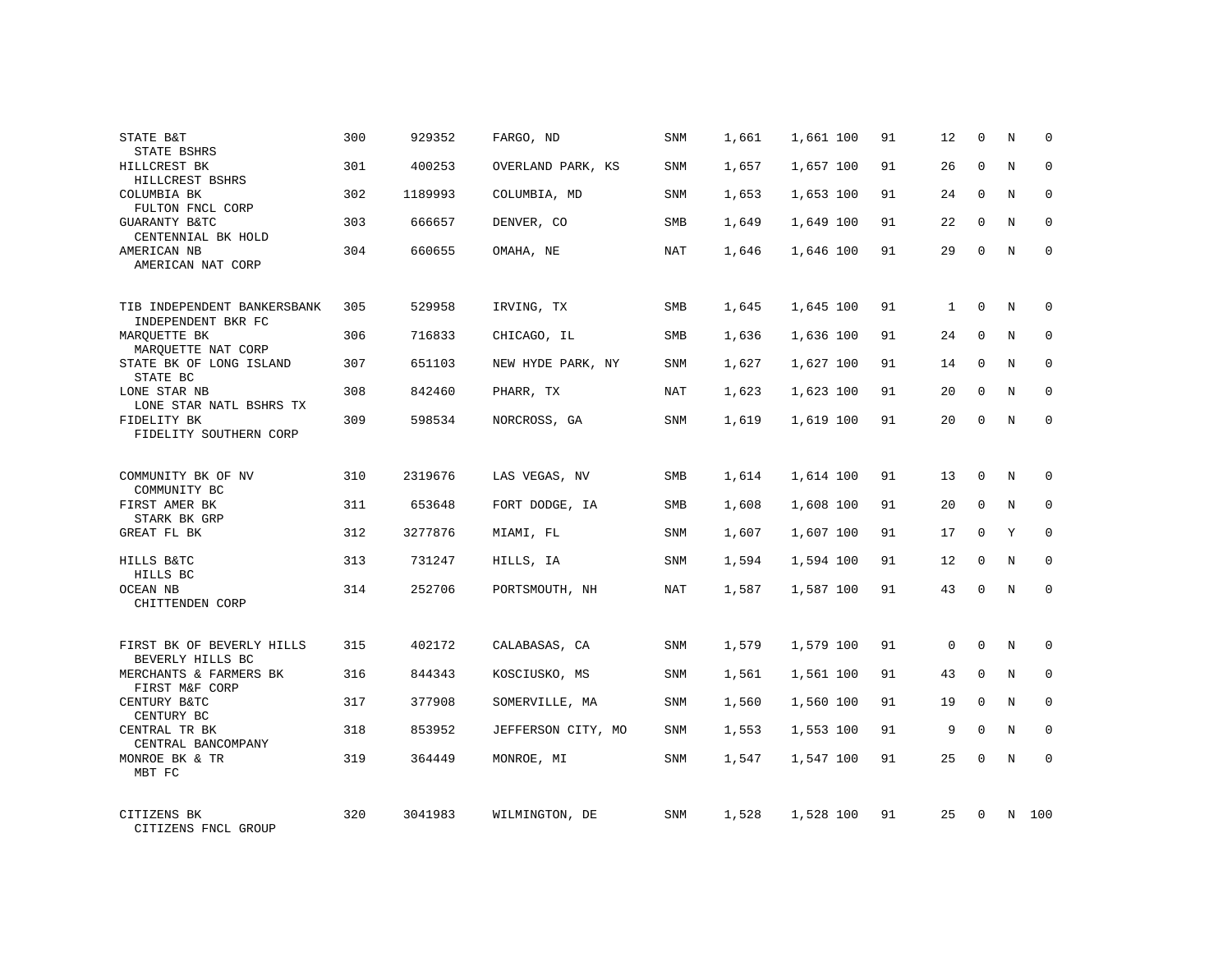| | | | | | | | | | | | | |
|---|---|---|---|---|---|---|---|---|---|---|---|---|
| STATE B&T<br>STATE BSHRS | 300 | 929352 | FARGO, ND | SNM | 1,661 | 1,661 | 100 | 91 | 12 | 0 | N | 0 |
| HILLCREST BK<br>HILLCREST BSHRS | 301 | 400253 | OVERLAND PARK, KS | SNM | 1,657 | 1,657 | 100 | 91 | 26 | 0 | N | 0 |
| COLUMBIA BK<br>FULTON FNCL CORP | 302 | 1189993 | COLUMBIA, MD | SNM | 1,653 | 1,653 | 100 | 91 | 24 | 0 | N | 0 |
| GUARANTY B&TC<br>CENTENNIAL BK HOLD | 303 | 666657 | DENVER, CO | SMB | 1,649 | 1,649 | 100 | 91 | 22 | 0 | N | 0 |
| AMERICAN NB<br>AMERICAN NAT CORP | 304 | 660655 | OMAHA, NE | NAT | 1,646 | 1,646 | 100 | 91 | 29 | 0 | N | 0 |
| TIB INDEPENDENT BANKERSBANK<br>INDEPENDENT BKR FC | 305 | 529958 | IRVING, TX | SMB | 1,645 | 1,645 | 100 | 91 | 1 | 0 | N | 0 |
| MARQUETTE BK<br>MARQUETTE NAT CORP | 306 | 716833 | CHICAGO, IL | SMB | 1,636 | 1,636 | 100 | 91 | 24 | 0 | N | 0 |
| STATE BK OF LONG ISLAND<br>STATE BC | 307 | 651103 | NEW HYDE PARK, NY | SNM | 1,627 | 1,627 | 100 | 91 | 14 | 0 | N | 0 |
| LONE STAR NB<br>LONE STAR NATL BSHRS TX | 308 | 842460 | PHARR, TX | NAT | 1,623 | 1,623 | 100 | 91 | 20 | 0 | N | 0 |
| FIDELITY BK<br>FIDELITY SOUTHERN CORP | 309 | 598534 | NORCROSS, GA | SNM | 1,619 | 1,619 | 100 | 91 | 20 | 0 | N | 0 |
| COMMUNITY BK OF NV<br>COMMUNITY BC | 310 | 2319676 | LAS VEGAS, NV | SMB | 1,614 | 1,614 | 100 | 91 | 13 | 0 | N | 0 |
| FIRST AMER BK<br>STARK BK GRP | 311 | 653648 | FORT DODGE, IA | SMB | 1,608 | 1,608 | 100 | 91 | 20 | 0 | N | 0 |
| GREAT FL BK | 312 | 3277876 | MIAMI, FL | SNM | 1,607 | 1,607 | 100 | 91 | 17 | 0 | Y | 0 |
| HILLS B&TC<br>HILLS BC | 313 | 731247 | HILLS, IA | SNM | 1,594 | 1,594 | 100 | 91 | 12 | 0 | N | 0 |
| OCEAN NB<br>CHITTENDEN CORP | 314 | 252706 | PORTSMOUTH, NH | NAT | 1,587 | 1,587 | 100 | 91 | 43 | 0 | N | 0 |
| FIRST BK OF BEVERLY HILLS<br>BEVERLY HILLS BC | 315 | 402172 | CALABASAS, CA | SNM | 1,579 | 1,579 | 100 | 91 | 0 | 0 | N | 0 |
| MERCHANTS & FARMERS BK<br>FIRST M&F CORP | 316 | 844343 | KOSCIUSKO, MS | SNM | 1,561 | 1,561 | 100 | 91 | 43 | 0 | N | 0 |
| CENTURY B&TC<br>CENTURY BC | 317 | 377908 | SOMERVILLE, MA | SNM | 1,560 | 1,560 | 100 | 91 | 19 | 0 | N | 0 |
| CENTRAL TR BK<br>CENTRAL BANCOMPANY | 318 | 853952 | JEFFERSON CITY, MO | SNM | 1,553 | 1,553 | 100 | 91 | 9 | 0 | N | 0 |
| MONROE BK & TR<br>MBT FC | 319 | 364449 | MONROE, MI | SNM | 1,547 | 1,547 | 100 | 91 | 25 | 0 | N | 0 |
| CITIZENS BK<br>CITIZENS FNCL GROUP | 320 | 3041983 | WILMINGTON, DE | SNM | 1,528 | 1,528 | 100 | 91 | 25 | 0 | N | 100 |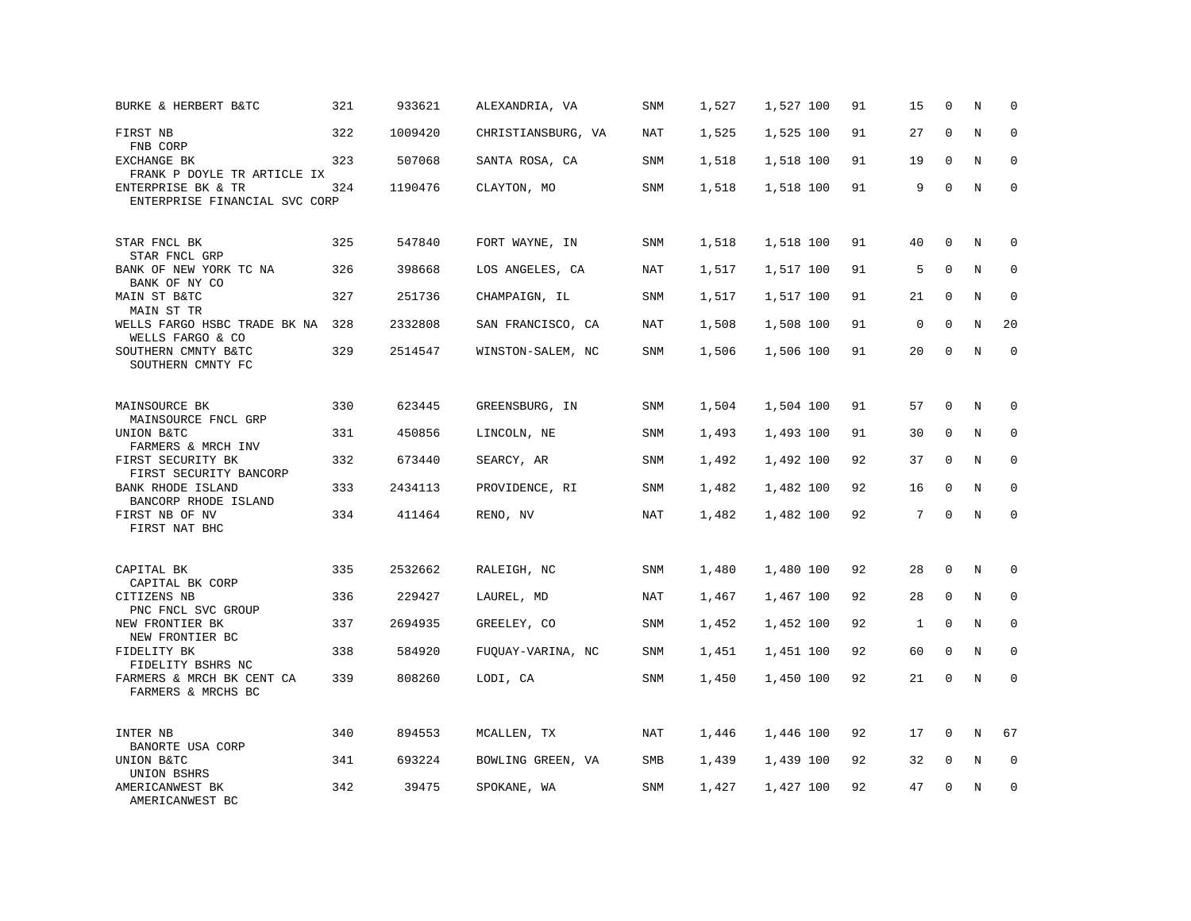| | | | | | | | | | | | | |
|---|---|---|---|---|---|---|---|---|---|---|---|---|
| BURKE & HERBERT B&TC | 321 | 933621 | ALEXANDRIA, VA | SNM | 1,527 | 1,527 | 100 | 91 | 15 | 0 | N | 0 |
| FIRST NB<br>FNB CORP | 322 | 1009420 | CHRISTIANSBURG, VA | NAT | 1,525 | 1,525 | 100 | 91 | 27 | 0 | N | 0 |
| EXCHANGE BK<br>FRANK P DOYLE TR ARTICLE IX | 323 | 507068 | SANTA ROSA, CA | SNM | 1,518 | 1,518 | 100 | 91 | 19 | 0 | N | 0 |
| ENTERPRISE BK & TR<br>ENTERPRISE FINANCIAL SVC CORP | 324 | 1190476 | CLAYTON, MO | SNM | 1,518 | 1,518 | 100 | 91 | 9 | 0 | N | 0 |
| STAR FNCL BK<br>STAR FNCL GRP | 325 | 547840 | FORT WAYNE, IN | SNM | 1,518 | 1,518 | 100 | 91 | 40 | 0 | N | 0 |
| BANK OF NEW YORK TC NA<br>BANK OF NY CO | 326 | 398668 | LOS ANGELES, CA | NAT | 1,517 | 1,517 | 100 | 91 | 5 | 0 | N | 0 |
| MAIN ST B&TC<br>MAIN ST TR | 327 | 251736 | CHAMPAIGN, IL | SNM | 1,517 | 1,517 | 100 | 91 | 21 | 0 | N | 0 |
| WELLS FARGO HSBC TRADE BK NA<br>WELLS FARGO & CO | 328 | 2332808 | SAN FRANCISCO, CA | NAT | 1,508 | 1,508 | 100 | 91 | 0 | 0 | N | 20 |
| SOUTHERN CMNTY B&TC<br>SOUTHERN CMNTY FC | 329 | 2514547 | WINSTON-SALEM, NC | SNM | 1,506 | 1,506 | 100 | 91 | 20 | 0 | N | 0 |
| MAINSOURCE BK<br>MAINSOURCE FNCL GRP | 330 | 623445 | GREENSBURG, IN | SNM | 1,504 | 1,504 | 100 | 91 | 57 | 0 | N | 0 |
| UNION B&TC<br>FARMERS & MRCH INV | 331 | 450856 | LINCOLN, NE | SNM | 1,493 | 1,493 | 100 | 91 | 30 | 0 | N | 0 |
| FIRST SECURITY BK<br>FIRST SECURITY BANCORP | 332 | 673440 | SEARCY, AR | SNM | 1,492 | 1,492 | 100 | 92 | 37 | 0 | N | 0 |
| BANK RHODE ISLAND<br>BANCORP RHODE ISLAND | 333 | 2434113 | PROVIDENCE, RI | SNM | 1,482 | 1,482 | 100 | 92 | 16 | 0 | N | 0 |
| FIRST NB OF NV<br>FIRST NAT BHC | 334 | 411464 | RENO, NV | NAT | 1,482 | 1,482 | 100 | 92 | 7 | 0 | N | 0 |
| CAPITAL BK<br>CAPITAL BK CORP | 335 | 2532662 | RALEIGH, NC | SNM | 1,480 | 1,480 | 100 | 92 | 28 | 0 | N | 0 |
| CITIZENS NB<br>PNC FNCL SVC GROUP | 336 | 229427 | LAUREL, MD | NAT | 1,467 | 1,467 | 100 | 92 | 28 | 0 | N | 0 |
| NEW FRONTIER BK<br>NEW FRONTIER BC | 337 | 2694935 | GREELEY, CO | SNM | 1,452 | 1,452 | 100 | 92 | 1 | 0 | N | 0 |
| FIDELITY BK<br>FIDELITY BSHRS NC | 338 | 584920 | FUQUAY-VARINA, NC | SNM | 1,451 | 1,451 | 100 | 92 | 60 | 0 | N | 0 |
| FARMERS & MRCH BK CENT CA<br>FARMERS & MRCHS BC | 339 | 808260 | LODI, CA | SNM | 1,450 | 1,450 | 100 | 92 | 21 | 0 | N | 0 |
| INTER NB<br>BANORTE USA CORP | 340 | 894553 | MCALLEN, TX | NAT | 1,446 | 1,446 | 100 | 92 | 17 | 0 | N | 67 |
| UNION B&TC<br>UNION BSHRS | 341 | 693224 | BOWLING GREEN, VA | SMB | 1,439 | 1,439 | 100 | 92 | 32 | 0 | N | 0 |
| AMERICANWEST BK<br>AMERICANWEST BC | 342 | 39475 | SPOKANE, WA | SNM | 1,427 | 1,427 | 100 | 92 | 47 | 0 | N | 0 |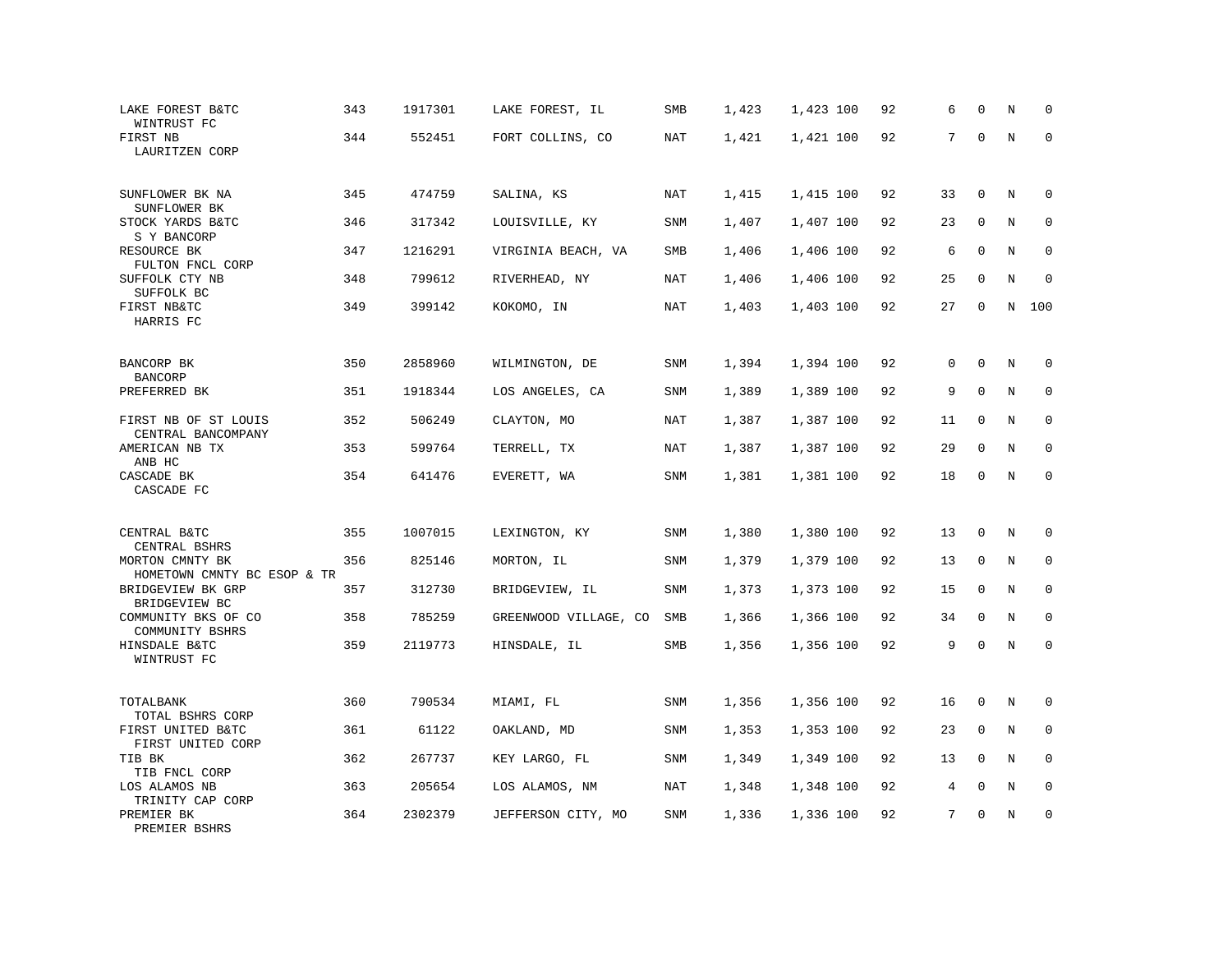| | | | | | | | | | | | | |
|---|---|---|---|---|---|---|---|---|---|---|---|---|
| LAKE FOREST B&TC<br>WINTRUST FC | 343 | 1917301 | LAKE FOREST, IL | SMB | 1,423 | 1,423 | 100 | 92 | 6 | 0 | N | 0 |
| FIRST NB<br>LAURITZEN CORP | 344 | 552451 | FORT COLLINS, CO | NAT | 1,421 | 1,421 | 100 | 92 | 7 | 0 | N | 0 |
| SUNFLOWER BK NA<br>SUNFLOWER BK | 345 | 474759 | SALINA, KS | NAT | 1,415 | 1,415 | 100 | 92 | 33 | 0 | N | 0 |
| STOCK YARDS B&TC<br>S Y BANCORP | 346 | 317342 | LOUISVILLE, KY | SNM | 1,407 | 1,407 | 100 | 92 | 23 | 0 | N | 0 |
| RESOURCE BK<br>FULTON FNCL CORP | 347 | 1216291 | VIRGINIA BEACH, VA | SMB | 1,406 | 1,406 | 100 | 92 | 6 | 0 | N | 0 |
| SUFFOLK CTY NB<br>SUFFOLK BC | 348 | 799612 | RIVERHEAD, NY | NAT | 1,406 | 1,406 | 100 | 92 | 25 | 0 | N | 0 |
| FIRST NB&TC<br>HARRIS FC | 349 | 399142 | KOKOMO, IN | NAT | 1,403 | 1,403 | 100 | 92 | 27 | 0 | N | 100 |
| BANCORP BK<br>BANCORP | 350 | 2858960 | WILMINGTON, DE | SNM | 1,394 | 1,394 | 100 | 92 | 0 | 0 | N | 0 |
| PREFERRED BK | 351 | 1918344 | LOS ANGELES, CA | SNM | 1,389 | 1,389 | 100 | 92 | 9 | 0 | N | 0 |
| FIRST NB OF ST LOUIS<br>CENTRAL BANCOMPANY | 352 | 506249 | CLAYTON, MO | NAT | 1,387 | 1,387 | 100 | 92 | 11 | 0 | N | 0 |
| AMERICAN NB TX<br>ANB HC | 353 | 599764 | TERRELL, TX | NAT | 1,387 | 1,387 | 100 | 92 | 29 | 0 | N | 0 |
| CASCADE BK<br>CASCADE FC | 354 | 641476 | EVERETT, WA | SNM | 1,381 | 1,381 | 100 | 92 | 18 | 0 | N | 0 |
| CENTRAL B&TC<br>CENTRAL BSHRS | 355 | 1007015 | LEXINGTON, KY | SNM | 1,380 | 1,380 | 100 | 92 | 13 | 0 | N | 0 |
| MORTON CMNTY BK<br>HOMETOWN CMNTY BC ESOP & TR | 356 | 825146 | MORTON, IL | SNM | 1,379 | 1,379 | 100 | 92 | 13 | 0 | N | 0 |
| BRIDGEVIEW BK GRP<br>BRIDGEVIEW BC | 357 | 312730 | BRIDGEVIEW, IL | SNM | 1,373 | 1,373 | 100 | 92 | 15 | 0 | N | 0 |
| COMMUNITY BKS OF CO<br>COMMUNITY BSHRS | 358 | 785259 | GREENWOOD VILLAGE, CO | SMB | 1,366 | 1,366 | 100 | 92 | 34 | 0 | N | 0 |
| HINSDALE B&TC<br>WINTRUST FC | 359 | 2119773 | HINSDALE, IL | SMB | 1,356 | 1,356 | 100 | 92 | 9 | 0 | N | 0 |
| TOTALBANK<br>TOTAL BSHRS CORP | 360 | 790534 | MIAMI, FL | SNM | 1,356 | 1,356 | 100 | 92 | 16 | 0 | N | 0 |
| FIRST UNITED B&TC<br>FIRST UNITED CORP | 361 | 61122 | OAKLAND, MD | SNM | 1,353 | 1,353 | 100 | 92 | 23 | 0 | N | 0 |
| TIB BK<br>TIB FNCL CORP | 362 | 267737 | KEY LARGO, FL | SNM | 1,349 | 1,349 | 100 | 92 | 13 | 0 | N | 0 |
| LOS ALAMOS NB<br>TRINITY CAP CORP | 363 | 205654 | LOS ALAMOS, NM | NAT | 1,348 | 1,348 | 100 | 92 | 4 | 0 | N | 0 |
| PREMIER BK<br>PREMIER BSHRS | 364 | 2302379 | JEFFERSON CITY, MO | SNM | 1,336 | 1,336 | 100 | 92 | 7 | 0 | N | 0 |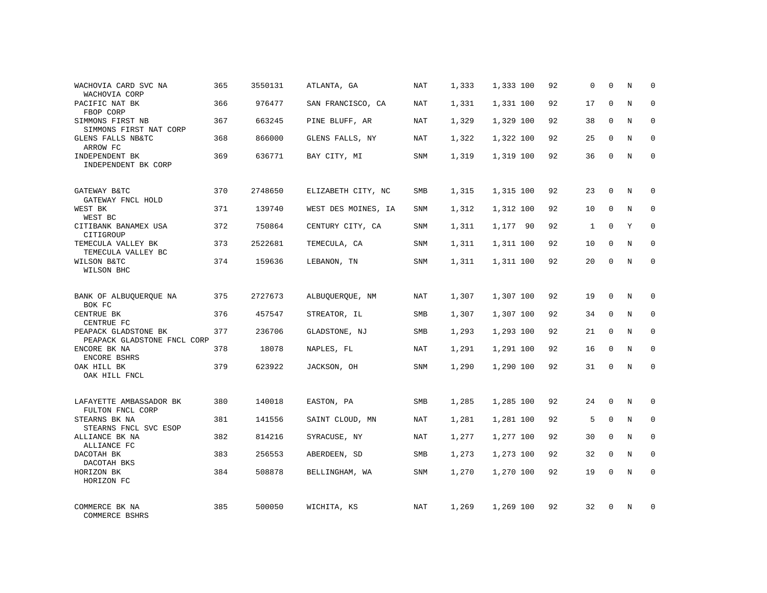| | | | | | | | | | | | | |
|---|---|---|---|---|---|---|---|---|---|---|---|---|
| WACHOVIA CARD SVC NA<br>WACHOVIA CORP | 365 | 3550131 | ATLANTA, GA | NAT | 1,333 | 1,333 | 100 | 92 | 0 | 0 | N | 0 |
| PACIFIC NAT BK<br>FBOP CORP | 366 | 976477 | SAN FRANCISCO, CA | NAT | 1,331 | 1,331 | 100 | 92 | 17 | 0 | N | 0 |
| SIMMONS FIRST NB<br>SIMMONS FIRST NAT CORP | 367 | 663245 | PINE BLUFF, AR | NAT | 1,329 | 1,329 | 100 | 92 | 38 | 0 | N | 0 |
| GLENS FALLS NB&TC<br>ARROW FC | 368 | 866000 | GLENS FALLS, NY | NAT | 1,322 | 1,322 | 100 | 92 | 25 | 0 | N | 0 |
| INDEPENDENT BK<br>INDEPENDENT BK CORP | 369 | 636771 | BAY CITY, MI | SNM | 1,319 | 1,319 | 100 | 92 | 36 | 0 | N | 0 |
| GATEWAY B&TC<br>GATEWAY FNCL HOLD | 370 | 2748650 | ELIZABETH CITY, NC | SMB | 1,315 | 1,315 | 100 | 92 | 23 | 0 | N | 0 |
| WEST BK<br>WEST BC | 371 | 139740 | WEST DES MOINES, IA | SNM | 1,312 | 1,312 | 100 | 92 | 10 | 0 | N | 0 |
| CITIBANK BANAMEX USA<br>CITIGROUP | 372 | 750864 | CENTURY CITY, CA | SNM | 1,311 | 1,177 | 90 | 92 | 1 | 0 | Y | 0 |
| TEMECULA VALLEY BK<br>TEMECULA VALLEY BC | 373 | 2522681 | TEMECULA, CA | SNM | 1,311 | 1,311 | 100 | 92 | 10 | 0 | N | 0 |
| WILSON B&TC<br>WILSON BHC | 374 | 159636 | LEBANON, TN | SNM | 1,311 | 1,311 | 100 | 92 | 20 | 0 | N | 0 |
| BANK OF ALBUQUERQUE NA<br>BOK FC | 375 | 2727673 | ALBUQUERQUE, NM | NAT | 1,307 | 1,307 | 100 | 92 | 19 | 0 | N | 0 |
| CENTRUE BK<br>CENTRUE FC | 376 | 457547 | STREATOR, IL | SMB | 1,307 | 1,307 | 100 | 92 | 34 | 0 | N | 0 |
| PEAPACK GLADSTONE BK<br>PEAPACK GLADSTONE FNCL CORP | 377 | 236706 | GLADSTONE, NJ | SMB | 1,293 | 1,293 | 100 | 92 | 21 | 0 | N | 0 |
| ENCORE BK NA<br>ENCORE BSHRS | 378 | 18078 | NAPLES, FL | NAT | 1,291 | 1,291 | 100 | 92 | 16 | 0 | N | 0 |
| OAK HILL BK<br>OAK HILL FNCL | 379 | 623922 | JACKSON, OH | SNM | 1,290 | 1,290 | 100 | 92 | 31 | 0 | N | 0 |
| LAFAYETTE AMBASSADOR BK<br>FULTON FNCL CORP | 380 | 140018 | EASTON, PA | SMB | 1,285 | 1,285 | 100 | 92 | 24 | 0 | N | 0 |
| STEARNS BK NA<br>STEARNS FNCL SVC ESOP | 381 | 141556 | SAINT CLOUD, MN | NAT | 1,281 | 1,281 | 100 | 92 | 5 | 0 | N | 0 |
| ALLIANCE BK NA<br>ALLIANCE FC | 382 | 814216 | SYRACUSE, NY | NAT | 1,277 | 1,277 | 100 | 92 | 30 | 0 | N | 0 |
| DACOTAH BK<br>DACOTAH BKS | 383 | 256553 | ABERDEEN, SD | SMB | 1,273 | 1,273 | 100 | 92 | 32 | 0 | N | 0 |
| HORIZON BK<br>HORIZON FC | 384 | 508878 | BELLINGHAM, WA | SNM | 1,270 | 1,270 | 100 | 92 | 19 | 0 | N | 0 |
| COMMERCE BK NA<br>COMMERCE BSHRS | 385 | 500050 | WICHITA, KS | NAT | 1,269 | 1,269 | 100 | 92 | 32 | 0 | N | 0 |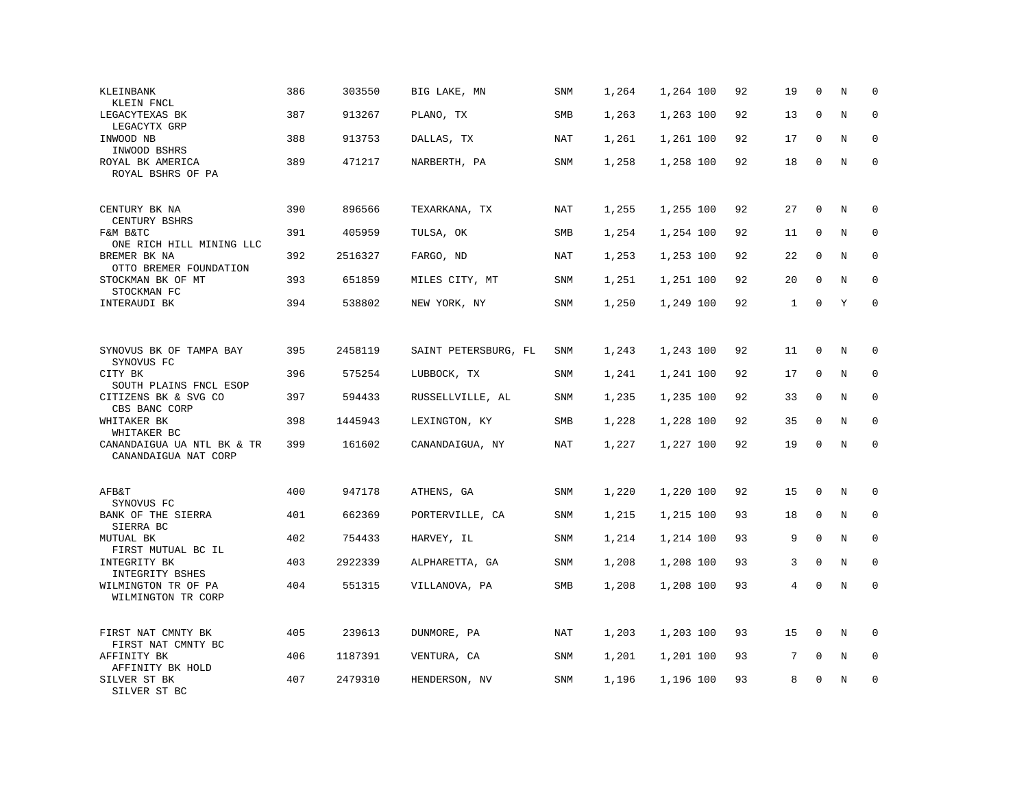| | | | | | | | | | | | | |
|---|---|---|---|---|---|---|---|---|---|---|---|---|
| KLEINBANK<br>KLEIN FNCL | 386 | 303550 | BIG LAKE, MN | SNM | 1,264 | 1,264 | 100 | 92 | 19 | 0 | N | 0 |
| LEGACYTEXAS BK<br>LEGACYTX GRP | 387 | 913267 | PLANO, TX | SMB | 1,263 | 1,263 | 100 | 92 | 13 | 0 | N | 0 |
| INWOOD NB<br>INWOOD BSHRS | 388 | 913753 | DALLAS, TX | NAT | 1,261 | 1,261 | 100 | 92 | 17 | 0 | N | 0 |
| ROYAL BK AMERICA<br>ROYAL BSHRS OF PA | 389 | 471217 | NARBERTH, PA | SNM | 1,258 | 1,258 | 100 | 92 | 18 | 0 | N | 0 |
| CENTURY BK NA<br>CENTURY BSHRS | 390 | 896566 | TEXARKANA, TX | NAT | 1,255 | 1,255 | 100 | 92 | 27 | 0 | N | 0 |
| F&M B&TC<br>ONE RICH HILL MINING LLC | 391 | 405959 | TULSA, OK | SMB | 1,254 | 1,254 | 100 | 92 | 11 | 0 | N | 0 |
| BREMER BK NA<br>OTTO BREMER FOUNDATION | 392 | 2516327 | FARGO, ND | NAT | 1,253 | 1,253 | 100 | 92 | 22 | 0 | N | 0 |
| STOCKMAN BK OF MT<br>STOCKMAN FC | 393 | 651859 | MILES CITY, MT | SNM | 1,251 | 1,251 | 100 | 92 | 20 | 0 | N | 0 |
| INTERAUDI BK | 394 | 538802 | NEW YORK, NY | SNM | 1,250 | 1,249 | 100 | 92 | 1 | 0 | Y | 0 |
| SYNOVUS BK OF TAMPA BAY<br>SYNOVUS FC | 395 | 2458119 | SAINT PETERSBURG, FL | SNM | 1,243 | 1,243 | 100 | 92 | 11 | 0 | N | 0 |
| CITY BK<br>SOUTH PLAINS FNCL ESOP | 396 | 575254 | LUBBOCK, TX | SNM | 1,241 | 1,241 | 100 | 92 | 17 | 0 | N | 0 |
| CITIZENS BK & SVG CO<br>CBS BANC CORP | 397 | 594433 | RUSSELLVILLE, AL | SNM | 1,235 | 1,235 | 100 | 92 | 33 | 0 | N | 0 |
| WHITAKER BK<br>WHITAKER BC | 398 | 1445943 | LEXINGTON, KY | SMB | 1,228 | 1,228 | 100 | 92 | 35 | 0 | N | 0 |
| CANANDAIGUA UA NTL BK & TR<br>CANANDAIGUA NAT CORP | 399 | 161602 | CANANDAIGUA, NY | NAT | 1,227 | 1,227 | 100 | 92 | 19 | 0 | N | 0 |
| AFB&T<br>SYNOVUS FC | 400 | 947178 | ATHENS, GA | SNM | 1,220 | 1,220 | 100 | 92 | 15 | 0 | N | 0 |
| BANK OF THE SIERRA<br>SIERRA BC | 401 | 662369 | PORTERVILLE, CA | SNM | 1,215 | 1,215 | 100 | 93 | 18 | 0 | N | 0 |
| MUTUAL BK<br>FIRST MUTUAL BC IL | 402 | 754433 | HARVEY, IL | SNM | 1,214 | 1,214 | 100 | 93 | 9 | 0 | N | 0 |
| INTEGRITY BK<br>INTEGRITY BSHES | 403 | 2922339 | ALPHARETTA, GA | SNM | 1,208 | 1,208 | 100 | 93 | 3 | 0 | N | 0 |
| WILMINGTON TR OF PA<br>WILMINGTON TR CORP | 404 | 551315 | VILLANOVA, PA | SMB | 1,208 | 1,208 | 100 | 93 | 4 | 0 | N | 0 |
| FIRST NAT CMNTY BK<br>FIRST NAT CMNTY BC | 405 | 239613 | DUNMORE, PA | NAT | 1,203 | 1,203 | 100 | 93 | 15 | 0 | N | 0 |
| AFFINITY BK<br>AFFINITY BK HOLD | 406 | 1187391 | VENTURA, CA | SNM | 1,201 | 1,201 | 100 | 93 | 7 | 0 | N | 0 |
| SILVER ST BK<br>SILVER ST BC | 407 | 2479310 | HENDERSON, NV | SNM | 1,196 | 1,196 | 100 | 93 | 8 | 0 | N | 0 |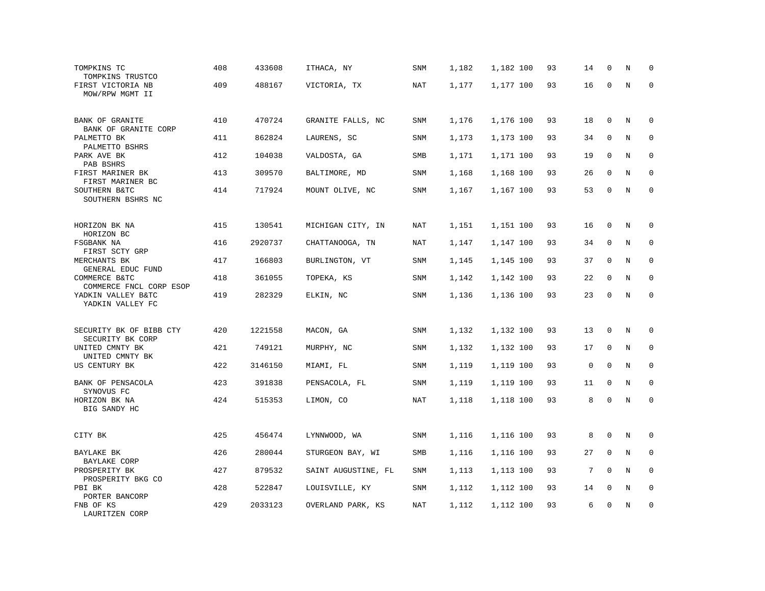| | | | | | | | | | | | | |
|---|---|---|---|---|---|---|---|---|---|---|---|---|
| TOMPKINS TC<br>TOMPKINS TRUSTCO | 408 | 433608 | ITHACA, NY | SNM | 1,182 | 1,182 | 100 | 93 | 14 | 0 | N | 0 |
| FIRST VICTORIA NB<br>MOW/RPW MGMT II | 409 | 488167 | VICTORIA, TX | NAT | 1,177 | 1,177 | 100 | 93 | 16 | 0 | N | 0 |
| BANK OF GRANITE<br>BANK OF GRANITE CORP | 410 | 470724 | GRANITE FALLS, NC | SNM | 1,176 | 1,176 | 100 | 93 | 18 | 0 | N | 0 |
| PALMETTO BK<br>PALMETTO BSHRS | 411 | 862824 | LAURENS, SC | SNM | 1,173 | 1,173 | 100 | 93 | 34 | 0 | N | 0 |
| PARK AVE BK<br>PAB BSHRS | 412 | 104038 | VALDOSTA, GA | SMB | 1,171 | 1,171 | 100 | 93 | 19 | 0 | N | 0 |
| FIRST MARINER BK<br>FIRST MARINER BC | 413 | 309570 | BALTIMORE, MD | SNM | 1,168 | 1,168 | 100 | 93 | 26 | 0 | N | 0 |
| SOUTHERN B&TC<br>SOUTHERN BSHRS NC | 414 | 717924 | MOUNT OLIVE, NC | SNM | 1,167 | 1,167 | 100 | 93 | 53 | 0 | N | 0 |
| HORIZON BK NA<br>HORIZON BC | 415 | 130541 | MICHIGAN CITY, IN | NAT | 1,151 | 1,151 | 100 | 93 | 16 | 0 | N | 0 |
| FSGBANK NA<br>FIRST SCTY GRP | 416 | 2920737 | CHATTANOOGA, TN | NAT | 1,147 | 1,147 | 100 | 93 | 34 | 0 | N | 0 |
| MERCHANTS BK<br>GENERAL EDUC FUND | 417 | 166803 | BURLINGTON, VT | SNM | 1,145 | 1,145 | 100 | 93 | 37 | 0 | N | 0 |
| COMMERCE B&TC<br>COMMERCE FNCL CORP ESOP | 418 | 361055 | TOPEKA, KS | SNM | 1,142 | 1,142 | 100 | 93 | 22 | 0 | N | 0 |
| YADKIN VALLEY B&TC<br>YADKIN VALLEY FC | 419 | 282329 | ELKIN, NC | SNM | 1,136 | 1,136 | 100 | 93 | 23 | 0 | N | 0 |
| SECURITY BK OF BIBB CTY<br>SECURITY BK CORP | 420 | 1221558 | MACON, GA | SNM | 1,132 | 1,132 | 100 | 93 | 13 | 0 | N | 0 |
| UNITED CMNTY BK<br>UNITED CMNTY BK | 421 | 749121 | MURPHY, NC | SNM | 1,132 | 1,132 | 100 | 93 | 17 | 0 | N | 0 |
| US CENTURY BK | 422 | 3146150 | MIAMI, FL | SNM | 1,119 | 1,119 | 100 | 93 | 0 | 0 | N | 0 |
| BANK OF PENSACOLA<br>SYNOVUS FC | 423 | 391838 | PENSACOLA, FL | SNM | 1,119 | 1,119 | 100 | 93 | 11 | 0 | N | 0 |
| HORIZON BK NA<br>BIG SANDY HC | 424 | 515353 | LIMON, CO | NAT | 1,118 | 1,118 | 100 | 93 | 8 | 0 | N | 0 |
| CITY BK | 425 | 456474 | LYNNWOOD, WA | SNM | 1,116 | 1,116 | 100 | 93 | 8 | 0 | N | 0 |
| BAYLAKE BK<br>BAYLAKE CORP | 426 | 280044 | STURGEON BAY, WI | SMB | 1,116 | 1,116 | 100 | 93 | 27 | 0 | N | 0 |
| PROSPERITY BK<br>PROSPERITY BKG CO | 427 | 879532 | SAINT AUGUSTINE, FL | SNM | 1,113 | 1,113 | 100 | 93 | 7 | 0 | N | 0 |
| PBI BK<br>PORTER BANCORP | 428 | 522847 | LOUISVILLE, KY | SNM | 1,112 | 1,112 | 100 | 93 | 14 | 0 | N | 0 |
| FNB OF KS<br>LAURITZEN CORP | 429 | 2033123 | OVERLAND PARK, KS | NAT | 1,112 | 1,112 | 100 | 93 | 6 | 0 | N | 0 |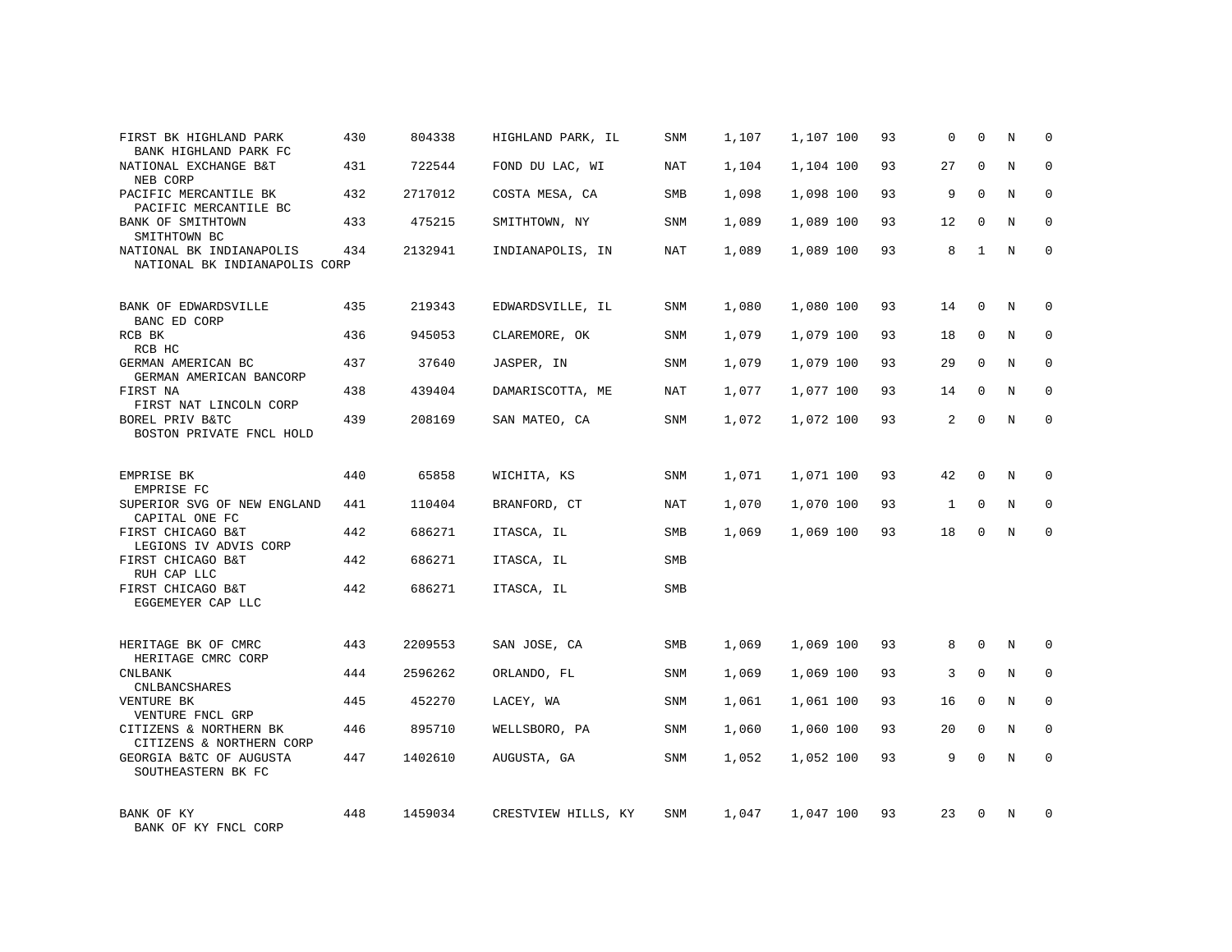| | | | | | | | | | | | | |
|---|---|---|---|---|---|---|---|---|---|---|---|---|
| FIRST BK HIGHLAND PARK<br>BANK HIGHLAND PARK FC | 430 | 804338 | HIGHLAND PARK, IL | SNM | 1,107 | 1,107 | 100 | 93 | 0 | 0 | N | 0 |
| NATIONAL EXCHANGE B&T<br>NEB CORP | 431 | 722544 | FOND DU LAC, WI | NAT | 1,104 | 1,104 | 100 | 93 | 27 | 0 | N | 0 |
| PACIFIC MERCANTILE BK<br>PACIFIC MERCANTILE BC | 432 | 2717012 | COSTA MESA, CA | SMB | 1,098 | 1,098 | 100 | 93 | 9 | 0 | N | 0 |
| BANK OF SMITHTOWN<br>SMITHTOWN BC | 433 | 475215 | SMITHTOWN, NY | SNM | 1,089 | 1,089 | 100 | 93 | 12 | 0 | N | 0 |
| NATIONAL BK INDIANAPOLIS<br>NATIONAL BK INDIANAPOLIS CORP | 434 | 2132941 | INDIANAPOLIS, IN | NAT | 1,089 | 1,089 | 100 | 93 | 8 | 1 | N | 0 |
| BANK OF EDWARDSVILLE<br>BANC ED CORP | 435 | 219343 | EDWARDSVILLE, IL | SNM | 1,080 | 1,080 | 100 | 93 | 14 | 0 | N | 0 |
| RCB BK<br>RCB HC | 436 | 945053 | CLAREMORE, OK | SNM | 1,079 | 1,079 | 100 | 93 | 18 | 0 | N | 0 |
| GERMAN AMERICAN BC<br>GERMAN AMERICAN BANCORP | 437 | 37640 | JASPER, IN | SNM | 1,079 | 1,079 | 100 | 93 | 29 | 0 | N | 0 |
| FIRST NA<br>FIRST NAT LINCOLN CORP | 438 | 439404 | DAMARISCOTTA, ME | NAT | 1,077 | 1,077 | 100 | 93 | 14 | 0 | N | 0 |
| BOREL PRIV B&TC<br>BOSTON PRIVATE FNCL HOLD | 439 | 208169 | SAN MATEO, CA | SNM | 1,072 | 1,072 | 100 | 93 | 2 | 0 | N | 0 |
| EMPRISE BK<br>EMPRISE FC | 440 | 65858 | WICHITA, KS | SNM | 1,071 | 1,071 | 100 | 93 | 42 | 0 | N | 0 |
| SUPERIOR SVG OF NEW ENGLAND<br>CAPITAL ONE FC | 441 | 110404 | BRANFORD, CT | NAT | 1,070 | 1,070 | 100 | 93 | 1 | 0 | N | 0 |
| FIRST CHICAGO B&T<br>LEGIONS IV ADVIS CORP | 442 | 686271 | ITASCA, IL | SMB | 1,069 | 1,069 | 100 | 93 | 18 | 0 | N | 0 |
| FIRST CHICAGO B&T<br>RUH CAP LLC | 442 | 686271 | ITASCA, IL | SMB | | | | | | | | |
| FIRST CHICAGO B&T<br>EGGEMEYER CAP LLC | 442 | 686271 | ITASCA, IL | SMB | | | | | | | | |
| HERITAGE BK OF CMRC<br>HERITAGE CMRC CORP | 443 | 2209553 | SAN JOSE, CA | SMB | 1,069 | 1,069 | 100 | 93 | 8 | 0 | N | 0 |
| CNLBANK<br>CNLBANCSHARES | 444 | 2596262 | ORLANDO, FL | SNM | 1,069 | 1,069 | 100 | 93 | 3 | 0 | N | 0 |
| VENTURE BK<br>VENTURE FNCL GRP | 445 | 452270 | LACEY, WA | SNM | 1,061 | 1,061 | 100 | 93 | 16 | 0 | N | 0 |
| CITIZENS & NORTHERN BK<br>CITIZENS & NORTHERN CORP | 446 | 895710 | WELLSBORO, PA | SNM | 1,060 | 1,060 | 100 | 93 | 20 | 0 | N | 0 |
| GEORGIA B&TC OF AUGUSTA<br>SOUTHEASTERN BK FC | 447 | 1402610 | AUGUSTA, GA | SNM | 1,052 | 1,052 | 100 | 93 | 9 | 0 | N | 0 |
| BANK OF KY<br>BANK OF KY FNCL CORP | 448 | 1459034 | CRESTVIEW HILLS, KY | SNM | 1,047 | 1,047 | 100 | 93 | 23 | 0 | N | 0 |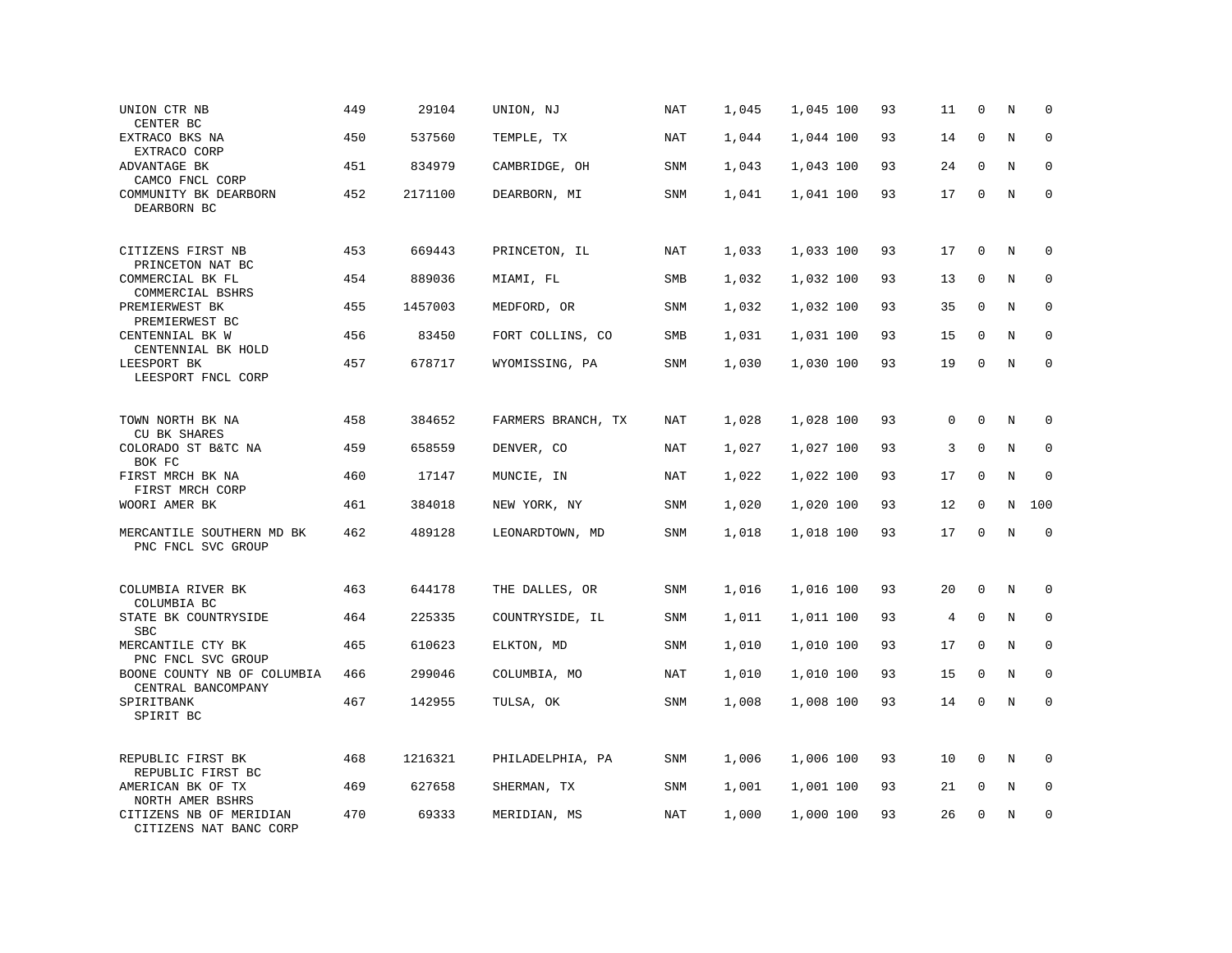| | | | | | | | | | | | | |
|---|---|---|---|---|---|---|---|---|---|---|---|---|
| UNION CTR NB<br>CENTER BC | 449 | 29104 | UNION, NJ | NAT | 1,045 | 1,045 | 100 | 93 | 11 | 0 | N | 0 |
| EXTRACO BKS NA<br>EXTRACO CORP | 450 | 537560 | TEMPLE, TX | NAT | 1,044 | 1,044 | 100 | 93 | 14 | 0 | N | 0 |
| ADVANTAGE BK<br>CAMCO FNCL CORP | 451 | 834979 | CAMBRIDGE, OH | SNM | 1,043 | 1,043 | 100 | 93 | 24 | 0 | N | 0 |
| COMMUNITY BK DEARBORN<br>DEARBORN BC | 452 | 2171100 | DEARBORN, MI | SNM | 1,041 | 1,041 | 100 | 93 | 17 | 0 | N | 0 |
| CITIZENS FIRST NB<br>PRINCETON NAT BC | 453 | 669443 | PRINCETON, IL | NAT | 1,033 | 1,033 | 100 | 93 | 17 | 0 | N | 0 |
| COMMERCIAL BK FL<br>COMMERCIAL BSHRS | 454 | 889036 | MIAMI, FL | SMB | 1,032 | 1,032 | 100 | 93 | 13 | 0 | N | 0 |
| PREMIERWEST BK<br>PREMIERWEST BC | 455 | 1457003 | MEDFORD, OR | SNM | 1,032 | 1,032 | 100 | 93 | 35 | 0 | N | 0 |
| CENTENNIAL BK W<br>CENTENNIAL BK HOLD | 456 | 83450 | FORT COLLINS, CO | SMB | 1,031 | 1,031 | 100 | 93 | 15 | 0 | N | 0 |
| LEESPORT BK<br>LEESPORT FNCL CORP | 457 | 678717 | WYOMISSING, PA | SNM | 1,030 | 1,030 | 100 | 93 | 19 | 0 | N | 0 |
| TOWN NORTH BK NA<br>CU BK SHARES | 458 | 384652 | FARMERS BRANCH, TX | NAT | 1,028 | 1,028 | 100 | 93 | 0 | 0 | N | 0 |
| COLORADO ST B&TC NA<br>BOK FC | 459 | 658559 | DENVER, CO | NAT | 1,027 | 1,027 | 100 | 93 | 3 | 0 | N | 0 |
| FIRST MRCH BK NA<br>FIRST MRCH CORP | 460 | 17147 | MUNCIE, IN | NAT | 1,022 | 1,022 | 100 | 93 | 17 | 0 | N | 0 |
| WOORI AMER BK | 461 | 384018 | NEW YORK, NY | SNM | 1,020 | 1,020 | 100 | 93 | 12 | 0 | N | 100 |
| MERCANTILE SOUTHERN MD BK<br>PNC FNCL SVC GROUP | 462 | 489128 | LEONARDTOWN, MD | SNM | 1,018 | 1,018 | 100 | 93 | 17 | 0 | N | 0 |
| COLUMBIA RIVER BK<br>COLUMBIA BC | 463 | 644178 | THE DALLES, OR | SNM | 1,016 | 1,016 | 100 | 93 | 20 | 0 | N | 0 |
| STATE BK COUNTRYSIDE<br>SBC | 464 | 225335 | COUNTRYSIDE, IL | SNM | 1,011 | 1,011 | 100 | 93 | 4 | 0 | N | 0 |
| MERCANTILE CTY BK<br>PNC FNCL SVC GROUP | 465 | 610623 | ELKTON, MD | SNM | 1,010 | 1,010 | 100 | 93 | 17 | 0 | N | 0 |
| BOONE COUNTY NB OF COLUMBIA<br>CENTRAL BANCOMPANY | 466 | 299046 | COLUMBIA, MO | NAT | 1,010 | 1,010 | 100 | 93 | 15 | 0 | N | 0 |
| SPIRITBANK<br>SPIRIT BC | 467 | 142955 | TULSA, OK | SNM | 1,008 | 1,008 | 100 | 93 | 14 | 0 | N | 0 |
| REPUBLIC FIRST BK<br>REPUBLIC FIRST BC | 468 | 1216321 | PHILADELPHIA, PA | SNM | 1,006 | 1,006 | 100 | 93 | 10 | 0 | N | 0 |
| AMERICAN BK OF TX<br>NORTH AMER BSHRS | 469 | 627658 | SHERMAN, TX | SNM | 1,001 | 1,001 | 100 | 93 | 21 | 0 | N | 0 |
| CITIZENS NB OF MERIDIAN<br>CITIZENS NAT BANC CORP | 470 | 69333 | MERIDIAN, MS | NAT | 1,000 | 1,000 | 100 | 93 | 26 | 0 | N | 0 |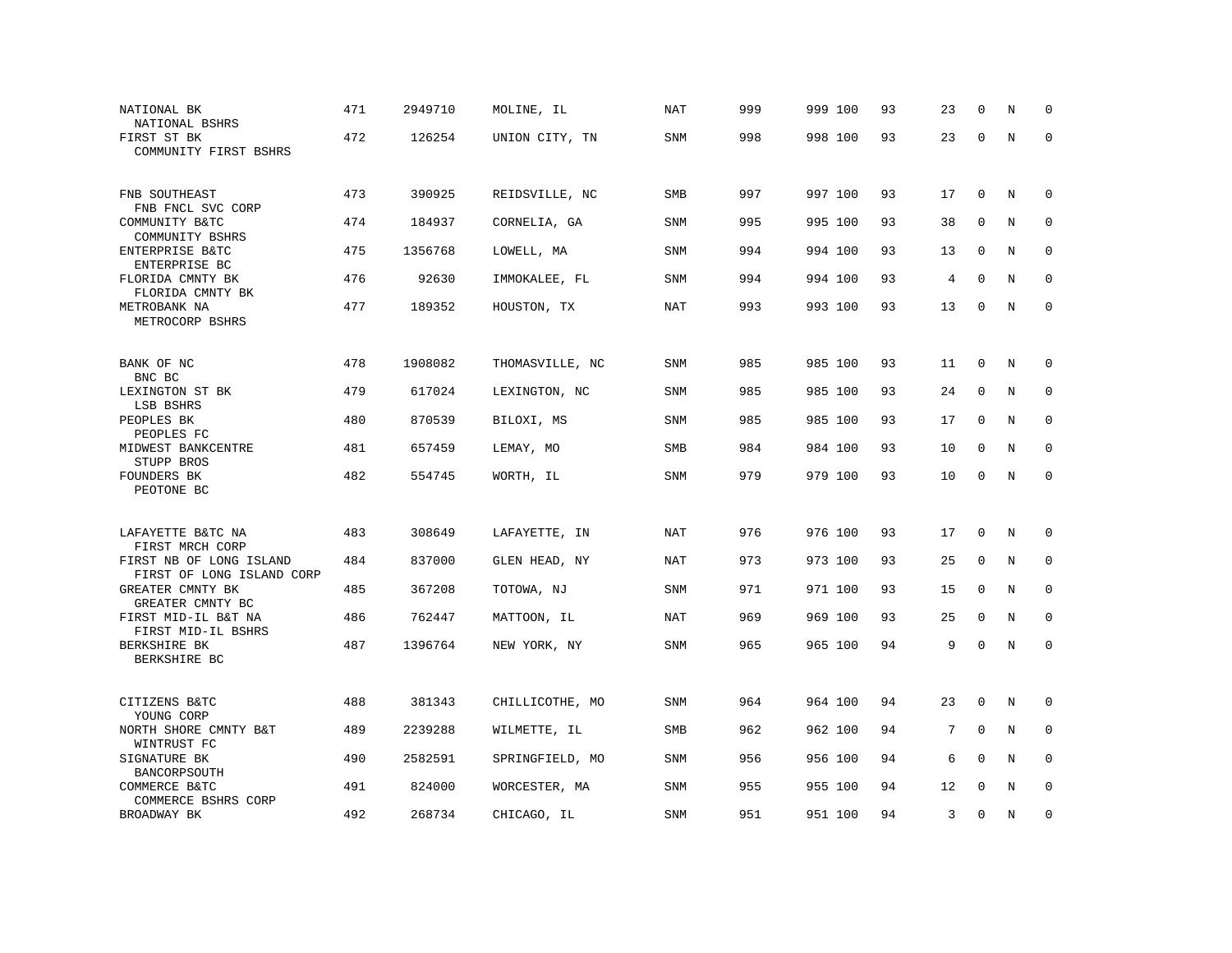| | | | | | | | | | | | | |
|---|---|---|---|---|---|---|---|---|---|---|---|---|
| NATIONAL BK<br>NATIONAL BSHRS | 471 | 2949710 | MOLINE, IL | NAT | 999 | 999 | 100 | 93 | 23 | 0 | N | 0 |
| FIRST ST BK<br>COMMUNITY FIRST BSHRS | 472 | 126254 | UNION CITY, TN | SNM | 998 | 998 | 100 | 93 | 23 | 0 | N | 0 |
| FNB SOUTHEAST<br>FNB FNCL SVC CORP | 473 | 390925 | REIDSVILLE, NC | SMB | 997 | 997 | 100 | 93 | 17 | 0 | N | 0 |
| COMMUNITY B&TC<br>COMMUNITY BSHRS | 474 | 184937 | CORNELIA, GA | SNM | 995 | 995 | 100 | 93 | 38 | 0 | N | 0 |
| ENTERPRISE B&TC<br>ENTERPRISE BC | 475 | 1356768 | LOWELL, MA | SNM | 994 | 994 | 100 | 93 | 13 | 0 | N | 0 |
| FLORIDA CMNTY BK<br>FLORIDA CMNTY BK | 476 | 92630 | IMMOKALEE, FL | SNM | 994 | 994 | 100 | 93 | 4 | 0 | N | 0 |
| METROBANK NA<br>METROCORP BSHRS | 477 | 189352 | HOUSTON, TX | NAT | 993 | 993 | 100 | 93 | 13 | 0 | N | 0 |
| BANK OF NC<br>BNC BC | 478 | 1908082 | THOMASVILLE, NC | SNM | 985 | 985 | 100 | 93 | 11 | 0 | N | 0 |
| LEXINGTON ST BK<br>LSB BSHRS | 479 | 617024 | LEXINGTON, NC | SNM | 985 | 985 | 100 | 93 | 24 | 0 | N | 0 |
| PEOPLES BK<br>PEOPLES FC | 480 | 870539 | BILOXI, MS | SNM | 985 | 985 | 100 | 93 | 17 | 0 | N | 0 |
| MIDWEST BANKCENTRE<br>STUPP BROS | 481 | 657459 | LEMAY, MO | SMB | 984 | 984 | 100 | 93 | 10 | 0 | N | 0 |
| FOUNDERS BK<br>PEOTONE BC | 482 | 554745 | WORTH, IL | SNM | 979 | 979 | 100 | 93 | 10 | 0 | N | 0 |
| LAFAYETTE B&TC NA<br>FIRST MRCH CORP | 483 | 308649 | LAFAYETTE, IN | NAT | 976 | 976 | 100 | 93 | 17 | 0 | N | 0 |
| FIRST NB OF LONG ISLAND<br>FIRST OF LONG ISLAND CORP | 484 | 837000 | GLEN HEAD, NY | NAT | 973 | 973 | 100 | 93 | 25 | 0 | N | 0 |
| GREATER CMNTY BK<br>GREATER CMNTY BC | 485 | 367208 | TOTOWA, NJ | SNM | 971 | 971 | 100 | 93 | 15 | 0 | N | 0 |
| FIRST MID-IL B&T NA<br>FIRST MID-IL BSHRS | 486 | 762447 | MATTOON, IL | NAT | 969 | 969 | 100 | 93 | 25 | 0 | N | 0 |
| BERKSHIRE BK<br>BERKSHIRE BC | 487 | 1396764 | NEW YORK, NY | SNM | 965 | 965 | 100 | 94 | 9 | 0 | N | 0 |
| CITIZENS B&TC<br>YOUNG CORP | 488 | 381343 | CHILLICOTHE, MO | SNM | 964 | 964 | 100 | 94 | 23 | 0 | N | 0 |
| NORTH SHORE CMNTY B&T<br>WINTRUST FC | 489 | 2239288 | WILMETTE, IL | SMB | 962 | 962 | 100 | 94 | 7 | 0 | N | 0 |
| SIGNATURE BK<br>BANCORPSOUTH | 490 | 2582591 | SPRINGFIELD, MO | SNM | 956 | 956 | 100 | 94 | 6 | 0 | N | 0 |
| COMMERCE B&TC<br>COMMERCE BSHRS CORP | 491 | 824000 | WORCESTER, MA | SNM | 955 | 955 | 100 | 94 | 12 | 0 | N | 0 |
| BROADWAY BK | 492 | 268734 | CHICAGO, IL | SNM | 951 | 951 | 100 | 94 | 3 | 0 | N | 0 |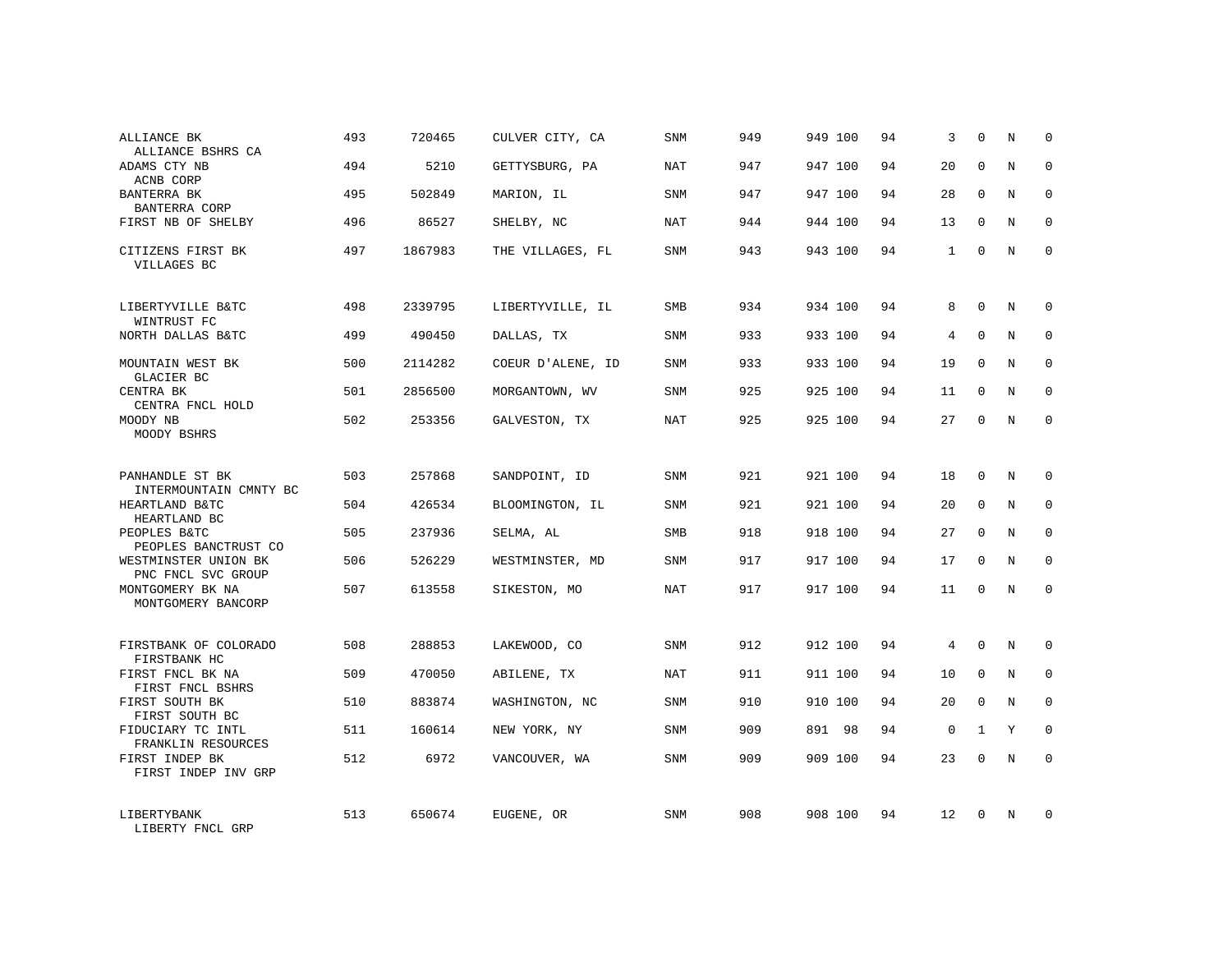| | | | | | | | | | | | | | |
|---|---|---|---|---|---|---|---|---|---|---|---|---|---|
| ALLIANCE BK<br>ALLIANCE BSHRS CA | 493 | 720465 | CULVER CITY, CA | SNM | 949 | 949 | 100 | 94 | 3 | 0 | N | 0 |
| ADAMS CTY NB<br>ACNB CORP | 494 | 5210 | GETTYSBURG, PA | NAT | 947 | 947 | 100 | 94 | 20 | 0 | N | 0 |
| BANTERRA BK<br>BANTERRA CORP | 495 | 502849 | MARION, IL | SNM | 947 | 947 | 100 | 94 | 28 | 0 | N | 0 |
| FIRST NB OF SHELBY | 496 | 86527 | SHELBY, NC | NAT | 944 | 944 | 100 | 94 | 13 | 0 | N | 0 |
| CITIZENS FIRST BK<br>VILLAGES BC | 497 | 1867983 | THE VILLAGES, FL | SNM | 943 | 943 | 100 | 94 | 1 | 0 | N | 0 |
| LIBERTYVILLE B&TC<br>WINTRUST FC | 498 | 2339795 | LIBERTYVILLE, IL | SMB | 934 | 934 | 100 | 94 | 8 | 0 | N | 0 |
| NORTH DALLAS B&TC | 499 | 490450 | DALLAS, TX | SNM | 933 | 933 | 100 | 94 | 4 | 0 | N | 0 |
| MOUNTAIN WEST BK<br>GLACIER BC | 500 | 2114282 | COEUR D'ALENE, ID | SNM | 933 | 933 | 100 | 94 | 19 | 0 | N | 0 |
| CENTRA BK<br>CENTRA FNCL HOLD | 501 | 2856500 | MORGANTOWN, WV | SNM | 925 | 925 | 100 | 94 | 11 | 0 | N | 0 |
| MOODY NB<br>MOODY BSHRS | 502 | 253356 | GALVESTON, TX | NAT | 925 | 925 | 100 | 94 | 27 | 0 | N | 0 |
| PANHANDLE ST BK<br>INTERMOUNTAIN CMNTY BC | 503 | 257868 | SANDPOINT, ID | SNM | 921 | 921 | 100 | 94 | 18 | 0 | N | 0 |
| HEARTLAND B&TC<br>HEARTLAND BC | 504 | 426534 | BLOOMINGTON, IL | SNM | 921 | 921 | 100 | 94 | 20 | 0 | N | 0 |
| PEOPLES B&TC<br>PEOPLES BANCTRUST CO | 505 | 237936 | SELMA, AL | SMB | 918 | 918 | 100 | 94 | 27 | 0 | N | 0 |
| WESTMINSTER UNION BK<br>PNC FNCL SVC GROUP | 506 | 526229 | WESTMINSTER, MD | SNM | 917 | 917 | 100 | 94 | 17 | 0 | N | 0 |
| MONTGOMERY BK NA<br>MONTGOMERY BANCORP | 507 | 613558 | SIKESTON, MO | NAT | 917 | 917 | 100 | 94 | 11 | 0 | N | 0 |
| FIRSTBANK OF COLORADO<br>FIRSTBANK HC | 508 | 288853 | LAKEWOOD, CO | SNM | 912 | 912 | 100 | 94 | 4 | 0 | N | 0 |
| FIRST FNCL BK NA<br>FIRST FNCL BSHRS | 509 | 470050 | ABILENE, TX | NAT | 911 | 911 | 100 | 94 | 10 | 0 | N | 0 |
| FIRST SOUTH BK<br>FIRST SOUTH BC | 510 | 883874 | WASHINGTON, NC | SNM | 910 | 910 | 100 | 94 | 20 | 0 | N | 0 |
| FIDUCIARY TC INTL<br>FRANKLIN RESOURCES | 511 | 160614 | NEW YORK, NY | SNM | 909 | 891 | 98 | 94 | 0 | 1 | Y | 0 |
| FIRST INDEP BK<br>FIRST INDEP INV GRP | 512 | 6972 | VANCOUVER, WA | SNM | 909 | 909 | 100 | 94 | 23 | 0 | N | 0 |
| LIBERTYBANK<br>LIBERTY FNCL GRP | 513 | 650674 | EUGENE, OR | SNM | 908 | 908 | 100 | 94 | 12 | 0 | N | 0 |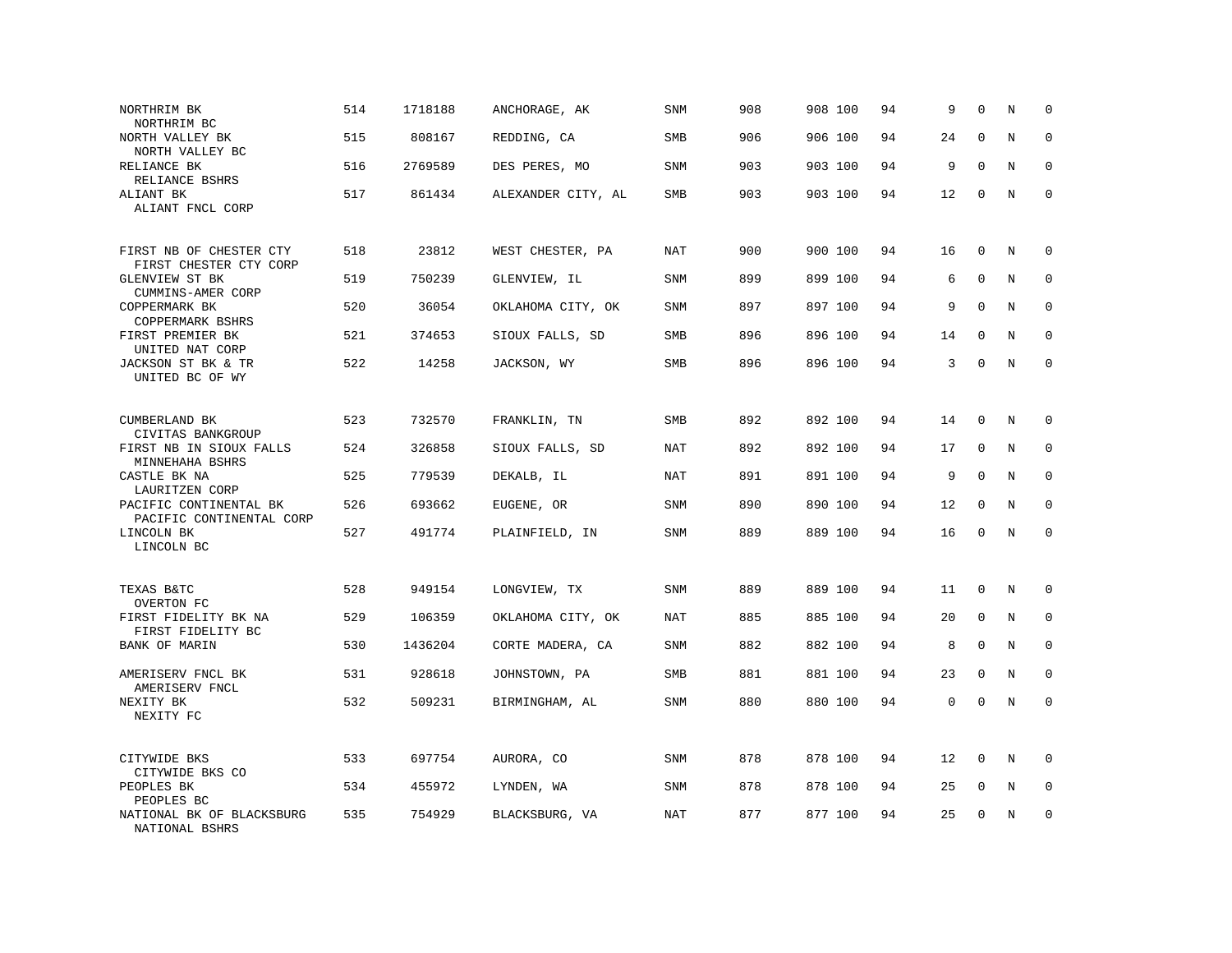| | | | | | | | | | | | |
|---|---|---|---|---|---|---|---|---|---|---|---|
| NORTHRIM BK<br>NORTHRIM BC | 514 | 1718188 | ANCHORAGE, AK | SNM | 908 | 908 | 100 | 94 | 9 | 0 | N | 0 |
| NORTH VALLEY BK<br>NORTH VALLEY BC | 515 | 808167 | REDDING, CA | SMB | 906 | 906 | 100 | 94 | 24 | 0 | N | 0 |
| RELIANCE BK<br>RELIANCE BSHRS | 516 | 2769589 | DES PERES, MO | SNM | 903 | 903 | 100 | 94 | 9 | 0 | N | 0 |
| ALIANT BK<br>ALIANT FNCL CORP | 517 | 861434 | ALEXANDER CITY, AL | SMB | 903 | 903 | 100 | 94 | 12 | 0 | N | 0 |
| FIRST NB OF CHESTER CTY<br>FIRST CHESTER CTY CORP | 518 | 23812 | WEST CHESTER, PA | NAT | 900 | 900 | 100 | 94 | 16 | 0 | N | 0 |
| GLENVIEW ST BK<br>CUMMINS-AMER CORP | 519 | 750239 | GLENVIEW, IL | SNM | 899 | 899 | 100 | 94 | 6 | 0 | N | 0 |
| COPPERMARK BK<br>COPPERMARK BSHRS | 520 | 36054 | OKLAHOMA CITY, OK | SNM | 897 | 897 | 100 | 94 | 9 | 0 | N | 0 |
| FIRST PREMIER BK<br>UNITED NAT CORP | 521 | 374653 | SIOUX FALLS, SD | SMB | 896 | 896 | 100 | 94 | 14 | 0 | N | 0 |
| JACKSON ST BK & TR<br>UNITED BC OF WY | 522 | 14258 | JACKSON, WY | SMB | 896 | 896 | 100 | 94 | 3 | 0 | N | 0 |
| CUMBERLAND BK<br>CIVITAS BANKGROUP | 523 | 732570 | FRANKLIN, TN | SMB | 892 | 892 | 100 | 94 | 14 | 0 | N | 0 |
| FIRST NB IN SIOUX FALLS<br>MINNEHAHA BSHRS | 524 | 326858 | SIOUX FALLS, SD | NAT | 892 | 892 | 100 | 94 | 17 | 0 | N | 0 |
| CASTLE BK NA<br>LAURITZEN CORP | 525 | 779539 | DEKALB, IL | NAT | 891 | 891 | 100 | 94 | 9 | 0 | N | 0 |
| PACIFIC CONTINENTAL BK<br>PACIFIC CONTINENTAL CORP | 526 | 693662 | EUGENE, OR | SNM | 890 | 890 | 100 | 94 | 12 | 0 | N | 0 |
| LINCOLN BK<br>LINCOLN BC | 527 | 491774 | PLAINFIELD, IN | SNM | 889 | 889 | 100 | 94 | 16 | 0 | N | 0 |
| TEXAS B&TC<br>OVERTON FC | 528 | 949154 | LONGVIEW, TX | SNM | 889 | 889 | 100 | 94 | 11 | 0 | N | 0 |
| FIRST FIDELITY BK NA<br>FIRST FIDELITY BC | 529 | 106359 | OKLAHOMA CITY, OK | NAT | 885 | 885 | 100 | 94 | 20 | 0 | N | 0 |
| BANK OF MARIN | 530 | 1436204 | CORTE MADERA, CA | SNM | 882 | 882 | 100 | 94 | 8 | 0 | N | 0 |
| AMERISERV FNCL BK<br>AMERISERV FNCL | 531 | 928618 | JOHNSTOWN, PA | SMB | 881 | 881 | 100 | 94 | 23 | 0 | N | 0 |
| NEXITY BK<br>NEXITY FC | 532 | 509231 | BIRMINGHAM, AL | SNM | 880 | 880 | 100 | 94 | 0 | 0 | N | 0 |
| CITYWIDE BKS<br>CITYWIDE BKS CO | 533 | 697754 | AURORA, CO | SNM | 878 | 878 | 100 | 94 | 12 | 0 | N | 0 |
| PEOPLES BK<br>PEOPLES BC | 534 | 455972 | LYNDEN, WA | SNM | 878 | 878 | 100 | 94 | 25 | 0 | N | 0 |
| NATIONAL BK OF BLACKSBURG<br>NATIONAL BSHRS | 535 | 754929 | BLACKSBURG, VA | NAT | 877 | 877 | 100 | 94 | 25 | 0 | N | 0 |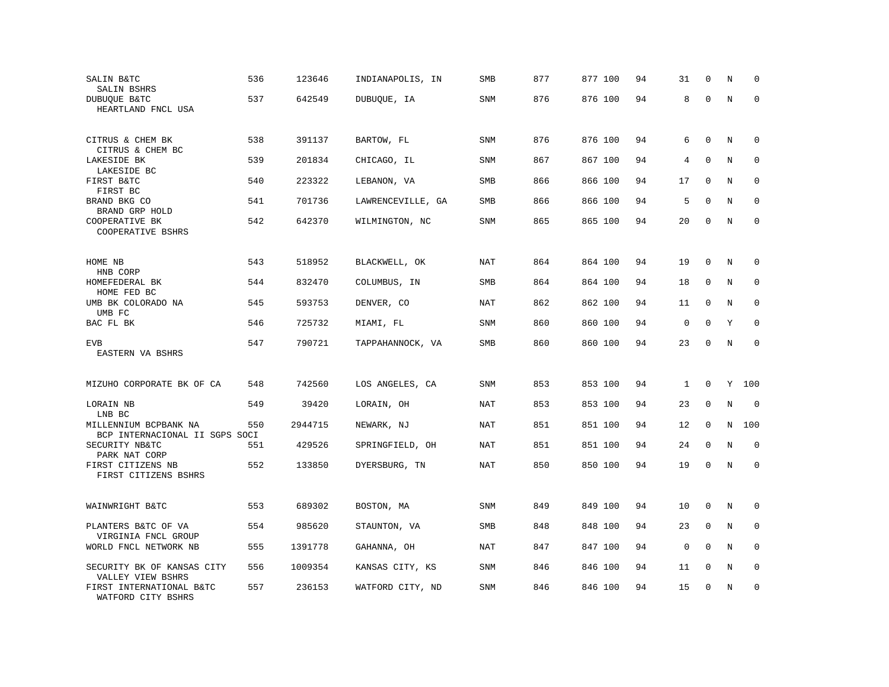| | | | | | | | | | | | | |
|---|---|---|---|---|---|---|---|---|---|---|---|---|
| SALIN B&TC<br>SALIN BSHRS | 536 | 123646 | INDIANAPOLIS, IN | SMB | 877 | 877 | 100 | 94 | 31 | 0 | N | 0 |
| DUBUQUE B&TC<br>HEARTLAND FNCL USA | 537 | 642549 | DUBUQUE, IA | SNM | 876 | 876 | 100 | 94 | 8 | 0 | N | 0 |
| CITRUS & CHEM BK<br>CITRUS & CHEM BC | 538 | 391137 | BARTOW, FL | SNM | 876 | 876 | 100 | 94 | 6 | 0 | N | 0 |
| LAKESIDE BK<br>LAKESIDE BC | 539 | 201834 | CHICAGO, IL | SNM | 867 | 867 | 100 | 94 | 4 | 0 | N | 0 |
| FIRST B&TC<br>FIRST BC | 540 | 223322 | LEBANON, VA | SMB | 866 | 866 | 100 | 94 | 17 | 0 | N | 0 |
| BRAND BKG CO<br>BRAND GRP HOLD | 541 | 701736 | LAWRENCEVILLE, GA | SMB | 866 | 866 | 100 | 94 | 5 | 0 | N | 0 |
| COOPERATIVE BK<br>COOPERATIVE BSHRS | 542 | 642370 | WILMINGTON, NC | SNM | 865 | 865 | 100 | 94 | 20 | 0 | N | 0 |
| HOME NB<br>HNB CORP | 543 | 518952 | BLACKWELL, OK | NAT | 864 | 864 | 100 | 94 | 19 | 0 | N | 0 |
| HOMEFEDERAL BK<br>HOME FED BC | 544 | 832470 | COLUMBUS, IN | SMB | 864 | 864 | 100 | 94 | 18 | 0 | N | 0 |
| UMB BK COLORADO NA<br>UMB FC | 545 | 593753 | DENVER, CO | NAT | 862 | 862 | 100 | 94 | 11 | 0 | N | 0 |
| BAC FL BK | 546 | 725732 | MIAMI, FL | SNM | 860 | 860 | 100 | 94 | 0 | 0 | Y | 0 |
| EVB<br>EASTERN VA BSHRS | 547 | 790721 | TAPPAHANNOCK, VA | SMB | 860 | 860 | 100 | 94 | 23 | 0 | N | 0 |
| MIZUHO CORPORATE BK OF CA | 548 | 742560 | LOS ANGELES, CA | SNM | 853 | 853 | 100 | 94 | 1 | 0 | Y | 100 |
| LORAIN NB<br>LNB BC | 549 | 39420 | LORAIN, OH | NAT | 853 | 853 | 100 | 94 | 23 | 0 | N | 0 |
| MILLENNIUM BCPBANK NA<br>BCP INTERNACIONAL II SGPS SOCI | 550 | 2944715 | NEWARK, NJ | NAT | 851 | 851 | 100 | 94 | 12 | 0 | N | 100 |
| SECURITY NB&TC<br>PARK NAT CORP | 551 | 429526 | SPRINGFIELD, OH | NAT | 851 | 851 | 100 | 94 | 24 | 0 | N | 0 |
| FIRST CITIZENS NB<br>FIRST CITIZENS BSHRS | 552 | 133850 | DYERSBURG, TN | NAT | 850 | 850 | 100 | 94 | 19 | 0 | N | 0 |
| WAINWRIGHT B&TC | 553 | 689302 | BOSTON, MA | SNM | 849 | 849 | 100 | 94 | 10 | 0 | N | 0 |
| PLANTERS B&TC OF VA<br>VIRGINIA FNCL GROUP | 554 | 985620 | STAUNTON, VA | SMB | 848 | 848 | 100 | 94 | 23 | 0 | N | 0 |
| WORLD FNCL NETWORK NB | 555 | 1391778 | GAHANNA, OH | NAT | 847 | 847 | 100 | 94 | 0 | 0 | N | 0 |
| SECURITY BK OF KANSAS CITY<br>VALLEY VIEW BSHRS | 556 | 1009354 | KANSAS CITY, KS | SNM | 846 | 846 | 100 | 94 | 11 | 0 | N | 0 |
| FIRST INTERNATIONAL B&TC<br>WATFORD CITY BSHRS | 557 | 236153 | WATFORD CITY, ND | SNM | 846 | 846 | 100 | 94 | 15 | 0 | N | 0 |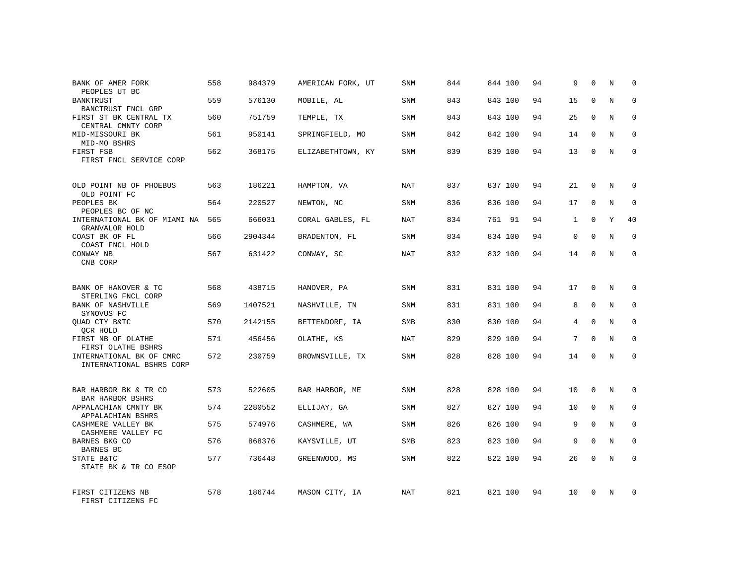| | | | | | | | | | | | | |
|---|---|---|---|---|---|---|---|---|---|---|---|---|
| BANK OF AMER FORK<br>PEOPLES UT BC | 558 | 984379 | AMERICAN FORK, UT | SNM | 844 | 844 | 100 | 94 | 9 | 0 | N | 0 |
| BANKTRUST<br>BANCTRUST FNCL GRP | 559 | 576130 | MOBILE, AL | SNM | 843 | 843 | 100 | 94 | 15 | 0 | N | 0 |
| FIRST ST BK CENTRAL TX<br>CENTRAL CMNTY CORP | 560 | 751759 | TEMPLE, TX | SNM | 843 | 843 | 100 | 94 | 25 | 0 | N | 0 |
| MID-MISSOURI BK<br>MID-MO BSHRS | 561 | 950141 | SPRINGFIELD, MO | SNM | 842 | 842 | 100 | 94 | 14 | 0 | N | 0 |
| FIRST FSB<br>FIRST FNCL SERVICE CORP | 562 | 368175 | ELIZABETHTOWN, KY | SNM | 839 | 839 | 100 | 94 | 13 | 0 | N | 0 |
| OLD POINT NB OF PHOEBUS<br>OLD POINT FC | 563 | 186221 | HAMPTON, VA | NAT | 837 | 837 | 100 | 94 | 21 | 0 | N | 0 |
| PEOPLES BK<br>PEOPLES BC OF NC | 564 | 220527 | NEWTON, NC | SNM | 836 | 836 | 100 | 94 | 17 | 0 | N | 0 |
| INTERNATIONAL BK OF MIAMI NA<br>GRANVALOR HOLD | 565 | 666031 | CORAL GABLES, FL | NAT | 834 | 761 | 91 | 94 | 1 | 0 | Y | 40 |
| COAST BK OF FL<br>COAST FNCL HOLD | 566 | 2904344 | BRADENTON, FL | SNM | 834 | 834 | 100 | 94 | 0 | 0 | N | 0 |
| CONWAY NB<br>CNB CORP | 567 | 631422 | CONWAY, SC | NAT | 832 | 832 | 100 | 94 | 14 | 0 | N | 0 |
| BANK OF HANOVER & TC<br>STERLING FNCL CORP | 568 | 438715 | HANOVER, PA | SNM | 831 | 831 | 100 | 94 | 17 | 0 | N | 0 |
| BANK OF NASHVILLE<br>SYNOVUS FC | 569 | 1407521 | NASHVILLE, TN | SNM | 831 | 831 | 100 | 94 | 8 | 0 | N | 0 |
| QUAD CTY B&TC<br>QCR HOLD | 570 | 2142155 | BETTENDORF, IA | SMB | 830 | 830 | 100 | 94 | 4 | 0 | N | 0 |
| FIRST NB OF OLATHE<br>FIRST OLATHE BSHRS | 571 | 456456 | OLATHE, KS | NAT | 829 | 829 | 100 | 94 | 7 | 0 | N | 0 |
| INTERNATIONAL BK OF CMRC<br>INTERNATIONAL BSHRS CORP | 572 | 230759 | BROWNSVILLE, TX | SNM | 828 | 828 | 100 | 94 | 14 | 0 | N | 0 |
| BAR HARBOR BK & TR CO<br>BAR HARBOR BSHRS | 573 | 522605 | BAR HARBOR, ME | SNM | 828 | 828 | 100 | 94 | 10 | 0 | N | 0 |
| APPALACHIAN CMNTY BK<br>APPALACHIAN BSHRS | 574 | 2280552 | ELLIJAY, GA | SNM | 827 | 827 | 100 | 94 | 10 | 0 | N | 0 |
| CASHMERE VALLEY BK<br>CASHMERE VALLEY FC | 575 | 574976 | CASHMERE, WA | SNM | 826 | 826 | 100 | 94 | 9 | 0 | N | 0 |
| BARNES BKG CO<br>BARNES BC | 576 | 868376 | KAYSVILLE, UT | SMB | 823 | 823 | 100 | 94 | 9 | 0 | N | 0 |
| STATE B&TC<br>STATE BK & TR CO ESOP | 577 | 736448 | GREENWOOD, MS | SNM | 822 | 822 | 100 | 94 | 26 | 0 | N | 0 |
| FIRST CITIZENS NB<br>FIRST CITIZENS FC | 578 | 186744 | MASON CITY, IA | NAT | 821 | 821 | 100 | 94 | 10 | 0 | N | 0 |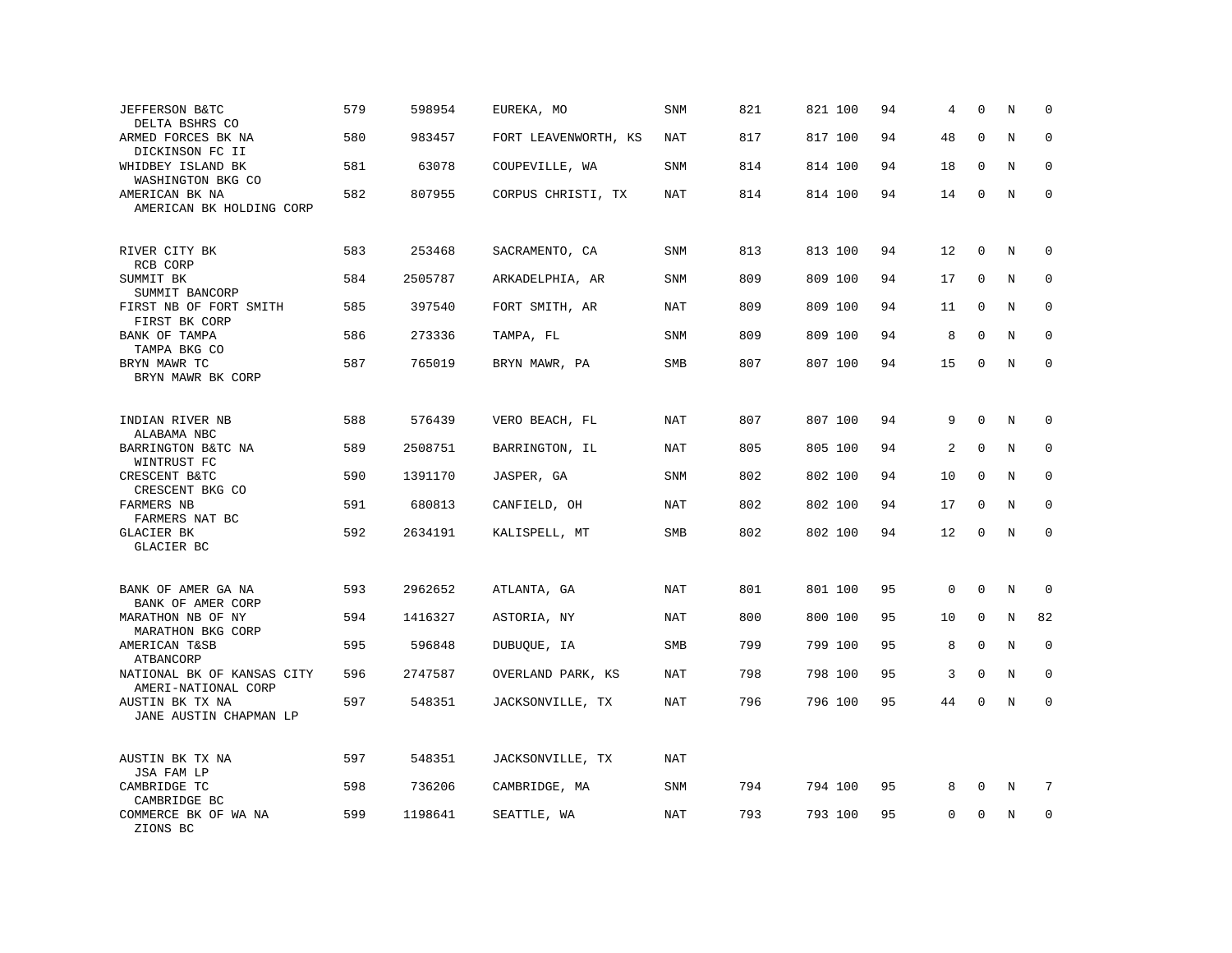| | | | | | | | | | | | | |
|---|---|---|---|---|---|---|---|---|---|---|---|---|
| JEFFERSON B&TC<br>DELTA BSHRS CO | 579 | 598954 | EUREKA, MO | SNM | 821 | 821 | 100 | 94 | 4 | 0 | N | 0 |
| ARMED FORCES BK NA<br>DICKINSON FC II | 580 | 983457 | FORT LEAVENWORTH, KS | NAT | 817 | 817 | 100 | 94 | 48 | 0 | N | 0 |
| WHIDBEY ISLAND BK<br>WASHINGTON BKG CO | 581 | 63078 | COUPEVILLE, WA | SNM | 814 | 814 | 100 | 94 | 18 | 0 | N | 0 |
| AMERICAN BK NA<br>AMERICAN BK HOLDING CORP | 582 | 807955 | CORPUS CHRISTI, TX | NAT | 814 | 814 | 100 | 94 | 14 | 0 | N | 0 |
| RIVER CITY BK<br>RCB CORP | 583 | 253468 | SACRAMENTO, CA | SNM | 813 | 813 | 100 | 94 | 12 | 0 | N | 0 |
| SUMMIT BK<br>SUMMIT BANCORP | 584 | 2505787 | ARKADELPHIA, AR | SNM | 809 | 809 | 100 | 94 | 17 | 0 | N | 0 |
| FIRST NB OF FORT SMITH<br>FIRST BK CORP | 585 | 397540 | FORT SMITH, AR | NAT | 809 | 809 | 100 | 94 | 11 | 0 | N | 0 |
| BANK OF TAMPA<br>TAMPA BKG CO | 586 | 273336 | TAMPA, FL | SNM | 809 | 809 | 100 | 94 | 8 | 0 | N | 0 |
| BRYN MAWR TC<br>BRYN MAWR BK CORP | 587 | 765019 | BRYN MAWR, PA | SMB | 807 | 807 | 100 | 94 | 15 | 0 | N | 0 |
| INDIAN RIVER NB<br>ALABAMA NBC | 588 | 576439 | VERO BEACH, FL | NAT | 807 | 807 | 100 | 94 | 9 | 0 | N | 0 |
| BARRINGTON B&TC NA<br>WINTRUST FC | 589 | 2508751 | BARRINGTON, IL | NAT | 805 | 805 | 100 | 94 | 2 | 0 | N | 0 |
| CRESCENT B&TC<br>CRESCENT BKG CO | 590 | 1391170 | JASPER, GA | SNM | 802 | 802 | 100 | 94 | 10 | 0 | N | 0 |
| FARMERS NB<br>FARMERS NAT BC | 591 | 680813 | CANFIELD, OH | NAT | 802 | 802 | 100 | 94 | 17 | 0 | N | 0 |
| GLACIER BK<br>GLACIER BC | 592 | 2634191 | KALISPELL, MT | SMB | 802 | 802 | 100 | 94 | 12 | 0 | N | 0 |
| BANK OF AMER GA NA<br>BANK OF AMER CORP | 593 | 2962652 | ATLANTA, GA | NAT | 801 | 801 | 100 | 95 | 0 | 0 | N | 0 |
| MARATHON NB OF NY<br>MARATHON BKG CORP | 594 | 1416327 | ASTORIA, NY | NAT | 800 | 800 | 100 | 95 | 10 | 0 | N | 82 |
| AMERICAN T&SB<br>ATBANCORP | 595 | 596848 | DUBUQUE, IA | SMB | 799 | 799 | 100 | 95 | 8 | 0 | N | 0 |
| NATIONAL BK OF KANSAS CITY<br>AMERI-NATIONAL CORP | 596 | 2747587 | OVERLAND PARK, KS | NAT | 798 | 798 | 100 | 95 | 3 | 0 | N | 0 |
| AUSTIN BK TX NA<br>JANE AUSTIN CHAPMAN LP | 597 | 548351 | JACKSONVILLE, TX | NAT | 796 | 796 | 100 | 95 | 44 | 0 | N | 0 |
| AUSTIN BK TX NA<br>JSA FAM LP | 597 | 548351 | JACKSONVILLE, TX | NAT | | | | | | | | |
| CAMBRIDGE TC<br>CAMBRIDGE BC | 598 | 736206 | CAMBRIDGE, MA | SNM | 794 | 794 | 100 | 95 | 8 | 0 | N | 7 |
| COMMERCE BK OF WA NA<br>ZIONS BC | 599 | 1198641 | SEATTLE, WA | NAT | 793 | 793 | 100 | 95 | 0 | 0 | N | 0 |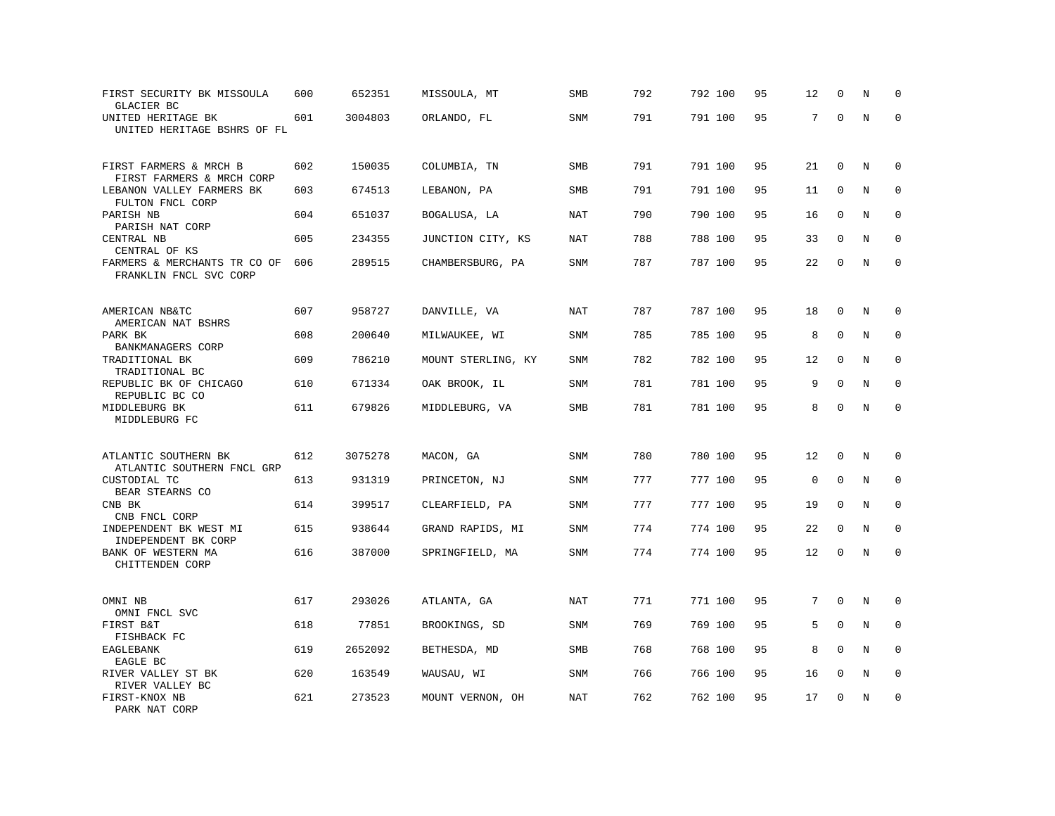| | | | | | | | | | | | | |
|---|---|---|---|---|---|---|---|---|---|---|---|---|
| FIRST SECURITY BK MISSOULA<br>GLACIER BC | 600 | 652351 | MISSOULA, MT | SMB | 792 | 792 | 100 | 95 | 12 | 0 | N | 0 |
| UNITED HERITAGE BK<br>UNITED HERITAGE BSHRS OF FL | 601 | 3004803 | ORLANDO, FL | SNM | 791 | 791 | 100 | 95 | 7 | 0 | N | 0 |
| FIRST FARMERS & MRCH B<br>FIRST FARMERS & MRCH CORP | 602 | 150035 | COLUMBIA, TN | SMB | 791 | 791 | 100 | 95 | 21 | 0 | N | 0 |
| LEBANON VALLEY FARMERS BK<br>FULTON FNCL CORP | 603 | 674513 | LEBANON, PA | SMB | 791 | 791 | 100 | 95 | 11 | 0 | N | 0 |
| PARISH NB<br>PARISH NAT CORP | 604 | 651037 | BOGALUSA, LA | NAT | 790 | 790 | 100 | 95 | 16 | 0 | N | 0 |
| CENTRAL NB<br>CENTRAL OF KS | 605 | 234355 | JUNCTION CITY, KS | NAT | 788 | 788 | 100 | 95 | 33 | 0 | N | 0 |
| FARMERS & MERCHANTS TR CO OF<br>FRANKLIN FNCL SVC CORP | 606 | 289515 | CHAMBERSBURG, PA | SNM | 787 | 787 | 100 | 95 | 22 | 0 | N | 0 |
| AMERICAN NB&TC<br>AMERICAN NAT BSHRS | 607 | 958727 | DANVILLE, VA | NAT | 787 | 787 | 100 | 95 | 18 | 0 | N | 0 |
| PARK BK<br>BANKMANAGERS CORP | 608 | 200640 | MILWAUKEE, WI | SNM | 785 | 785 | 100 | 95 | 8 | 0 | N | 0 |
| TRADITIONAL BK<br>TRADITIONAL BC | 609 | 786210 | MOUNT STERLING, KY | SNM | 782 | 782 | 100 | 95 | 12 | 0 | N | 0 |
| REPUBLIC BK OF CHICAGO<br>REPUBLIC BC CO | 610 | 671334 | OAK BROOK, IL | SNM | 781 | 781 | 100 | 95 | 9 | 0 | N | 0 |
| MIDDLEBURG BK<br>MIDDLEBURG FC | 611 | 679826 | MIDDLEBURG, VA | SMB | 781 | 781 | 100 | 95 | 8 | 0 | N | 0 |
| ATLANTIC SOUTHERN BK<br>ATLANTIC SOUTHERN FNCL GRP | 612 | 3075278 | MACON, GA | SNM | 780 | 780 | 100 | 95 | 12 | 0 | N | 0 |
| CUSTODIAL TC<br>BEAR STEARNS CO | 613 | 931319 | PRINCETON, NJ | SNM | 777 | 777 | 100 | 95 | 0 | 0 | N | 0 |
| CNB BK<br>CNB FNCL CORP | 614 | 399517 | CLEARFIELD, PA | SNM | 777 | 777 | 100 | 95 | 19 | 0 | N | 0 |
| INDEPENDENT BK WEST MI<br>INDEPENDENT BK CORP | 615 | 938644 | GRAND RAPIDS, MI | SNM | 774 | 774 | 100 | 95 | 22 | 0 | N | 0 |
| BANK OF WESTERN MA<br>CHITTENDEN CORP | 616 | 387000 | SPRINGFIELD, MA | SNM | 774 | 774 | 100 | 95 | 12 | 0 | N | 0 |
| OMNI NB<br>OMNI FNCL SVC | 617 | 293026 | ATLANTA, GA | NAT | 771 | 771 | 100 | 95 | 7 | 0 | N | 0 |
| FIRST B&T<br>FISHBACK FC | 618 | 77851 | BROOKINGS, SD | SNM | 769 | 769 | 100 | 95 | 5 | 0 | N | 0 |
| EAGLEBANK<br>EAGLE BC | 619 | 2652092 | BETHESDA, MD | SMB | 768 | 768 | 100 | 95 | 8 | 0 | N | 0 |
| RIVER VALLEY ST BK<br>RIVER VALLEY BC | 620 | 163549 | WAUSAU, WI | SNM | 766 | 766 | 100 | 95 | 16 | 0 | N | 0 |
| FIRST-KNOX NB<br>PARK NAT CORP | 621 | 273523 | MOUNT VERNON, OH | NAT | 762 | 762 | 100 | 95 | 17 | 0 | N | 0 |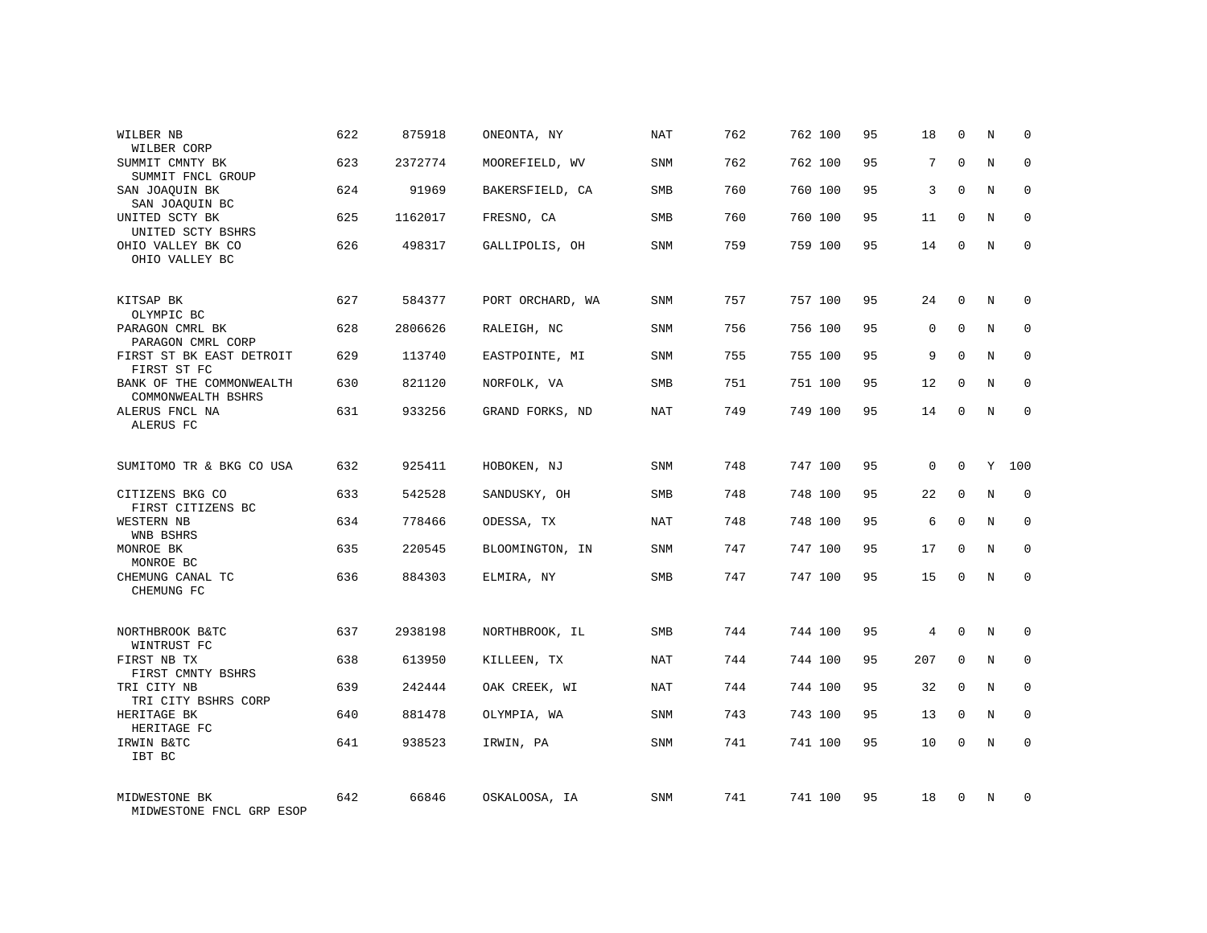| | | | | | | | | | | | | |
|---|---|---|---|---|---|---|---|---|---|---|---|---|
| WILBER NB<br>WILBER CORP | 622 | 875918 | ONEONTA, NY | NAT | 762 | 762 | 100 | 95 | 18 | 0 | N | 0 |
| SUMMIT CMNTY BK<br>SUMMIT FNCL GROUP | 623 | 2372774 | MOOREFIELD, WV | SNM | 762 | 762 | 100 | 95 | 7 | 0 | N | 0 |
| SAN JOAQUIN BK<br>SAN JOAQUIN BC | 624 | 91969 | BAKERSFIELD, CA | SMB | 760 | 760 | 100 | 95 | 3 | 0 | N | 0 |
| UNITED SCTY BK<br>UNITED SCTY BSHRS | 625 | 1162017 | FRESNO, CA | SMB | 760 | 760 | 100 | 95 | 11 | 0 | N | 0 |
| OHIO VALLEY BK CO<br>OHIO VALLEY BC | 626 | 498317 | GALLIPOLIS, OH | SNM | 759 | 759 | 100 | 95 | 14 | 0 | N | 0 |
| KITSAP BK<br>OLYMPIC BC | 627 | 584377 | PORT ORCHARD, WA | SNM | 757 | 757 | 100 | 95 | 24 | 0 | N | 0 |
| PARAGON CMRL BK<br>PARAGON CMRL CORP | 628 | 2806626 | RALEIGH, NC | SNM | 756 | 756 | 100 | 95 | 0 | 0 | N | 0 |
| FIRST ST BK EAST DETROIT<br>FIRST ST FC | 629 | 113740 | EASTPOINTE, MI | SNM | 755 | 755 | 100 | 95 | 9 | 0 | N | 0 |
| BANK OF THE COMMONWEALTH<br>COMMONWEALTH BSHRS | 630 | 821120 | NORFOLK, VA | SMB | 751 | 751 | 100 | 95 | 12 | 0 | N | 0 |
| ALERUS FNCL NA<br>ALERUS FC | 631 | 933256 | GRAND FORKS, ND | NAT | 749 | 749 | 100 | 95 | 14 | 0 | N | 0 |
| SUMITOMO TR & BKG CO USA | 632 | 925411 | HOBOKEN, NJ | SNM | 748 | 747 | 100 | 95 | 0 | 0 | Y | 100 |
| CITIZENS BKG CO<br>FIRST CITIZENS BC | 633 | 542528 | SANDUSKY, OH | SMB | 748 | 748 | 100 | 95 | 22 | 0 | N | 0 |
| WESTERN NB<br>WNB BSHRS | 634 | 778466 | ODESSA, TX | NAT | 748 | 748 | 100 | 95 | 6 | 0 | N | 0 |
| MONROE BK<br>MONROE BC | 635 | 220545 | BLOOMINGTON, IN | SNM | 747 | 747 | 100 | 95 | 17 | 0 | N | 0 |
| CHEMUNG CANAL TC<br>CHEMUNG FC | 636 | 884303 | ELMIRA, NY | SMB | 747 | 747 | 100 | 95 | 15 | 0 | N | 0 |
| NORTHBROOK B&TC<br>WINTRUST FC | 637 | 2938198 | NORTHBROOK, IL | SMB | 744 | 744 | 100 | 95 | 4 | 0 | N | 0 |
| FIRST NB TX<br>FIRST CMNTY BSHRS | 638 | 613950 | KILLEEN, TX | NAT | 744 | 744 | 100 | 95 | 207 | 0 | N | 0 |
| TRI CITY NB<br>TRI CITY BSHRS CORP | 639 | 242444 | OAK CREEK, WI | NAT | 744 | 744 | 100 | 95 | 32 | 0 | N | 0 |
| HERITAGE BK<br>HERITAGE FC | 640 | 881478 | OLYMPIA, WA | SNM | 743 | 743 | 100 | 95 | 13 | 0 | N | 0 |
| IRWIN B&TC<br>IBT BC | 641 | 938523 | IRWIN, PA | SNM | 741 | 741 | 100 | 95 | 10 | 0 | N | 0 |
| MIDWESTONE BK<br>MIDWESTONE FNCL GRP ESOP | 642 | 66846 | OSKALOOSA, IA | SNM | 741 | 741 | 100 | 95 | 18 | 0 | N | 0 |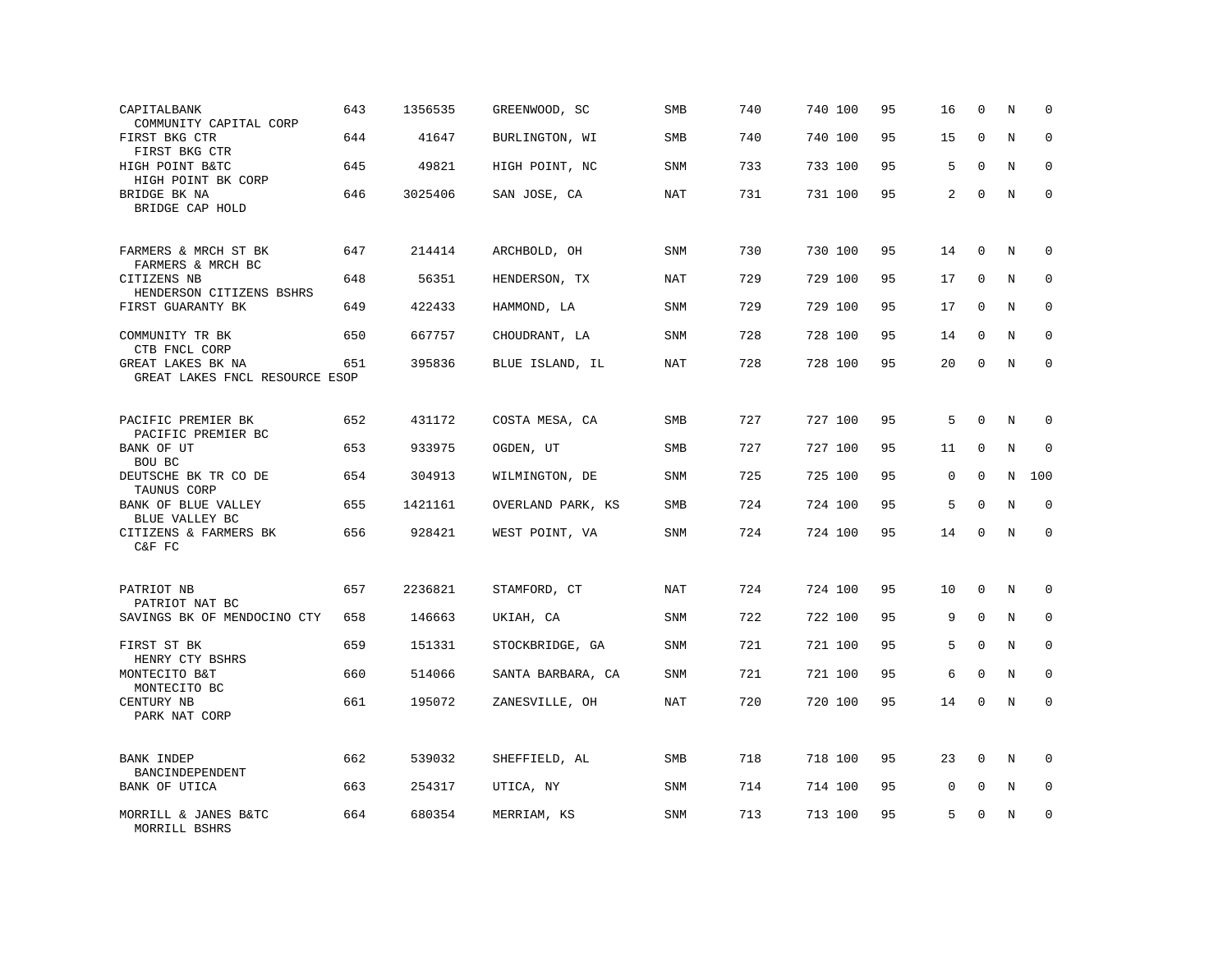| | | | | | | | | | | | | |
|---|---|---|---|---|---|---|---|---|---|---|---|---|
| CAPITALBANK<br>COMMUNITY CAPITAL CORP | 643 | 1356535 | GREENWOOD, SC | SMB | 740 | 740 | 100 | 95 | 16 | 0 | N | 0 |
| FIRST BKG CTR<br>FIRST BKG CTR | 644 | 41647 | BURLINGTON, WI | SMB | 740 | 740 | 100 | 95 | 15 | 0 | N | 0 |
| HIGH POINT B&TC<br>HIGH POINT BK CORP | 645 | 49821 | HIGH POINT, NC | SNM | 733 | 733 | 100 | 95 | 5 | 0 | N | 0 |
| BRIDGE BK NA<br>BRIDGE CAP HOLD | 646 | 3025406 | SAN JOSE, CA | NAT | 731 | 731 | 100 | 95 | 2 | 0 | N | 0 |
| FARMERS & MRCH ST BK<br>FARMERS & MRCH BC | 647 | 214414 | ARCHBOLD, OH | SNM | 730 | 730 | 100 | 95 | 14 | 0 | N | 0 |
| CITIZENS NB<br>HENDERSON CITIZENS BSHRS | 648 | 56351 | HENDERSON, TX | NAT | 729 | 729 | 100 | 95 | 17 | 0 | N | 0 |
| FIRST GUARANTY BK | 649 | 422433 | HAMMOND, LA | SNM | 729 | 729 | 100 | 95 | 17 | 0 | N | 0 |
| COMMUNITY TR BK<br>CTB FNCL CORP | 650 | 667757 | CHOUDRANT, LA | SNM | 728 | 728 | 100 | 95 | 14 | 0 | N | 0 |
| GREAT LAKES BK NA<br>GREAT LAKES FNCL RESOURCE ESOP | 651 | 395836 | BLUE ISLAND, IL | NAT | 728 | 728 | 100 | 95 | 20 | 0 | N | 0 |
| PACIFIC PREMIER BK<br>PACIFIC PREMIER BC | 652 | 431172 | COSTA MESA, CA | SMB | 727 | 727 | 100 | 95 | 5 | 0 | N | 0 |
| BANK OF UT<br>BOU BC | 653 | 933975 | OGDEN, UT | SMB | 727 | 727 | 100 | 95 | 11 | 0 | N | 0 |
| DEUTSCHE BK TR CO DE<br>TAUNUS CORP | 654 | 304913 | WILMINGTON, DE | SNM | 725 | 725 | 100 | 95 | 0 | 0 | N | 100 |
| BANK OF BLUE VALLEY<br>BLUE VALLEY BC | 655 | 1421161 | OVERLAND PARK, KS | SMB | 724 | 724 | 100 | 95 | 5 | 0 | N | 0 |
| CITIZENS & FARMERS BK<br>C&F FC | 656 | 928421 | WEST POINT, VA | SNM | 724 | 724 | 100 | 95 | 14 | 0 | N | 0 |
| PATRIOT NB<br>PATRIOT NAT BC | 657 | 2236821 | STAMFORD, CT | NAT | 724 | 724 | 100 | 95 | 10 | 0 | N | 0 |
| SAVINGS BK OF MENDOCINO CTY | 658 | 146663 | UKIAH, CA | SNM | 722 | 722 | 100 | 95 | 9 | 0 | N | 0 |
| FIRST ST BK<br>HENRY CTY BSHRS | 659 | 151331 | STOCKBRIDGE, GA | SNM | 721 | 721 | 100 | 95 | 5 | 0 | N | 0 |
| MONTECITO B&T<br>MONTECITO BC | 660 | 514066 | SANTA BARBARA, CA | SNM | 721 | 721 | 100 | 95 | 6 | 0 | N | 0 |
| CENTURY NB<br>PARK NAT CORP | 661 | 195072 | ZANESVILLE, OH | NAT | 720 | 720 | 100 | 95 | 14 | 0 | N | 0 |
| BANK INDEP<br>BANCINDEPENDENT | 662 | 539032 | SHEFFIELD, AL | SMB | 718 | 718 | 100 | 95 | 23 | 0 | N | 0 |
| BANK OF UTICA | 663 | 254317 | UTICA, NY | SNM | 714 | 714 | 100 | 95 | 0 | 0 | N | 0 |
| MORRILL & JANES B&TC<br>MORRILL BSHRS | 664 | 680354 | MERRIAM, KS | SNM | 713 | 713 | 100 | 95 | 5 | 0 | N | 0 |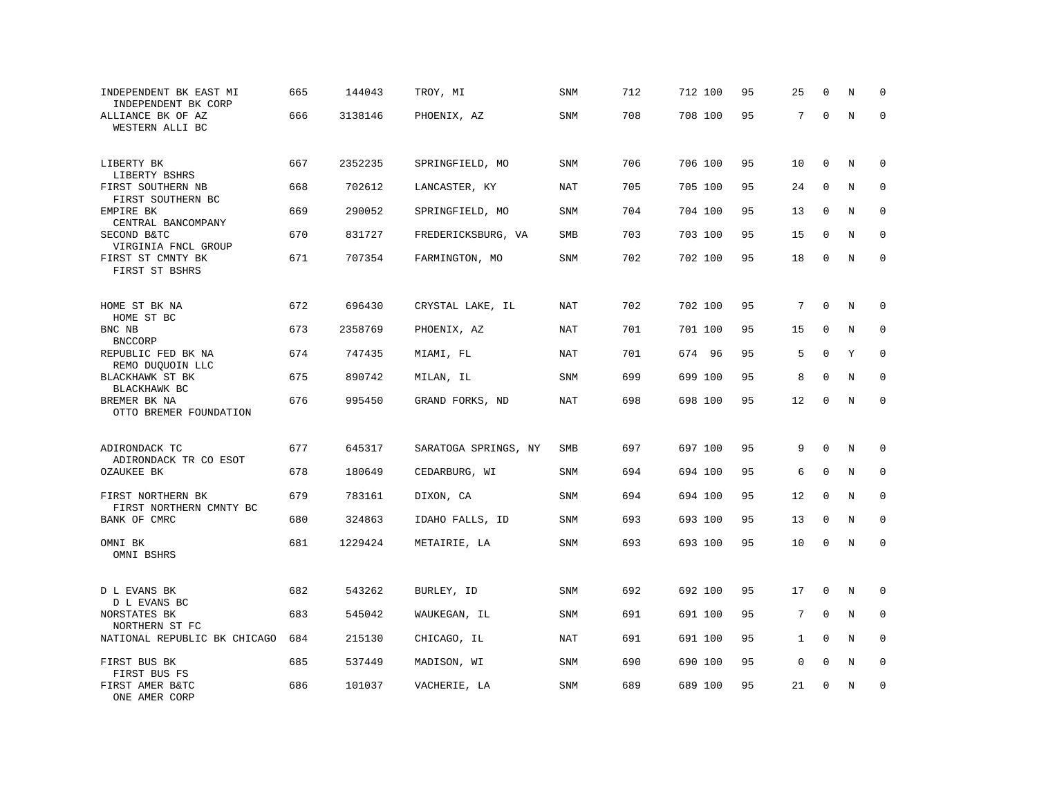| | | | | | | | | | | | | |
|---|---|---|---|---|---|---|---|---|---|---|---|---|
| INDEPENDENT BK EAST MI<br>INDEPENDENT BK CORP | 665 | 144043 | TROY, MI | SNM | 712 | 712 | 100 | 95 | 25 | 0 | N | 0 |
| ALLIANCE BK OF AZ<br>WESTERN ALLI BC | 666 | 3138146 | PHOENIX, AZ | SNM | 708 | 708 | 100 | 95 | 7 | 0 | N | 0 |
| LIBERTY BK<br>LIBERTY BSHRS | 667 | 2352235 | SPRINGFIELD, MO | SNM | 706 | 706 | 100 | 95 | 10 | 0 | N | 0 |
| FIRST SOUTHERN NB<br>FIRST SOUTHERN BC | 668 | 702612 | LANCASTER, KY | NAT | 705 | 705 | 100 | 95 | 24 | 0 | N | 0 |
| EMPIRE BK<br>CENTRAL BANCOMPANY | 669 | 290052 | SPRINGFIELD, MO | SNM | 704 | 704 | 100 | 95 | 13 | 0 | N | 0 |
| SECOND B&TC<br>VIRGINIA FNCL GROUP | 670 | 831727 | FREDERICKSBURG, VA | SMB | 703 | 703 | 100 | 95 | 15 | 0 | N | 0 |
| FIRST ST CMNTY BK<br>FIRST ST BSHRS | 671 | 707354 | FARMINGTON, MO | SNM | 702 | 702 | 100 | 95 | 18 | 0 | N | 0 |
| HOME ST BK NA<br>HOME ST BC | 672 | 696430 | CRYSTAL LAKE, IL | NAT | 702 | 702 | 100 | 95 | 7 | 0 | N | 0 |
| BNC NB<br>BNCCORP | 673 | 2358769 | PHOENIX, AZ | NAT | 701 | 701 | 100 | 95 | 15 | 0 | N | 0 |
| REPUBLIC FED BK NA<br>REMO DUQUOIN LLC | 674 | 747435 | MIAMI, FL | NAT | 701 | 674 | 96 | 95 | 5 | 0 | Y | 0 |
| BLACKHAWK ST BK<br>BLACKHAWK BC | 675 | 890742 | MILAN, IL | SNM | 699 | 699 | 100 | 95 | 8 | 0 | N | 0 |
| BREMER BK NA<br>OTTO BREMER FOUNDATION | 676 | 995450 | GRAND FORKS, ND | NAT | 698 | 698 | 100 | 95 | 12 | 0 | N | 0 |
| ADIRONDACK TC<br>ADIRONDACK TR CO ESOT | 677 | 645317 | SARATOGA SPRINGS, NY | SMB | 697 | 697 | 100 | 95 | 9 | 0 | N | 0 |
| OZAUKEE BK | 678 | 180649 | CEDARBURG, WI | SNM | 694 | 694 | 100 | 95 | 6 | 0 | N | 0 |
| FIRST NORTHERN BK<br>FIRST NORTHERN CMNTY BC | 679 | 783161 | DIXON, CA | SNM | 694 | 694 | 100 | 95 | 12 | 0 | N | 0 |
| BANK OF CMRC | 680 | 324863 | IDAHO FALLS, ID | SNM | 693 | 693 | 100 | 95 | 13 | 0 | N | 0 |
| OMNI BK<br>OMNI BSHRS | 681 | 1229424 | METAIRIE, LA | SNM | 693 | 693 | 100 | 95 | 10 | 0 | N | 0 |
| D L EVANS BK<br>D L EVANS BC | 682 | 543262 | BURLEY, ID | SNM | 692 | 692 | 100 | 95 | 17 | 0 | N | 0 |
| NORSTATES BK<br>NORTHERN ST FC | 683 | 545042 | WAUKEGAN, IL | SNM | 691 | 691 | 100 | 95 | 7 | 0 | N | 0 |
| NATIONAL REPUBLIC BK CHICAGO | 684 | 215130 | CHICAGO, IL | NAT | 691 | 691 | 100 | 95 | 1 | 0 | N | 0 |
| FIRST BUS BK<br>FIRST BUS FS | 685 | 537449 | MADISON, WI | SNM | 690 | 690 | 100 | 95 | 0 | 0 | N | 0 |
| FIRST AMER B&TC<br>ONE AMER CORP | 686 | 101037 | VACHERIE, LA | SNM | 689 | 689 | 100 | 95 | 21 | 0 | N | 0 |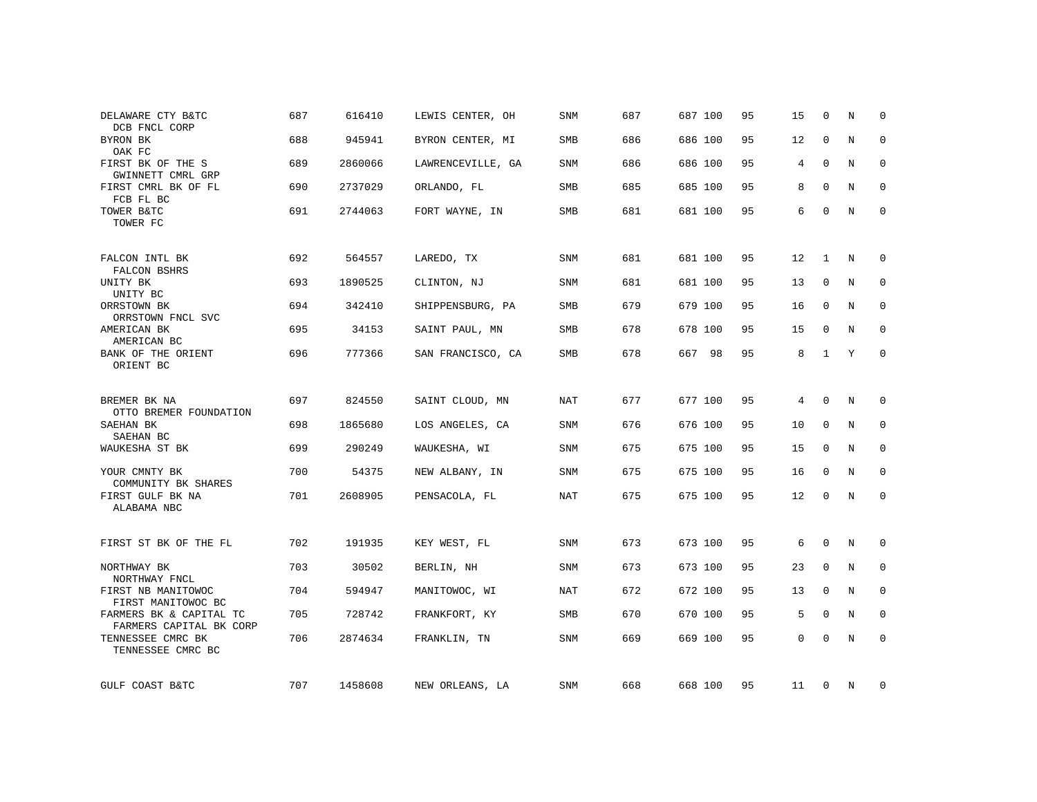| | | | | | | | | | | | | |
|---|---|---|---|---|---|---|---|---|---|---|---|---|
| DELAWARE CTY B&TC<br>DCB FNCL CORP | 687 | 616410 | LEWIS CENTER, OH | SNM | 687 | 687 | 100 | 95 | 15 | 0 | N | 0 |
| BYRON BK<br>OAK FC | 688 | 945941 | BYRON CENTER, MI | SMB | 686 | 686 | 100 | 95 | 12 | 0 | N | 0 |
| FIRST BK OF THE S<br>GWINNETT CMRL GRP | 689 | 2860066 | LAWRENCEVILLE, GA | SNM | 686 | 686 | 100 | 95 | 4 | 0 | N | 0 |
| FIRST CMRL BK OF FL<br>FCB FL BC | 690 | 2737029 | ORLANDO, FL | SMB | 685 | 685 | 100 | 95 | 8 | 0 | N | 0 |
| TOWER B&TC<br>TOWER FC | 691 | 2744063 | FORT WAYNE, IN | SMB | 681 | 681 | 100 | 95 | 6 | 0 | N | 0 |
| FALCON INTL BK<br>FALCON BSHRS | 692 | 564557 | LAREDO, TX | SNM | 681 | 681 | 100 | 95 | 12 | 1 | N | 0 |
| UNITY BK<br>UNITY BC | 693 | 1890525 | CLINTON, NJ | SNM | 681 | 681 | 100 | 95 | 13 | 0 | N | 0 |
| ORRSTOWN BK<br>ORRSTOWN FNCL SVC | 694 | 342410 | SHIPPENSBURG, PA | SMB | 679 | 679 | 100 | 95 | 16 | 0 | N | 0 |
| AMERICAN BK<br>AMERICAN BC | 695 | 34153 | SAINT PAUL, MN | SMB | 678 | 678 | 100 | 95 | 15 | 0 | N | 0 |
| BANK OF THE ORIENT<br>ORIENT BC | 696 | 777366 | SAN FRANCISCO, CA | SMB | 678 | 667 | 98 | 95 | 8 | 1 | Y | 0 |
| BREMER BK NA<br>OTTO BREMER FOUNDATION | 697 | 824550 | SAINT CLOUD, MN | NAT | 677 | 677 | 100 | 95 | 4 | 0 | N | 0 |
| SAEHAN BK<br>SAEHAN BC | 698 | 1865680 | LOS ANGELES, CA | SNM | 676 | 676 | 100 | 95 | 10 | 0 | N | 0 |
| WAUKESHA ST BK | 699 | 290249 | WAUKESHA, WI | SNM | 675 | 675 | 100 | 95 | 15 | 0 | N | 0 |
| YOUR CMNTY BK<br>COMMUNITY BK SHARES | 700 | 54375 | NEW ALBANY, IN | SNM | 675 | 675 | 100 | 95 | 16 | 0 | N | 0 |
| FIRST GULF BK NA<br>ALABAMA NBC | 701 | 2608905 | PENSACOLA, FL | NAT | 675 | 675 | 100 | 95 | 12 | 0 | N | 0 |
| FIRST ST BK OF THE FL | 702 | 191935 | KEY WEST, FL | SNM | 673 | 673 | 100 | 95 | 6 | 0 | N | 0 |
| NORTHWAY BK<br>NORTHWAY FNCL | 703 | 30502 | BERLIN, NH | SNM | 673 | 673 | 100 | 95 | 23 | 0 | N | 0 |
| FIRST NB MANITOWOC<br>FIRST MANITOWOC BC | 704 | 594947 | MANITOWOC, WI | NAT | 672 | 672 | 100 | 95 | 13 | 0 | N | 0 |
| FARMERS BK & CAPITAL TC<br>FARMERS CAPITAL BK CORP | 705 | 728742 | FRANKFORT, KY | SMB | 670 | 670 | 100 | 95 | 5 | 0 | N | 0 |
| TENNESSEE CMRC BK<br>TENNESSEE CMRC BC | 706 | 2874634 | FRANKLIN, TN | SNM | 669 | 669 | 100 | 95 | 0 | 0 | N | 0 |
| GULF COAST B&TC | 707 | 1458608 | NEW ORLEANS, LA | SNM | 668 | 668 | 100 | 95 | 11 | 0 | N | 0 |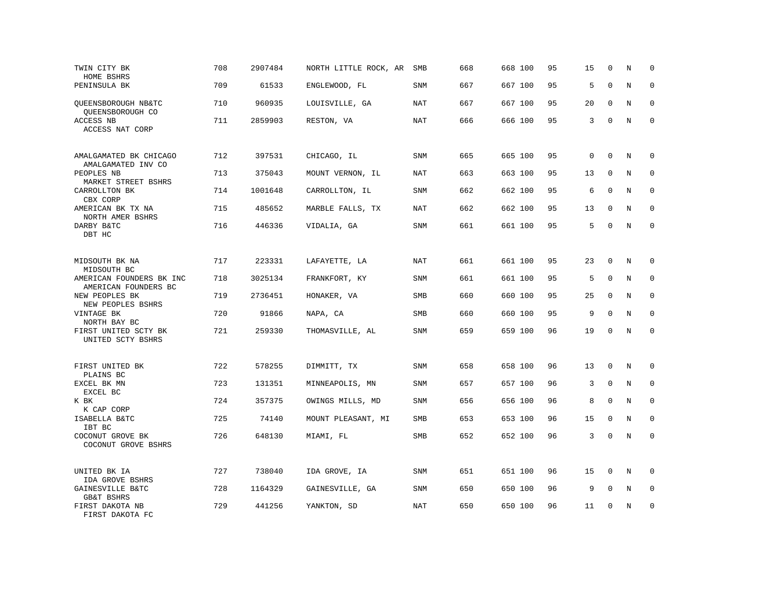| | | | | | | | | | | | | |
|---|---|---|---|---|---|---|---|---|---|---|---|---|
| TWIN CITY BK<br>HOME BSHRS | 708 | 2907484 | NORTH LITTLE ROCK, AR | SMB | 668 | 668 | 100 | 95 | 15 | 0 | N | 0 |
| PENINSULA BK | 709 | 61533 | ENGLEWOOD, FL | SNM | 667 | 667 | 100 | 95 | 5 | 0 | N | 0 |
| QUEENSBOROUGH NB&TC<br>QUEENSBOROUGH CO | 710 | 960935 | LOUISVILLE, GA | NAT | 667 | 667 | 100 | 95 | 20 | 0 | N | 0 |
| ACCESS NB<br>ACCESS NAT CORP | 711 | 2859903 | RESTON, VA | NAT | 666 | 666 | 100 | 95 | 3 | 0 | N | 0 |
| AMALGAMATED BK CHICAGO<br>AMALGAMATED INV CO | 712 | 397531 | CHICAGO, IL | SNM | 665 | 665 | 100 | 95 | 0 | 0 | N | 0 |
| PEOPLES NB<br>MARKET STREET BSHRS | 713 | 375043 | MOUNT VERNON, IL | NAT | 663 | 663 | 100 | 95 | 13 | 0 | N | 0 |
| CARROLLTON BK<br>CBX CORP | 714 | 1001648 | CARROLLTON, IL | SNM | 662 | 662 | 100 | 95 | 6 | 0 | N | 0 |
| AMERICAN BK TX NA<br>NORTH AMER BSHRS | 715 | 485652 | MARBLE FALLS, TX | NAT | 662 | 662 | 100 | 95 | 13 | 0 | N | 0 |
| DARBY B&TC<br>DBT HC | 716 | 446336 | VIDALIA, GA | SNM | 661 | 661 | 100 | 95 | 5 | 0 | N | 0 |
| MIDSOUTH BK NA<br>MIDSOUTH BC | 717 | 223331 | LAFAYETTE, LA | NAT | 661 | 661 | 100 | 95 | 23 | 0 | N | 0 |
| AMERICAN FOUNDERS BK INC<br>AMERICAN FOUNDERS BC | 718 | 3025134 | FRANKFORT, KY | SNM | 661 | 661 | 100 | 95 | 5 | 0 | N | 0 |
| NEW PEOPLES BK<br>NEW PEOPLES BSHRS | 719 | 2736451 | HONAKER, VA | SMB | 660 | 660 | 100 | 95 | 25 | 0 | N | 0 |
| VINTAGE BK<br>NORTH BAY BC | 720 | 91866 | NAPA, CA | SMB | 660 | 660 | 100 | 95 | 9 | 0 | N | 0 |
| FIRST UNITED SCTY BK<br>UNITED SCTY BSHRS | 721 | 259330 | THOMASVILLE, AL | SNM | 659 | 659 | 100 | 96 | 19 | 0 | N | 0 |
| FIRST UNITED BK<br>PLAINS BC | 722 | 578255 | DIMMITT, TX | SNM | 658 | 658 | 100 | 96 | 13 | 0 | N | 0 |
| EXCEL BK MN<br>EXCEL BC | 723 | 131351 | MINNEAPOLIS, MN | SNM | 657 | 657 | 100 | 96 | 3 | 0 | N | 0 |
| K BK<br>K CAP CORP | 724 | 357375 | OWINGS MILLS, MD | SNM | 656 | 656 | 100 | 96 | 8 | 0 | N | 0 |
| ISABELLA B&TC<br>IBT BC | 725 | 74140 | MOUNT PLEASANT, MI | SMB | 653 | 653 | 100 | 96 | 15 | 0 | N | 0 |
| COCONUT GROVE BK<br>COCONUT GROVE BSHRS | 726 | 648130 | MIAMI, FL | SMB | 652 | 652 | 100 | 96 | 3 | 0 | N | 0 |
| UNITED BK IA<br>IDA GROVE BSHRS | 727 | 738040 | IDA GROVE, IA | SNM | 651 | 651 | 100 | 96 | 15 | 0 | N | 0 |
| GAINESVILLE B&TC<br>GB&T BSHRS | 728 | 1164329 | GAINESVILLE, GA | SNM | 650 | 650 | 100 | 96 | 9 | 0 | N | 0 |
| FIRST DAKOTA NB<br>FIRST DAKOTA FC | 729 | 441256 | YANKTON, SD | NAT | 650 | 650 | 100 | 96 | 11 | 0 | N | 0 |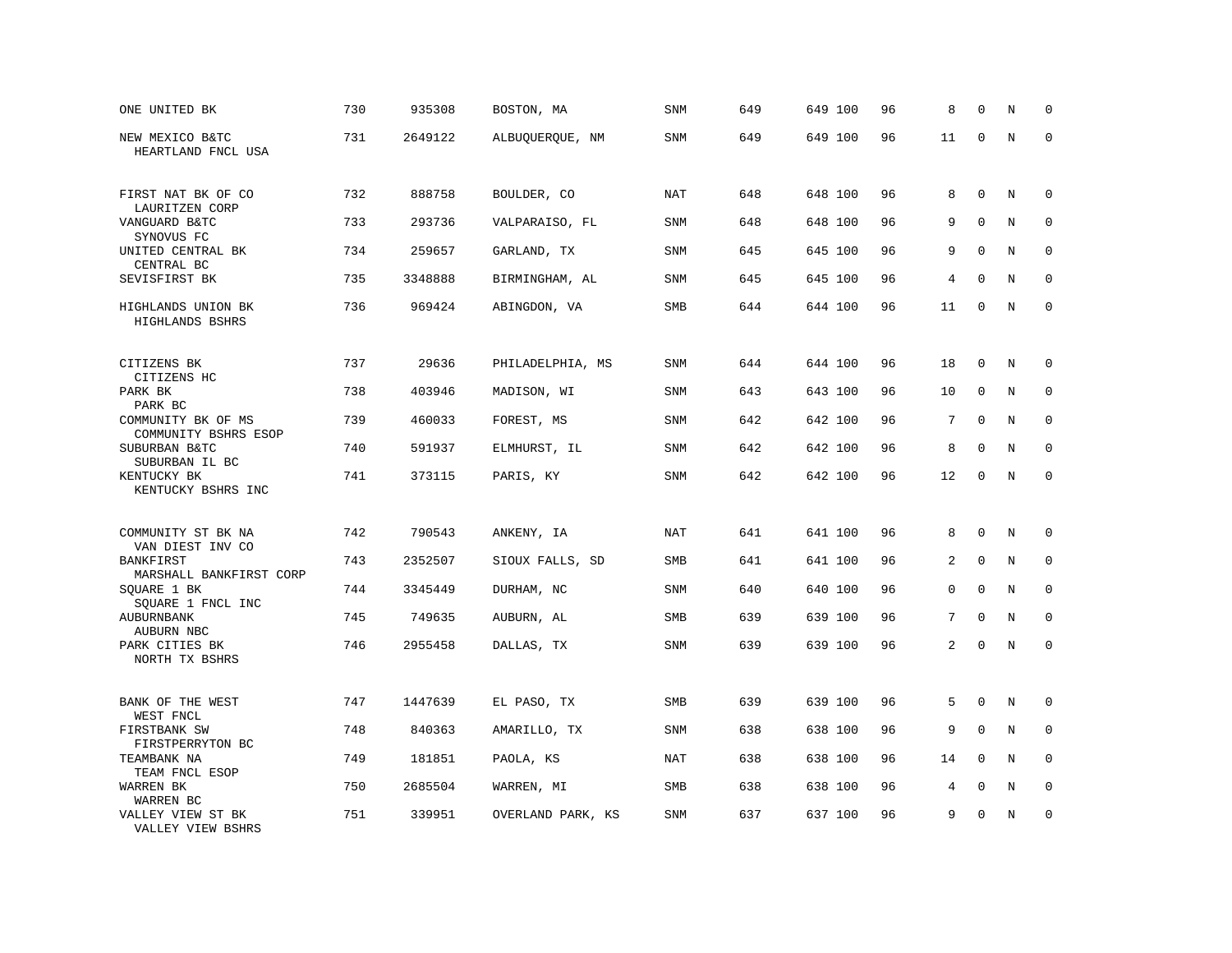| | | | | | | | | | | | |
|---|---|---|---|---|---|---|---|---|---|---|---|
| ONE UNITED BK | 730 | 935308 | BOSTON, MA | SNM | 649 | 649 100 | 96 | 8 | 0 | N | 0 |
| NEW MEXICO B&TC<br>HEARTLAND FNCL USA | 731 | 2649122 | ALBUQUERQUE, NM | SNM | 649 | 649 100 | 96 | 11 | 0 | N | 0 |
| FIRST NAT BK OF CO<br>LAURITZEN CORP | 732 | 888758 | BOULDER, CO | NAT | 648 | 648 100 | 96 | 8 | 0 | N | 0 |
| VANGUARD B&TC<br>SYNOVUS FC | 733 | 293736 | VALPARAISO, FL | SNM | 648 | 648 100 | 96 | 9 | 0 | N | 0 |
| UNITED CENTRAL BK<br>CENTRAL BC | 734 | 259657 | GARLAND, TX | SNM | 645 | 645 100 | 96 | 9 | 0 | N | 0 |
| SEVISFIRST BK | 735 | 3348888 | BIRMINGHAM, AL | SNM | 645 | 645 100 | 96 | 4 | 0 | N | 0 |
| HIGHLANDS UNION BK<br>HIGHLANDS BSHRS | 736 | 969424 | ABINGDON, VA | SMB | 644 | 644 100 | 96 | 11 | 0 | N | 0 |
| CITIZENS BK<br>CITIZENS HC | 737 | 29636 | PHILADELPHIA, MS | SNM | 644 | 644 100 | 96 | 18 | 0 | N | 0 |
| PARK BK<br>PARK BC | 738 | 403946 | MADISON, WI | SNM | 643 | 643 100 | 96 | 10 | 0 | N | 0 |
| COMMUNITY BK OF MS<br>COMMUNITY BSHRS ESOP | 739 | 460033 | FOREST, MS | SNM | 642 | 642 100 | 96 | 7 | 0 | N | 0 |
| SUBURBAN B&TC<br>SUBURBAN IL BC | 740 | 591937 | ELMHURST, IL | SNM | 642 | 642 100 | 96 | 8 | 0 | N | 0 |
| KENTUCKY BK<br>KENTUCKY BSHRS INC | 741 | 373115 | PARIS, KY | SNM | 642 | 642 100 | 96 | 12 | 0 | N | 0 |
| COMMUNITY ST BK NA<br>VAN DIEST INV CO | 742 | 790543 | ANKENY, IA | NAT | 641 | 641 100 | 96 | 8 | 0 | N | 0 |
| BANKFIRST<br>MARSHALL BANKFIRST CORP | 743 | 2352507 | SIOUX FALLS, SD | SMB | 641 | 641 100 | 96 | 2 | 0 | N | 0 |
| SQUARE 1 BK<br>SQUARE 1 FNCL INC | 744 | 3345449 | DURHAM, NC | SNM | 640 | 640 100 | 96 | 0 | 0 | N | 0 |
| AUBURNBANK<br>AUBURN NBC | 745 | 749635 | AUBURN, AL | SMB | 639 | 639 100 | 96 | 7 | 0 | N | 0 |
| PARK CITIES BK<br>NORTH TX BSHRS | 746 | 2955458 | DALLAS, TX | SNM | 639 | 639 100 | 96 | 2 | 0 | N | 0 |
| BANK OF THE WEST<br>WEST FNCL | 747 | 1447639 | EL PASO, TX | SMB | 639 | 639 100 | 96 | 5 | 0 | N | 0 |
| FIRSTBANK SW<br>FIRSTPERRYTON BC | 748 | 840363 | AMARILLO, TX | SNM | 638 | 638 100 | 96 | 9 | 0 | N | 0 |
| TEAMBANK NA<br>TEAM FNCL ESOP | 749 | 181851 | PAOLA, KS | NAT | 638 | 638 100 | 96 | 14 | 0 | N | 0 |
| WARREN BK<br>WARREN BC | 750 | 2685504 | WARREN, MI | SMB | 638 | 638 100 | 96 | 4 | 0 | N | 0 |
| VALLEY VIEW ST BK<br>VALLEY VIEW BSHRS | 751 | 339951 | OVERLAND PARK, KS | SNM | 637 | 637 100 | 96 | 9 | 0 | N | 0 |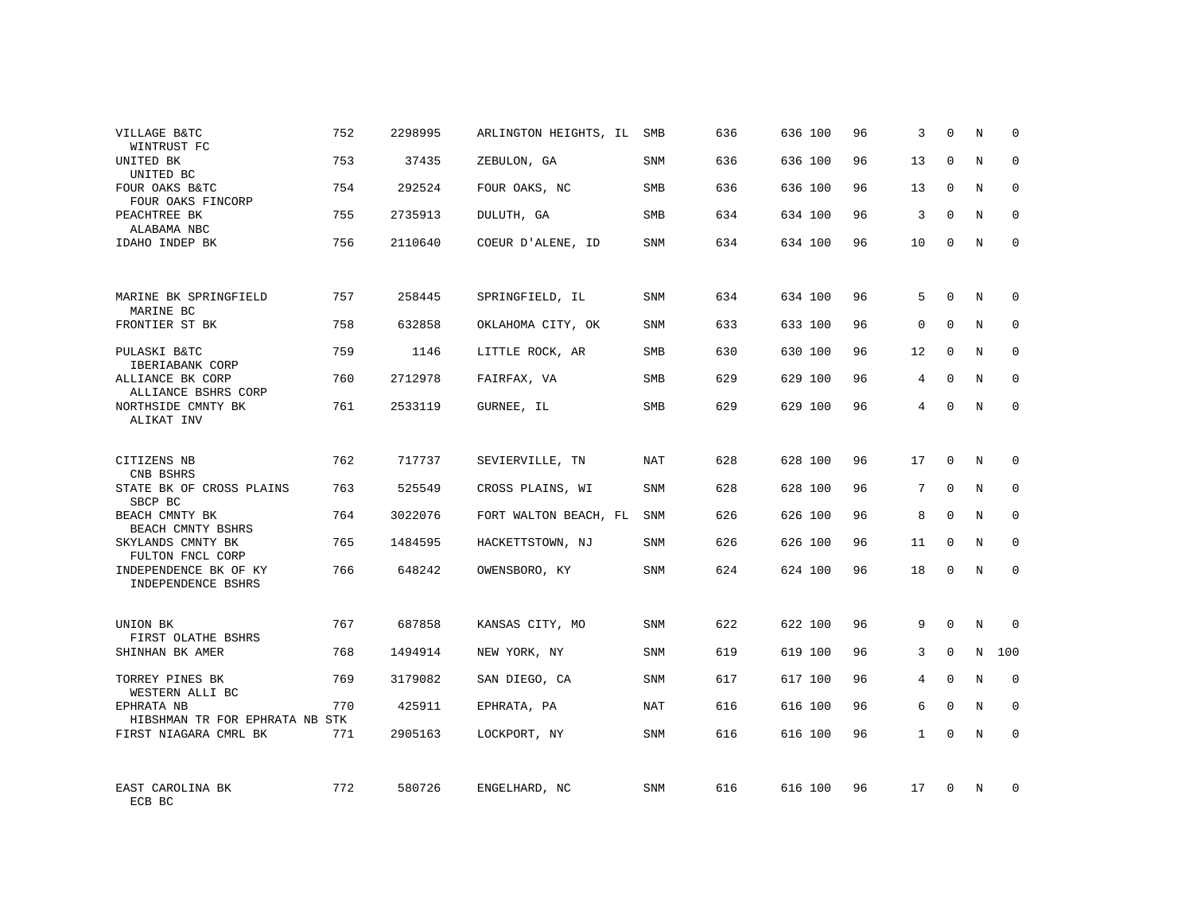| | | | | | | | | | | | | |
|---|---|---|---|---|---|---|---|---|---|---|---|---|
| VILLAGE B&TC<br>WINTRUST FC | 752 | 2298995 | ARLINGTON HEIGHTS, IL | SMB | 636 | 636 | 100 | 96 | 3 | 0 | N | 0 |
| UNITED BK<br>UNITED BC | 753 | 37435 | ZEBULON, GA | SNM | 636 | 636 | 100 | 96 | 13 | 0 | N | 0 |
| FOUR OAKS B&TC<br>FOUR OAKS FINCORP | 754 | 292524 | FOUR OAKS, NC | SMB | 636 | 636 | 100 | 96 | 13 | 0 | N | 0 |
| PEACHTREE BK<br>ALABAMA NBC | 755 | 2735913 | DULUTH, GA | SMB | 634 | 634 | 100 | 96 | 3 | 0 | N | 0 |
| IDAHO INDEP BK | 756 | 2110640 | COEUR D'ALENE, ID | SNM | 634 | 634 | 100 | 96 | 10 | 0 | N | 0 |
| MARINE BK SPRINGFIELD<br>MARINE BC | 757 | 258445 | SPRINGFIELD, IL | SNM | 634 | 634 | 100 | 96 | 5 | 0 | N | 0 |
| FRONTIER ST BK | 758 | 632858 | OKLAHOMA CITY, OK | SNM | 633 | 633 | 100 | 96 | 0 | 0 | N | 0 |
| PULASKI B&TC<br>IBERIABANK CORP | 759 | 1146 | LITTLE ROCK, AR | SMB | 630 | 630 | 100 | 96 | 12 | 0 | N | 0 |
| ALLIANCE BK CORP<br>ALLIANCE BSHRS CORP | 760 | 2712978 | FAIRFAX, VA | SMB | 629 | 629 | 100 | 96 | 4 | 0 | N | 0 |
| NORTHSIDE CMNTY BK<br>ALIKAT INV | 761 | 2533119 | GURNEE, IL | SMB | 629 | 629 | 100 | 96 | 4 | 0 | N | 0 |
| CITIZENS NB<br>CNB BSHRS | 762 | 717737 | SEVIERVILLE, TN | NAT | 628 | 628 | 100 | 96 | 17 | 0 | N | 0 |
| STATE BK OF CROSS PLAINS<br>SBCP BC | 763 | 525549 | CROSS PLAINS, WI | SNM | 628 | 628 | 100 | 96 | 7 | 0 | N | 0 |
| BEACH CMNTY BK<br>BEACH CMNTY BSHRS | 764 | 3022076 | FORT WALTON BEACH, FL | SNM | 626 | 626 | 100 | 96 | 8 | 0 | N | 0 |
| SKYLANDS CMNTY BK<br>FULTON FNCL CORP | 765 | 1484595 | HACKETTSTOWN, NJ | SNM | 626 | 626 | 100 | 96 | 11 | 0 | N | 0 |
| INDEPENDENCE BK OF KY<br>INDEPENDENCE BSHRS | 766 | 648242 | OWENSBORO, KY | SNM | 624 | 624 | 100 | 96 | 18 | 0 | N | 0 |
| UNION BK<br>FIRST OLATHE BSHRS | 767 | 687858 | KANSAS CITY, MO | SNM | 622 | 622 | 100 | 96 | 9 | 0 | N | 0 |
| SHINHAN BK AMER | 768 | 1494914 | NEW YORK, NY | SNM | 619 | 619 | 100 | 96 | 3 | 0 | N | 100 |
| TORREY PINES BK<br>WESTERN ALLI BC | 769 | 3179082 | SAN DIEGO, CA | SNM | 617 | 617 | 100 | 96 | 4 | 0 | N | 0 |
| EPHRATA NB<br>HIBSHMAN TR FOR EPHRATA NB STK | 770 | 425911 | EPHRATA, PA | NAT | 616 | 616 | 100 | 96 | 6 | 0 | N | 0 |
| FIRST NIAGARA CMRL BK | 771 | 2905163 | LOCKPORT, NY | SNM | 616 | 616 | 100 | 96 | 1 | 0 | N | 0 |
| EAST CAROLINA BK<br>ECB BC | 772 | 580726 | ENGELHARD, NC | SNM | 616 | 616 | 100 | 96 | 17 | 0 | N | 0 |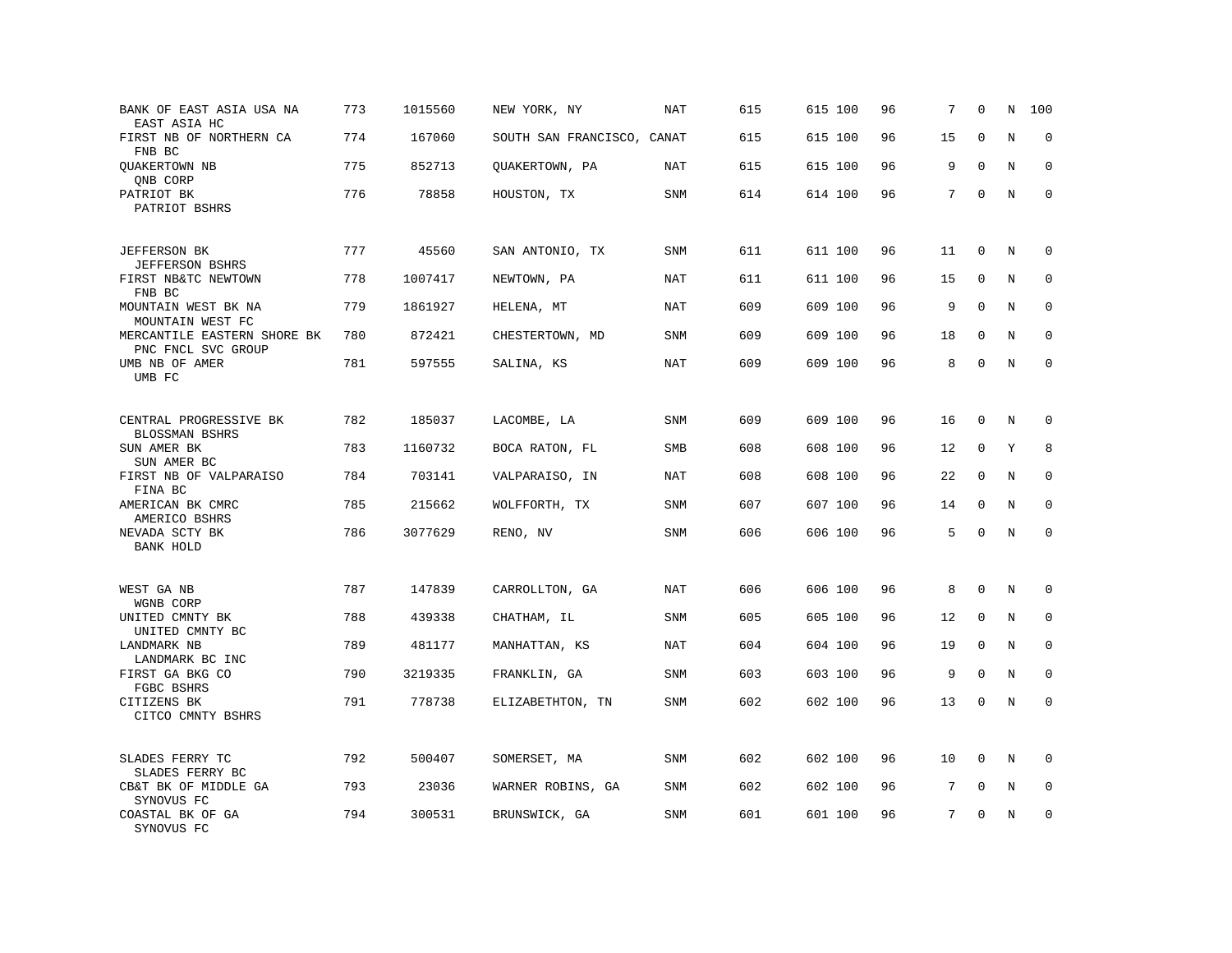| | | | | | | | | | | | | |
|---|---|---|---|---|---|---|---|---|---|---|---|---|
| BANK OF EAST ASIA USA NA<br>EAST ASIA HC | 773 | 1015560 | NEW YORK, NY | NAT | 615 | 615 | 100 | 96 | 7 | 0 | N | 100 |
| FIRST NB OF NORTHERN CA<br>FNB BC | 774 | 167060 | SOUTH SAN FRANCISCO, CA | NAT | 615 | 615 | 100 | 96 | 15 | 0 | N | 0 |
| QUAKERTOWN NB<br>QNB CORP | 775 | 852713 | QUAKERTOWN, PA | NAT | 615 | 615 | 100 | 96 | 9 | 0 | N | 0 |
| PATRIOT BK<br>PATRIOT BSHRS | 776 | 78858 | HOUSTON, TX | SNM | 614 | 614 | 100 | 96 | 7 | 0 | N | 0 |
| JEFFERSON BK<br>JEFFERSON BSHRS | 777 | 45560 | SAN ANTONIO, TX | SNM | 611 | 611 | 100 | 96 | 11 | 0 | N | 0 |
| FIRST NB&TC NEWTOWN<br>FNB BC | 778 | 1007417 | NEWTOWN, PA | NAT | 611 | 611 | 100 | 96 | 15 | 0 | N | 0 |
| MOUNTAIN WEST BK NA<br>MOUNTAIN WEST FC | 779 | 1861927 | HELENA, MT | NAT | 609 | 609 | 100 | 96 | 9 | 0 | N | 0 |
| MERCANTILE EASTERN SHORE BK<br>PNC FNCL SVC GROUP | 780 | 872421 | CHESTERTOWN, MD | SNM | 609 | 609 | 100 | 96 | 18 | 0 | N | 0 |
| UMB NB OF AMER<br>UMB FC | 781 | 597555 | SALINA, KS | NAT | 609 | 609 | 100 | 96 | 8 | 0 | N | 0 |
| CENTRAL PROGRESSIVE BK<br>BLOSSMAN BSHRS | 782 | 185037 | LACOMBE, LA | SNM | 609 | 609 | 100 | 96 | 16 | 0 | N | 0 |
| SUN AMER BK<br>SUN AMER BC | 783 | 1160732 | BOCA RATON, FL | SMB | 608 | 608 | 100 | 96 | 12 | 0 | Y | 8 |
| FIRST NB OF VALPARAISO<br>FINA BC | 784 | 703141 | VALPARAISO, IN | NAT | 608 | 608 | 100 | 96 | 22 | 0 | N | 0 |
| AMERICAN BK CMRC<br>AMERICO BSHRS | 785 | 215662 | WOLFFORTH, TX | SNM | 607 | 607 | 100 | 96 | 14 | 0 | N | 0 |
| NEVADA SCTY BK<br>BANK HOLD | 786 | 3077629 | RENO, NV | SNM | 606 | 606 | 100 | 96 | 5 | 0 | N | 0 |
| WEST GA NB<br>WGNB CORP | 787 | 147839 | CARROLLTON, GA | NAT | 606 | 606 | 100 | 96 | 8 | 0 | N | 0 |
| UNITED CMNTY BK<br>UNITED CMNTY BC | 788 | 439338 | CHATHAM, IL | SNM | 605 | 605 | 100 | 96 | 12 | 0 | N | 0 |
| LANDMARK NB<br>LANDMARK BC INC | 789 | 481177 | MANHATTAN, KS | NAT | 604 | 604 | 100 | 96 | 19 | 0 | N | 0 |
| FIRST GA BKG CO<br>FGBC BSHRS | 790 | 3219335 | FRANKLIN, GA | SNM | 603 | 603 | 100 | 96 | 9 | 0 | N | 0 |
| CITIZENS BK<br>CITCO CMNTY BSHRS | 791 | 778738 | ELIZABETHTON, TN | SNM | 602 | 602 | 100 | 96 | 13 | 0 | N | 0 |
| SLADES FERRY TC<br>SLADES FERRY BC | 792 | 500407 | SOMERSET, MA | SNM | 602 | 602 | 100 | 96 | 10 | 0 | N | 0 |
| CB&T BK OF MIDDLE GA<br>SYNOVUS FC | 793 | 23036 | WARNER ROBINS, GA | SNM | 602 | 602 | 100 | 96 | 7 | 0 | N | 0 |
| COASTAL BK OF GA<br>SYNOVUS FC | 794 | 300531 | BRUNSWICK, GA | SNM | 601 | 601 | 100 | 96 | 7 | 0 | N | 0 |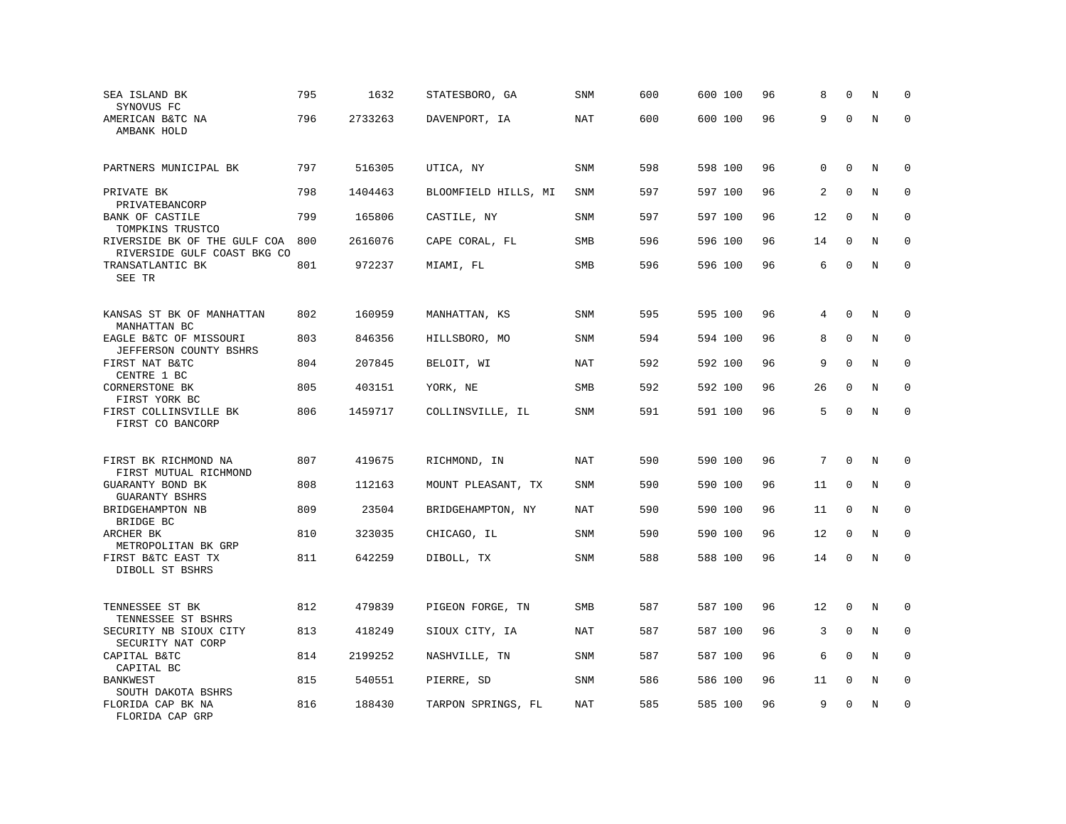| | | | | | | | | | | | |
|---|---|---|---|---|---|---|---|---|---|---|---|
| SEA ISLAND BK<br>SYNOVUS FC | 795 | 1632 | STATESBORO, GA | SNM | 600 | 600 100 | 96 | 8 | 0 | N | 0 |
| AMERICAN B&TC NA<br>AMBANK HOLD | 796 | 2733263 | DAVENPORT, IA | NAT | 600 | 600 100 | 96 | 9 | 0 | N | 0 |
| PARTNERS MUNICIPAL BK | 797 | 516305 | UTICA, NY | SNM | 598 | 598 100 | 96 | 0 | 0 | N | 0 |
| PRIVATE BK<br>PRIVATEBANCORP | 798 | 1404463 | BLOOMFIELD HILLS, MI | SNM | 597 | 597 100 | 96 | 2 | 0 | N | 0 |
| BANK OF CASTILE<br>TOMPKINS TRUSTCO | 799 | 165806 | CASTILE, NY | SNM | 597 | 597 100 | 96 | 12 | 0 | N | 0 |
| RIVERSIDE BK OF THE GULF COA<br>RIVERSIDE GULF COAST BKG CO | 800 | 2616076 | CAPE CORAL, FL | SMB | 596 | 596 100 | 96 | 14 | 0 | N | 0 |
| TRANSATLANTIC BK<br>SEE TR | 801 | 972237 | MIAMI, FL | SMB | 596 | 596 100 | 96 | 6 | 0 | N | 0 |
| KANSAS ST BK OF MANHATTAN<br>MANHATTAN BC | 802 | 160959 | MANHATTAN, KS | SNM | 595 | 595 100 | 96 | 4 | 0 | N | 0 |
| EAGLE B&TC OF MISSOURI<br>JEFFERSON COUNTY BSHRS | 803 | 846356 | HILLSBORO, MO | SNM | 594 | 594 100 | 96 | 8 | 0 | N | 0 |
| FIRST NAT B&TC<br>CENTRE 1 BC | 804 | 207845 | BELOIT, WI | NAT | 592 | 592 100 | 96 | 9 | 0 | N | 0 |
| CORNERSTONE BK<br>FIRST YORK BC | 805 | 403151 | YORK, NE | SMB | 592 | 592 100 | 96 | 26 | 0 | N | 0 |
| FIRST COLLINSVILLE BK<br>FIRST CO BANCORP | 806 | 1459717 | COLLINSVILLE, IL | SNM | 591 | 591 100 | 96 | 5 | 0 | N | 0 |
| FIRST BK RICHMOND NA<br>FIRST MUTUAL RICHMOND | 807 | 419675 | RICHMOND, IN | NAT | 590 | 590 100 | 96 | 7 | 0 | N | 0 |
| GUARANTY BOND BK<br>GUARANTY BSHRS | 808 | 112163 | MOUNT PLEASANT, TX | SNM | 590 | 590 100 | 96 | 11 | 0 | N | 0 |
| BRIDGEHAMPTON NB<br>BRIDGE BC | 809 | 23504 | BRIDGEHAMPTON, NY | NAT | 590 | 590 100 | 96 | 11 | 0 | N | 0 |
| ARCHER BK<br>METROPOLITAN BK GRP | 810 | 323035 | CHICAGO, IL | SNM | 590 | 590 100 | 96 | 12 | 0 | N | 0 |
| FIRST B&TC EAST TX<br>DIBOLL ST BSHRS | 811 | 642259 | DIBOLL, TX | SNM | 588 | 588 100 | 96 | 14 | 0 | N | 0 |
| TENNESSEE ST BK<br>TENNESSEE ST BSHRS | 812 | 479839 | PIGEON FORGE, TN | SMB | 587 | 587 100 | 96 | 12 | 0 | N | 0 |
| SECURITY NB SIOUX CITY<br>SECURITY NAT CORP | 813 | 418249 | SIOUX CITY, IA | NAT | 587 | 587 100 | 96 | 3 | 0 | N | 0 |
| CAPITAL B&TC<br>CAPITAL BC | 814 | 2199252 | NASHVILLE, TN | SNM | 587 | 587 100 | 96 | 6 | 0 | N | 0 |
| BANKWEST<br>SOUTH DAKOTA BSHRS | 815 | 540551 | PIERRE, SD | SNM | 586 | 586 100 | 96 | 11 | 0 | N | 0 |
| FLORIDA CAP BK NA<br>FLORIDA CAP GRP | 816 | 188430 | TARPON SPRINGS, FL | NAT | 585 | 585 100 | 96 | 9 | 0 | N | 0 |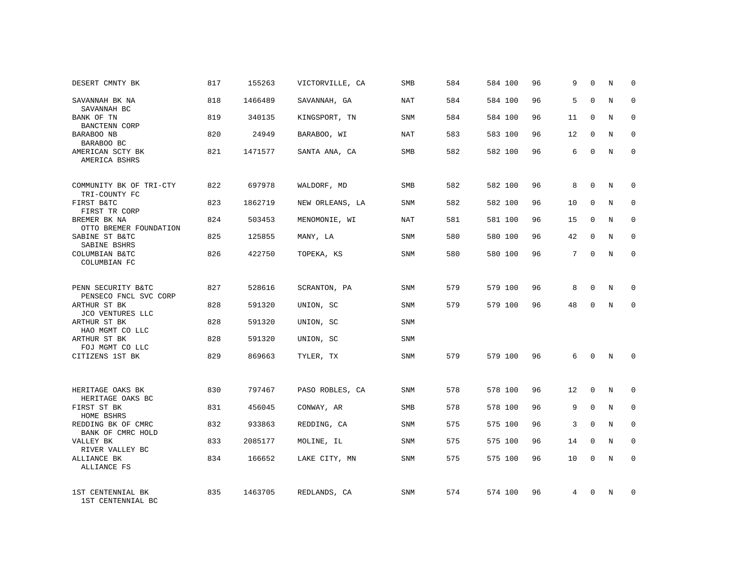| | | | | | | | | | | | | |
|---|---|---|---|---|---|---|---|---|---|---|---|---|
| DESERT CMNTY BK | 817 | 155263 | VICTORVILLE, CA | SMB | 584 | 584 | 100 | 96 | 9 | 0 | N | 0 |
| SAVANNAH BK NA<br>SAVANNAH BC | 818 | 1466489 | SAVANNAH, GA | NAT | 584 | 584 | 100 | 96 | 5 | 0 | N | 0 |
| BANK OF TN<br>BANCTENN CORP | 819 | 340135 | KINGSPORT, TN | SNM | 584 | 584 | 100 | 96 | 11 | 0 | N | 0 |
| BARABOO NB<br>BARABOO BC | 820 | 24949 | BARABOO, WI | NAT | 583 | 583 | 100 | 96 | 12 | 0 | N | 0 |
| AMERICAN SCTY BK<br>AMERICA BSHRS | 821 | 1471577 | SANTA ANA, CA | SMB | 582 | 582 | 100 | 96 | 6 | 0 | N | 0 |
| COMMUNITY BK OF TRI-CTY<br>TRI-COUNTY FC | 822 | 697978 | WALDORF, MD | SMB | 582 | 582 | 100 | 96 | 8 | 0 | N | 0 |
| FIRST B&TC<br>FIRST TR CORP | 823 | 1862719 | NEW ORLEANS, LA | SNM | 582 | 582 | 100 | 96 | 10 | 0 | N | 0 |
| BREMER BK NA<br>OTTO BREMER FOUNDATION | 824 | 503453 | MENOMONIE, WI | NAT | 581 | 581 | 100 | 96 | 15 | 0 | N | 0 |
| SABINE ST B&TC<br>SABINE BSHRS | 825 | 125855 | MANY, LA | SNM | 580 | 580 | 100 | 96 | 42 | 0 | N | 0 |
| COLUMBIAN B&TC<br>COLUMBIAN FC | 826 | 422750 | TOPEKA, KS | SNM | 580 | 580 | 100 | 96 | 7 | 0 | N | 0 |
| PENN SECURITY B&TC<br>PENSECO FNCL SVC CORP | 827 | 528616 | SCRANTON, PA | SNM | 579 | 579 | 100 | 96 | 8 | 0 | N | 0 |
| ARTHUR ST BK<br>JCO VENTURES LLC | 828 | 591320 | UNION, SC | SNM | 579 | 579 | 100 | 96 | 48 | 0 | N | 0 |
| ARTHUR ST BK<br>HAO MGMT CO LLC | 828 | 591320 | UNION, SC | SNM | | | | | | | | |
| ARTHUR ST BK<br>FOJ MGMT CO LLC | 828 | 591320 | UNION, SC | SNM | | | | | | | | |
| CITIZENS 1ST BK | 829 | 869663 | TYLER, TX | SNM | 579 | 579 | 100 | 96 | 6 | 0 | N | 0 |
| HERITAGE OAKS BK<br>HERITAGE OAKS BC | 830 | 797467 | PASO ROBLES, CA | SNM | 578 | 578 | 100 | 96 | 12 | 0 | N | 0 |
| FIRST ST BK<br>HOME BSHRS | 831 | 456045 | CONWAY, AR | SMB | 578 | 578 | 100 | 96 | 9 | 0 | N | 0 |
| REDDING BK OF CMRC<br>BANK OF CMRC HOLD | 832 | 933863 | REDDING, CA | SNM | 575 | 575 | 100 | 96 | 3 | 0 | N | 0 |
| VALLEY BK<br>RIVER VALLEY BC | 833 | 2085177 | MOLINE, IL | SNM | 575 | 575 | 100 | 96 | 14 | 0 | N | 0 |
| ALLIANCE BK<br>ALLIANCE FS | 834 | 166652 | LAKE CITY, MN | SNM | 575 | 575 | 100 | 96 | 10 | 0 | N | 0 |
| 1ST CENTENNIAL BK<br>1ST CENTENNIAL BC | 835 | 1463705 | REDLANDS, CA | SNM | 574 | 574 | 100 | 96 | 4 | 0 | N | 0 |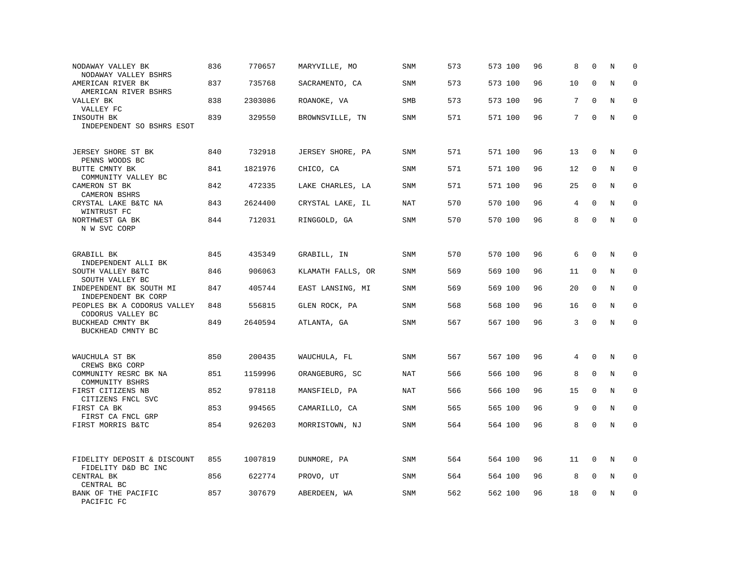| | | | | | | | | | | | | |
|---|---|---|---|---|---|---|---|---|---|---|---|---|
| NODAWAY VALLEY BK<br>NODAWAY VALLEY BSHRS | 836 | 770657 | MARYVILLE, MO | SNM | 573 | 573 | 100 | 96 | 8 | 0 | N | 0 |
| AMERICAN RIVER BK<br>AMERICAN RIVER BSHRS | 837 | 735768 | SACRAMENTO, CA | SNM | 573 | 573 | 100 | 96 | 10 | 0 | N | 0 |
| VALLEY BK<br>VALLEY FC | 838 | 2303086 | ROANOKE, VA | SMB | 573 | 573 | 100 | 96 | 7 | 0 | N | 0 |
| INSOUTH BK<br>INDEPENDENT SO BSHRS ESOT | 839 | 329550 | BROWNSVILLE, TN | SNM | 571 | 571 | 100 | 96 | 7 | 0 | N | 0 |
| JERSEY SHORE ST BK<br>PENNS WOODS BC | 840 | 732918 | JERSEY SHORE, PA | SNM | 571 | 571 | 100 | 96 | 13 | 0 | N | 0 |
| BUTTE CMNTY BK<br>COMMUNITY VALLEY BC | 841 | 1821976 | CHICO, CA | SNM | 571 | 571 | 100 | 96 | 12 | 0 | N | 0 |
| CAMERON ST BK<br>CAMERON BSHRS | 842 | 472335 | LAKE CHARLES, LA | SNM | 571 | 571 | 100 | 96 | 25 | 0 | N | 0 |
| CRYSTAL LAKE B&TC NA<br>WINTRUST FC | 843 | 2624400 | CRYSTAL LAKE, IL | NAT | 570 | 570 | 100 | 96 | 4 | 0 | N | 0 |
| NORTHWEST GA BK<br>N W SVC CORP | 844 | 712031 | RINGGOLD, GA | SNM | 570 | 570 | 100 | 96 | 8 | 0 | N | 0 |
| GRABILL BK<br>INDEPENDENT ALLI BK | 845 | 435349 | GRABILL, IN | SNM | 570 | 570 | 100 | 96 | 6 | 0 | N | 0 |
| SOUTH VALLEY B&TC<br>SOUTH VALLEY BC | 846 | 906063 | KLAMATH FALLS, OR | SNM | 569 | 569 | 100 | 96 | 11 | 0 | N | 0 |
| INDEPENDENT BK SOUTH MI<br>INDEPENDENT BK CORP | 847 | 405744 | EAST LANSING, MI | SNM | 569 | 569 | 100 | 96 | 20 | 0 | N | 0 |
| PEOPLES BK A CODORUS VALLEY<br>CODORUS VALLEY BC | 848 | 556815 | GLEN ROCK, PA | SNM | 568 | 568 | 100 | 96 | 16 | 0 | N | 0 |
| BUCKHEAD CMNTY BK<br>BUCKHEAD CMNTY BC | 849 | 2640594 | ATLANTA, GA | SNM | 567 | 567 | 100 | 96 | 3 | 0 | N | 0 |
| WAUCHULA ST BK<br>CREWS BKG CORP | 850 | 200435 | WAUCHULA, FL | SNM | 567 | 567 | 100 | 96 | 4 | 0 | N | 0 |
| COMMUNITY RESRC BK NA<br>COMMUNITY BSHRS | 851 | 1159996 | ORANGEBURG, SC | NAT | 566 | 566 | 100 | 96 | 8 | 0 | N | 0 |
| FIRST CITIZENS NB<br>CITIZENS FNCL SVC | 852 | 978118 | MANSFIELD, PA | NAT | 566 | 566 | 100 | 96 | 15 | 0 | N | 0 |
| FIRST CA BK<br>FIRST CA FNCL GRP | 853 | 994565 | CAMARILLO, CA | SNM | 565 | 565 | 100 | 96 | 9 | 0 | N | 0 |
| FIRST MORRIS B&TC | 854 | 926203 | MORRISTOWN, NJ | SNM | 564 | 564 | 100 | 96 | 8 | 0 | N | 0 |
| FIDELITY DEPOSIT & DISCOUNT<br>FIDELITY D&D BC INC | 855 | 1007819 | DUNMORE, PA | SNM | 564 | 564 | 100 | 96 | 11 | 0 | N | 0 |
| CENTRAL BK<br>CENTRAL BC | 856 | 622774 | PROVO, UT | SNM | 564 | 564 | 100 | 96 | 8 | 0 | N | 0 |
| BANK OF THE PACIFIC<br>PACIFIC FC | 857 | 307679 | ABERDEEN, WA | SNM | 562 | 562 | 100 | 96 | 18 | 0 | N | 0 |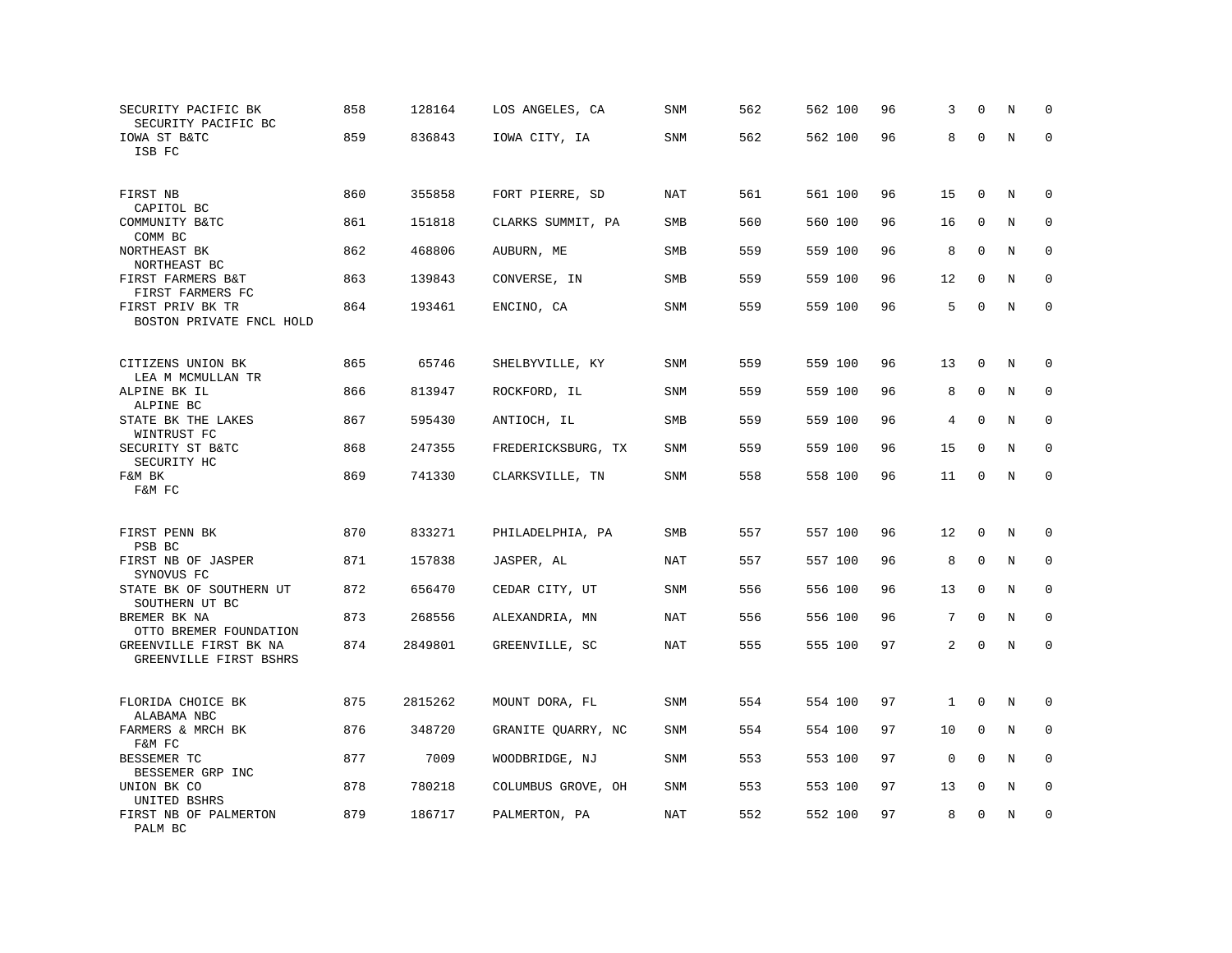| | | | | | | | | | | | |
|---|---|---|---|---|---|---|---|---|---|---|---|
| SECURITY PACIFIC BK<br>SECURITY PACIFIC BC | 858 | 128164 | LOS ANGELES, CA | SNM | 562 | 562 | 100 | 96 | 3 | 0 | N | 0 |
| IOWA ST B&TC<br>ISB FC | 859 | 836843 | IOWA CITY, IA | SNM | 562 | 562 | 100 | 96 | 8 | 0 | N | 0 |
| FIRST NB<br>CAPITOL BC | 860 | 355858 | FORT PIERRE, SD | NAT | 561 | 561 | 100 | 96 | 15 | 0 | N | 0 |
| COMMUNITY B&TC<br>COMM BC | 861 | 151818 | CLARKS SUMMIT, PA | SMB | 560 | 560 | 100 | 96 | 16 | 0 | N | 0 |
| NORTHEAST BK<br>NORTHEAST BC | 862 | 468806 | AUBURN, ME | SMB | 559 | 559 | 100 | 96 | 8 | 0 | N | 0 |
| FIRST FARMERS B&T<br>FIRST FARMERS FC | 863 | 139843 | CONVERSE, IN | SMB | 559 | 559 | 100 | 96 | 12 | 0 | N | 0 |
| FIRST PRIV BK TR<br>BOSTON PRIVATE FNCL HOLD | 864 | 193461 | ENCINO, CA | SNM | 559 | 559 | 100 | 96 | 5 | 0 | N | 0 |
| CITIZENS UNION BK<br>LEA M MCMULLAN TR | 865 | 65746 | SHELBYVILLE, KY | SNM | 559 | 559 | 100 | 96 | 13 | 0 | N | 0 |
| ALPINE BK IL<br>ALPINE BC | 866 | 813947 | ROCKFORD, IL | SNM | 559 | 559 | 100 | 96 | 8 | 0 | N | 0 |
| STATE BK THE LAKES<br>WINTRUST FC | 867 | 595430 | ANTIOCH, IL | SMB | 559 | 559 | 100 | 96 | 4 | 0 | N | 0 |
| SECURITY ST B&TC<br>SECURITY HC | 868 | 247355 | FREDERICKSBURG, TX | SNM | 559 | 559 | 100 | 96 | 15 | 0 | N | 0 |
| F&M BK<br>F&M FC | 869 | 741330 | CLARKSVILLE, TN | SNM | 558 | 558 | 100 | 96 | 11 | 0 | N | 0 |
| FIRST PENN BK<br>PSB BC | 870 | 833271 | PHILADELPHIA, PA | SMB | 557 | 557 | 100 | 96 | 12 | 0 | N | 0 |
| FIRST NB OF JASPER<br>SYNOVUS FC | 871 | 157838 | JASPER, AL | NAT | 557 | 557 | 100 | 96 | 8 | 0 | N | 0 |
| STATE BK OF SOUTHERN UT<br>SOUTHERN UT BC | 872 | 656470 | CEDAR CITY, UT | SNM | 556 | 556 | 100 | 96 | 13 | 0 | N | 0 |
| BREMER BK NA<br>OTTO BREMER FOUNDATION | 873 | 268556 | ALEXANDRIA, MN | NAT | 556 | 556 | 100 | 96 | 7 | 0 | N | 0 |
| GREENVILLE FIRST BK NA<br>GREENVILLE FIRST BSHRS | 874 | 2849801 | GREENVILLE, SC | NAT | 555 | 555 | 100 | 97 | 2 | 0 | N | 0 |
| FLORIDA CHOICE BK<br>ALABAMA NBC | 875 | 2815262 | MOUNT DORA, FL | SNM | 554 | 554 | 100 | 97 | 1 | 0 | N | 0 |
| FARMERS & MRCH BK<br>F&M FC | 876 | 348720 | GRANITE QUARRY, NC | SNM | 554 | 554 | 100 | 97 | 10 | 0 | N | 0 |
| BESSEMER TC<br>BESSEMER GRP INC | 877 | 7009 | WOODBRIDGE, NJ | SNM | 553 | 553 | 100 | 97 | 0 | 0 | N | 0 |
| UNION BK CO<br>UNITED BSHRS | 878 | 780218 | COLUMBUS GROVE, OH | SNM | 553 | 553 | 100 | 97 | 13 | 0 | N | 0 |
| FIRST NB OF PALMERTON<br>PALM BC | 879 | 186717 | PALMERTON, PA | NAT | 552 | 552 | 100 | 97 | 8 | 0 | N | 0 |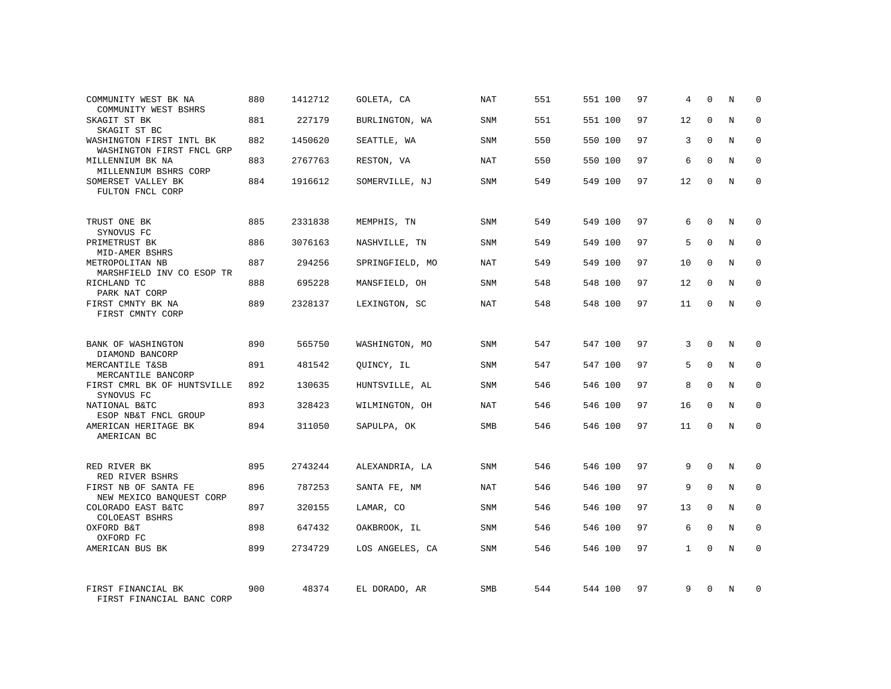| | | | | | | | | | | | | |
|---|---|---|---|---|---|---|---|---|---|---|---|---|
| COMMUNITY WEST BK NA<br>COMMUNITY WEST BSHRS | 880 | 1412712 | GOLETA, CA | NAT | 551 | 551 | 100 | 97 | 4 | 0 | N | 0 |
| SKAGIT ST BK<br>SKAGIT ST BC | 881 | 227179 | BURLINGTON, WA | SNM | 551 | 551 | 100 | 97 | 12 | 0 | N | 0 |
| WASHINGTON FIRST INTL BK<br>WASHINGTON FIRST FNCL GRP | 882 | 1450620 | SEATTLE, WA | SNM | 550 | 550 | 100 | 97 | 3 | 0 | N | 0 |
| MILLENNIUM BK NA<br>MILLENNIUM BSHRS CORP | 883 | 2767763 | RESTON, VA | NAT | 550 | 550 | 100 | 97 | 6 | 0 | N | 0 |
| SOMERSET VALLEY BK<br>FULTON FNCL CORP | 884 | 1916612 | SOMERVILLE, NJ | SNM | 549 | 549 | 100 | 97 | 12 | 0 | N | 0 |
| TRUST ONE BK<br>SYNOVUS FC | 885 | 2331838 | MEMPHIS, TN | SNM | 549 | 549 | 100 | 97 | 6 | 0 | N | 0 |
| PRIMETRUST BK<br>MID-AMER BSHRS | 886 | 3076163 | NASHVILLE, TN | SNM | 549 | 549 | 100 | 97 | 5 | 0 | N | 0 |
| METROPOLITAN NB<br>MARSHFIELD INV CO ESOP TR | 887 | 294256 | SPRINGFIELD, MO | NAT | 549 | 549 | 100 | 97 | 10 | 0 | N | 0 |
| RICHLAND TC<br>PARK NAT CORP | 888 | 695228 | MANSFIELD, OH | SNM | 548 | 548 | 100 | 97 | 12 | 0 | N | 0 |
| FIRST CMNTY BK NA<br>FIRST CMNTY CORP | 889 | 2328137 | LEXINGTON, SC | NAT | 548 | 548 | 100 | 97 | 11 | 0 | N | 0 |
| BANK OF WASHINGTON<br>DIAMOND BANCORP | 890 | 565750 | WASHINGTON, MO | SNM | 547 | 547 | 100 | 97 | 3 | 0 | N | 0 |
| MERCANTILE T&SB<br>MERCANTILE BANCORP | 891 | 481542 | QUINCY, IL | SNM | 547 | 547 | 100 | 97 | 5 | 0 | N | 0 |
| FIRST CMRL BK OF HUNTSVILLE<br>SYNOVUS FC | 892 | 130635 | HUNTSVILLE, AL | SNM | 546 | 546 | 100 | 97 | 8 | 0 | N | 0 |
| NATIONAL B&TC<br>ESOP NB&T FNCL GROUP | 893 | 328423 | WILMINGTON, OH | NAT | 546 | 546 | 100 | 97 | 16 | 0 | N | 0 |
| AMERICAN HERITAGE BK<br>AMERICAN BC | 894 | 311050 | SAPULPA, OK | SMB | 546 | 546 | 100 | 97 | 11 | 0 | N | 0 |
| RED RIVER BK<br>RED RIVER BSHRS | 895 | 2743244 | ALEXANDRIA, LA | SNM | 546 | 546 | 100 | 97 | 9 | 0 | N | 0 |
| FIRST NB OF SANTA FE<br>NEW MEXICO BANQUEST CORP | 896 | 787253 | SANTA FE, NM | NAT | 546 | 546 | 100 | 97 | 9 | 0 | N | 0 |
| COLORADO EAST B&TC<br>COLOEAST BSHRS | 897 | 320155 | LAMAR, CO | SNM | 546 | 546 | 100 | 97 | 13 | 0 | N | 0 |
| OXFORD B&T<br>OXFORD FC | 898 | 647432 | OAKBROOK, IL | SNM | 546 | 546 | 100 | 97 | 6 | 0 | N | 0 |
| AMERICAN BUS BK | 899 | 2734729 | LOS ANGELES, CA | SNM | 546 | 546 | 100 | 97 | 1 | 0 | N | 0 |
| FIRST FINANCIAL BK<br>FIRST FINANCIAL BANC CORP | 900 | 48374 | EL DORADO, AR | SMB | 544 | 544 | 100 | 97 | 9 | 0 | N | 0 |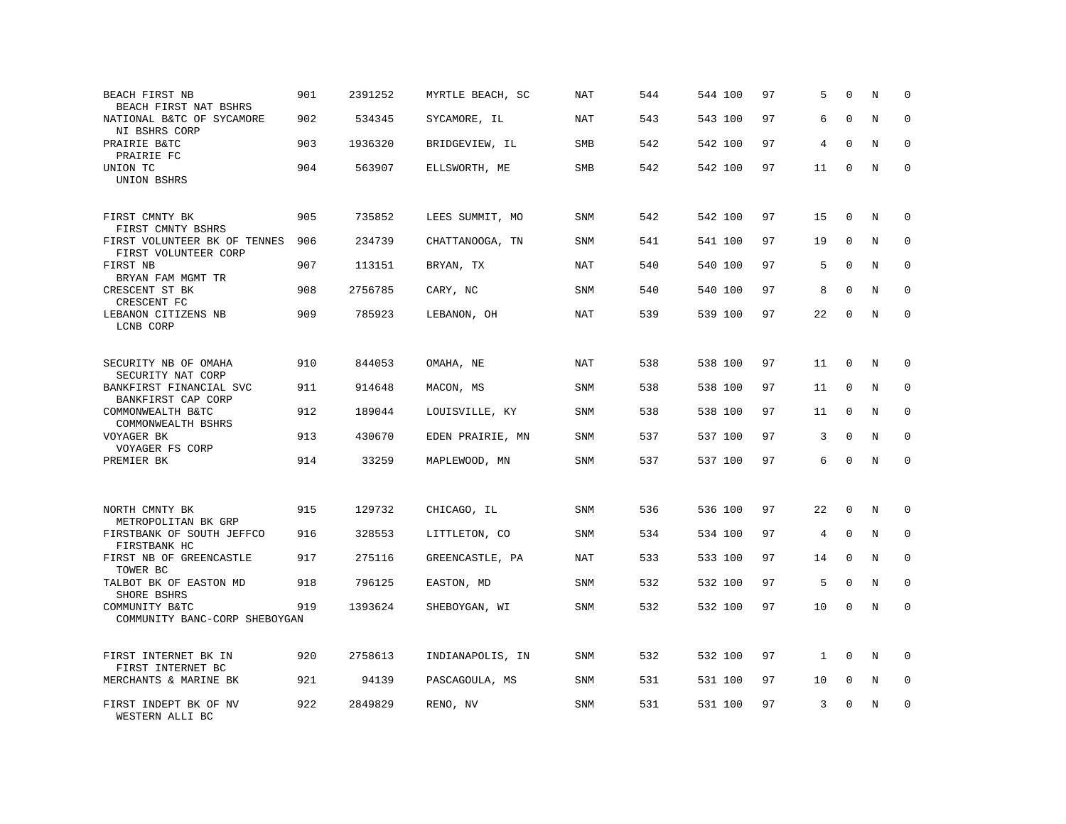| | | | | | | | | | | | | |
|---|---|---|---|---|---|---|---|---|---|---|---|---|
| BEACH FIRST NB<br>BEACH FIRST NAT BSHRS | 901 | 2391252 | MYRTLE BEACH, SC | NAT | 544 | 544 | 100 | 97 | 5 | 0 | N | 0 |
| NATIONAL B&TC OF SYCAMORE<br>NI BSHRS CORP | 902 | 534345 | SYCAMORE, IL | NAT | 543 | 543 | 100 | 97 | 6 | 0 | N | 0 |
| PRAIRIE B&TC<br>PRAIRIE FC | 903 | 1936320 | BRIDGEVIEW, IL | SMB | 542 | 542 | 100 | 97 | 4 | 0 | N | 0 |
| UNION TC<br>UNION BSHRS | 904 | 563907 | ELLSWORTH, ME | SMB | 542 | 542 | 100 | 97 | 11 | 0 | N | 0 |
| FIRST CMNTY BK<br>FIRST CMNTY BSHRS | 905 | 735852 | LEES SUMMIT, MO | SNM | 542 | 542 | 100 | 97 | 15 | 0 | N | 0 |
| FIRST VOLUNTEER BK OF TENNES<br>FIRST VOLUNTEER CORP | 906 | 234739 | CHATTANOOGA, TN | SNM | 541 | 541 | 100 | 97 | 19 | 0 | N | 0 |
| FIRST NB<br>BRYAN FAM MGMT TR | 907 | 113151 | BRYAN, TX | NAT | 540 | 540 | 100 | 97 | 5 | 0 | N | 0 |
| CRESCENT ST BK<br>CRESCENT FC | 908 | 2756785 | CARY, NC | SNM | 540 | 540 | 100 | 97 | 8 | 0 | N | 0 |
| LEBANON CITIZENS NB<br>LCNB CORP | 909 | 785923 | LEBANON, OH | NAT | 539 | 539 | 100 | 97 | 22 | 0 | N | 0 |
| SECURITY NB OF OMAHA<br>SECURITY NAT CORP | 910 | 844053 | OMAHA, NE | NAT | 538 | 538 | 100 | 97 | 11 | 0 | N | 0 |
| BANKFIRST FINANCIAL SVC<br>BANKFIRST CAP CORP | 911 | 914648 | MACON, MS | SNM | 538 | 538 | 100 | 97 | 11 | 0 | N | 0 |
| COMMONWEALTH B&TC<br>COMMONWEALTH BSHRS | 912 | 189044 | LOUISVILLE, KY | SNM | 538 | 538 | 100 | 97 | 11 | 0 | N | 0 |
| VOYAGER BK<br>VOYAGER FS CORP | 913 | 430670 | EDEN PRAIRIE, MN | SNM | 537 | 537 | 100 | 97 | 3 | 0 | N | 0 |
| PREMIER BK | 914 | 33259 | MAPLEWOOD, MN | SNM | 537 | 537 | 100 | 97 | 6 | 0 | N | 0 |
| NORTH CMNTY BK<br>METROPOLITAN BK GRP | 915 | 129732 | CHICAGO, IL | SNM | 536 | 536 | 100 | 97 | 22 | 0 | N | 0 |
| FIRSTBANK OF SOUTH JEFFCO<br>FIRSTBANK HC | 916 | 328553 | LITTLETON, CO | SNM | 534 | 534 | 100 | 97 | 4 | 0 | N | 0 |
| FIRST NB OF GREENCASTLE<br>TOWER BC | 917 | 275116 | GREENCASTLE, PA | NAT | 533 | 533 | 100 | 97 | 14 | 0 | N | 0 |
| TALBOT BK OF EASTON MD<br>SHORE BSHRS | 918 | 796125 | EASTON, MD | SNM | 532 | 532 | 100 | 97 | 5 | 0 | N | 0 |
| COMMUNITY B&TC<br>COMMUNITY BANC-CORP SHEBOYGAN | 919 | 1393624 | SHEBOYGAN, WI | SNM | 532 | 532 | 100 | 97 | 10 | 0 | N | 0 |
| FIRST INTERNET BK IN<br>FIRST INTERNET BC | 920 | 2758613 | INDIANAPOLIS, IN | SNM | 532 | 532 | 100 | 97 | 1 | 0 | N | 0 |
| MERCHANTS & MARINE BK | 921 | 94139 | PASCAGOULA, MS | SNM | 531 | 531 | 100 | 97 | 10 | 0 | N | 0 |
| FIRST INDEPT BK OF NV<br>WESTERN ALLI BC | 922 | 2849829 | RENO, NV | SNM | 531 | 531 | 100 | 97 | 3 | 0 | N | 0 |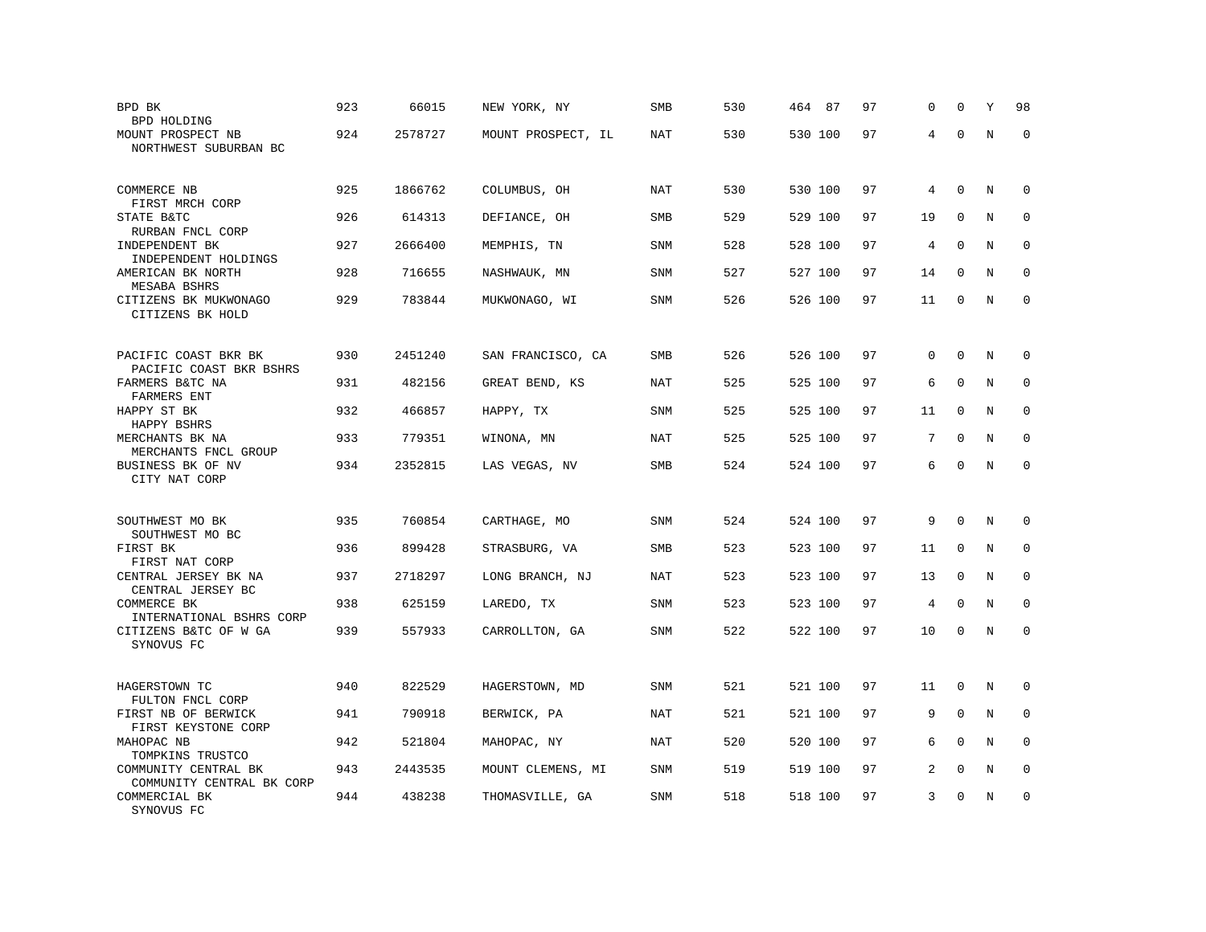| | | | | | | | | | | | | |
|---|---|---|---|---|---|---|---|---|---|---|---|---|
| BPD BK<br>BPD HOLDING | 923 | 66015 | NEW YORK, NY | SMB | 530 | 464 | 87 | 97 | 0 | 0 | Y | 98 |
| MOUNT PROSPECT NB<br>NORTHWEST SUBURBAN BC | 924 | 2578727 | MOUNT PROSPECT, IL | NAT | 530 | 530 | 100 | 97 | 4 | 0 | N | 0 |
| COMMERCE NB<br>FIRST MRCH CORP | 925 | 1866762 | COLUMBUS, OH | NAT | 530 | 530 | 100 | 97 | 4 | 0 | N | 0 |
| STATE B&TC<br>RURBAN FNCL CORP | 926 | 614313 | DEFIANCE, OH | SMB | 529 | 529 | 100 | 97 | 19 | 0 | N | 0 |
| INDEPENDENT BK<br>INDEPENDENT HOLDINGS | 927 | 2666400 | MEMPHIS, TN | SNM | 528 | 528 | 100 | 97 | 4 | 0 | N | 0 |
| AMERICAN BK NORTH<br>MESABA BSHRS | 928 | 716655 | NASHWAUK, MN | SNM | 527 | 527 | 100 | 97 | 14 | 0 | N | 0 |
| CITIZENS BK MUKWONAGO<br>CITIZENS BK HOLD | 929 | 783844 | MUKWONAGO, WI | SNM | 526 | 526 | 100 | 97 | 11 | 0 | N | 0 |
| PACIFIC COAST BKR BK<br>PACIFIC COAST BKR BSHRS | 930 | 2451240 | SAN FRANCISCO, CA | SMB | 526 | 526 | 100 | 97 | 0 | 0 | N | 0 |
| FARMERS B&TC NA<br>FARMERS ENT | 931 | 482156 | GREAT BEND, KS | NAT | 525 | 525 | 100 | 97 | 6 | 0 | N | 0 |
| HAPPY ST BK<br>HAPPY BSHRS | 932 | 466857 | HAPPY, TX | SNM | 525 | 525 | 100 | 97 | 11 | 0 | N | 0 |
| MERCHANTS BK NA<br>MERCHANTS FNCL GROUP | 933 | 779351 | WINONA, MN | NAT | 525 | 525 | 100 | 97 | 7 | 0 | N | 0 |
| BUSINESS BK OF NV<br>CITY NAT CORP | 934 | 2352815 | LAS VEGAS, NV | SMB | 524 | 524 | 100 | 97 | 6 | 0 | N | 0 |
| SOUTHWEST MO BK<br>SOUTHWEST MO BC | 935 | 760854 | CARTHAGE, MO | SNM | 524 | 524 | 100 | 97 | 9 | 0 | N | 0 |
| FIRST BK<br>FIRST NAT CORP | 936 | 899428 | STRASBURG, VA | SMB | 523 | 523 | 100 | 97 | 11 | 0 | N | 0 |
| CENTRAL JERSEY BK NA<br>CENTRAL JERSEY BC | 937 | 2718297 | LONG BRANCH, NJ | NAT | 523 | 523 | 100 | 97 | 13 | 0 | N | 0 |
| COMMERCE BK<br>INTERNATIONAL BSHRS CORP | 938 | 625159 | LAREDO, TX | SNM | 523 | 523 | 100 | 97 | 4 | 0 | N | 0 |
| CITIZENS B&TC OF W GA<br>SYNOVUS FC | 939 | 557933 | CARROLLTON, GA | SNM | 522 | 522 | 100 | 97 | 10 | 0 | N | 0 |
| HAGERSTOWN TC<br>FULTON FNCL CORP | 940 | 822529 | HAGERSTOWN, MD | SNM | 521 | 521 | 100 | 97 | 11 | 0 | N | 0 |
| FIRST NB OF BERWICK<br>FIRST KEYSTONE CORP | 941 | 790918 | BERWICK, PA | NAT | 521 | 521 | 100 | 97 | 9 | 0 | N | 0 |
| MAHOPAC NB<br>TOMPKINS TRUSTCO | 942 | 521804 | MAHOPAC, NY | NAT | 520 | 520 | 100 | 97 | 6 | 0 | N | 0 |
| COMMUNITY CENTRAL BK<br>COMMUNITY CENTRAL BK CORP | 943 | 2443535 | MOUNT CLEMENS, MI | SNM | 519 | 519 | 100 | 97 | 2 | 0 | N | 0 |
| COMMERCIAL BK<br>SYNOVUS FC | 944 | 438238 | THOMASVILLE, GA | SNM | 518 | 518 | 100 | 97 | 3 | 0 | N | 0 |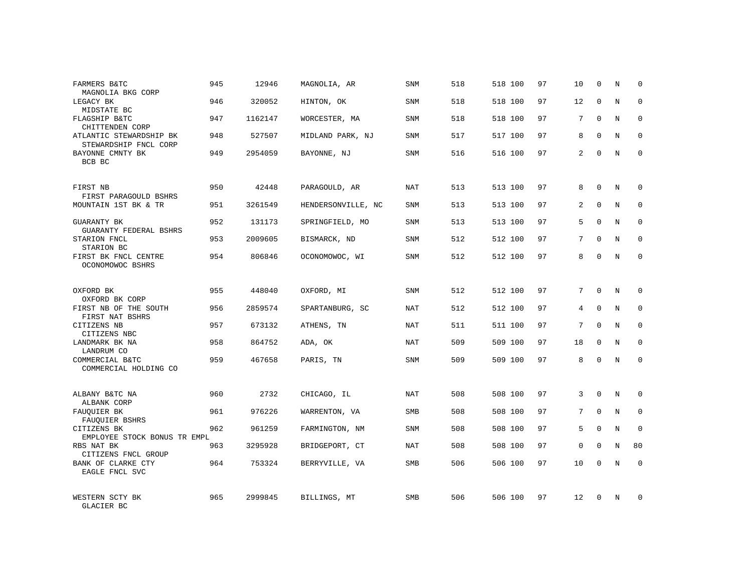| | | | | | | | | | | | | |
|---|---|---|---|---|---|---|---|---|---|---|---|---|
| FARMERS B&TC<br>MAGNOLIA BKG CORP | 945 | 12946 | MAGNOLIA, AR | SNM | 518 | 518 | 100 | 97 | 10 | 0 | N | 0 |
| LEGACY BK<br>MIDSTATE BC | 946 | 320052 | HINTON, OK | SNM | 518 | 518 | 100 | 97 | 12 | 0 | N | 0 |
| FLAGSHIP B&TC<br>CHITTENDEN CORP | 947 | 1162147 | WORCESTER, MA | SNM | 518 | 518 | 100 | 97 | 7 | 0 | N | 0 |
| ATLANTIC STEWARDSHIP BK<br>STEWARDSHIP FNCL CORP | 948 | 527507 | MIDLAND PARK, NJ | SNM | 517 | 517 | 100 | 97 | 8 | 0 | N | 0 |
| BAYONNE CMNTY BK<br>BCB BC | 949 | 2954059 | BAYONNE, NJ | SNM | 516 | 516 | 100 | 97 | 2 | 0 | N | 0 |
| FIRST NB<br>FIRST PARAGOULD BSHRS | 950 | 42448 | PARAGOULD, AR | NAT | 513 | 513 | 100 | 97 | 8 | 0 | N | 0 |
| MOUNTAIN 1ST BK & TR | 951 | 3261549 | HENDERSONVILLE, NC | SNM | 513 | 513 | 100 | 97 | 2 | 0 | N | 0 |
| GUARANTY BK<br>GUARANTY FEDERAL BSHRS | 952 | 131173 | SPRINGFIELD, MO | SNM | 513 | 513 | 100 | 97 | 5 | 0 | N | 0 |
| STARION FNCL<br>STARION BC | 953 | 2009605 | BISMARCK, ND | SNM | 512 | 512 | 100 | 97 | 7 | 0 | N | 0 |
| FIRST BK FNCL CENTRE<br>OCONOMOWOC BSHRS | 954 | 806846 | OCONOMOWOC, WI | SNM | 512 | 512 | 100 | 97 | 8 | 0 | N | 0 |
| OXFORD BK<br>OXFORD BK CORP | 955 | 448040 | OXFORD, MI | SNM | 512 | 512 | 100 | 97 | 7 | 0 | N | 0 |
| FIRST NB OF THE SOUTH<br>FIRST NAT BSHRS | 956 | 2859574 | SPARTANBURG, SC | NAT | 512 | 512 | 100 | 97 | 4 | 0 | N | 0 |
| CITIZENS NB<br>CITIZENS NBC | 957 | 673132 | ATHENS, TN | NAT | 511 | 511 | 100 | 97 | 7 | 0 | N | 0 |
| LANDMARK BK NA<br>LANDRUM CO | 958 | 864752 | ADA, OK | NAT | 509 | 509 | 100 | 97 | 18 | 0 | N | 0 |
| COMMERCIAL B&TC<br>COMMERCIAL HOLDING CO | 959 | 467658 | PARIS, TN | SNM | 509 | 509 | 100 | 97 | 8 | 0 | N | 0 |
| ALBANY B&TC NA<br>ALBANK CORP | 960 | 2732 | CHICAGO, IL | NAT | 508 | 508 | 100 | 97 | 3 | 0 | N | 0 |
| FAUQUIER BK<br>FAUQUIER BSHRS | 961 | 976226 | WARRENTON, VA | SMB | 508 | 508 | 100 | 97 | 7 | 0 | N | 0 |
| CITIZENS BK<br>EMPLOYEE STOCK BONUS TR EMPL | 962 | 961259 | FARMINGTON, NM | SNM | 508 | 508 | 100 | 97 | 5 | 0 | N | 0 |
| RBS NAT BK<br>CITIZENS FNCL GROUP | 963 | 3295928 | BRIDGEPORT, CT | NAT | 508 | 508 | 100 | 97 | 0 | 0 | N | 80 |
| BANK OF CLARKE CTY<br>EAGLE FNCL SVC | 964 | 753324 | BERRYVILLE, VA | SMB | 506 | 506 | 100 | 97 | 10 | 0 | N | 0 |
| WESTERN SCTY BK<br>GLACIER BC | 965 | 2999845 | BILLINGS, MT | SMB | 506 | 506 | 100 | 97 | 12 | 0 | N | 0 |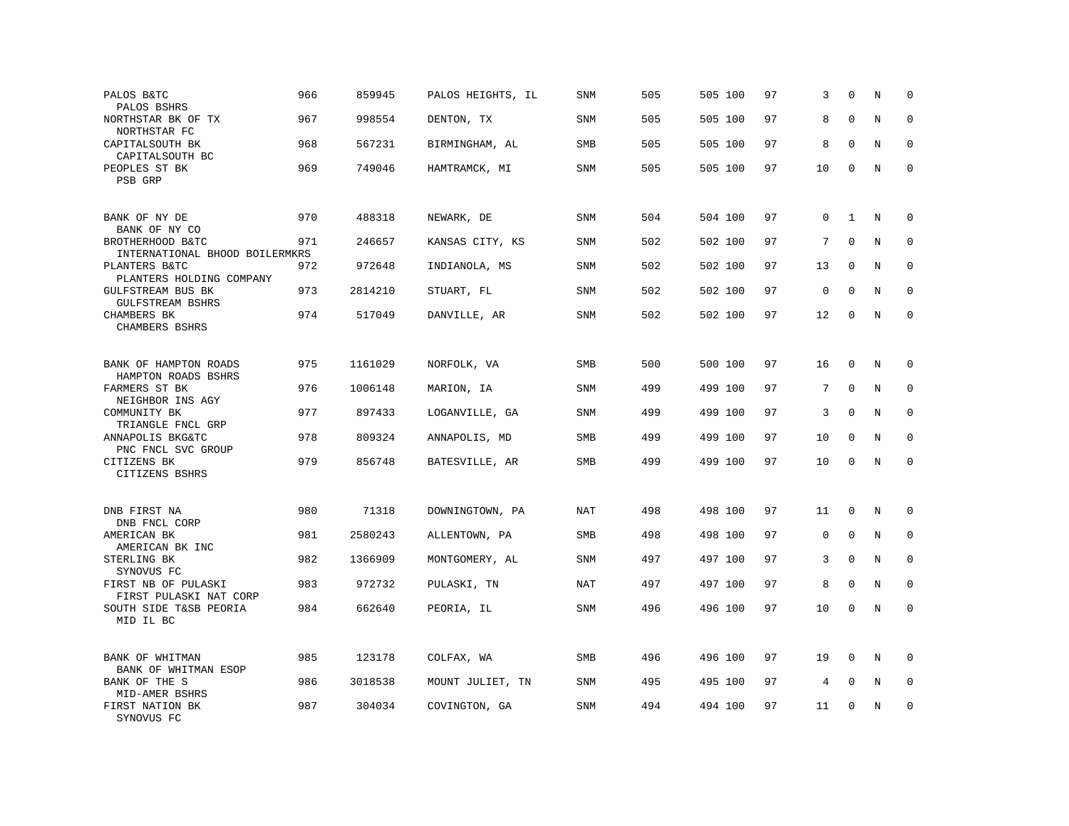| | | | | | | | | | | | |
|---|---|---|---|---|---|---|---|---|---|---|---|
| PALOS B&TC<br>PALOS BSHRS | 966 | 859945 | PALOS HEIGHTS, IL | SNM | 505 | 505 100 | 97 | 3 | 0 | N | 0 |
| NORTHSTAR BK OF TX<br>NORTHSTAR FC | 967 | 998554 | DENTON, TX | SNM | 505 | 505 100 | 97 | 8 | 0 | N | 0 |
| CAPITALSOUTH BK<br>CAPITALSOUTH BC | 968 | 567231 | BIRMINGHAM, AL | SMB | 505 | 505 100 | 97 | 8 | 0 | N | 0 |
| PEOPLES ST BK<br>PSB GRP | 969 | 749046 | HAMTRAMCK, MI | SNM | 505 | 505 100 | 97 | 10 | 0 | N | 0 |
| BANK OF NY DE<br>BANK OF NY CO | 970 | 488318 | NEWARK, DE | SNM | 504 | 504 100 | 97 | 0 | 1 | N | 0 |
| BROTHERHOOD B&TC<br>INTERNATIONAL BHOOD BOILERMKRS | 971 | 246657 | KANSAS CITY, KS | SNM | 502 | 502 100 | 97 | 7 | 0 | N | 0 |
| PLANTERS B&TC<br>PLANTERS HOLDING COMPANY | 972 | 972648 | INDIANOLA, MS | SNM | 502 | 502 100 | 97 | 13 | 0 | N | 0 |
| GULFSTREAM BUS BK<br>GULFSTREAM BSHRS | 973 | 2814210 | STUART, FL | SNM | 502 | 502 100 | 97 | 0 | 0 | N | 0 |
| CHAMBERS BK<br>CHAMBERS BSHRS | 974 | 517049 | DANVILLE, AR | SNM | 502 | 502 100 | 97 | 12 | 0 | N | 0 |
| BANK OF HAMPTON ROADS<br>HAMPTON ROADS BSHRS | 975 | 1161029 | NORFOLK, VA | SMB | 500 | 500 100 | 97 | 16 | 0 | N | 0 |
| FARMERS ST BK<br>NEIGHBOR INS AGY | 976 | 1006148 | MARION, IA | SNM | 499 | 499 100 | 97 | 7 | 0 | N | 0 |
| COMMUNITY BK<br>TRIANGLE FNCL GRP | 977 | 897433 | LOGANVILLE, GA | SNM | 499 | 499 100 | 97 | 3 | 0 | N | 0 |
| ANNAPOLIS BKG&TC<br>PNC FNCL SVC GROUP | 978 | 809324 | ANNAPOLIS, MD | SMB | 499 | 499 100 | 97 | 10 | 0 | N | 0 |
| CITIZENS BK<br>CITIZENS BSHRS | 979 | 856748 | BATESVILLE, AR | SMB | 499 | 499 100 | 97 | 10 | 0 | N | 0 |
| DNB FIRST NA<br>DNB FNCL CORP | 980 | 71318 | DOWNINGTOWN, PA | NAT | 498 | 498 100 | 97 | 11 | 0 | N | 0 |
| AMERICAN BK<br>AMERICAN BK INC | 981 | 2580243 | ALLENTOWN, PA | SMB | 498 | 498 100 | 97 | 0 | 0 | N | 0 |
| STERLING BK<br>SYNOVUS FC | 982 | 1366909 | MONTGOMERY, AL | SNM | 497 | 497 100 | 97 | 3 | 0 | N | 0 |
| FIRST NB OF PULASKI<br>FIRST PULASKI NAT CORP | 983 | 972732 | PULASKI, TN | NAT | 497 | 497 100 | 97 | 8 | 0 | N | 0 |
| SOUTH SIDE T&SB PEORIA<br>MID IL BC | 984 | 662640 | PEORIA, IL | SNM | 496 | 496 100 | 97 | 10 | 0 | N | 0 |
| BANK OF WHITMAN<br>BANK OF WHITMAN ESOP | 985 | 123178 | COLFAX, WA | SMB | 496 | 496 100 | 97 | 19 | 0 | N | 0 |
| BANK OF THE S<br>MID-AMER BSHRS | 986 | 3018538 | MOUNT JULIET, TN | SNM | 495 | 495 100 | 97 | 4 | 0 | N | 0 |
| FIRST NATION BK<br>SYNOVUS FC | 987 | 304034 | COVINGTON, GA | SNM | 494 | 494 100 | 97 | 11 | 0 | N | 0 |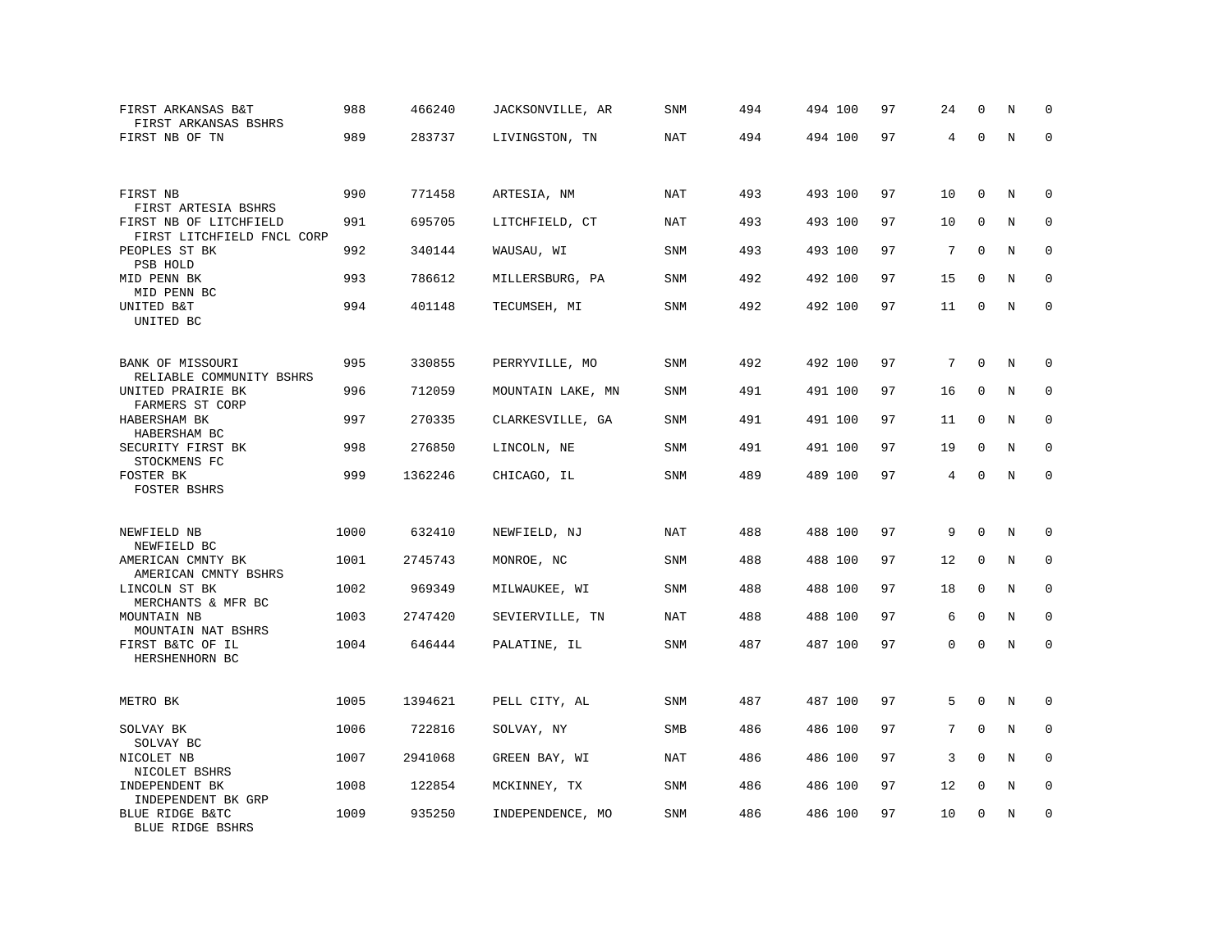| | | | | | | | | | | | | |
|---|---|---|---|---|---|---|---|---|---|---|---|---|
| FIRST ARKANSAS B&T<br>FIRST ARKANSAS BSHRS | 988 | 466240 | JACKSONVILLE, AR | SNM | 494 | 494 | 100 | 97 | 24 | 0 | N | 0 |
| FIRST NB OF TN | 989 | 283737 | LIVINGSTON, TN | NAT | 494 | 494 | 100 | 97 | 4 | 0 | N | 0 |
| FIRST NB<br>FIRST ARTESIA BSHRS | 990 | 771458 | ARTESIA, NM | NAT | 493 | 493 | 100 | 97 | 10 | 0 | N | 0 |
| FIRST NB OF LITCHFIELD<br>FIRST LITCHFIELD FNCL CORP | 991 | 695705 | LITCHFIELD, CT | NAT | 493 | 493 | 100 | 97 | 10 | 0 | N | 0 |
| PEOPLES ST BK<br>PSB HOLD | 992 | 340144 | WAUSAU, WI | SNM | 493 | 493 | 100 | 97 | 7 | 0 | N | 0 |
| MID PENN BK<br>MID PENN BC | 993 | 786612 | MILLERSBURG, PA | SNM | 492 | 492 | 100 | 97 | 15 | 0 | N | 0 |
| UNITED B&T<br>UNITED BC | 994 | 401148 | TECUMSEH, MI | SNM | 492 | 492 | 100 | 97 | 11 | 0 | N | 0 |
| BANK OF MISSOURI<br>RELIABLE COMMUNITY BSHRS | 995 | 330855 | PERRYVILLE, MO | SNM | 492 | 492 | 100 | 97 | 7 | 0 | N | 0 |
| UNITED PRAIRIE BK<br>FARMERS ST CORP | 996 | 712059 | MOUNTAIN LAKE, MN | SNM | 491 | 491 | 100 | 97 | 16 | 0 | N | 0 |
| HABERSHAM BK<br>HABERSHAM BC | 997 | 270335 | CLARKESVILLE, GA | SNM | 491 | 491 | 100 | 97 | 11 | 0 | N | 0 |
| SECURITY FIRST BK<br>STOCKMENS FC | 998 | 276850 | LINCOLN, NE | SNM | 491 | 491 | 100 | 97 | 19 | 0 | N | 0 |
| FOSTER BK<br>FOSTER BSHRS | 999 | 1362246 | CHICAGO, IL | SNM | 489 | 489 | 100 | 97 | 4 | 0 | N | 0 |
| NEWFIELD NB<br>NEWFIELD BC | 1000 | 632410 | NEWFIELD, NJ | NAT | 488 | 488 | 100 | 97 | 9 | 0 | N | 0 |
| AMERICAN CMNTY BK<br>AMERICAN CMNTY BSHRS | 1001 | 2745743 | MONROE, NC | SNM | 488 | 488 | 100 | 97 | 12 | 0 | N | 0 |
| LINCOLN ST BK<br>MERCHANTS & MFR BC | 1002 | 969349 | MILWAUKEE, WI | SNM | 488 | 488 | 100 | 97 | 18 | 0 | N | 0 |
| MOUNTAIN NB<br>MOUNTAIN NAT BSHRS | 1003 | 2747420 | SEVIERVILLE, TN | NAT | 488 | 488 | 100 | 97 | 6 | 0 | N | 0 |
| FIRST B&TC OF IL<br>HERSHENHORN BC | 1004 | 646444 | PALATINE, IL | SNM | 487 | 487 | 100 | 97 | 0 | 0 | N | 0 |
| METRO BK | 1005 | 1394621 | PELL CITY, AL | SNM | 487 | 487 | 100 | 97 | 5 | 0 | N | 0 |
| SOLVAY BK<br>SOLVAY BC | 1006 | 722816 | SOLVAY, NY | SMB | 486 | 486 | 100 | 97 | 7 | 0 | N | 0 |
| NICOLET NB<br>NICOLET BSHRS | 1007 | 2941068 | GREEN BAY, WI | NAT | 486 | 486 | 100 | 97 | 3 | 0 | N | 0 |
| INDEPENDENT BK<br>INDEPENDENT BK GRP | 1008 | 122854 | MCKINNEY, TX | SNM | 486 | 486 | 100 | 97 | 12 | 0 | N | 0 |
| BLUE RIDGE B&TC<br>BLUE RIDGE BSHRS | 1009 | 935250 | INDEPENDENCE, MO | SNM | 486 | 486 | 100 | 97 | 10 | 0 | N | 0 |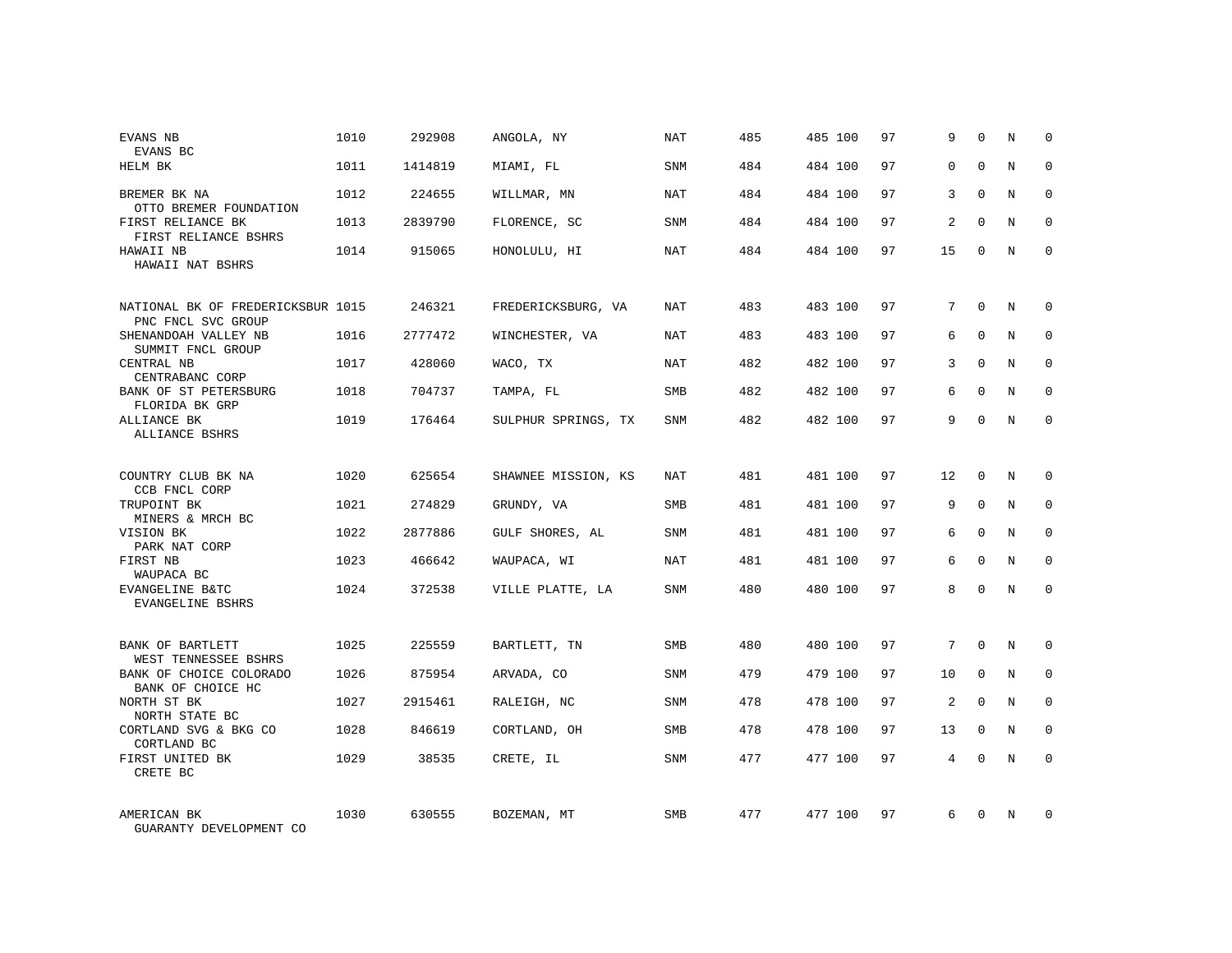| | | | | | | | | | | | | |
|---|---|---|---|---|---|---|---|---|---|---|---|---|
| EVANS NB<br>EVANS BC | 1010 | 292908 | ANGOLA, NY | NAT | 485 | 485 | 100 | 97 | 9 | 0 | N | 0 |
| HELM BK | 1011 | 1414819 | MIAMI, FL | SNM | 484 | 484 | 100 | 97 | 0 | 0 | N | 0 |
| BREMER BK NA<br>OTTO BREMER FOUNDATION | 1012 | 224655 | WILLMAR, MN | NAT | 484 | 484 | 100 | 97 | 3 | 0 | N | 0 |
| FIRST RELIANCE BK<br>FIRST RELIANCE BSHRS | 1013 | 2839790 | FLORENCE, SC | SNM | 484 | 484 | 100 | 97 | 2 | 0 | N | 0 |
| HAWAII NB<br>HAWAII NAT BSHRS | 1014 | 915065 | HONOLULU, HI | NAT | 484 | 484 | 100 | 97 | 15 | 0 | N | 0 |
| NATIONAL BK OF FREDERICKSBUR<br>PNC FNCL SVC GROUP | 1015 | 246321 | FREDERICKSBURG, VA | NAT | 483 | 483 | 100 | 97 | 7 | 0 | N | 0 |
| SHENANDOAH VALLEY NB<br>SUMMIT FNCL GROUP | 1016 | 2777472 | WINCHESTER, VA | NAT | 483 | 483 | 100 | 97 | 6 | 0 | N | 0 |
| CENTRAL NB<br>CENTRABANC CORP | 1017 | 428060 | WACO, TX | NAT | 482 | 482 | 100 | 97 | 3 | 0 | N | 0 |
| BANK OF ST PETERSBURG<br>FLORIDA BK GRP | 1018 | 704737 | TAMPA, FL | SMB | 482 | 482 | 100 | 97 | 6 | 0 | N | 0 |
| ALLIANCE BK<br>ALLIANCE BSHRS | 1019 | 176464 | SULPHUR SPRINGS, TX | SNM | 482 | 482 | 100 | 97 | 9 | 0 | N | 0 |
| COUNTRY CLUB BK NA<br>CCB FNCL CORP | 1020 | 625654 | SHAWNEE MISSION, KS | NAT | 481 | 481 | 100 | 97 | 12 | 0 | N | 0 |
| TRUPOINT BK<br>MINERS & MRCH BC | 1021 | 274829 | GRUNDY, VA | SMB | 481 | 481 | 100 | 97 | 9 | 0 | N | 0 |
| VISION BK<br>PARK NAT CORP | 1022 | 2877886 | GULF SHORES, AL | SNM | 481 | 481 | 100 | 97 | 6 | 0 | N | 0 |
| FIRST NB<br>WAUPACA BC | 1023 | 466642 | WAUPACA, WI | NAT | 481 | 481 | 100 | 97 | 6 | 0 | N | 0 |
| EVANGELINE B&TC<br>EVANGELINE BSHRS | 1024 | 372538 | VILLE PLATTE, LA | SNM | 480 | 480 | 100 | 97 | 8 | 0 | N | 0 |
| BANK OF BARTLETT<br>WEST TENNESSEE BSHRS | 1025 | 225559 | BARTLETT, TN | SMB | 480 | 480 | 100 | 97 | 7 | 0 | N | 0 |
| BANK OF CHOICE COLORADO<br>BANK OF CHOICE HC | 1026 | 875954 | ARVADA, CO | SNM | 479 | 479 | 100 | 97 | 10 | 0 | N | 0 |
| NORTH ST BK<br>NORTH STATE BC | 1027 | 2915461 | RALEIGH, NC | SNM | 478 | 478 | 100 | 97 | 2 | 0 | N | 0 |
| CORTLAND SVG & BKG CO<br>CORTLAND BC | 1028 | 846619 | CORTLAND, OH | SMB | 478 | 478 | 100 | 97 | 13 | 0 | N | 0 |
| FIRST UNITED BK<br>CRETE BC | 1029 | 38535 | CRETE, IL | SNM | 477 | 477 | 100 | 97 | 4 | 0 | N | 0 |
| AMERICAN BK<br>GUARANTY DEVELOPMENT CO | 1030 | 630555 | BOZEMAN, MT | SMB | 477 | 477 | 100 | 97 | 6 | 0 | N | 0 |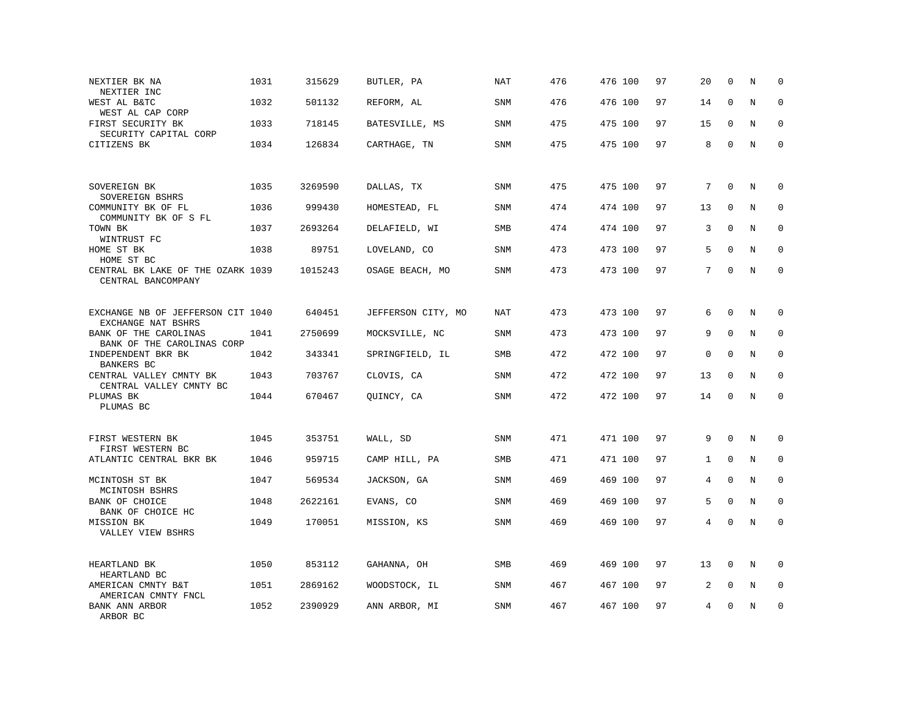| | | | | | | | | | | | | |
|---|---|---|---|---|---|---|---|---|---|---|---|---|
| NEXTIER BK NA<br>NEXTIER INC | 1031 | 315629 | BUTLER, PA | NAT | 476 | 476 | 100 | 97 | 20 | 0 | N | 0 |
| WEST AL B&TC<br>WEST AL CAP CORP | 1032 | 501132 | REFORM, AL | SNM | 476 | 476 | 100 | 97 | 14 | 0 | N | 0 |
| FIRST SECURITY BK<br>SECURITY CAPITAL CORP | 1033 | 718145 | BATESVILLE, MS | SNM | 475 | 475 | 100 | 97 | 15 | 0 | N | 0 |
| CITIZENS BK | 1034 | 126834 | CARTHAGE, TN | SNM | 475 | 475 | 100 | 97 | 8 | 0 | N | 0 |
| SOVEREIGN BK<br>SOVEREIGN BSHRS | 1035 | 3269590 | DALLAS, TX | SNM | 475 | 475 | 100 | 97 | 7 | 0 | N | 0 |
| COMMUNITY BK OF FL<br>COMMUNITY BK OF S FL | 1036 | 999430 | HOMESTEAD, FL | SNM | 474 | 474 | 100 | 97 | 13 | 0 | N | 0 |
| TOWN BK<br>WINTRUST FC | 1037 | 2693264 | DELAFIELD, WI | SMB | 474 | 474 | 100 | 97 | 3 | 0 | N | 0 |
| HOME ST BK<br>HOME ST BC | 1038 | 89751 | LOVELAND, CO | SNM | 473 | 473 | 100 | 97 | 5 | 0 | N | 0 |
| CENTRAL BK LAKE OF THE OZARK<br>CENTRAL BANCOMPANY | 1039 | 1015243 | OSAGE BEACH, MO | SNM | 473 | 473 | 100 | 97 | 7 | 0 | N | 0 |
| EXCHANGE NB OF JEFFERSON CIT<br>EXCHANGE NAT BSHRS | 1040 | 640451 | JEFFERSON CITY, MO | NAT | 473 | 473 | 100 | 97 | 6 | 0 | N | 0 |
| BANK OF THE CAROLINAS<br>BANK OF THE CAROLINAS CORP | 1041 | 2750699 | MOCKSVILLE, NC | SNM | 473 | 473 | 100 | 97 | 9 | 0 | N | 0 |
| INDEPENDENT BKR BK<br>BANKERS BC | 1042 | 343341 | SPRINGFIELD, IL | SMB | 472 | 472 | 100 | 97 | 0 | 0 | N | 0 |
| CENTRAL VALLEY CMNTY BK<br>CENTRAL VALLEY CMNTY BC | 1043 | 703767 | CLOVIS, CA | SNM | 472 | 472 | 100 | 97 | 13 | 0 | N | 0 |
| PLUMAS BK<br>PLUMAS BC | 1044 | 670467 | QUINCY, CA | SNM | 472 | 472 | 100 | 97 | 14 | 0 | N | 0 |
| FIRST WESTERN BK<br>FIRST WESTERN BC | 1045 | 353751 | WALL, SD | SNM | 471 | 471 | 100 | 97 | 9 | 0 | N | 0 |
| ATLANTIC CENTRAL BKR BK | 1046 | 959715 | CAMP HILL, PA | SMB | 471 | 471 | 100 | 97 | 1 | 0 | N | 0 |
| MCINTOSH ST BK<br>MCINTOSH BSHRS | 1047 | 569534 | JACKSON, GA | SNM | 469 | 469 | 100 | 97 | 4 | 0 | N | 0 |
| BANK OF CHOICE<br>BANK OF CHOICE HC | 1048 | 2622161 | EVANS, CO | SNM | 469 | 469 | 100 | 97 | 5 | 0 | N | 0 |
| MISSION BK<br>VALLEY VIEW BSHRS | 1049 | 170051 | MISSION, KS | SNM | 469 | 469 | 100 | 97 | 4 | 0 | N | 0 |
| HEARTLAND BK<br>HEARTLAND BC | 1050 | 853112 | GAHANNA, OH | SMB | 469 | 469 | 100 | 97 | 13 | 0 | N | 0 |
| AMERICAN CMNTY B&T<br>AMERICAN CMNTY FNCL | 1051 | 2869162 | WOODSTOCK, IL | SNM | 467 | 467 | 100 | 97 | 2 | 0 | N | 0 |
| BANK ANN ARBOR<br>ARBOR BC | 1052 | 2390929 | ANN ARBOR, MI | SNM | 467 | 467 | 100 | 97 | 4 | 0 | N | 0 |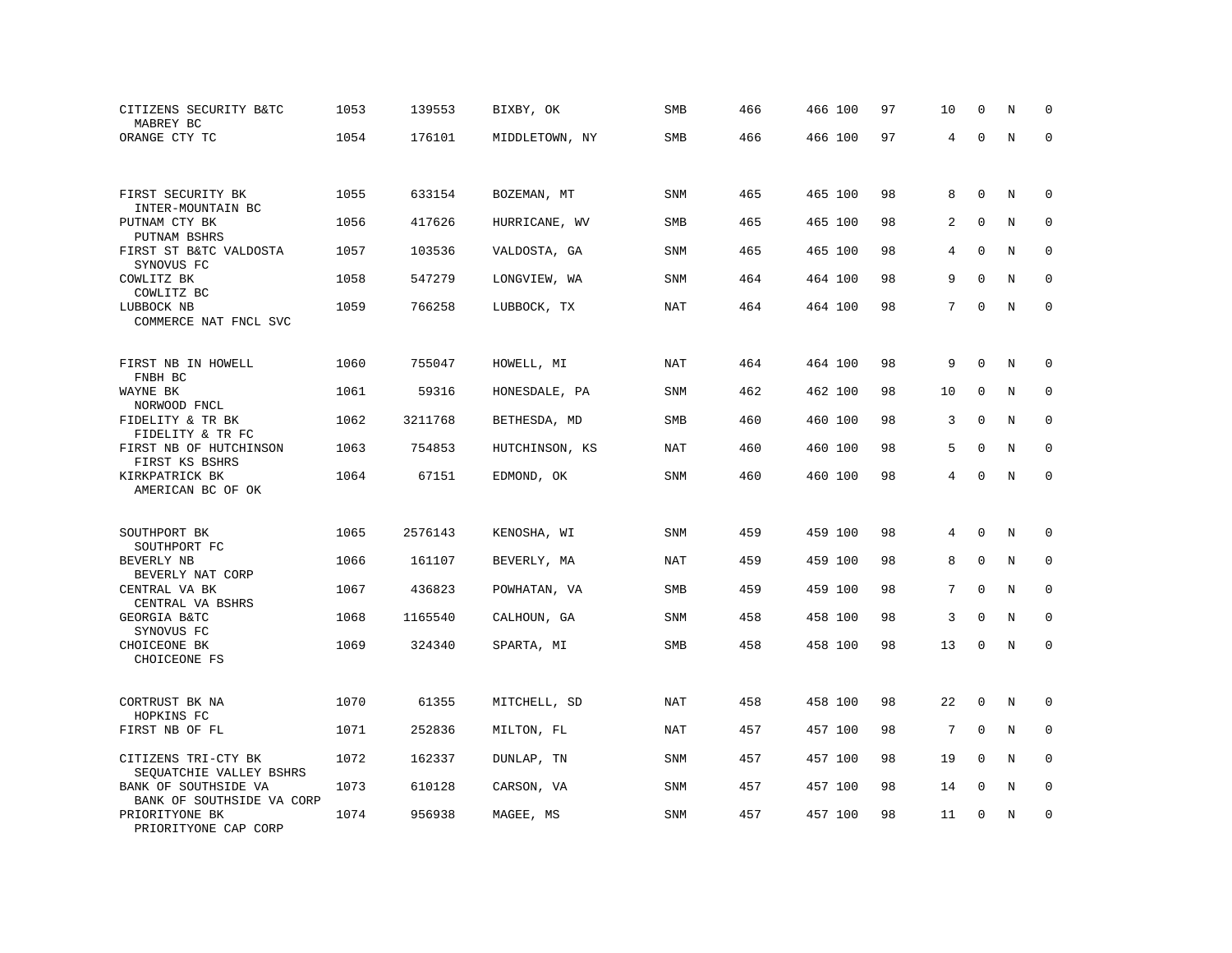| | | | | | | | | | | | | |
|---|---|---|---|---|---|---|---|---|---|---|---|---|
| CITIZENS SECURITY B&TC<br>MABREY BC | 1053 | 139553 | BIXBY, OK | SMB | 466 | 466 | 100 | 97 | 10 | 0 | N | 0 |
| ORANGE CTY TC | 1054 | 176101 | MIDDLETOWN, NY | SMB | 466 | 466 | 100 | 97 | 4 | 0 | N | 0 |
| FIRST SECURITY BK<br>INTER-MOUNTAIN BC | 1055 | 633154 | BOZEMAN, MT | SNM | 465 | 465 | 100 | 98 | 8 | 0 | N | 0 |
| PUTNAM CTY BK<br>PUTNAM BSHRS | 1056 | 417626 | HURRICANE, WV | SMB | 465 | 465 | 100 | 98 | 2 | 0 | N | 0 |
| FIRST ST B&TC VALDOSTA<br>SYNOVUS FC | 1057 | 103536 | VALDOSTA, GA | SNM | 465 | 465 | 100 | 98 | 4 | 0 | N | 0 |
| COWLITZ BK<br>COWLITZ BC | 1058 | 547279 | LONGVIEW, WA | SNM | 464 | 464 | 100 | 98 | 9 | 0 | N | 0 |
| LUBBOCK NB<br>COMMERCE NAT FNCL SVC | 1059 | 766258 | LUBBOCK, TX | NAT | 464 | 464 | 100 | 98 | 7 | 0 | N | 0 |
| FIRST NB IN HOWELL<br>FNBH BC | 1060 | 755047 | HOWELL, MI | NAT | 464 | 464 | 100 | 98 | 9 | 0 | N | 0 |
| WAYNE BK<br>NORWOOD FNCL | 1061 | 59316 | HONESDALE, PA | SNM | 462 | 462 | 100 | 98 | 10 | 0 | N | 0 |
| FIDELITY & TR BK<br>FIDELITY & TR FC | 1062 | 3211768 | BETHESDA, MD | SMB | 460 | 460 | 100 | 98 | 3 | 0 | N | 0 |
| FIRST NB OF HUTCHINSON<br>FIRST KS BSHRS | 1063 | 754853 | HUTCHINSON, KS | NAT | 460 | 460 | 100 | 98 | 5 | 0 | N | 0 |
| KIRKPATRICK BK<br>AMERICAN BC OF OK | 1064 | 67151 | EDMOND, OK | SNM | 460 | 460 | 100 | 98 | 4 | 0 | N | 0 |
| SOUTHPORT BK<br>SOUTHPORT FC | 1065 | 2576143 | KENOSHA, WI | SNM | 459 | 459 | 100 | 98 | 4 | 0 | N | 0 |
| BEVERLY NB<br>BEVERLY NAT CORP | 1066 | 161107 | BEVERLY, MA | NAT | 459 | 459 | 100 | 98 | 8 | 0 | N | 0 |
| CENTRAL VA BK<br>CENTRAL VA BSHRS | 1067 | 436823 | POWHATAN, VA | SMB | 459 | 459 | 100 | 98 | 7 | 0 | N | 0 |
| GEORGIA B&TC<br>SYNOVUS FC | 1068 | 1165540 | CALHOUN, GA | SNM | 458 | 458 | 100 | 98 | 3 | 0 | N | 0 |
| CHOICEONE BK<br>CHOICEONE FS | 1069 | 324340 | SPARTA, MI | SMB | 458 | 458 | 100 | 98 | 13 | 0 | N | 0 |
| CORTRUST BK NA<br>HOPKINS FC | 1070 | 61355 | MITCHELL, SD | NAT | 458 | 458 | 100 | 98 | 22 | 0 | N | 0 |
| FIRST NB OF FL | 1071 | 252836 | MILTON, FL | NAT | 457 | 457 | 100 | 98 | 7 | 0 | N | 0 |
| CITIZENS TRI-CTY BK<br>SEQUATCHIE VALLEY BSHRS | 1072 | 162337 | DUNLAP, TN | SNM | 457 | 457 | 100 | 98 | 19 | 0 | N | 0 |
| BANK OF SOUTHSIDE VA<br>BANK OF SOUTHSIDE VA CORP | 1073 | 610128 | CARSON, VA | SNM | 457 | 457 | 100 | 98 | 14 | 0 | N | 0 |
| PRIORITYONE BK<br>PRIORITYONE CAP CORP | 1074 | 956938 | MAGEE, MS | SNM | 457 | 457 | 100 | 98 | 11 | 0 | N | 0 |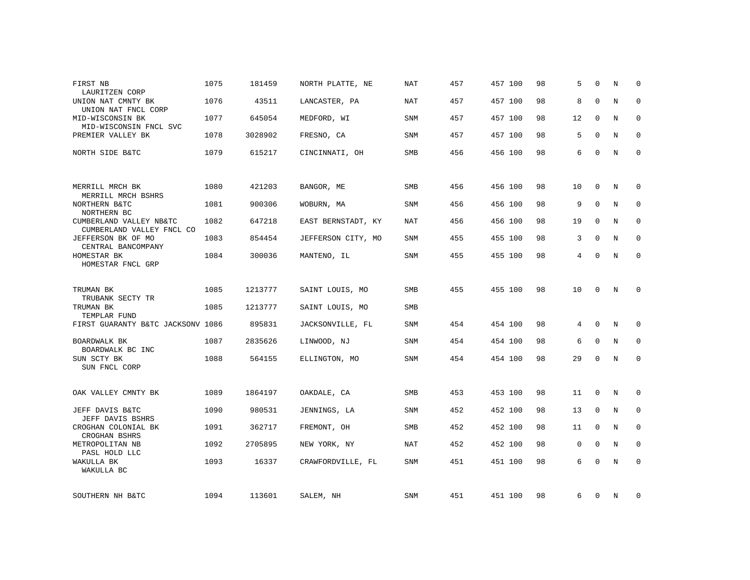| | | | | | | | | | | | | |
|---|---|---|---|---|---|---|---|---|---|---|---|---|
| FIRST NB<br>LAURITZEN CORP | 1075 | 181459 | NORTH PLATTE, NE | NAT | 457 | 457 | 100 | 98 | 5 | 0 | N | 0 |
| UNION NAT CMNTY BK<br>UNION NAT FNCL CORP | 1076 | 43511 | LANCASTER, PA | NAT | 457 | 457 | 100 | 98 | 8 | 0 | N | 0 |
| MID-WISCONSIN BK<br>MID-WISCONSIN FNCL SVC | 1077 | 645054 | MEDFORD, WI | SNM | 457 | 457 | 100 | 98 | 12 | 0 | N | 0 |
| PREMIER VALLEY BK | 1078 | 3028902 | FRESNO, CA | SNM | 457 | 457 | 100 | 98 | 5 | 0 | N | 0 |
| NORTH SIDE B&TC | 1079 | 615217 | CINCINNATI, OH | SMB | 456 | 456 | 100 | 98 | 6 | 0 | N | 0 |
| MERRILL MRCH BK<br>MERRILL MRCH BSHRS | 1080 | 421203 | BANGOR, ME | SMB | 456 | 456 | 100 | 98 | 10 | 0 | N | 0 |
| NORTHERN B&TC<br>NORTHERN BC | 1081 | 900306 | WOBURN, MA | SNM | 456 | 456 | 100 | 98 | 9 | 0 | N | 0 |
| CUMBERLAND VALLEY NB&TC<br>CUMBERLAND VALLEY FNCL CO | 1082 | 647218 | EAST BERNSTADT, KY | NAT | 456 | 456 | 100 | 98 | 19 | 0 | N | 0 |
| JEFFERSON BK OF MO<br>CENTRAL BANCOMPANY | 1083 | 854454 | JEFFERSON CITY, MO | SNM | 455 | 455 | 100 | 98 | 3 | 0 | N | 0 |
| HOMESTAR BK<br>HOMESTAR FNCL GRP | 1084 | 300036 | MANTENO, IL | SNM | 455 | 455 | 100 | 98 | 4 | 0 | N | 0 |
| TRUMAN BK<br>TRUBANK SECTY TR | 1085 | 1213777 | SAINT LOUIS, MO | SMB | 455 | 455 | 100 | 98 | 10 | 0 | N | 0 |
| TRUMAN BK<br>TEMPLAR FUND | 1085 | 1213777 | SAINT LOUIS, MO | SMB | | | | | | | | |
| FIRST GUARANTY B&TC JACKSONV | 1086 | 895831 | JACKSONVILLE, FL | SNM | 454 | 454 | 100 | 98 | 4 | 0 | N | 0 |
| BOARDWALK BK<br>BOARDWALK BC INC | 1087 | 2835626 | LINWOOD, NJ | SNM | 454 | 454 | 100 | 98 | 6 | 0 | N | 0 |
| SUN SCTY BK<br>SUN FNCL CORP | 1088 | 564155 | ELLINGTON, MO | SNM | 454 | 454 | 100 | 98 | 29 | 0 | N | 0 |
| OAK VALLEY CMNTY BK | 1089 | 1864197 | OAKDALE, CA | SMB | 453 | 453 | 100 | 98 | 11 | 0 | N | 0 |
| JEFF DAVIS B&TC<br>JEFF DAVIS BSHRS | 1090 | 980531 | JENNINGS, LA | SNM | 452 | 452 | 100 | 98 | 13 | 0 | N | 0 |
| CROGHAN COLONIAL BK<br>CROGHAN BSHRS | 1091 | 362717 | FREMONT, OH | SMB | 452 | 452 | 100 | 98 | 11 | 0 | N | 0 |
| METROPOLITAN NB<br>PASL HOLD LLC | 1092 | 2705895 | NEW YORK, NY | NAT | 452 | 452 | 100 | 98 | 0 | 0 | N | 0 |
| WAKULLA BK<br>WAKULLA BC | 1093 | 16337 | CRAWFORDVILLE, FL | SNM | 451 | 451 | 100 | 98 | 6 | 0 | N | 0 |
| SOUTHERN NH B&TC | 1094 | 113601 | SALEM, NH | SNM | 451 | 451 | 100 | 98 | 6 | 0 | N | 0 |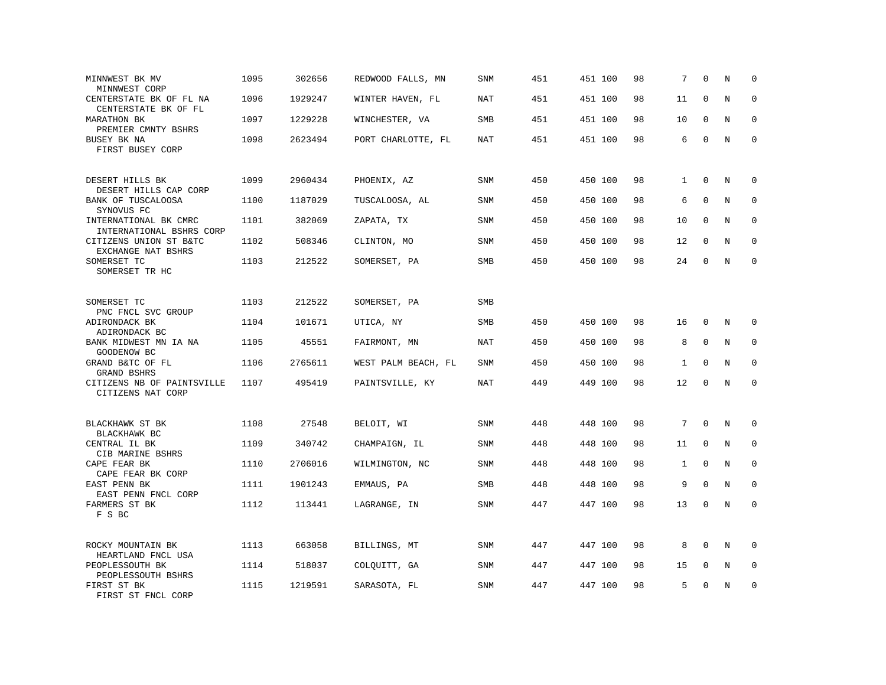| | | | | | | | | | | | |
|---|---|---|---|---|---|---|---|---|---|---|---|
| MINNWEST BK MV<br>MINNWEST CORP | 1095 | 302656 | REDWOOD FALLS, MN | SNM | 451 | 451 | 100 | 98 | 7 | 0 | N | 0 |
| CENTERSTATE BK OF FL NA<br>CENTERSTATE BK OF FL | 1096 | 1929247 | WINTER HAVEN, FL | NAT | 451 | 451 | 100 | 98 | 11 | 0 | N | 0 |
| MARATHON BK<br>PREMIER CMNTY BSHRS | 1097 | 1229228 | WINCHESTER, VA | SMB | 451 | 451 | 100 | 98 | 10 | 0 | N | 0 |
| BUSEY BK NA<br>FIRST BUSEY CORP | 1098 | 2623494 | PORT CHARLOTTE, FL | NAT | 451 | 451 | 100 | 98 | 6 | 0 | N | 0 |
| DESERT HILLS BK<br>DESERT HILLS CAP CORP | 1099 | 2960434 | PHOENIX, AZ | SNM | 450 | 450 | 100 | 98 | 1 | 0 | N | 0 |
| BANK OF TUSCALOOSA<br>SYNOVUS FC | 1100 | 1187029 | TUSCALOOSA, AL | SNM | 450 | 450 | 100 | 98 | 6 | 0 | N | 0 |
| INTERNATIONAL BK CMRC<br>INTERNATIONAL BSHRS CORP | 1101 | 382069 | ZAPATA, TX | SNM | 450 | 450 | 100 | 98 | 10 | 0 | N | 0 |
| CITIZENS UNION ST B&TC<br>EXCHANGE NAT BSHRS | 1102 | 508346 | CLINTON, MO | SNM | 450 | 450 | 100 | 98 | 12 | 0 | N | 0 |
| SOMERSET TC<br>SOMERSET TR HC | 1103 | 212522 | SOMERSET, PA | SMB | 450 | 450 | 100 | 98 | 24 | 0 | N | 0 |
| SOMERSET TC<br>PNC FNCL SVC GROUP | 1103 | 212522 | SOMERSET, PA | SMB | | | | | | | | |
| ADIRONDACK BK<br>ADIRONDACK BC | 1104 | 101671 | UTICA, NY | SMB | 450 | 450 | 100 | 98 | 16 | 0 | N | 0 |
| BANK MIDWEST MN IA NA<br>GOODENOW BC | 1105 | 45551 | FAIRMONT, MN | NAT | 450 | 450 | 100 | 98 | 8 | 0 | N | 0 |
| GRAND B&TC OF FL<br>GRAND BSHRS | 1106 | 2765611 | WEST PALM BEACH, FL | SNM | 450 | 450 | 100 | 98 | 1 | 0 | N | 0 |
| CITIZENS NB OF PAINTSVILLE<br>CITIZENS NAT CORP | 1107 | 495419 | PAINTSVILLE, KY | NAT | 449 | 449 | 100 | 98 | 12 | 0 | N | 0 |
| BLACKHAWK ST BK<br>BLACKHAWK BC | 1108 | 27548 | BELOIT, WI | SNM | 448 | 448 | 100 | 98 | 7 | 0 | N | 0 |
| CENTRAL IL BK<br>CIB MARINE BSHRS | 1109 | 340742 | CHAMPAIGN, IL | SNM | 448 | 448 | 100 | 98 | 11 | 0 | N | 0 |
| CAPE FEAR BK<br>CAPE FEAR BK CORP | 1110 | 2706016 | WILMINGTON, NC | SNM | 448 | 448 | 100 | 98 | 1 | 0 | N | 0 |
| EAST PENN BK<br>EAST PENN FNCL CORP | 1111 | 1901243 | EMMAUS, PA | SMB | 448 | 448 | 100 | 98 | 9 | 0 | N | 0 |
| FARMERS ST BK<br>F S BC | 1112 | 113441 | LAGRANGE, IN | SNM | 447 | 447 | 100 | 98 | 13 | 0 | N | 0 |
| ROCKY MOUNTAIN BK<br>HEARTLAND FNCL USA | 1113 | 663058 | BILLINGS, MT | SNM | 447 | 447 | 100 | 98 | 8 | 0 | N | 0 |
| PEOPLESSOUTH BK<br>PEOPLESSOUTH BSHRS | 1114 | 518037 | COLQUITT, GA | SNM | 447 | 447 | 100 | 98 | 15 | 0 | N | 0 |
| FIRST ST BK<br>FIRST ST FNCL CORP | 1115 | 1219591 | SARASOTA, FL | SNM | 447 | 447 | 100 | 98 | 5 | 0 | N | 0 |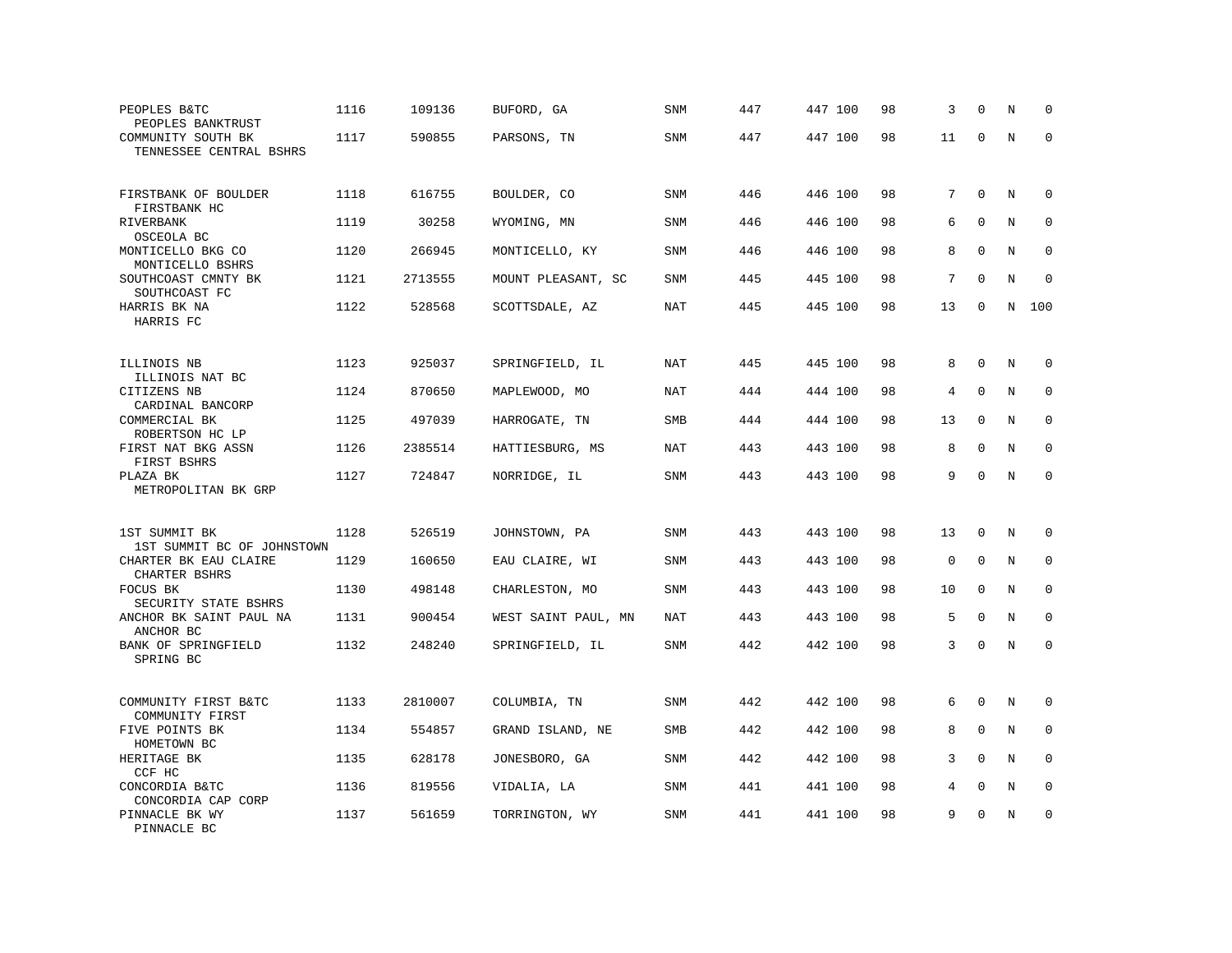| | | | | | | | | | | | |
|---|---|---|---|---|---|---|---|---|---|---|---|
| PEOPLES B&TC<br>PEOPLES BANKTRUST | 1116 | 109136 | BUFORD, GA | SNM | 447 | 447 | 100 | 98 | 3 | 0 | N | 0 |
| COMMUNITY SOUTH BK<br>TENNESSEE CENTRAL BSHRS | 1117 | 590855 | PARSONS, TN | SNM | 447 | 447 | 100 | 98 | 11 | 0 | N | 0 |
| FIRSTBANK OF BOULDER<br>FIRSTBANK HC | 1118 | 616755 | BOULDER, CO | SNM | 446 | 446 | 100 | 98 | 7 | 0 | N | 0 |
| RIVERBANK<br>OSCEOLA BC | 1119 | 30258 | WYOMING, MN | SNM | 446 | 446 | 100 | 98 | 6 | 0 | N | 0 |
| MONTICELLO BKG CO<br>MONTICELLO BSHRS | 1120 | 266945 | MONTICELLO, KY | SNM | 446 | 446 | 100 | 98 | 8 | 0 | N | 0 |
| SOUTHCOAST CMNTY BK<br>SOUTHCOAST FC | 1121 | 2713555 | MOUNT PLEASANT, SC | SNM | 445 | 445 | 100 | 98 | 7 | 0 | N | 0 |
| HARRIS BK NA<br>HARRIS FC | 1122 | 528568 | SCOTTSDALE, AZ | NAT | 445 | 445 | 100 | 98 | 13 | 0 | N | 100 |
| ILLINOIS NB<br>ILLINOIS NAT BC | 1123 | 925037 | SPRINGFIELD, IL | NAT | 445 | 445 | 100 | 98 | 8 | 0 | N | 0 |
| CITIZENS NB<br>CARDINAL BANCORP | 1124 | 870650 | MAPLEWOOD, MO | NAT | 444 | 444 | 100 | 98 | 4 | 0 | N | 0 |
| COMMERCIAL BK<br>ROBERTSON HC LP | 1125 | 497039 | HARROGATE, TN | SMB | 444 | 444 | 100 | 98 | 13 | 0 | N | 0 |
| FIRST NAT BKG ASSN<br>FIRST BSHRS | 1126 | 2385514 | HATTIESBURG, MS | NAT | 443 | 443 | 100 | 98 | 8 | 0 | N | 0 |
| PLAZA BK<br>METROPOLITAN BK GRP | 1127 | 724847 | NORRIDGE, IL | SNM | 443 | 443 | 100 | 98 | 9 | 0 | N | 0 |
| 1ST SUMMIT BK<br>1ST SUMMIT BC OF JOHNSTOWN | 1128 | 526519 | JOHNSTOWN, PA | SNM | 443 | 443 | 100 | 98 | 13 | 0 | N | 0 |
| CHARTER BK EAU CLAIRE<br>CHARTER BSHRS | 1129 | 160650 | EAU CLAIRE, WI | SNM | 443 | 443 | 100 | 98 | 0 | 0 | N | 0 |
| FOCUS BK<br>SECURITY STATE BSHRS | 1130 | 498148 | CHARLESTON, MO | SNM | 443 | 443 | 100 | 98 | 10 | 0 | N | 0 |
| ANCHOR BK SAINT PAUL NA<br>ANCHOR BC | 1131 | 900454 | WEST SAINT PAUL, MN | NAT | 443 | 443 | 100 | 98 | 5 | 0 | N | 0 |
| BANK OF SPRINGFIELD<br>SPRING BC | 1132 | 248240 | SPRINGFIELD, IL | SNM | 442 | 442 | 100 | 98 | 3 | 0 | N | 0 |
| COMMUNITY FIRST B&TC<br>COMMUNITY FIRST | 1133 | 2810007 | COLUMBIA, TN | SNM | 442 | 442 | 100 | 98 | 6 | 0 | N | 0 |
| FIVE POINTS BK<br>HOMETOWN BC | 1134 | 554857 | GRAND ISLAND, NE | SMB | 442 | 442 | 100 | 98 | 8 | 0 | N | 0 |
| HERITAGE BK<br>CCF HC | 1135 | 628178 | JONESBORO, GA | SNM | 442 | 442 | 100 | 98 | 3 | 0 | N | 0 |
| CONCORDIA B&TC<br>CONCORDIA CAP CORP | 1136 | 819556 | VIDALIA, LA | SNM | 441 | 441 | 100 | 98 | 4 | 0 | N | 0 |
| PINNACLE BK WY<br>PINNACLE BC | 1137 | 561659 | TORRINGTON, WY | SNM | 441 | 441 | 100 | 98 | 9 | 0 | N | 0 |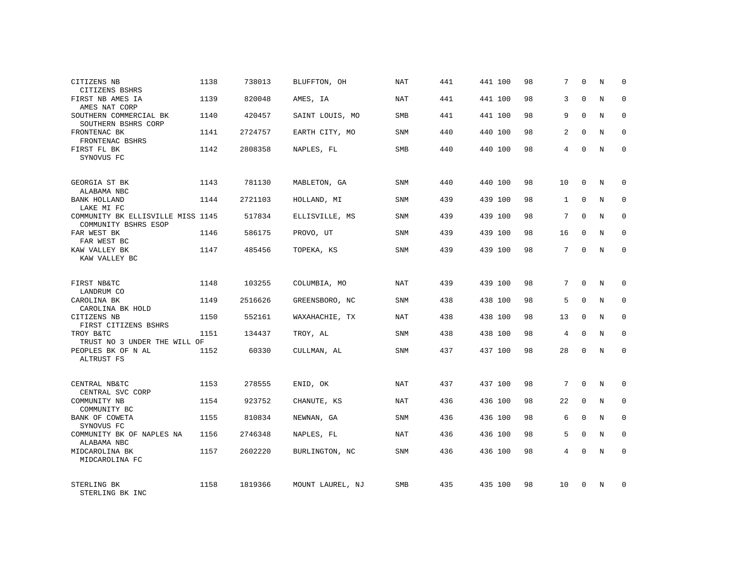| | | | | | | | | | | | | |
|---|---|---|---|---|---|---|---|---|---|---|---|---|
| CITIZENS NB<br>CITIZENS BSHRS | 1138 | 738013 | BLUFFTON, OH | NAT | 441 | 441 | 100 | 98 | 7 | 0 | N | 0 |
| FIRST NB AMES IA<br>AMES NAT CORP | 1139 | 820048 | AMES, IA | NAT | 441 | 441 | 100 | 98 | 3 | 0 | N | 0 |
| SOUTHERN COMMERCIAL BK<br>SOUTHERN BSHRS CORP | 1140 | 420457 | SAINT LOUIS, MO | SMB | 441 | 441 | 100 | 98 | 9 | 0 | N | 0 |
| FRONTENAC BK<br>FRONTENAC BSHRS | 1141 | 2724757 | EARTH CITY, MO | SNM | 440 | 440 | 100 | 98 | 2 | 0 | N | 0 |
| FIRST FL BK<br>SYNOVUS FC | 1142 | 2808358 | NAPLES, FL | SMB | 440 | 440 | 100 | 98 | 4 | 0 | N | 0 |
| GEORGIA ST BK<br>ALABAMA NBC | 1143 | 781130 | MABLETON, GA | SNM | 440 | 440 | 100 | 98 | 10 | 0 | N | 0 |
| BANK HOLLAND<br>LAKE MI FC | 1144 | 2721103 | HOLLAND, MI | SNM | 439 | 439 | 100 | 98 | 1 | 0 | N | 0 |
| COMMUNITY BK ELLISVILLE MISS<br>COMMUNITY BSHRS ESOP | 1145 | 517834 | ELLISVILLE, MS | SNM | 439 | 439 | 100 | 98 | 7 | 0 | N | 0 |
| FAR WEST BK<br>FAR WEST BC | 1146 | 586175 | PROVO, UT | SNM | 439 | 439 | 100 | 98 | 16 | 0 | N | 0 |
| KAW VALLEY BK<br>KAW VALLEY BC | 1147 | 485456 | TOPEKA, KS | SNM | 439 | 439 | 100 | 98 | 7 | 0 | N | 0 |
| FIRST NB&TC<br>LANDRUM CO | 1148 | 103255 | COLUMBIA, MO | NAT | 439 | 439 | 100 | 98 | 7 | 0 | N | 0 |
| CAROLINA BK<br>CAROLINA BK HOLD | 1149 | 2516626 | GREENSBORO, NC | SNM | 438 | 438 | 100 | 98 | 5 | 0 | N | 0 |
| CITIZENS NB<br>FIRST CITIZENS BSHRS | 1150 | 552161 | WAXAHACHIE, TX | NAT | 438 | 438 | 100 | 98 | 13 | 0 | N | 0 |
| TROY B&TC<br>TRUST NO 3 UNDER THE WILL OF | 1151 | 134437 | TROY, AL | SNM | 438 | 438 | 100 | 98 | 4 | 0 | N | 0 |
| PEOPLES BK OF N AL<br>ALTRUST FS | 1152 | 60330 | CULLMAN, AL | SNM | 437 | 437 | 100 | 98 | 28 | 0 | N | 0 |
| CENTRAL NB&TC<br>CENTRAL SVC CORP | 1153 | 278555 | ENID, OK | NAT | 437 | 437 | 100 | 98 | 7 | 0 | N | 0 |
| COMMUNITY NB<br>COMMUNITY BC | 1154 | 923752 | CHANUTE, KS | NAT | 436 | 436 | 100 | 98 | 22 | 0 | N | 0 |
| BANK OF COWETA<br>SYNOVUS FC | 1155 | 810834 | NEWNAN, GA | SNM | 436 | 436 | 100 | 98 | 6 | 0 | N | 0 |
| COMMUNITY BK OF NAPLES NA<br>ALABAMA NBC | 1156 | 2746348 | NAPLES, FL | NAT | 436 | 436 | 100 | 98 | 5 | 0 | N | 0 |
| MIDCAROLINA BK<br>MIDCAROLINA FC | 1157 | 2602220 | BURLINGTON, NC | SNM | 436 | 436 | 100 | 98 | 4 | 0 | N | 0 |
| STERLING BK<br>STERLING BK INC | 1158 | 1819366 | MOUNT LAUREL, NJ | SMB | 435 | 435 | 100 | 98 | 10 | 0 | N | 0 |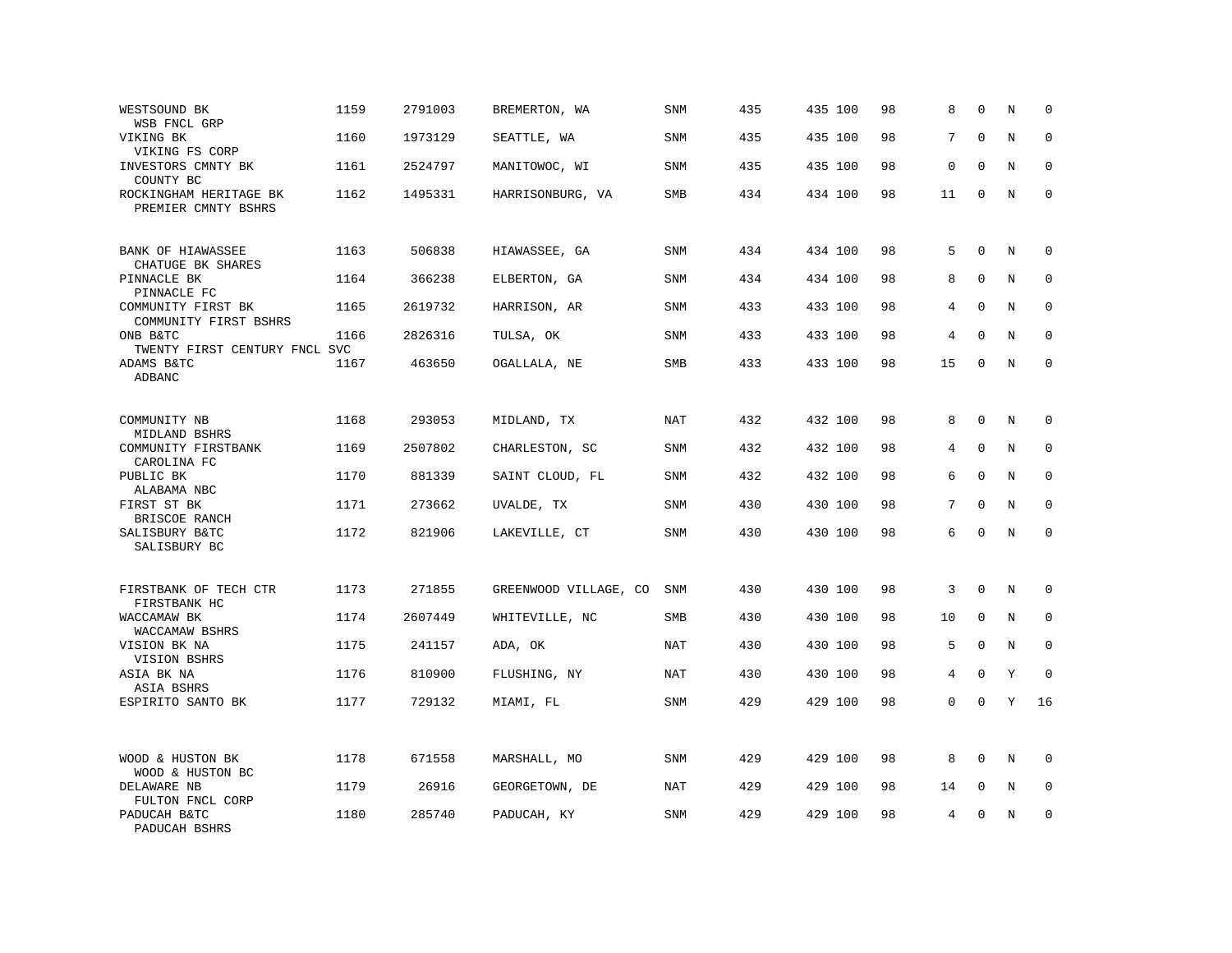| | | | | | | | | | | | |
|---|---|---|---|---|---|---|---|---|---|---|---|
| WESTSOUND BK<br>WSB FNCL GRP | 1159 | 2791003 | BREMERTON, WA | SNM | 435 | 435 100 | 98 | 8 | 0 | N | 0 |
| VIKING BK<br>VIKING FS CORP | 1160 | 1973129 | SEATTLE, WA | SNM | 435 | 435 100 | 98 | 7 | 0 | N | 0 |
| INVESTORS CMNTY BK<br>COUNTY BC | 1161 | 2524797 | MANITOWOC, WI | SNM | 435 | 435 100 | 98 | 0 | 0 | N | 0 |
| ROCKINGHAM HERITAGE BK<br>PREMIER CMNTY BSHRS | 1162 | 1495331 | HARRISONBURG, VA | SMB | 434 | 434 100 | 98 | 11 | 0 | N | 0 |
| BANK OF HIAWASSEE<br>CHATUGE BK SHARES | 1163 | 506838 | HIAWASSEE, GA | SNM | 434 | 434 100 | 98 | 5 | 0 | N | 0 |
| PINNACLE BK<br>PINNACLE FC | 1164 | 366238 | ELBERTON, GA | SNM | 434 | 434 100 | 98 | 8 | 0 | N | 0 |
| COMMUNITY FIRST BK<br>COMMUNITY FIRST BSHRS | 1165 | 2619732 | HARRISON, AR | SNM | 433 | 433 100 | 98 | 4 | 0 | N | 0 |
| ONB B&TC<br>TWENTY FIRST CENTURY FNCL SVC | 1166 | 2826316 | TULSA, OK | SNM | 433 | 433 100 | 98 | 4 | 0 | N | 0 |
| ADAMS B&TC<br>ADBANC | 1167 | 463650 | OGALLALA, NE | SMB | 433 | 433 100 | 98 | 15 | 0 | N | 0 |
| COMMUNITY NB<br>MIDLAND BSHRS | 1168 | 293053 | MIDLAND, TX | NAT | 432 | 432 100 | 98 | 8 | 0 | N | 0 |
| COMMUNITY FIRSTBANK<br>CAROLINA FC | 1169 | 2507802 | CHARLESTON, SC | SNM | 432 | 432 100 | 98 | 4 | 0 | N | 0 |
| PUBLIC BK<br>ALABAMA NBC | 1170 | 881339 | SAINT CLOUD, FL | SNM | 432 | 432 100 | 98 | 6 | 0 | N | 0 |
| FIRST ST BK<br>BRISCOE RANCH | 1171 | 273662 | UVALDE, TX | SNM | 430 | 430 100 | 98 | 7 | 0 | N | 0 |
| SALISBURY B&TC<br>SALISBURY BC | 1172 | 821906 | LAKEVILLE, CT | SNM | 430 | 430 100 | 98 | 6 | 0 | N | 0 |
| FIRSTBANK OF TECH CTR<br>FIRSTBANK HC | 1173 | 271855 | GREENWOOD VILLAGE, CO | SNM | 430 | 430 100 | 98 | 3 | 0 | N | 0 |
| WACCAMAW BK<br>WACCAMAW BSHRS | 1174 | 2607449 | WHITEVILLE, NC | SMB | 430 | 430 100 | 98 | 10 | 0 | N | 0 |
| VISION BK NA<br>VISION BSHRS | 1175 | 241157 | ADA, OK | NAT | 430 | 430 100 | 98 | 5 | 0 | N | 0 |
| ASIA BK NA<br>ASIA BSHRS | 1176 | 810900 | FLUSHING, NY | NAT | 430 | 430 100 | 98 | 4 | 0 | Y | 0 |
| ESPIRITO SANTO BK | 1177 | 729132 | MIAMI, FL | SNM | 429 | 429 100 | 98 | 0 | 0 | Y | 16 |
| WOOD & HUSTON BK<br>WOOD & HUSTON BC | 1178 | 671558 | MARSHALL, MO | SNM | 429 | 429 100 | 98 | 8 | 0 | N | 0 |
| DELAWARE NB<br>FULTON FNCL CORP | 1179 | 26916 | GEORGETOWN, DE | NAT | 429 | 429 100 | 98 | 14 | 0 | N | 0 |
| PADUCAH B&TC<br>PADUCAH BSHRS | 1180 | 285740 | PADUCAH, KY | SNM | 429 | 429 100 | 98 | 4 | 0 | N | 0 |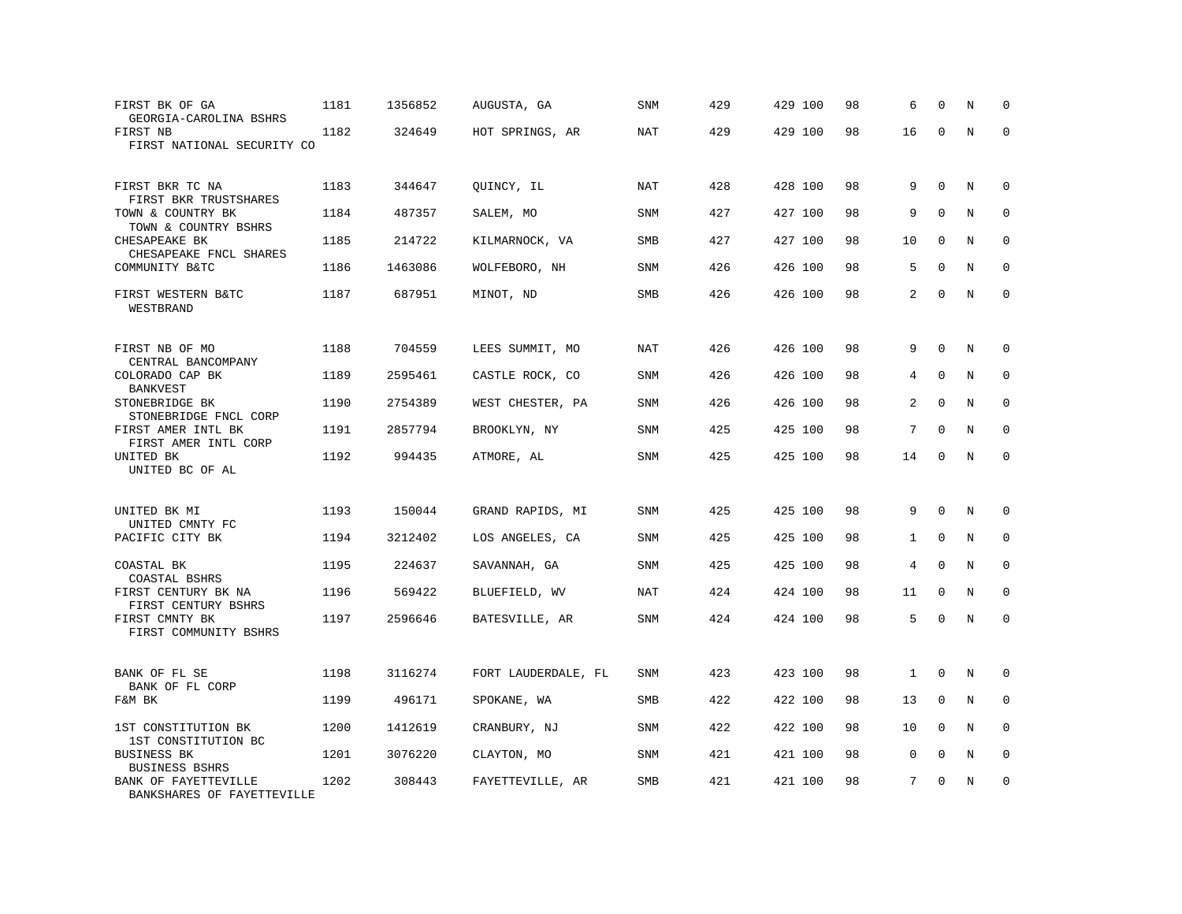| | | | | | | | | | | | |
|---|---|---|---|---|---|---|---|---|---|---|---|
| FIRST BK OF GA<br>GEORGIA-CAROLINA BSHRS | 1181 | 1356852 | AUGUSTA, GA | SNM | 429 | 429 | 100 | 98 | 6 | 0 | N | 0 |
| FIRST NB<br>FIRST NATIONAL SECURITY CO | 1182 | 324649 | HOT SPRINGS, AR | NAT | 429 | 429 | 100 | 98 | 16 | 0 | N | 0 |
| FIRST BKR TC NA<br>FIRST BKR TRUSTSHARES | 1183 | 344647 | QUINCY, IL | NAT | 428 | 428 | 100 | 98 | 9 | 0 | N | 0 |
| TOWN & COUNTRY BK<br>TOWN & COUNTRY BSHRS | 1184 | 487357 | SALEM, MO | SNM | 427 | 427 | 100 | 98 | 9 | 0 | N | 0 |
| CHESAPEAKE BK<br>CHESAPEAKE FNCL SHARES | 1185 | 214722 | KILMARNOCK, VA | SMB | 427 | 427 | 100 | 98 | 10 | 0 | N | 0 |
| COMMUNITY B&TC | 1186 | 1463086 | WOLFEBORO, NH | SNM | 426 | 426 | 100 | 98 | 5 | 0 | N | 0 |
| FIRST WESTERN B&TC<br>WESTBRAND | 1187 | 687951 | MINOT, ND | SMB | 426 | 426 | 100 | 98 | 2 | 0 | N | 0 |
| FIRST NB OF MO<br>CENTRAL BANCOMPANY | 1188 | 704559 | LEES SUMMIT, MO | NAT | 426 | 426 | 100 | 98 | 9 | 0 | N | 0 |
| COLORADO CAP BK<br>BANKVEST | 1189 | 2595461 | CASTLE ROCK, CO | SNM | 426 | 426 | 100 | 98 | 4 | 0 | N | 0 |
| STONEBRIDGE BK<br>STONEBRIDGE FNCL CORP | 1190 | 2754389 | WEST CHESTER, PA | SNM | 426 | 426 | 100 | 98 | 2 | 0 | N | 0 |
| FIRST AMER INTL BK<br>FIRST AMER INTL CORP | 1191 | 2857794 | BROOKLYN, NY | SNM | 425 | 425 | 100 | 98 | 7 | 0 | N | 0 |
| UNITED BK<br>UNITED BC OF AL | 1192 | 994435 | ATMORE, AL | SNM | 425 | 425 | 100 | 98 | 14 | 0 | N | 0 |
| UNITED BK MI<br>UNITED CMNTY FC | 1193 | 150044 | GRAND RAPIDS, MI | SNM | 425 | 425 | 100 | 98 | 9 | 0 | N | 0 |
| PACIFIC CITY BK | 1194 | 3212402 | LOS ANGELES, CA | SNM | 425 | 425 | 100 | 98 | 1 | 0 | N | 0 |
| COASTAL BK<br>COASTAL BSHRS | 1195 | 224637 | SAVANNAH, GA | SNM | 425 | 425 | 100 | 98 | 4 | 0 | N | 0 |
| FIRST CENTURY BK NA<br>FIRST CENTURY BSHRS | 1196 | 569422 | BLUEFIELD, WV | NAT | 424 | 424 | 100 | 98 | 11 | 0 | N | 0 |
| FIRST CMNTY BK<br>FIRST COMMUNITY BSHRS | 1197 | 2596646 | BATESVILLE, AR | SNM | 424 | 424 | 100 | 98 | 5 | 0 | N | 0 |
| BANK OF FL SE<br>BANK OF FL CORP | 1198 | 3116274 | FORT LAUDERDALE, FL | SNM | 423 | 423 | 100 | 98 | 1 | 0 | N | 0 |
| F&M BK | 1199 | 496171 | SPOKANE, WA | SMB | 422 | 422 | 100 | 98 | 13 | 0 | N | 0 |
| 1ST CONSTITUTION BK<br>1ST CONSTITUTION BC | 1200 | 1412619 | CRANBURY, NJ | SNM | 422 | 422 | 100 | 98 | 10 | 0 | N | 0 |
| BUSINESS BK<br>BUSINESS BSHRS | 1201 | 3076220 | CLAYTON, MO | SNM | 421 | 421 | 100 | 98 | 0 | 0 | N | 0 |
| BANK OF FAYETTEVILLE<br>BANKSHARES OF FAYETTEVILLE | 1202 | 308443 | FAYETTEVILLE, AR | SMB | 421 | 421 | 100 | 98 | 7 | 0 | N | 0 |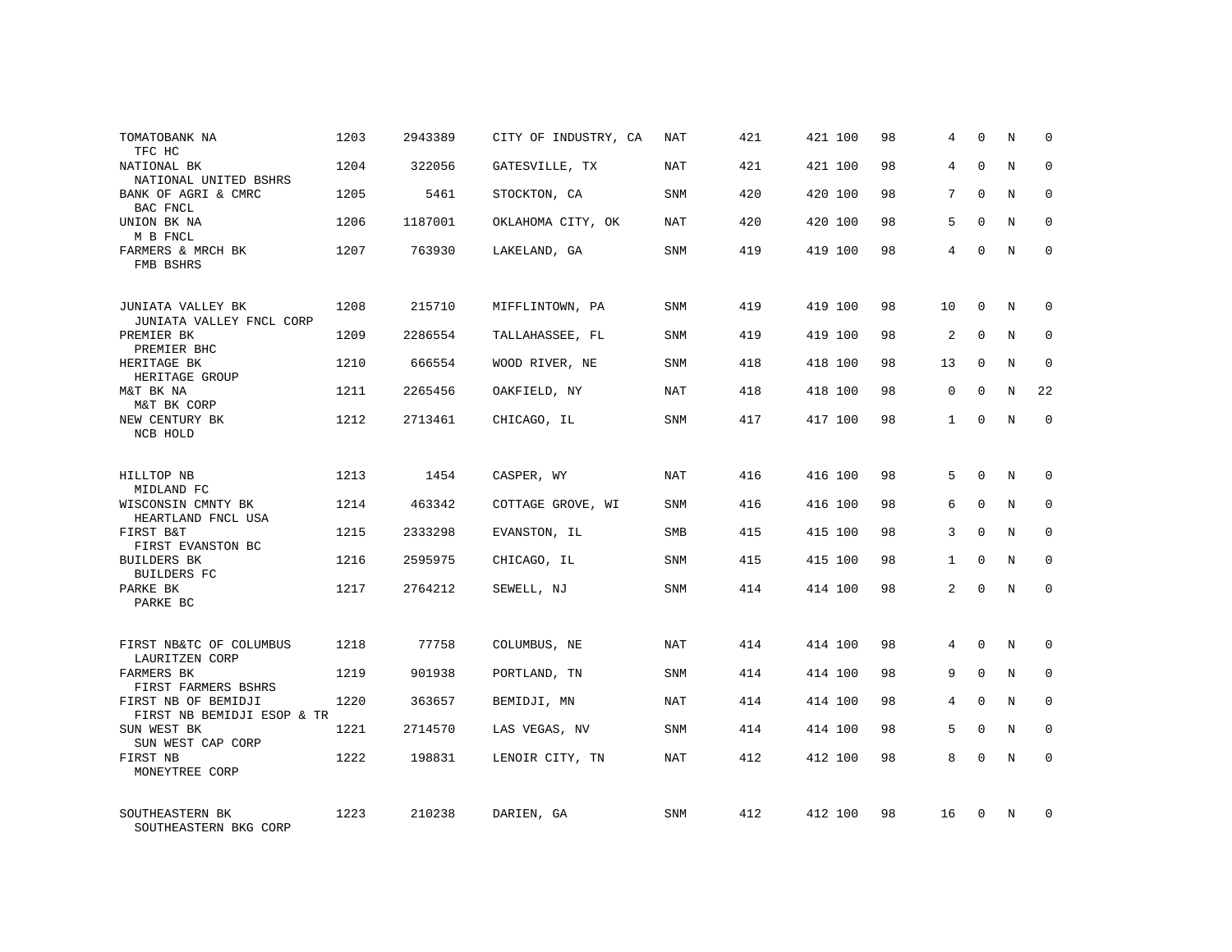| | | | | | | | | | | | | |
|---|---|---|---|---|---|---|---|---|---|---|---|---|
| TOMATOBANK NA<br>TFC HC | 1203 | 2943389 | CITY OF INDUSTRY, CA | NAT | 421 | 421 | 100 | 98 | 4 | 0 | N | 0 |
| NATIONAL BK<br>NATIONAL UNITED BSHRS | 1204 | 322056 | GATESVILLE, TX | NAT | 421 | 421 | 100 | 98 | 4 | 0 | N | 0 |
| BANK OF AGRI & CMRC<br>BAC FNCL | 1205 | 5461 | STOCKTON, CA | SNM | 420 | 420 | 100 | 98 | 7 | 0 | N | 0 |
| UNION BK NA<br>M B FNCL | 1206 | 1187001 | OKLAHOMA CITY, OK | NAT | 420 | 420 | 100 | 98 | 5 | 0 | N | 0 |
| FARMERS & MRCH BK<br>FMB BSHRS | 1207 | 763930 | LAKELAND, GA | SNM | 419 | 419 | 100 | 98 | 4 | 0 | N | 0 |
| JUNIATA VALLEY BK<br>JUNIATA VALLEY FNCL CORP | 1208 | 215710 | MIFFLINTOWN, PA | SNM | 419 | 419 | 100 | 98 | 10 | 0 | N | 0 |
| PREMIER BK<br>PREMIER BHC | 1209 | 2286554 | TALLAHASSEE, FL | SNM | 419 | 419 | 100 | 98 | 2 | 0 | N | 0 |
| HERITAGE BK<br>HERITAGE GROUP | 1210 | 666554 | WOOD RIVER, NE | SNM | 418 | 418 | 100 | 98 | 13 | 0 | N | 0 |
| M&T BK NA<br>M&T BK CORP | 1211 | 2265456 | OAKFIELD, NY | NAT | 418 | 418 | 100 | 98 | 0 | 0 | N | 22 |
| NEW CENTURY BK<br>NCB HOLD | 1212 | 2713461 | CHICAGO, IL | SNM | 417 | 417 | 100 | 98 | 1 | 0 | N | 0 |
| HILLTOP NB<br>MIDLAND FC | 1213 | 1454 | CASPER, WY | NAT | 416 | 416 | 100 | 98 | 5 | 0 | N | 0 |
| WISCONSIN CMNTY BK<br>HEARTLAND FNCL USA | 1214 | 463342 | COTTAGE GROVE, WI | SNM | 416 | 416 | 100 | 98 | 6 | 0 | N | 0 |
| FIRST B&T<br>FIRST EVANSTON BC | 1215 | 2333298 | EVANSTON, IL | SMB | 415 | 415 | 100 | 98 | 3 | 0 | N | 0 |
| BUILDERS BK<br>BUILDERS FC | 1216 | 2595975 | CHICAGO, IL | SNM | 415 | 415 | 100 | 98 | 1 | 0 | N | 0 |
| PARKE BK<br>PARKE BC | 1217 | 2764212 | SEWELL, NJ | SNM | 414 | 414 | 100 | 98 | 2 | 0 | N | 0 |
| FIRST NB&TC OF COLUMBUS<br>LAURITZEN CORP | 1218 | 77758 | COLUMBUS, NE | NAT | 414 | 414 | 100 | 98 | 4 | 0 | N | 0 |
| FARMERS BK<br>FIRST FARMERS BSHRS | 1219 | 901938 | PORTLAND, TN | SNM | 414 | 414 | 100 | 98 | 9 | 0 | N | 0 |
| FIRST NB OF BEMIDJI<br>FIRST NB BEMIDJI ESOP & TR | 1220 | 363657 | BEMIDJI, MN | NAT | 414 | 414 | 100 | 98 | 4 | 0 | N | 0 |
| SUN WEST BK<br>SUN WEST CAP CORP | 1221 | 2714570 | LAS VEGAS, NV | SNM | 414 | 414 | 100 | 98 | 5 | 0 | N | 0 |
| FIRST NB<br>MONEYTREE CORP | 1222 | 198831 | LENOIR CITY, TN | NAT | 412 | 412 | 100 | 98 | 8 | 0 | N | 0 |
| SOUTHEASTERN BK<br>SOUTHEASTERN BKG CORP | 1223 | 210238 | DARIEN, GA | SNM | 412 | 412 | 100 | 98 | 16 | 0 | N | 0 |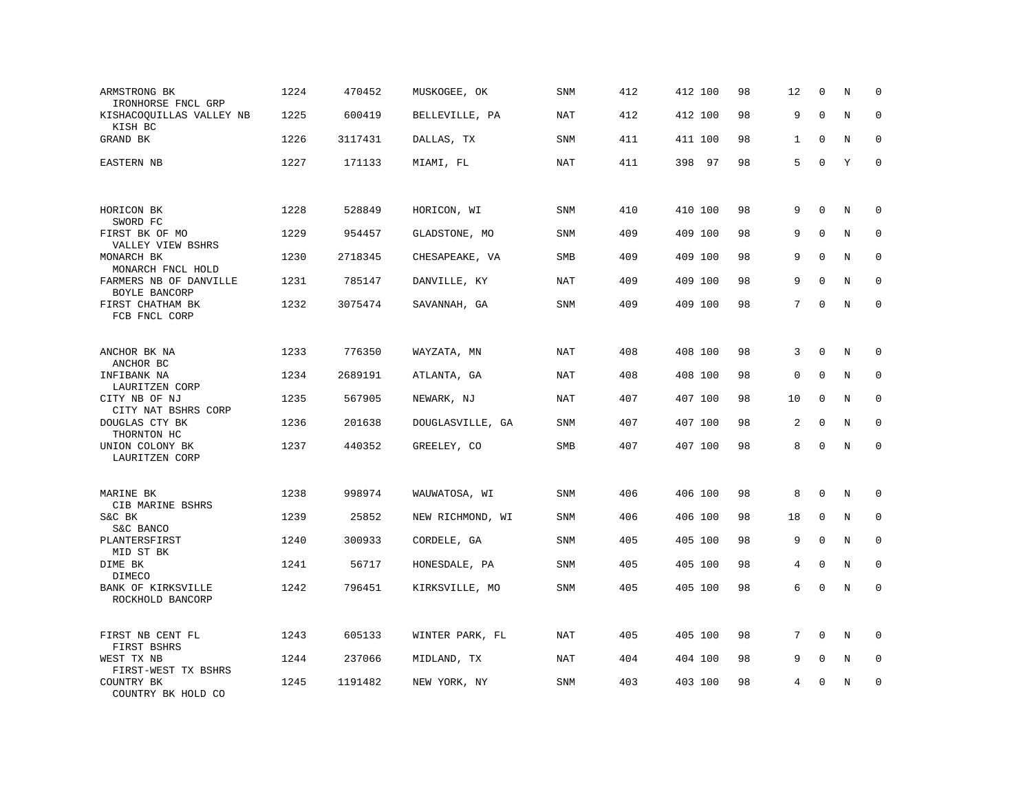| | | | | | | | | | | | |
|---|---|---|---|---|---|---|---|---|---|---|---|
| ARMSTRONG BK<br>IRONHORSE FNCL GRP | 1224 | 470452 | MUSKOGEE, OK | SNM | 412 | 412 | 100 | 98 | 12 | 0 | N | 0 |
| KISHACOQUILLAS VALLEY NB<br>KISH BC | 1225 | 600419 | BELLEVILLE, PA | NAT | 412 | 412 | 100 | 98 | 9 | 0 | N | 0 |
| GRAND BK | 1226 | 3117431 | DALLAS, TX | SNM | 411 | 411 | 100 | 98 | 1 | 0 | N | 0 |
| EASTERN NB | 1227 | 171133 | MIAMI, FL | NAT | 411 | 398 | 97 | 98 | 5 | 0 | Y | 0 |
| HORICON BK<br>SWORD FC | 1228 | 528849 | HORICON, WI | SNM | 410 | 410 | 100 | 98 | 9 | 0 | N | 0 |
| FIRST BK OF MO<br>VALLEY VIEW BSHRS | 1229 | 954457 | GLADSTONE, MO | SNM | 409 | 409 | 100 | 98 | 9 | 0 | N | 0 |
| MONARCH BK<br>MONARCH FNCL HOLD | 1230 | 2718345 | CHESAPEAKE, VA | SMB | 409 | 409 | 100 | 98 | 9 | 0 | N | 0 |
| FARMERS NB OF DANVILLE<br>BOYLE BANCORP | 1231 | 785147 | DANVILLE, KY | NAT | 409 | 409 | 100 | 98 | 9 | 0 | N | 0 |
| FIRST CHATHAM BK<br>FCB FNCL CORP | 1232 | 3075474 | SAVANNAH, GA | SNM | 409 | 409 | 100 | 98 | 7 | 0 | N | 0 |
| ANCHOR BK NA<br>ANCHOR BC | 1233 | 776350 | WAYZATA, MN | NAT | 408 | 408 | 100 | 98 | 3 | 0 | N | 0 |
| INFIBANK NA<br>LAURITZEN CORP | 1234 | 2689191 | ATLANTA, GA | NAT | 408 | 408 | 100 | 98 | 0 | 0 | N | 0 |
| CITY NB OF NJ<br>CITY NAT BSHRS CORP | 1235 | 567905 | NEWARK, NJ | NAT | 407 | 407 | 100 | 98 | 10 | 0 | N | 0 |
| DOUGLAS CTY BK<br>THORNTON HC | 1236 | 201638 | DOUGLASVILLE, GA | SNM | 407 | 407 | 100 | 98 | 2 | 0 | N | 0 |
| UNION COLONY BK<br>LAURITZEN CORP | 1237 | 440352 | GREELEY, CO | SMB | 407 | 407 | 100 | 98 | 8 | 0 | N | 0 |
| MARINE BK<br>CIB MARINE BSHRS | 1238 | 998974 | WAUWATOSA, WI | SNM | 406 | 406 | 100 | 98 | 8 | 0 | N | 0 |
| S&C BK<br>S&C BANCO | 1239 | 25852 | NEW RICHMOND, WI | SNM | 406 | 406 | 100 | 98 | 18 | 0 | N | 0 |
| PLANTERSFIRST<br>MID ST BK | 1240 | 300933 | CORDELE, GA | SNM | 405 | 405 | 100 | 98 | 9 | 0 | N | 0 |
| DIME BK<br>DIMECO | 1241 | 56717 | HONESDALE, PA | SNM | 405 | 405 | 100 | 98 | 4 | 0 | N | 0 |
| BANK OF KIRKSVILLE<br>ROCKHOLD BANCORP | 1242 | 796451 | KIRKSVILLE, MO | SNM | 405 | 405 | 100 | 98 | 6 | 0 | N | 0 |
| FIRST NB CENT FL<br>FIRST BSHRS | 1243 | 605133 | WINTER PARK, FL | NAT | 405 | 405 | 100 | 98 | 7 | 0 | N | 0 |
| WEST TX NB<br>FIRST-WEST TX BSHRS | 1244 | 237066 | MIDLAND, TX | NAT | 404 | 404 | 100 | 98 | 9 | 0 | N | 0 |
| COUNTRY BK<br>COUNTRY BK HOLD CO | 1245 | 1191482 | NEW YORK, NY | SNM | 403 | 403 | 100 | 98 | 4 | 0 | N | 0 |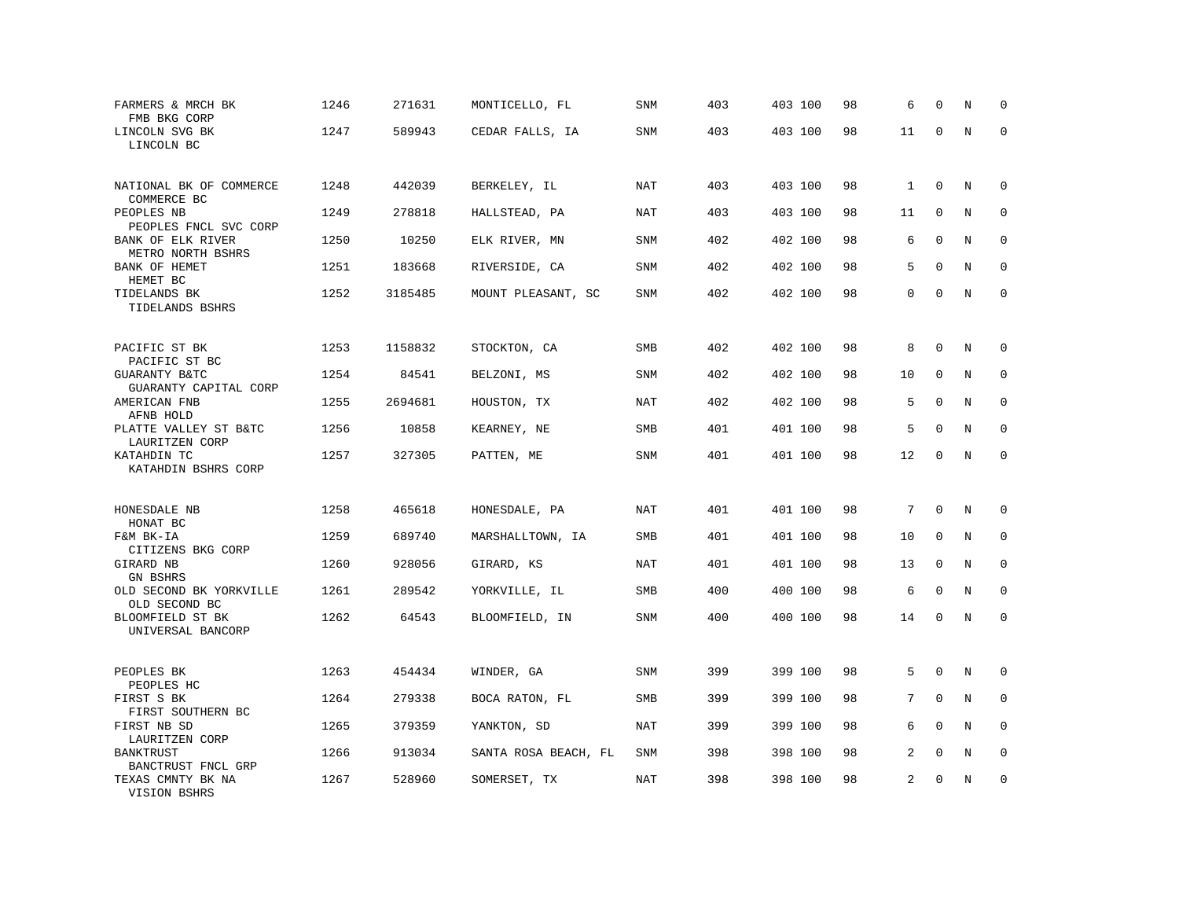| | | | | | | | | | | | |
|---|---|---|---|---|---|---|---|---|---|---|---|
| FARMERS & MRCH BK<br>FMB BKG CORP | 1246 | 271631 | MONTICELLO, FL | SNM | 403 | 403 | 100 | 98 | 6 | 0 | N | 0 |
| LINCOLN SVG BK<br>LINCOLN BC | 1247 | 589943 | CEDAR FALLS, IA | SNM | 403 | 403 | 100 | 98 | 11 | 0 | N | 0 |
| NATIONAL BK OF COMMERCE<br>COMMERCE BC | 1248 | 442039 | BERKELEY, IL | NAT | 403 | 403 | 100 | 98 | 1 | 0 | N | 0 |
| PEOPLES NB<br>PEOPLES FNCL SVC CORP | 1249 | 278818 | HALLSTEAD, PA | NAT | 403 | 403 | 100 | 98 | 11 | 0 | N | 0 |
| BANK OF ELK RIVER<br>METRO NORTH BSHRS | 1250 | 10250 | ELK RIVER, MN | SNM | 402 | 402 | 100 | 98 | 6 | 0 | N | 0 |
| BANK OF HEMET<br>HEMET BC | 1251 | 183668 | RIVERSIDE, CA | SNM | 402 | 402 | 100 | 98 | 5 | 0 | N | 0 |
| TIDELANDS BK<br>TIDELANDS BSHRS | 1252 | 3185485 | MOUNT PLEASANT, SC | SNM | 402 | 402 | 100 | 98 | 0 | 0 | N | 0 |
| PACIFIC ST BK<br>PACIFIC ST BC | 1253 | 1158832 | STOCKTON, CA | SMB | 402 | 402 | 100 | 98 | 8 | 0 | N | 0 |
| GUARANTY B&TC<br>GUARANTY CAPITAL CORP | 1254 | 84541 | BELZONI, MS | SNM | 402 | 402 | 100 | 98 | 10 | 0 | N | 0 |
| AMERICAN FNB<br>AFNB HOLD | 1255 | 2694681 | HOUSTON, TX | NAT | 402 | 402 | 100 | 98 | 5 | 0 | N | 0 |
| PLATTE VALLEY ST B&TC<br>LAURITZEN CORP | 1256 | 10858 | KEARNEY, NE | SMB | 401 | 401 | 100 | 98 | 5 | 0 | N | 0 |
| KATAHDIN TC<br>KATAHDIN BSHRS CORP | 1257 | 327305 | PATTEN, ME | SNM | 401 | 401 | 100 | 98 | 12 | 0 | N | 0 |
| HONESDALE NB<br>HONAT BC | 1258 | 465618 | HONESDALE, PA | NAT | 401 | 401 | 100 | 98 | 7 | 0 | N | 0 |
| F&M BK-IA<br>CITIZENS BKG CORP | 1259 | 689740 | MARSHALLTOWN, IA | SMB | 401 | 401 | 100 | 98 | 10 | 0 | N | 0 |
| GIRARD NB<br>GN BSHRS | 1260 | 928056 | GIRARD, KS | NAT | 401 | 401 | 100 | 98 | 13 | 0 | N | 0 |
| OLD SECOND BK YORKVILLE<br>OLD SECOND BC | 1261 | 289542 | YORKVILLE, IL | SMB | 400 | 400 | 100 | 98 | 6 | 0 | N | 0 |
| BLOOMFIELD ST BK<br>UNIVERSAL BANCORP | 1262 | 64543 | BLOOMFIELD, IN | SNM | 400 | 400 | 100 | 98 | 14 | 0 | N | 0 |
| PEOPLES BK<br>PEOPLES HC | 1263 | 454434 | WINDER, GA | SNM | 399 | 399 | 100 | 98 | 5 | 0 | N | 0 |
| FIRST S BK<br>FIRST SOUTHERN BC | 1264 | 279338 | BOCA RATON, FL | SMB | 399 | 399 | 100 | 98 | 7 | 0 | N | 0 |
| FIRST NB SD<br>LAURITZEN CORP | 1265 | 379359 | YANKTON, SD | NAT | 399 | 399 | 100 | 98 | 6 | 0 | N | 0 |
| BANKTRUST<br>BANCTRUST FNCL GRP | 1266 | 913034 | SANTA ROSA BEACH, FL | SNM | 398 | 398 | 100 | 98 | 2 | 0 | N | 0 |
| TEXAS CMNTY BK NA<br>VISION BSHRS | 1267 | 528960 | SOMERSET, TX | NAT | 398 | 398 | 100 | 98 | 2 | 0 | N | 0 |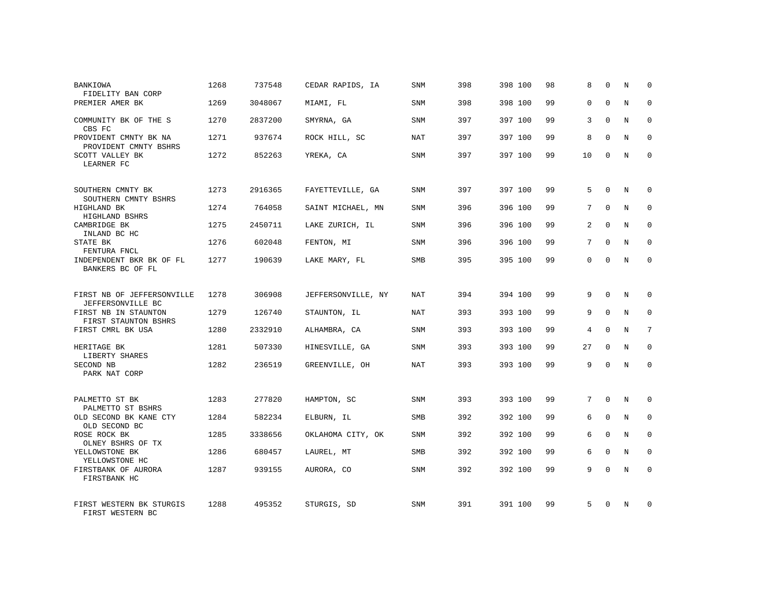| | | | | | | | | | | | | |
|---|---|---|---|---|---|---|---|---|---|---|---|---|
| BANKIOWA<br>FIDELITY BAN CORP | 1268 | 737548 | CEDAR RAPIDS, IA | SNM | 398 | 398 | 100 | 98 | 8 | 0 | N | 0 |
| PREMIER AMER BK | 1269 | 3048067 | MIAMI, FL | SNM | 398 | 398 | 100 | 99 | 0 | 0 | N | 0 |
| COMMUNITY BK OF THE S<br>CBS FC | 1270 | 2837200 | SMYRNA, GA | SNM | 397 | 397 | 100 | 99 | 3 | 0 | N | 0 |
| PROVIDENT CMNTY BK NA<br>PROVIDENT CMNTY BSHRS | 1271 | 937674 | ROCK HILL, SC | NAT | 397 | 397 | 100 | 99 | 8 | 0 | N | 0 |
| SCOTT VALLEY BK<br>LEARNER FC | 1272 | 852263 | YREKA, CA | SNM | 397 | 397 | 100 | 99 | 10 | 0 | N | 0 |
| SOUTHERN CMNTY BK<br>SOUTHERN CMNTY BSHRS | 1273 | 2916365 | FAYETTEVILLE, GA | SNM | 397 | 397 | 100 | 99 | 5 | 0 | N | 0 |
| HIGHLAND BK<br>HIGHLAND BSHRS | 1274 | 764058 | SAINT MICHAEL, MN | SNM | 396 | 396 | 100 | 99 | 7 | 0 | N | 0 |
| CAMBRIDGE BK<br>INLAND BC HC | 1275 | 2450711 | LAKE ZURICH, IL | SNM | 396 | 396 | 100 | 99 | 2 | 0 | N | 0 |
| STATE BK<br>FENTURA FNCL | 1276 | 602048 | FENTON, MI | SNM | 396 | 396 | 100 | 99 | 7 | 0 | N | 0 |
| INDEPENDENT BKR BK OF FL<br>BANKERS BC OF FL | 1277 | 190639 | LAKE MARY, FL | SMB | 395 | 395 | 100 | 99 | 0 | 0 | N | 0 |
| FIRST NB OF JEFFERSONVILLE<br>JEFFERSONVILLE BC | 1278 | 306908 | JEFFERSONVILLE, NY | NAT | 394 | 394 | 100 | 99 | 9 | 0 | N | 0 |
| FIRST NB IN STAUNTON<br>FIRST STAUNTON BSHRS | 1279 | 126740 | STAUNTON, IL | NAT | 393 | 393 | 100 | 99 | 9 | 0 | N | 0 |
| FIRST CMRL BK USA | 1280 | 2332910 | ALHAMBRA, CA | SNM | 393 | 393 | 100 | 99 | 4 | 0 | N | 7 |
| HERITAGE BK<br>LIBERTY SHARES | 1281 | 507330 | HINESVILLE, GA | SNM | 393 | 393 | 100 | 99 | 27 | 0 | N | 0 |
| SECOND NB<br>PARK NAT CORP | 1282 | 236519 | GREENVILLE, OH | NAT | 393 | 393 | 100 | 99 | 9 | 0 | N | 0 |
| PALMETTO ST BK<br>PALMETTO ST BSHRS | 1283 | 277820 | HAMPTON, SC | SNM | 393 | 393 | 100 | 99 | 7 | 0 | N | 0 |
| OLD SECOND BK KANE CTY<br>OLD SECOND BC | 1284 | 582234 | ELBURN, IL | SMB | 392 | 392 | 100 | 99 | 6 | 0 | N | 0 |
| ROSE ROCK BK<br>OLNEY BSHRS OF TX | 1285 | 3338656 | OKLAHOMA CITY, OK | SNM | 392 | 392 | 100 | 99 | 6 | 0 | N | 0 |
| YELLOWSTONE BK<br>YELLOWSTONE HC | 1286 | 680457 | LAUREL, MT | SMB | 392 | 392 | 100 | 99 | 6 | 0 | N | 0 |
| FIRSTBANK OF AURORA<br>FIRSTBANK HC | 1287 | 939155 | AURORA, CO | SNM | 392 | 392 | 100 | 99 | 9 | 0 | N | 0 |
| FIRST WESTERN BK STURGIS<br>FIRST WESTERN BC | 1288 | 495352 | STURGIS, SD | SNM | 391 | 391 | 100 | 99 | 5 | 0 | N | 0 |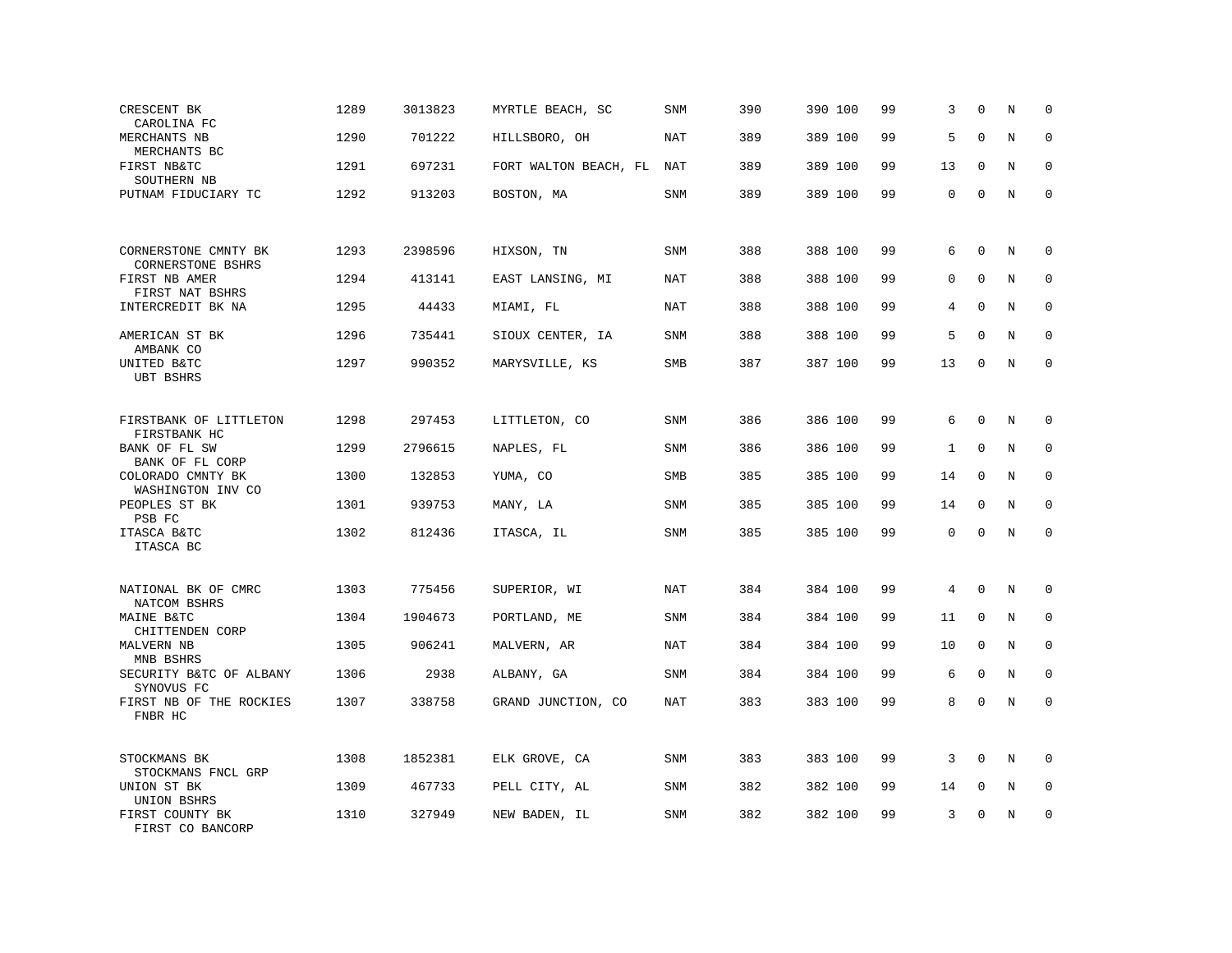| | | | | | | | | | | | |
|---|---|---|---|---|---|---|---|---|---|---|---|
| CRESCENT BK<br>CAROLINA FC | 1289 | 3013823 | MYRTLE BEACH, SC | SNM | 390 | 390 | 100 | 99 | 3 | 0 | N | 0 |
| MERCHANTS NB<br>MERCHANTS BC | 1290 | 701222 | HILLSBORO, OH | NAT | 389 | 389 | 100 | 99 | 5 | 0 | N | 0 |
| FIRST NB&TC<br>SOUTHERN NB | 1291 | 697231 | FORT WALTON BEACH, FL | NAT | 389 | 389 | 100 | 99 | 13 | 0 | N | 0 |
| PUTNAM FIDUCIARY TC | 1292 | 913203 | BOSTON, MA | SNM | 389 | 389 | 100 | 99 | 0 | 0 | N | 0 |
| CORNERSTONE CMNTY BK<br>CORNERSTONE BSHRS | 1293 | 2398596 | HIXSON, TN | SNM | 388 | 388 | 100 | 99 | 6 | 0 | N | 0 |
| FIRST NB AMER<br>FIRST NAT BSHRS | 1294 | 413141 | EAST LANSING, MI | NAT | 388 | 388 | 100 | 99 | 0 | 0 | N | 0 |
| INTERCREDIT BK NA | 1295 | 44433 | MIAMI, FL | NAT | 388 | 388 | 100 | 99 | 4 | 0 | N | 0 |
| AMERICAN ST BK<br>AMBANK CO | 1296 | 735441 | SIOUX CENTER, IA | SNM | 388 | 388 | 100 | 99 | 5 | 0 | N | 0 |
| UNITED B&TC<br>UBT BSHRS | 1297 | 990352 | MARYSVILLE, KS | SMB | 387 | 387 | 100 | 99 | 13 | 0 | N | 0 |
| FIRSTBANK OF LITTLETON<br>FIRSTBANK HC | 1298 | 297453 | LITTLETON, CO | SNM | 386 | 386 | 100 | 99 | 6 | 0 | N | 0 |
| BANK OF FL SW<br>BANK OF FL CORP | 1299 | 2796615 | NAPLES, FL | SNM | 386 | 386 | 100 | 99 | 1 | 0 | N | 0 |
| COLORADO CMNTY BK<br>WASHINGTON INV CO | 1300 | 132853 | YUMA, CO | SMB | 385 | 385 | 100 | 99 | 14 | 0 | N | 0 |
| PEOPLES ST BK<br>PSB FC | 1301 | 939753 | MANY, LA | SNM | 385 | 385 | 100 | 99 | 14 | 0 | N | 0 |
| ITASCA B&TC<br>ITASCA BC | 1302 | 812436 | ITASCA, IL | SNM | 385 | 385 | 100 | 99 | 0 | 0 | N | 0 |
| NATIONAL BK OF CMRC<br>NATCOM BSHRS | 1303 | 775456 | SUPERIOR, WI | NAT | 384 | 384 | 100 | 99 | 4 | 0 | N | 0 |
| MAINE B&TC<br>CHITTENDEN CORP | 1304 | 1904673 | PORTLAND, ME | SNM | 384 | 384 | 100 | 99 | 11 | 0 | N | 0 |
| MALVERN NB<br>MNB BSHRS | 1305 | 906241 | MALVERN, AR | NAT | 384 | 384 | 100 | 99 | 10 | 0 | N | 0 |
| SECURITY B&TC OF ALBANY<br>SYNOVUS FC | 1306 | 2938 | ALBANY, GA | SNM | 384 | 384 | 100 | 99 | 6 | 0 | N | 0 |
| FIRST NB OF THE ROCKIES<br>FNBR HC | 1307 | 338758 | GRAND JUNCTION, CO | NAT | 383 | 383 | 100 | 99 | 8 | 0 | N | 0 |
| STOCKMANS BK<br>STOCKMANS FNCL GRP | 1308 | 1852381 | ELK GROVE, CA | SNM | 383 | 383 | 100 | 99 | 3 | 0 | N | 0 |
| UNION ST BK<br>UNION BSHRS | 1309 | 467733 | PELL CITY, AL | SNM | 382 | 382 | 100 | 99 | 14 | 0 | N | 0 |
| FIRST COUNTY BK<br>FIRST CO BANCORP | 1310 | 327949 | NEW BADEN, IL | SNM | 382 | 382 | 100 | 99 | 3 | 0 | N | 0 |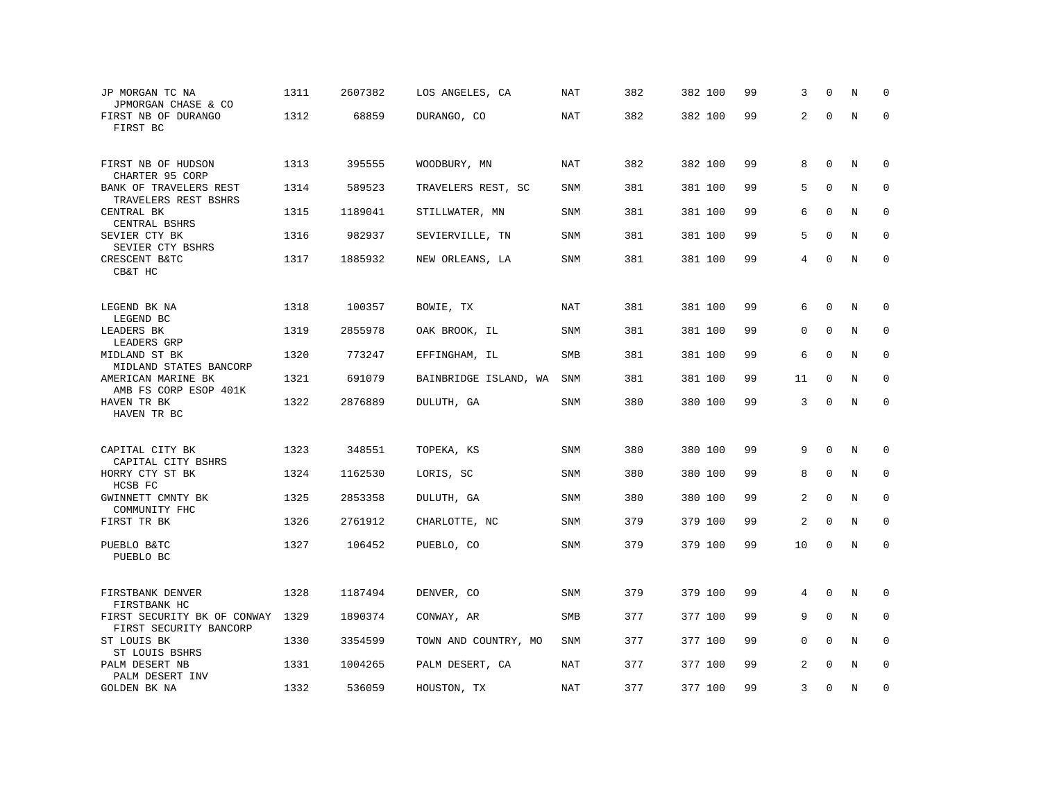| | | | | | | | | | | | | |
|---|---|---|---|---|---|---|---|---|---|---|---|---|
| JP MORGAN TC NA<br>JPMORGAN CHASE & CO | 1311 | 2607382 | LOS ANGELES, CA | NAT | 382 | 382 | 100 | 99 | 3 | 0 | N | 0 |
| FIRST NB OF DURANGO<br>FIRST BC | 1312 | 68859 | DURANGO, CO | NAT | 382 | 382 | 100 | 99 | 2 | 0 | N | 0 |
| FIRST NB OF HUDSON<br>CHARTER 95 CORP | 1313 | 395555 | WOODBURY, MN | NAT | 382 | 382 | 100 | 99 | 8 | 0 | N | 0 |
| BANK OF TRAVELERS REST<br>TRAVELERS REST BSHRS | 1314 | 589523 | TRAVELERS REST, SC | SNM | 381 | 381 | 100 | 99 | 5 | 0 | N | 0 |
| CENTRAL BK<br>CENTRAL BSHRS | 1315 | 1189041 | STILLWATER, MN | SNM | 381 | 381 | 100 | 99 | 6 | 0 | N | 0 |
| SEVIER CTY BK<br>SEVIER CTY BSHRS | 1316 | 982937 | SEVIERVILLE, TN | SNM | 381 | 381 | 100 | 99 | 5 | 0 | N | 0 |
| CRESCENT B&TC<br>CB&T HC | 1317 | 1885932 | NEW ORLEANS, LA | SNM | 381 | 381 | 100 | 99 | 4 | 0 | N | 0 |
| LEGEND BK NA<br>LEGEND BC | 1318 | 100357 | BOWIE, TX | NAT | 381 | 381 | 100 | 99 | 6 | 0 | N | 0 |
| LEADERS BK<br>LEADERS GRP | 1319 | 2855978 | OAK BROOK, IL | SNM | 381 | 381 | 100 | 99 | 0 | 0 | N | 0 |
| MIDLAND ST BK<br>MIDLAND STATES BANCORP | 1320 | 773247 | EFFINGHAM, IL | SMB | 381 | 381 | 100 | 99 | 6 | 0 | N | 0 |
| AMERICAN MARINE BK<br>AMB FS CORP ESOP 401K | 1321 | 691079 | BAINBRIDGE ISLAND, WA | SNM | 381 | 381 | 100 | 99 | 11 | 0 | N | 0 |
| HAVEN TR BK<br>HAVEN TR BC | 1322 | 2876889 | DULUTH, GA | SNM | 380 | 380 | 100 | 99 | 3 | 0 | N | 0 |
| CAPITAL CITY BK<br>CAPITAL CITY BSHRS | 1323 | 348551 | TOPEKA, KS | SNM | 380 | 380 | 100 | 99 | 9 | 0 | N | 0 |
| HORRY CTY ST BK<br>HCSB FC | 1324 | 1162530 | LORIS, SC | SNM | 380 | 380 | 100 | 99 | 8 | 0 | N | 0 |
| GWINNETT CMNTY BK<br>COMMUNITY FHC | 1325 | 2853358 | DULUTH, GA | SNM | 380 | 380 | 100 | 99 | 2 | 0 | N | 0 |
| FIRST TR BK | 1326 | 2761912 | CHARLOTTE, NC | SNM | 379 | 379 | 100 | 99 | 2 | 0 | N | 0 |
| PUEBLO B&TC<br>PUEBLO BC | 1327 | 106452 | PUEBLO, CO | SNM | 379 | 379 | 100 | 99 | 10 | 0 | N | 0 |
| FIRSTBANK DENVER<br>FIRSTBANK HC | 1328 | 1187494 | DENVER, CO | SNM | 379 | 379 | 100 | 99 | 4 | 0 | N | 0 |
| FIRST SECURITY BK OF CONWAY<br>FIRST SECURITY BANCORP | 1329 | 1890374 | CONWAY, AR | SMB | 377 | 377 | 100 | 99 | 9 | 0 | N | 0 |
| ST LOUIS BK<br>ST LOUIS BSHRS | 1330 | 3354599 | TOWN AND COUNTRY, MO | SNM | 377 | 377 | 100 | 99 | 0 | 0 | N | 0 |
| PALM DESERT NB<br>PALM DESERT INV | 1331 | 1004265 | PALM DESERT, CA | NAT | 377 | 377 | 100 | 99 | 2 | 0 | N | 0 |
| GOLDEN BK NA | 1332 | 536059 | HOUSTON, TX | NAT | 377 | 377 | 100 | 99 | 3 | 0 | N | 0 |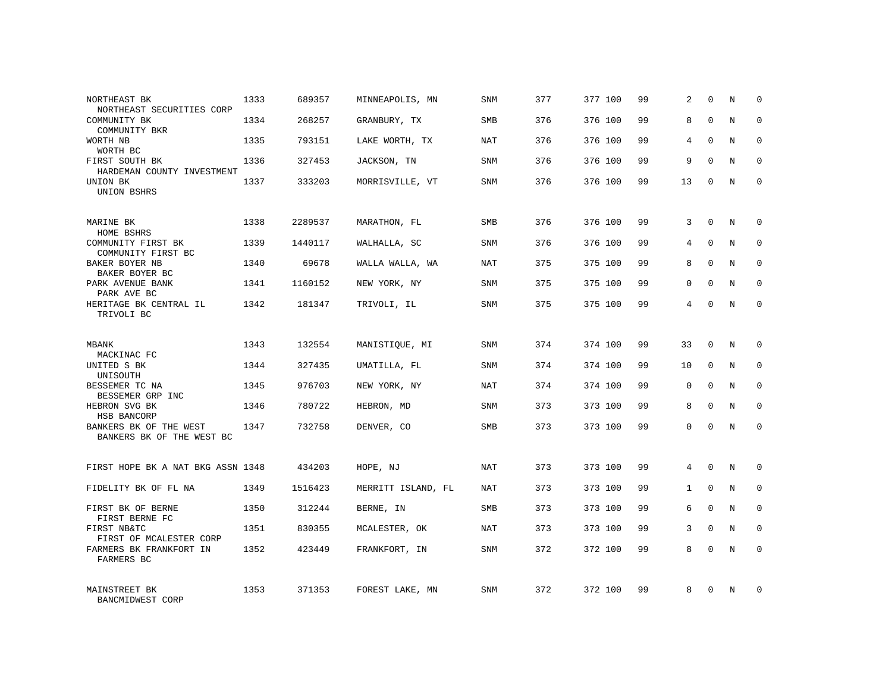| | | | | | | | | | | | | |
|---|---|---|---|---|---|---|---|---|---|---|---|---|
| NORTHEAST BK<br>NORTHEAST SECURITIES CORP | 1333 | 689357 | MINNEAPOLIS, MN | SNM | 377 | 377 | 100 | 99 | 2 | 0 | N | 0 |
| COMMUNITY BK<br>COMMUNITY BKR | 1334 | 268257 | GRANBURY, TX | SMB | 376 | 376 | 100 | 99 | 8 | 0 | N | 0 |
| WORTH NB<br>WORTH BC | 1335 | 793151 | LAKE WORTH, TX | NAT | 376 | 376 | 100 | 99 | 4 | 0 | N | 0 |
| FIRST SOUTH BK<br>HARDEMAN COUNTY INVESTMENT | 1336 | 327453 | JACKSON, TN | SNM | 376 | 376 | 100 | 99 | 9 | 0 | N | 0 |
| UNION BK<br>UNION BSHRS | 1337 | 333203 | MORRISVILLE, VT | SNM | 376 | 376 | 100 | 99 | 13 | 0 | N | 0 |
| MARINE BK<br>HOME BSHRS | 1338 | 2289537 | MARATHON, FL | SMB | 376 | 376 | 100 | 99 | 3 | 0 | N | 0 |
| COMMUNITY FIRST BK<br>COMMUNITY FIRST BC | 1339 | 1440117 | WALHALLA, SC | SNM | 376 | 376 | 100 | 99 | 4 | 0 | N | 0 |
| BAKER BOYER NB<br>BAKER BOYER BC | 1340 | 69678 | WALLA WALLA, WA | NAT | 375 | 375 | 100 | 99 | 8 | 0 | N | 0 |
| PARK AVENUE BANK<br>PARK AVE BC | 1341 | 1160152 | NEW YORK, NY | SNM | 375 | 375 | 100 | 99 | 0 | 0 | N | 0 |
| HERITAGE BK CENTRAL IL<br>TRIVOLI BC | 1342 | 181347 | TRIVOLI, IL | SNM | 375 | 375 | 100 | 99 | 4 | 0 | N | 0 |
| MBANK<br>MACKINAC FC | 1343 | 132554 | MANISTIQUE, MI | SNM | 374 | 374 | 100 | 99 | 33 | 0 | N | 0 |
| UNITED S BK<br>UNISOUTH | 1344 | 327435 | UMATILLA, FL | SNM | 374 | 374 | 100 | 99 | 10 | 0 | N | 0 |
| BESSEMER TC NA<br>BESSEMER GRP INC | 1345 | 976703 | NEW YORK, NY | NAT | 374 | 374 | 100 | 99 | 0 | 0 | N | 0 |
| HEBRON SVG BK<br>HSB BANCORP | 1346 | 780722 | HEBRON, MD | SNM | 373 | 373 | 100 | 99 | 8 | 0 | N | 0 |
| BANKERS BK OF THE WEST<br>BANKERS BK OF THE WEST BC | 1347 | 732758 | DENVER, CO | SMB | 373 | 373 | 100 | 99 | 0 | 0 | N | 0 |
| FIRST HOPE BK A NAT BKG ASSN | 1348 | 434203 | HOPE, NJ | NAT | 373 | 373 | 100 | 99 | 4 | 0 | N | 0 |
| FIDELITY BK OF FL NA | 1349 | 1516423 | MERRITT ISLAND, FL | NAT | 373 | 373 | 100 | 99 | 1 | 0 | N | 0 |
| FIRST BK OF BERNE<br>FIRST BERNE FC | 1350 | 312244 | BERNE, IN | SMB | 373 | 373 | 100 | 99 | 6 | 0 | N | 0 |
| FIRST NB&TC<br>FIRST OF MCALESTER CORP | 1351 | 830355 | MCALESTER, OK | NAT | 373 | 373 | 100 | 99 | 3 | 0 | N | 0 |
| FARMERS BK FRANKFORT IN<br>FARMERS BC | 1352 | 423449 | FRANKFORT, IN | SNM | 372 | 372 | 100 | 99 | 8 | 0 | N | 0 |
| MAINSTREET BK<br>BANCMIDWEST CORP | 1353 | 371353 | FOREST LAKE, MN | SNM | 372 | 372 | 100 | 99 | 8 | 0 | N | 0 |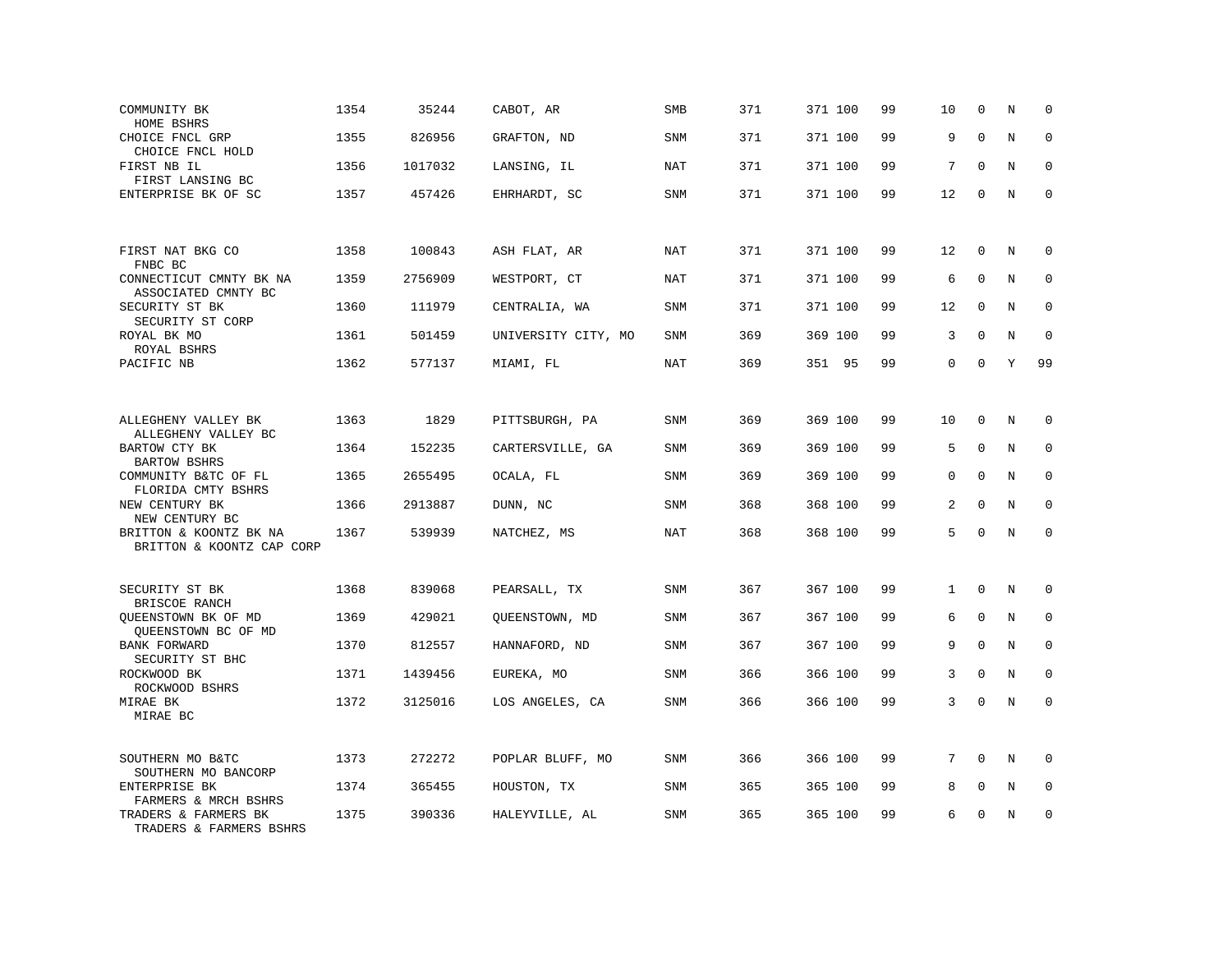| | | | | | | | | | | | | |
|---|---|---|---|---|---|---|---|---|---|---|---|---|
| COMMUNITY BK<br>HOME BSHRS | 1354 | 35244 | CABOT, AR | SMB | 371 | 371 | 100 | 99 | 10 | 0 | N | 0 |
| CHOICE FNCL GRP<br>CHOICE FNCL HOLD | 1355 | 826956 | GRAFTON, ND | SNM | 371 | 371 | 100 | 99 | 9 | 0 | N | 0 |
| FIRST NB IL<br>FIRST LANSING BC | 1356 | 1017032 | LANSING, IL | NAT | 371 | 371 | 100 | 99 | 7 | 0 | N | 0 |
| ENTERPRISE BK OF SC | 1357 | 457426 | EHRHARDT, SC | SNM | 371 | 371 | 100 | 99 | 12 | 0 | N | 0 |
| FIRST NAT BKG CO<br>FNBC BC | 1358 | 100843 | ASH FLAT, AR | NAT | 371 | 371 | 100 | 99 | 12 | 0 | N | 0 |
| CONNECTICUT CMNTY BK NA<br>ASSOCIATED CMNTY BC | 1359 | 2756909 | WESTPORT, CT | NAT | 371 | 371 | 100 | 99 | 6 | 0 | N | 0 |
| SECURITY ST BK<br>SECURITY ST CORP | 1360 | 111979 | CENTRALIA, WA | SNM | 371 | 371 | 100 | 99 | 12 | 0 | N | 0 |
| ROYAL BK MO<br>ROYAL BSHRS | 1361 | 501459 | UNIVERSITY CITY, MO | SNM | 369 | 369 | 100 | 99 | 3 | 0 | N | 0 |
| PACIFIC NB | 1362 | 577137 | MIAMI, FL | NAT | 369 | 351 | 95 | 99 | 0 | 0 | Y | 99 |
| ALLEGHENY VALLEY BK<br>ALLEGHENY VALLEY BC | 1363 | 1829 | PITTSBURGH, PA | SNM | 369 | 369 | 100 | 99 | 10 | 0 | N | 0 |
| BARTOW CTY BK<br>BARTOW BSHRS | 1364 | 152235 | CARTERSVILLE, GA | SNM | 369 | 369 | 100 | 99 | 5 | 0 | N | 0 |
| COMMUNITY B&TC OF FL<br>FLORIDA CMTY BSHRS | 1365 | 2655495 | OCALA, FL | SNM | 369 | 369 | 100 | 99 | 0 | 0 | N | 0 |
| NEW CENTURY BK<br>NEW CENTURY BC | 1366 | 2913887 | DUNN, NC | SNM | 368 | 368 | 100 | 99 | 2 | 0 | N | 0 |
| BRITTON & KOONTZ BK NA<br>BRITTON & KOONTZ CAP CORP | 1367 | 539939 | NATCHEZ, MS | NAT | 368 | 368 | 100 | 99 | 5 | 0 | N | 0 |
| SECURITY ST BK<br>BRISCOE RANCH | 1368 | 839068 | PEARSALL, TX | SNM | 367 | 367 | 100 | 99 | 1 | 0 | N | 0 |
| QUEENSTOWN BK OF MD<br>QUEENSTOWN BC OF MD | 1369 | 429021 | QUEENSTOWN, MD | SNM | 367 | 367 | 100 | 99 | 6 | 0 | N | 0 |
| BANK FORWARD<br>SECURITY ST BHC | 1370 | 812557 | HANNAFORD, ND | SNM | 367 | 367 | 100 | 99 | 9 | 0 | N | 0 |
| ROCKWOOD BK<br>ROCKWOOD BSHRS | 1371 | 1439456 | EUREKA, MO | SNM | 366 | 366 | 100 | 99 | 3 | 0 | N | 0 |
| MIRAE BK<br>MIRAE BC | 1372 | 3125016 | LOS ANGELES, CA | SNM | 366 | 366 | 100 | 99 | 3 | 0 | N | 0 |
| SOUTHERN MO B&TC<br>SOUTHERN MO BANCORP | 1373 | 272272 | POPLAR BLUFF, MO | SNM | 366 | 366 | 100 | 99 | 7 | 0 | N | 0 |
| ENTERPRISE BK<br>FARMERS & MRCH BSHRS | 1374 | 365455 | HOUSTON, TX | SNM | 365 | 365 | 100 | 99 | 8 | 0 | N | 0 |
| TRADERS & FARMERS BK<br>TRADERS & FARMERS BSHRS | 1375 | 390336 | HALEYVILLE, AL | SNM | 365 | 365 | 100 | 99 | 6 | 0 | N | 0 |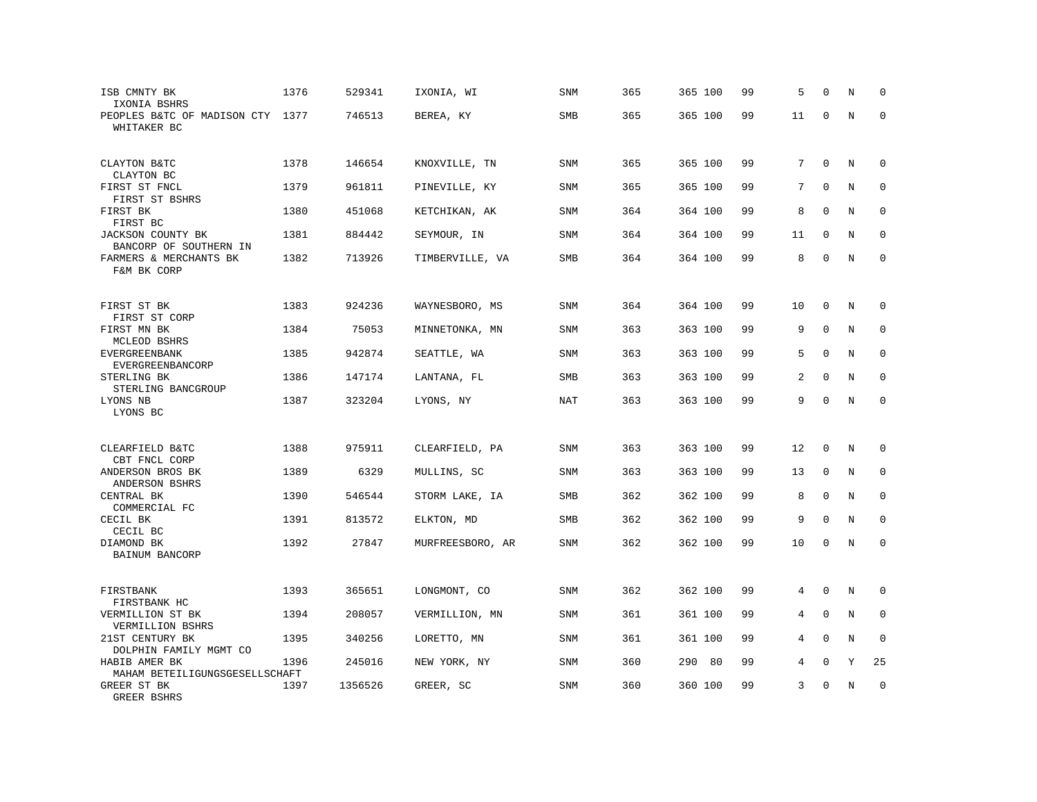| | | | | | | | | | | | | |
|---|---|---|---|---|---|---|---|---|---|---|---|---|
| ISB CMNTY BK<br>IXONIA BSHRS | 1376 | 529341 | IXONIA, WI | SNM | 365 | 365 | 100 | 99 | 5 | 0 | N | 0 |
| PEOPLES B&TC OF MADISON CTY<br>WHITAKER BC | 1377 | 746513 | BEREA, KY | SMB | 365 | 365 | 100 | 99 | 11 | 0 | N | 0 |
| CLAYTON B&TC<br>CLAYTON BC | 1378 | 146654 | KNOXVILLE, TN | SNM | 365 | 365 | 100 | 99 | 7 | 0 | N | 0 |
| FIRST ST FNCL<br>FIRST ST BSHRS | 1379 | 961811 | PINEVILLE, KY | SNM | 365 | 365 | 100 | 99 | 7 | 0 | N | 0 |
| FIRST BK<br>FIRST BC | 1380 | 451068 | KETCHIKAN, AK | SNM | 364 | 364 | 100 | 99 | 8 | 0 | N | 0 |
| JACKSON COUNTY BK<br>BANCORP OF SOUTHERN IN | 1381 | 884442 | SEYMOUR, IN | SNM | 364 | 364 | 100 | 99 | 11 | 0 | N | 0 |
| FARMERS & MERCHANTS BK<br>F&M BK CORP | 1382 | 713926 | TIMBERVILLE, VA | SMB | 364 | 364 | 100 | 99 | 8 | 0 | N | 0 |
| FIRST ST BK<br>FIRST ST CORP | 1383 | 924236 | WAYNESBORO, MS | SNM | 364 | 364 | 100 | 99 | 10 | 0 | N | 0 |
| FIRST MN BK<br>MCLEOD BSHRS | 1384 | 75053 | MINNETONKA, MN | SNM | 363 | 363 | 100 | 99 | 9 | 0 | N | 0 |
| EVERGREENBANK<br>EVERGREENBANCORP | 1385 | 942874 | SEATTLE, WA | SNM | 363 | 363 | 100 | 99 | 5 | 0 | N | 0 |
| STERLING BK<br>STERLING BANCGROUP | 1386 | 147174 | LANTANA, FL | SMB | 363 | 363 | 100 | 99 | 2 | 0 | N | 0 |
| LYONS NB<br>LYONS BC | 1387 | 323204 | LYONS, NY | NAT | 363 | 363 | 100 | 99 | 9 | 0 | N | 0 |
| CLEARFIELD B&TC<br>CBT FNCL CORP | 1388 | 975911 | CLEARFIELD, PA | SNM | 363 | 363 | 100 | 99 | 12 | 0 | N | 0 |
| ANDERSON BROS BK<br>ANDERSON BSHRS | 1389 | 6329 | MULLINS, SC | SNM | 363 | 363 | 100 | 99 | 13 | 0 | N | 0 |
| CENTRAL BK<br>COMMERCIAL FC | 1390 | 546544 | STORM LAKE, IA | SMB | 362 | 362 | 100 | 99 | 8 | 0 | N | 0 |
| CECIL BK<br>CECIL BC | 1391 | 813572 | ELKTON, MD | SMB | 362 | 362 | 100 | 99 | 9 | 0 | N | 0 |
| DIAMOND BK<br>BAINUM BANCORP | 1392 | 27847 | MURFREESBORO, AR | SNM | 362 | 362 | 100 | 99 | 10 | 0 | N | 0 |
| FIRSTBANK<br>FIRSTBANK HC | 1393 | 365651 | LONGMONT, CO | SNM | 362 | 362 | 100 | 99 | 4 | 0 | N | 0 |
| VERMILLION ST BK<br>VERMILLION BSHRS | 1394 | 208057 | VERMILLION, MN | SNM | 361 | 361 | 100 | 99 | 4 | 0 | N | 0 |
| 21ST CENTURY BK<br>DOLPHIN FAMILY MGMT CO | 1395 | 340256 | LORETTO, MN | SNM | 361 | 361 | 100 | 99 | 4 | 0 | N | 0 |
| HABIB AMER BK<br>MAHAM BETEILIGUNGSGESELLSCHAFT | 1396 | 245016 | NEW YORK, NY | SNM | 360 | 290 | 80 | 99 | 4 | 0 | Y | 25 |
| GREER ST BK<br>GREER BSHRS | 1397 | 1356526 | GREER, SC | SNM | 360 | 360 | 100 | 99 | 3 | 0 | N | 0 |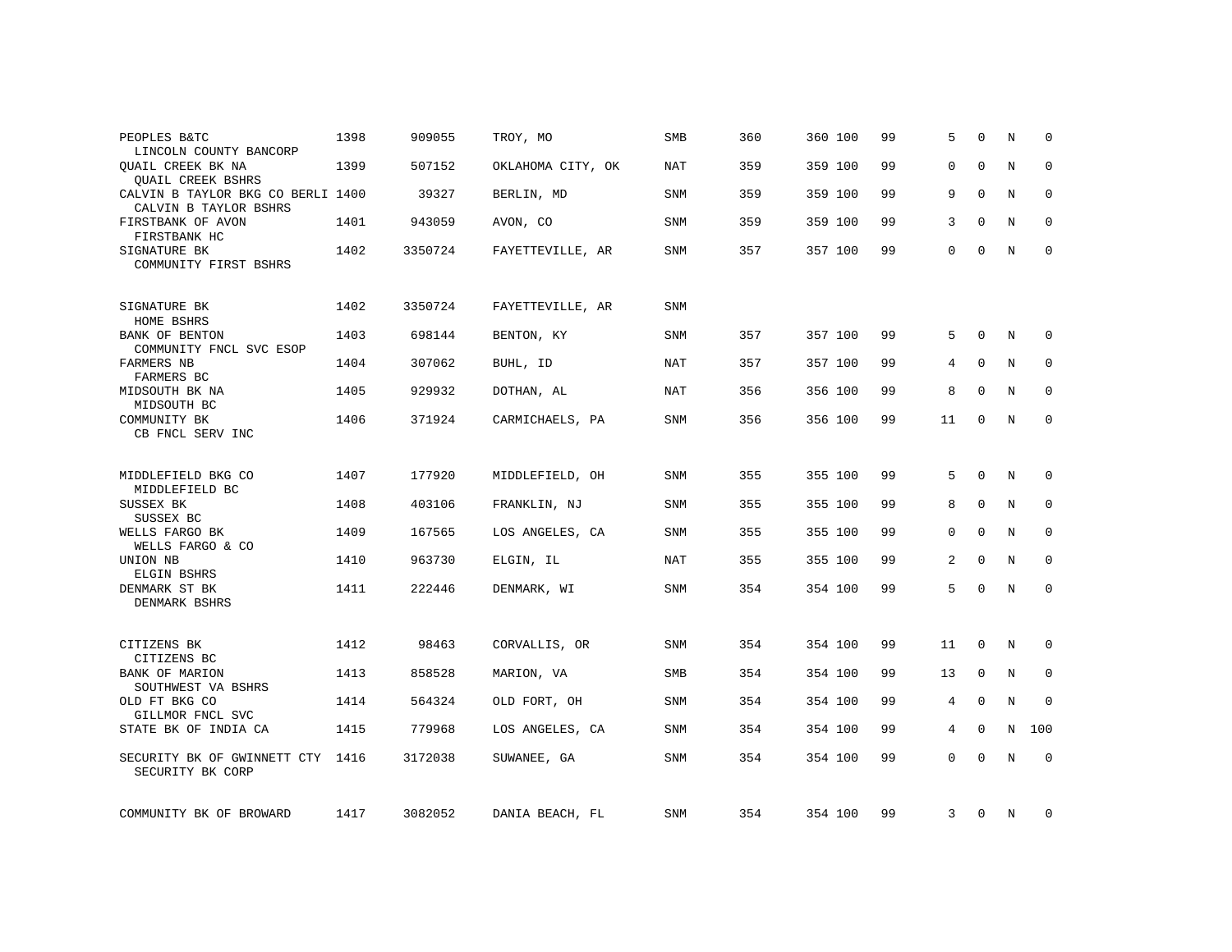| | | | | | | | | | | | | | |
|---|---|---|---|---|---|---|---|---|---|---|---|---|---|
| PEOPLES B&TC<br>LINCOLN COUNTY BANCORP | 1398 | 909055 | TROY, MO | SMB | 360 | 360 | 100 | 99 | 5 | 0 | N | 0 |
| QUAIL CREEK BK NA<br>QUAIL CREEK BSHRS | 1399 | 507152 | OKLAHOMA CITY, OK | NAT | 359 | 359 | 100 | 99 | 0 | 0 | N | 0 |
| CALVIN B TAYLOR BKG CO BERLI<br>CALVIN B TAYLOR BSHRS | 1400 | 39327 | BERLIN, MD | SNM | 359 | 359 | 100 | 99 | 9 | 0 | N | 0 |
| FIRSTBANK OF AVON<br>FIRSTBANK HC | 1401 | 943059 | AVON, CO | SNM | 359 | 359 | 100 | 99 | 3 | 0 | N | 0 |
| SIGNATURE BK<br>COMMUNITY FIRST BSHRS | 1402 | 3350724 | FAYETTEVILLE, AR | SNM | 357 | 357 | 100 | 99 | 0 | 0 | N | 0 |
| SIGNATURE BK<br>HOME BSHRS | 1402 | 3350724 | FAYETTEVILLE, AR | SNM | | | | | | | | |
| BANK OF BENTON<br>COMMUNITY FNCL SVC ESOP | 1403 | 698144 | BENTON, KY | SNM | 357 | 357 | 100 | 99 | 5 | 0 | N | 0 |
| FARMERS NB<br>FARMERS BC | 1404 | 307062 | BUHL, ID | NAT | 357 | 357 | 100 | 99 | 4 | 0 | N | 0 |
| MIDSOUTH BK NA<br>MIDSOUTH BC | 1405 | 929932 | DOTHAN, AL | NAT | 356 | 356 | 100 | 99 | 8 | 0 | N | 0 |
| COMMUNITY BK<br>CB FNCL SERV INC | 1406 | 371924 | CARMICHAELS, PA | SNM | 356 | 356 | 100 | 99 | 11 | 0 | N | 0 |
| MIDDLEFIELD BKG CO<br>MIDDLEFIELD BC | 1407 | 177920 | MIDDLEFIELD, OH | SNM | 355 | 355 | 100 | 99 | 5 | 0 | N | 0 |
| SUSSEX BK<br>SUSSEX BC | 1408 | 403106 | FRANKLIN, NJ | SNM | 355 | 355 | 100 | 99 | 8 | 0 | N | 0 |
| WELLS FARGO BK<br>WELLS FARGO & CO | 1409 | 167565 | LOS ANGELES, CA | SNM | 355 | 355 | 100 | 99 | 0 | 0 | N | 0 |
| UNION NB<br>ELGIN BSHRS | 1410 | 963730 | ELGIN, IL | NAT | 355 | 355 | 100 | 99 | 2 | 0 | N | 0 |
| DENMARK ST BK<br>DENMARK BSHRS | 1411 | 222446 | DENMARK, WI | SNM | 354 | 354 | 100 | 99 | 5 | 0 | N | 0 |
| CITIZENS BK<br>CITIZENS BC | 1412 | 98463 | CORVALLIS, OR | SNM | 354 | 354 | 100 | 99 | 11 | 0 | N | 0 |
| BANK OF MARION<br>SOUTHWEST VA BSHRS | 1413 | 858528 | MARION, VA | SMB | 354 | 354 | 100 | 99 | 13 | 0 | N | 0 |
| OLD FT BKG CO<br>GILLMOR FNCL SVC | 1414 | 564324 | OLD FORT, OH | SNM | 354 | 354 | 100 | 99 | 4 | 0 | N | 0 |
| STATE BK OF INDIA CA | 1415 | 779968 | LOS ANGELES, CA | SNM | 354 | 354 | 100 | 99 | 4 | 0 | N | 100 |
| SECURITY BK OF GWINNETT CTY<br>SECURITY BK CORP | 1416 | 3172038 | SUWANEE, GA | SNM | 354 | 354 | 100 | 99 | 0 | 0 | N | 0 |
| COMMUNITY BK OF BROWARD | 1417 | 3082052 | DANIA BEACH, FL | SNM | 354 | 354 | 100 | 99 | 3 | 0 | N | 0 |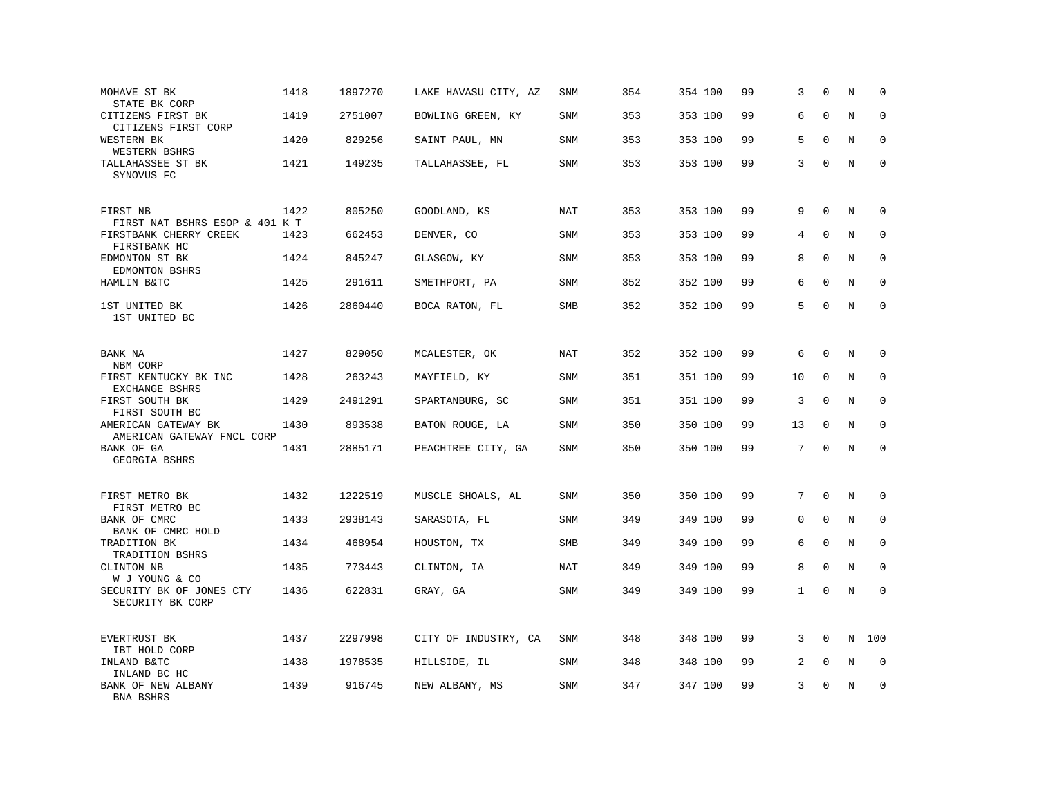| | | | | | | | | | | | | |
|---|---|---|---|---|---|---|---|---|---|---|---|---|
| MOHAVE ST BK<br>STATE BK CORP | 1418 | 1897270 | LAKE HAVASU CITY, AZ | SNM | 354 | 354 | 100 | 99 | 3 | 0 | N | 0 |
| CITIZENS FIRST BK<br>CITIZENS FIRST CORP | 1419 | 2751007 | BOWLING GREEN, KY | SNM | 353 | 353 | 100 | 99 | 6 | 0 | N | 0 |
| WESTERN BK<br>WESTERN BSHRS | 1420 | 829256 | SAINT PAUL, MN | SNM | 353 | 353 | 100 | 99 | 5 | 0 | N | 0 |
| TALLAHASSEE ST BK<br>SYNOVUS FC | 1421 | 149235 | TALLAHASSEE, FL | SNM | 353 | 353 | 100 | 99 | 3 | 0 | N | 0 |
| FIRST NB<br>FIRST NAT BSHRS ESOP & 401 K T | 1422 | 805250 | GOODLAND, KS | NAT | 353 | 353 | 100 | 99 | 9 | 0 | N | 0 |
| FIRSTBANK CHERRY CREEK<br>FIRSTBANK HC | 1423 | 662453 | DENVER, CO | SNM | 353 | 353 | 100 | 99 | 4 | 0 | N | 0 |
| EDMONTON ST BK<br>EDMONTON BSHRS | 1424 | 845247 | GLASGOW, KY | SNM | 353 | 353 | 100 | 99 | 8 | 0 | N | 0 |
| HAMLIN B&TC | 1425 | 291611 | SMETHPORT, PA | SNM | 352 | 352 | 100 | 99 | 6 | 0 | N | 0 |
| 1ST UNITED BK<br>1ST UNITED BC | 1426 | 2860440 | BOCA RATON, FL | SMB | 352 | 352 | 100 | 99 | 5 | 0 | N | 0 |
| BANK NA<br>NBM CORP | 1427 | 829050 | MCALESTER, OK | NAT | 352 | 352 | 100 | 99 | 6 | 0 | N | 0 |
| FIRST KENTUCKY BK INC<br>EXCHANGE BSHRS | 1428 | 263243 | MAYFIELD, KY | SNM | 351 | 351 | 100 | 99 | 10 | 0 | N | 0 |
| FIRST SOUTH BK<br>FIRST SOUTH BC | 1429 | 2491291 | SPARTANBURG, SC | SNM | 351 | 351 | 100 | 99 | 3 | 0 | N | 0 |
| AMERICAN GATEWAY BK<br>AMERICAN GATEWAY FNCL CORP | 1430 | 893538 | BATON ROUGE, LA | SNM | 350 | 350 | 100 | 99 | 13 | 0 | N | 0 |
| BANK OF GA<br>GEORGIA BSHRS | 1431 | 2885171 | PEACHTREE CITY, GA | SNM | 350 | 350 | 100 | 99 | 7 | 0 | N | 0 |
| FIRST METRO BK<br>FIRST METRO BC | 1432 | 1222519 | MUSCLE SHOALS, AL | SNM | 350 | 350 | 100 | 99 | 7 | 0 | N | 0 |
| BANK OF CMRC<br>BANK OF CMRC HOLD | 1433 | 2938143 | SARASOTA, FL | SNM | 349 | 349 | 100 | 99 | 0 | 0 | N | 0 |
| TRADITION BK<br>TRADITION BSHRS | 1434 | 468954 | HOUSTON, TX | SMB | 349 | 349 | 100 | 99 | 6 | 0 | N | 0 |
| CLINTON NB<br>W J YOUNG & CO | 1435 | 773443 | CLINTON, IA | NAT | 349 | 349 | 100 | 99 | 8 | 0 | N | 0 |
| SECURITY BK OF JONES CTY<br>SECURITY BK CORP | 1436 | 622831 | GRAY, GA | SNM | 349 | 349 | 100 | 99 | 1 | 0 | N | 0 |
| EVERTRUST BK<br>IBT HOLD CORP | 1437 | 2297998 | CITY OF INDUSTRY, CA | SNM | 348 | 348 | 100 | 99 | 3 | 0 | N | 100 |
| INLAND B&TC<br>INLAND BC HC | 1438 | 1978535 | HILLSIDE, IL | SNM | 348 | 348 | 100 | 99 | 2 | 0 | N | 0 |
| BANK OF NEW ALBANY<br>BNA BSHRS | 1439 | 916745 | NEW ALBANY, MS | SNM | 347 | 347 | 100 | 99 | 3 | 0 | N | 0 |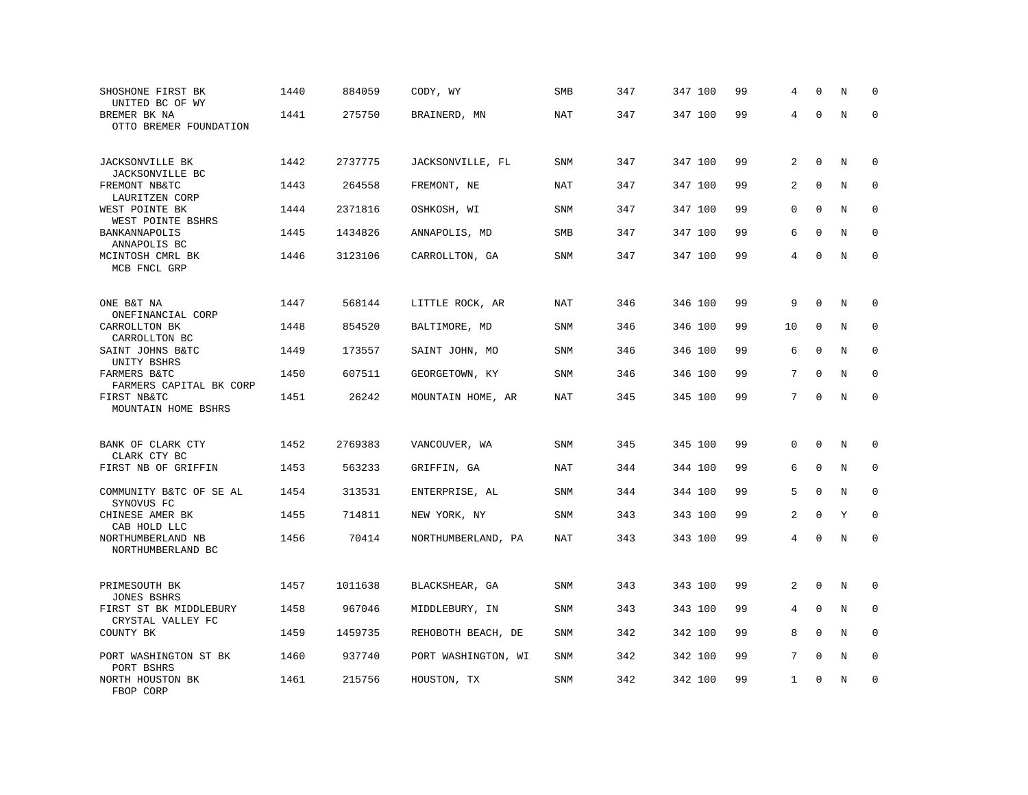| | | | | | | | | | | | | |
|---|---|---|---|---|---|---|---|---|---|---|---|---|
| SHOSHONE FIRST BK<br>UNITED BC OF WY | 1440 | 884059 | CODY, WY | SMB | 347 | 347 | 100 | 99 | 4 | 0 | N | 0 |
| BREMER BK NA<br>OTTO BREMER FOUNDATION | 1441 | 275750 | BRAINERD, MN | NAT | 347 | 347 | 100 | 99 | 4 | 0 | N | 0 |
| JACKSONVILLE BK<br>JACKSONVILLE BC | 1442 | 2737775 | JACKSONVILLE, FL | SNM | 347 | 347 | 100 | 99 | 2 | 0 | N | 0 |
| FREMONT NB&TC<br>LAURITZEN CORP | 1443 | 264558 | FREMONT, NE | NAT | 347 | 347 | 100 | 99 | 2 | 0 | N | 0 |
| WEST POINTE BK<br>WEST POINTE BSHRS | 1444 | 2371816 | OSHKOSH, WI | SNM | 347 | 347 | 100 | 99 | 0 | 0 | N | 0 |
| BANKANNAPOLIS<br>ANNAPOLIS BC | 1445 | 1434826 | ANNAPOLIS, MD | SMB | 347 | 347 | 100 | 99 | 6 | 0 | N | 0 |
| MCINTOSH CMRL BK<br>MCB FNCL GRP | 1446 | 3123106 | CARROLLTON, GA | SNM | 347 | 347 | 100 | 99 | 4 | 0 | N | 0 |
| ONE B&T NA<br>ONEFINANCIAL CORP | 1447 | 568144 | LITTLE ROCK, AR | NAT | 346 | 346 | 100 | 99 | 9 | 0 | N | 0 |
| CARROLLTON BK<br>CARROLLTON BC | 1448 | 854520 | BALTIMORE, MD | SNM | 346 | 346 | 100 | 99 | 10 | 0 | N | 0 |
| SAINT JOHNS B&TC<br>UNITY BSHRS | 1449 | 173557 | SAINT JOHN, MO | SNM | 346 | 346 | 100 | 99 | 6 | 0 | N | 0 |
| FARMERS B&TC<br>FARMERS CAPITAL BK CORP | 1450 | 607511 | GEORGETOWN, KY | SNM | 346 | 346 | 100 | 99 | 7 | 0 | N | 0 |
| FIRST NB&TC<br>MOUNTAIN HOME BSHRS | 1451 | 26242 | MOUNTAIN HOME, AR | NAT | 345 | 345 | 100 | 99 | 7 | 0 | N | 0 |
| BANK OF CLARK CTY<br>CLARK CTY BC | 1452 | 2769383 | VANCOUVER, WA | SNM | 345 | 345 | 100 | 99 | 0 | 0 | N | 0 |
| FIRST NB OF GRIFFIN | 1453 | 563233 | GRIFFIN, GA | NAT | 344 | 344 | 100 | 99 | 6 | 0 | N | 0 |
| COMMUNITY B&TC OF SE AL<br>SYNOVUS FC | 1454 | 313531 | ENTERPRISE, AL | SNM | 344 | 344 | 100 | 99 | 5 | 0 | N | 0 |
| CHINESE AMER BK<br>CAB HOLD LLC | 1455 | 714811 | NEW YORK, NY | SNM | 343 | 343 | 100 | 99 | 2 | 0 | Y | 0 |
| NORTHUMBERLAND NB<br>NORTHUMBERLAND BC | 1456 | 70414 | NORTHUMBERLAND, PA | NAT | 343 | 343 | 100 | 99 | 4 | 0 | N | 0 |
| PRIMESOUTH BK<br>JONES BSHRS | 1457 | 1011638 | BLACKSHEAR, GA | SNM | 343 | 343 | 100 | 99 | 2 | 0 | N | 0 |
| FIRST ST BK MIDDLEBURY<br>CRYSTAL VALLEY FC | 1458 | 967046 | MIDDLEBURY, IN | SNM | 343 | 343 | 100 | 99 | 4 | 0 | N | 0 |
| COUNTY BK | 1459 | 1459735 | REHOBOTH BEACH, DE | SNM | 342 | 342 | 100 | 99 | 8 | 0 | N | 0 |
| PORT WASHINGTON ST BK<br>PORT BSHRS | 1460 | 937740 | PORT WASHINGTON, WI | SNM | 342 | 342 | 100 | 99 | 7 | 0 | N | 0 |
| NORTH HOUSTON BK<br>FBOP CORP | 1461 | 215756 | HOUSTON, TX | SNM | 342 | 342 | 100 | 99 | 1 | 0 | N | 0 |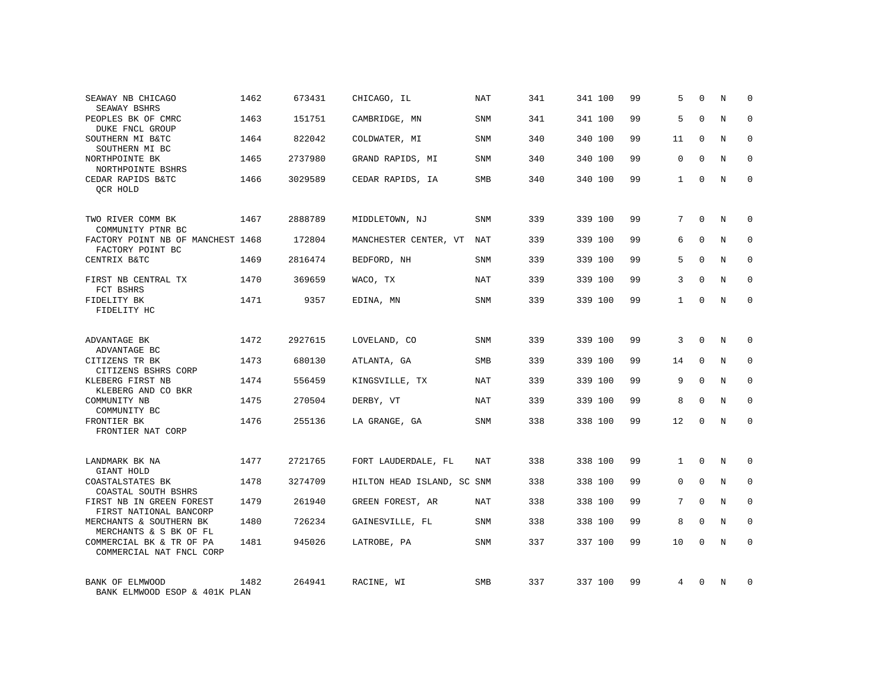| | | | | | | | | | | | | |
|---|---|---|---|---|---|---|---|---|---|---|---|---|
| SEAWAY NB CHICAGO<br>SEAWAY BSHRS | 1462 | 673431 | CHICAGO, IL | NAT | 341 | 341 | 100 | 99 | 5 | 0 | N | 0 |
| PEOPLES BK OF CMRC<br>DUKE FNCL GROUP | 1463 | 151751 | CAMBRIDGE, MN | SNM | 341 | 341 | 100 | 99 | 5 | 0 | N | 0 |
| SOUTHERN MI B&TC<br>SOUTHERN MI BC | 1464 | 822042 | COLDWATER, MI | SNM | 340 | 340 | 100 | 99 | 11 | 0 | N | 0 |
| NORTHPOINTE BK<br>NORTHPOINTE BSHRS | 1465 | 2737980 | GRAND RAPIDS, MI | SNM | 340 | 340 | 100 | 99 | 0 | 0 | N | 0 |
| CEDAR RAPIDS B&TC<br>QCR HOLD | 1466 | 3029589 | CEDAR RAPIDS, IA | SMB | 340 | 340 | 100 | 99 | 1 | 0 | N | 0 |
| TWO RIVER COMM BK<br>COMMUNITY PTNR BC | 1467 | 2888789 | MIDDLETOWN, NJ | SNM | 339 | 339 | 100 | 99 | 7 | 0 | N | 0 |
| FACTORY POINT NB OF MANCHEST<br>FACTORY POINT BC | 1468 | 172804 | MANCHESTER CENTER, VT | NAT | 339 | 339 | 100 | 99 | 6 | 0 | N | 0 |
| CENTRIX B&TC | 1469 | 2816474 | BEDFORD, NH | SNM | 339 | 339 | 100 | 99 | 5 | 0 | N | 0 |
| FIRST NB CENTRAL TX<br>FCT BSHRS | 1470 | 369659 | WACO, TX | NAT | 339 | 339 | 100 | 99 | 3 | 0 | N | 0 |
| FIDELITY BK<br>FIDELITY HC | 1471 | 9357 | EDINA, MN | SNM | 339 | 339 | 100 | 99 | 1 | 0 | N | 0 |
| ADVANTAGE BK<br>ADVANTAGE BC | 1472 | 2927615 | LOVELAND, CO | SNM | 339 | 339 | 100 | 99 | 3 | 0 | N | 0 |
| CITIZENS TR BK<br>CITIZENS BSHRS CORP | 1473 | 680130 | ATLANTA, GA | SMB | 339 | 339 | 100 | 99 | 14 | 0 | N | 0 |
| KLEBERG FIRST NB<br>KLEBERG AND CO BKR | 1474 | 556459 | KINGSVILLE, TX | NAT | 339 | 339 | 100 | 99 | 9 | 0 | N | 0 |
| COMMUNITY NB<br>COMMUNITY BC | 1475 | 270504 | DERBY, VT | NAT | 339 | 339 | 100 | 99 | 8 | 0 | N | 0 |
| FRONTIER BK<br>FRONTIER NAT CORP | 1476 | 255136 | LA GRANGE, GA | SNM | 338 | 338 | 100 | 99 | 12 | 0 | N | 0 |
| LANDMARK BK NA<br>GIANT HOLD | 1477 | 2721765 | FORT LAUDERDALE, FL | NAT | 338 | 338 | 100 | 99 | 1 | 0 | N | 0 |
| COASTALSTATES BK<br>COASTAL SOUTH BSHRS | 1478 | 3274709 | HILTON HEAD ISLAND, SC | SNM | 338 | 338 | 100 | 99 | 0 | 0 | N | 0 |
| FIRST NB IN GREEN FOREST<br>FIRST NATIONAL BANCORP | 1479 | 261940 | GREEN FOREST, AR | NAT | 338 | 338 | 100 | 99 | 7 | 0 | N | 0 |
| MERCHANTS & SOUTHERN BK<br>MERCHANTS & S BK OF FL | 1480 | 726234 | GAINESVILLE, FL | SNM | 338 | 338 | 100 | 99 | 8 | 0 | N | 0 |
| COMMERCIAL BK & TR OF PA<br>COMMERCIAL NAT FNCL CORP | 1481 | 945026 | LATROBE, PA | SNM | 337 | 337 | 100 | 99 | 10 | 0 | N | 0 |
| BANK OF ELMWOOD<br>BANK ELMWOOD ESOP & 401K PLAN | 1482 | 264941 | RACINE, WI | SMB | 337 | 337 | 100 | 99 | 4 | 0 | N | 0 |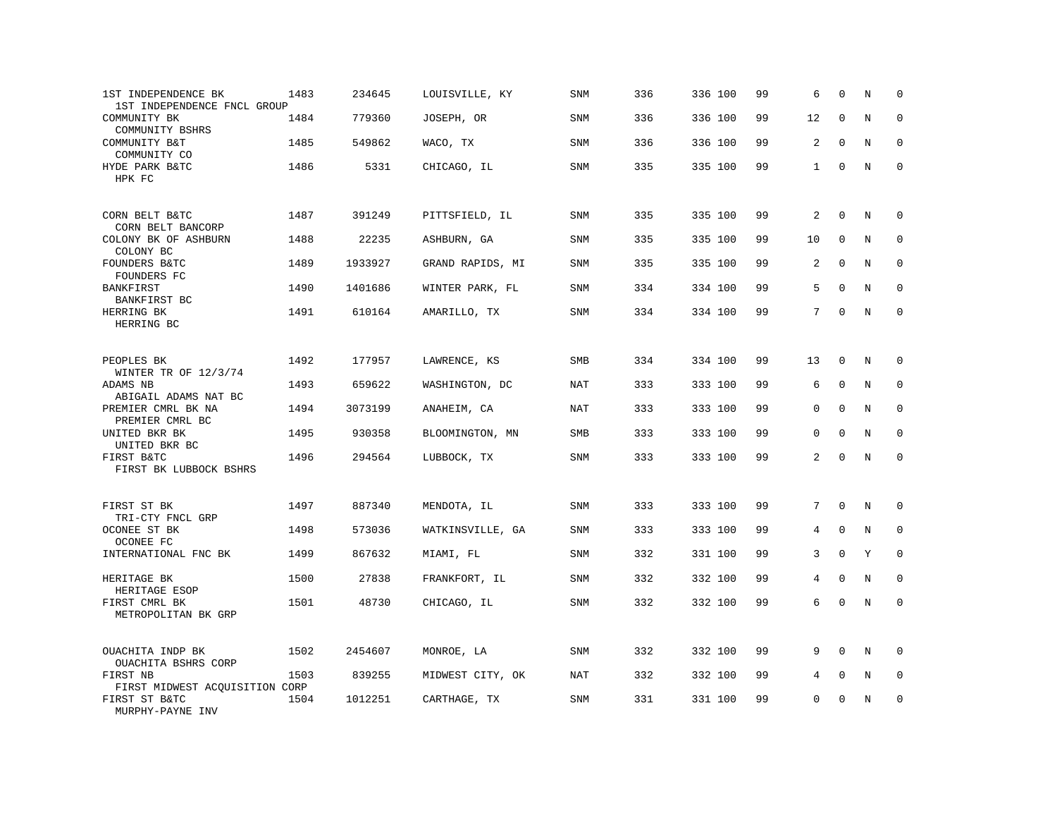| | | | | | | | | | | | |
|---|---|---|---|---|---|---|---|---|---|---|---|
| 1ST INDEPENDENCE BK<br>1ST INDEPENDENCE FNCL GROUP | 1483 | 234645 | LOUISVILLE, KY | SNM | 336 | 336 100 | 99 | 6 | 0 | N | 0 |
| COMMUNITY BK<br>COMMUNITY BSHRS | 1484 | 779360 | JOSEPH, OR | SNM | 336 | 336 100 | 99 | 12 | 0 | N | 0 |
| COMMUNITY B&T<br>COMMUNITY CO | 1485 | 549862 | WACO, TX | SNM | 336 | 336 100 | 99 | 2 | 0 | N | 0 |
| HYDE PARK B&TC<br>HPK FC | 1486 | 5331 | CHICAGO, IL | SNM | 335 | 335 100 | 99 | 1 | 0 | N | 0 |
| CORN BELT B&TC<br>CORN BELT BANCORP | 1487 | 391249 | PITTSFIELD, IL | SNM | 335 | 335 100 | 99 | 2 | 0 | N | 0 |
| COLONY BK OF ASHBURN<br>COLONY BC | 1488 | 22235 | ASHBURN, GA | SNM | 335 | 335 100 | 99 | 10 | 0 | N | 0 |
| FOUNDERS B&TC<br>FOUNDERS FC | 1489 | 1933927 | GRAND RAPIDS, MI | SNM | 335 | 335 100 | 99 | 2 | 0 | N | 0 |
| BANKFIRST<br>BANKFIRST BC | 1490 | 1401686 | WINTER PARK, FL | SNM | 334 | 334 100 | 99 | 5 | 0 | N | 0 |
| HERRING BK<br>HERRING BC | 1491 | 610164 | AMARILLO, TX | SNM | 334 | 334 100 | 99 | 7 | 0 | N | 0 |
| PEOPLES BK<br>WINTER TR OF 12/3/74 | 1492 | 177957 | LAWRENCE, KS | SMB | 334 | 334 100 | 99 | 13 | 0 | N | 0 |
| ADAMS NB<br>ABIGAIL ADAMS NAT BC | 1493 | 659622 | WASHINGTON, DC | NAT | 333 | 333 100 | 99 | 6 | 0 | N | 0 |
| PREMIER CMRL BK NA<br>PREMIER CMRL BC | 1494 | 3073199 | ANAHEIM, CA | NAT | 333 | 333 100 | 99 | 0 | 0 | N | 0 |
| UNITED BKR BK<br>UNITED BKR BC | 1495 | 930358 | BLOOMINGTON, MN | SMB | 333 | 333 100 | 99 | 0 | 0 | N | 0 |
| FIRST B&TC<br>FIRST BK LUBBOCK BSHRS | 1496 | 294564 | LUBBOCK, TX | SNM | 333 | 333 100 | 99 | 2 | 0 | N | 0 |
| FIRST ST BK<br>TRI-CTY FNCL GRP | 1497 | 887340 | MENDOTA, IL | SNM | 333 | 333 100 | 99 | 7 | 0 | N | 0 |
| OCONEE ST BK<br>OCONEE FC | 1498 | 573036 | WATKINSVILLE, GA | SNM | 333 | 333 100 | 99 | 4 | 0 | N | 0 |
| INTERNATIONAL FNC BK | 1499 | 867632 | MIAMI, FL | SNM | 332 | 331 100 | 99 | 3 | 0 | Y | 0 |
| HERITAGE BK<br>HERITAGE ESOP | 1500 | 27838 | FRANKFORT, IL | SNM | 332 | 332 100 | 99 | 4 | 0 | N | 0 |
| FIRST CMRL BK<br>METROPOLITAN BK GRP | 1501 | 48730 | CHICAGO, IL | SNM | 332 | 332 100 | 99 | 6 | 0 | N | 0 |
| OUACHITA INDP BK<br>OUACHITA BSHRS CORP | 1502 | 2454607 | MONROE, LA | SNM | 332 | 332 100 | 99 | 9 | 0 | N | 0 |
| FIRST NB<br>FIRST MIDWEST ACQUISITION CORP | 1503 | 839255 | MIDWEST CITY, OK | NAT | 332 | 332 100 | 99 | 4 | 0 | N | 0 |
| FIRST ST B&TC<br>MURPHY-PAYNE INV | 1504 | 1012251 | CARTHAGE, TX | SNM | 331 | 331 100 | 99 | 0 | 0 | N | 0 |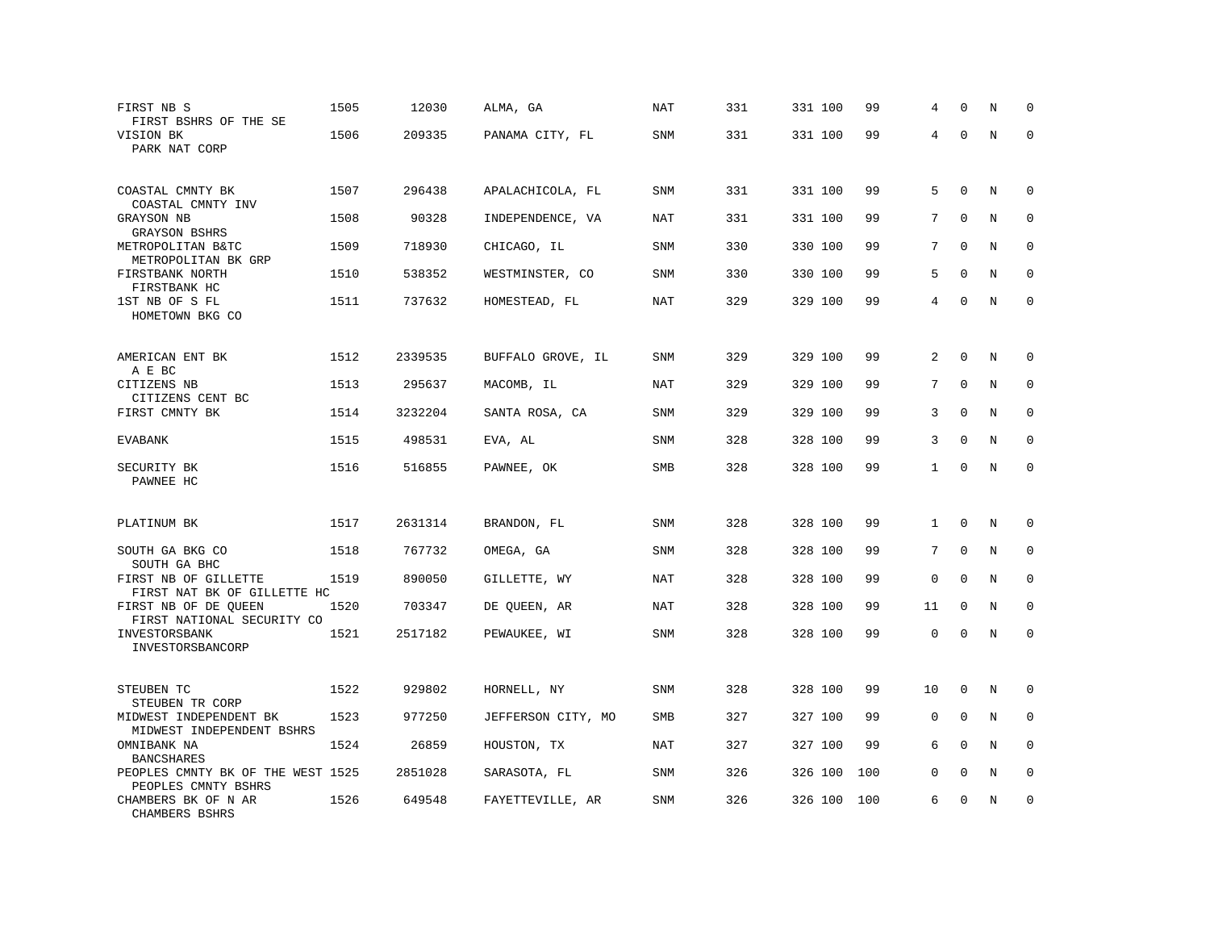| | | | | | | | | | | | | |
|---|---|---|---|---|---|---|---|---|---|---|---|---|
| FIRST NB S<br>FIRST BSHRS OF THE SE | 1505 | 12030 | ALMA, GA | NAT | 331 | 331 | 100 | 99 | 4 | 0 | N | 0 |
| VISION BK<br>PARK NAT CORP | 1506 | 209335 | PANAMA CITY, FL | SNM | 331 | 331 | 100 | 99 | 4 | 0 | N | 0 |
| COASTAL CMNTY BK<br>COASTAL CMNTY INV | 1507 | 296438 | APALACHICOLA, FL | SNM | 331 | 331 | 100 | 99 | 5 | 0 | N | 0 |
| GRAYSON NB<br>GRAYSON BSHRS | 1508 | 90328 | INDEPENDENCE, VA | NAT | 331 | 331 | 100 | 99 | 7 | 0 | N | 0 |
| METROPOLITAN B&TC<br>METROPOLITAN BK GRP | 1509 | 718930 | CHICAGO, IL | SNM | 330 | 330 | 100 | 99 | 7 | 0 | N | 0 |
| FIRSTBANK NORTH<br>FIRSTBANK HC | 1510 | 538352 | WESTMINSTER, CO | SNM | 330 | 330 | 100 | 99 | 5 | 0 | N | 0 |
| 1ST NB OF S FL<br>HOMETOWN BKG CO | 1511 | 737632 | HOMESTEAD, FL | NAT | 329 | 329 | 100 | 99 | 4 | 0 | N | 0 |
| AMERICAN ENT BK<br>A E BC | 1512 | 2339535 | BUFFALO GROVE, IL | SNM | 329 | 329 | 100 | 99 | 2 | 0 | N | 0 |
| CITIZENS NB<br>CITIZENS CENT BC | 1513 | 295637 | MACOMB, IL | NAT | 329 | 329 | 100 | 99 | 7 | 0 | N | 0 |
| FIRST CMNTY BK | 1514 | 3232204 | SANTA ROSA, CA | SNM | 329 | 329 | 100 | 99 | 3 | 0 | N | 0 |
| EVABANK | 1515 | 498531 | EVA, AL | SNM | 328 | 328 | 100 | 99 | 3 | 0 | N | 0 |
| SECURITY BK<br>PAWNEE HC | 1516 | 516855 | PAWNEE, OK | SMB | 328 | 328 | 100 | 99 | 1 | 0 | N | 0 |
| PLATINUM BK | 1517 | 2631314 | BRANDON, FL | SNM | 328 | 328 | 100 | 99 | 1 | 0 | N | 0 |
| SOUTH GA BKG CO<br>SOUTH GA BHC | 1518 | 767732 | OMEGA, GA | SNM | 328 | 328 | 100 | 99 | 7 | 0 | N | 0 |
| FIRST NB OF GILLETTE<br>FIRST NAT BK OF GILLETTE HC | 1519 | 890050 | GILLETTE, WY | NAT | 328 | 328 | 100 | 99 | 0 | 0 | N | 0 |
| FIRST NB OF DE QUEEN<br>FIRST NATIONAL SECURITY CO | 1520 | 703347 | DE QUEEN, AR | NAT | 328 | 328 | 100 | 99 | 11 | 0 | N | 0 |
| INVESTORSBANK<br>INVESTORSBANCORP | 1521 | 2517182 | PEWAUKEE, WI | SNM | 328 | 328 | 100 | 99 | 0 | 0 | N | 0 |
| STEUBEN TC<br>STEUBEN TR CORP | 1522 | 929802 | HORNELL, NY | SNM | 328 | 328 | 100 | 99 | 10 | 0 | N | 0 |
| MIDWEST INDEPENDENT BK<br>MIDWEST INDEPENDENT BSHRS | 1523 | 977250 | JEFFERSON CITY, MO | SMB | 327 | 327 | 100 | 99 | 0 | 0 | N | 0 |
| OMNIBANK NA<br>BANCSHARES | 1524 | 26859 | HOUSTON, TX | NAT | 327 | 327 | 100 | 99 | 6 | 0 | N | 0 |
| PEOPLES CMNTY BK OF THE WEST<br>PEOPLES CMNTY BSHRS | 1525 | 2851028 | SARASOTA, FL | SNM | 326 | 326 | 100 | 100 | 0 | 0 | N | 0 |
| CHAMBERS BK OF N AR<br>CHAMBERS BSHRS | 1526 | 649548 | FAYETTEVILLE, AR | SNM | 326 | 326 | 100 | 100 | 6 | 0 | N | 0 |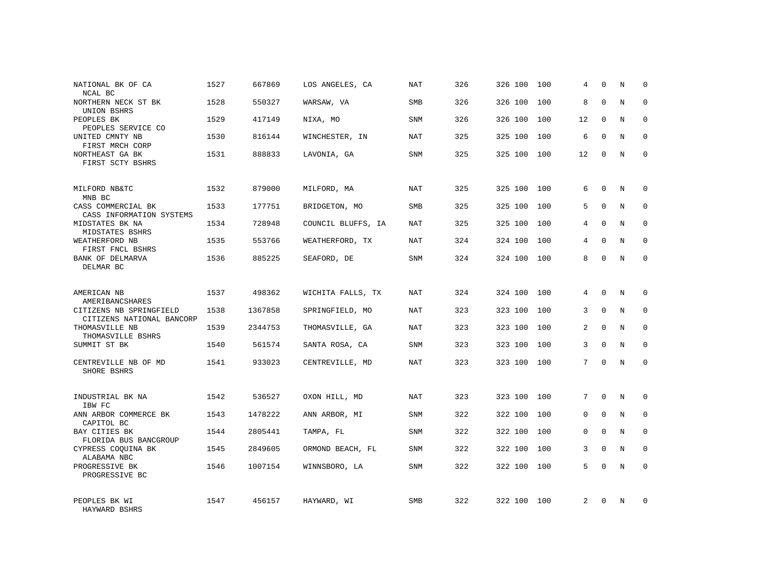| | | | | | | | | | | | | |
|---|---|---|---|---|---|---|---|---|---|---|---|---|
| NATIONAL BK OF CA<br>NCAL BC | 1527 | 667869 | LOS ANGELES, CA | NAT | 326 | 326 | 100 | 100 | 4 | 0 | N | 0 |
| NORTHERN NECK ST BK<br>UNION BSHRS | 1528 | 550327 | WARSAW, VA | SMB | 326 | 326 | 100 | 100 | 8 | 0 | N | 0 |
| PEOPLES BK<br>PEOPLES SERVICE CO | 1529 | 417149 | NIXA, MO | SNM | 326 | 326 | 100 | 100 | 12 | 0 | N | 0 |
| UNITED CMNTY NB<br>FIRST MRCH CORP | 1530 | 816144 | WINCHESTER, IN | NAT | 325 | 325 | 100 | 100 | 6 | 0 | N | 0 |
| NORTHEAST GA BK<br>FIRST SCTY BSHRS | 1531 | 888833 | LAVONIA, GA | SNM | 325 | 325 | 100 | 100 | 12 | 0 | N | 0 |
| MILFORD NB&TC<br>MNB BC | 1532 | 879000 | MILFORD, MA | NAT | 325 | 325 | 100 | 100 | 6 | 0 | N | 0 |
| CASS COMMERCIAL BK<br>CASS INFORMATION SYSTEMS | 1533 | 177751 | BRIDGETON, MO | SMB | 325 | 325 | 100 | 100 | 5 | 0 | N | 0 |
| MIDSTATES BK NA<br>MIDSTATES BSHRS | 1534 | 728948 | COUNCIL BLUFFS, IA | NAT | 325 | 325 | 100 | 100 | 4 | 0 | N | 0 |
| WEATHERFORD NB<br>FIRST FNCL BSHRS | 1535 | 553766 | WEATHERFORD, TX | NAT | 324 | 324 | 100 | 100 | 4 | 0 | N | 0 |
| BANK OF DELMARVA<br>DELMAR BC | 1536 | 885225 | SEAFORD, DE | SNM | 324 | 324 | 100 | 100 | 8 | 0 | N | 0 |
| AMERICAN NB<br>AMERIBANCSHARES | 1537 | 498362 | WICHITA FALLS, TX | NAT | 324 | 324 | 100 | 100 | 4 | 0 | N | 0 |
| CITIZENS NB SPRINGFIELD<br>CITIZENS NATIONAL BANCORP | 1538 | 1367858 | SPRINGFIELD, MO | NAT | 323 | 323 | 100 | 100 | 3 | 0 | N | 0 |
| THOMASVILLE NB<br>THOMASVILLE BSHRS | 1539 | 2344753 | THOMASVILLE, GA | NAT | 323 | 323 | 100 | 100 | 2 | 0 | N | 0 |
| SUMMIT ST BK | 1540 | 561574 | SANTA ROSA, CA | SNM | 323 | 323 | 100 | 100 | 3 | 0 | N | 0 |
| CENTREVILLE NB OF MD<br>SHORE BSHRS | 1541 | 933023 | CENTREVILLE, MD | NAT | 323 | 323 | 100 | 100 | 7 | 0 | N | 0 |
| INDUSTRIAL BK NA<br>IBW FC | 1542 | 536527 | OXON HILL, MD | NAT | 323 | 323 | 100 | 100 | 7 | 0 | N | 0 |
| ANN ARBOR COMMERCE BK<br>CAPITOL BC | 1543 | 1478222 | ANN ARBOR, MI | SNM | 322 | 322 | 100 | 100 | 0 | 0 | N | 0 |
| BAY CITIES BK<br>FLORIDA BUS BANCGROUP | 1544 | 2805441 | TAMPA, FL | SNM | 322 | 322 | 100 | 100 | 0 | 0 | N | 0 |
| CYPRESS COQUINA BK<br>ALABAMA NBC | 1545 | 2849605 | ORMOND BEACH, FL | SNM | 322 | 322 | 100 | 100 | 3 | 0 | N | 0 |
| PROGRESSIVE BK<br>PROGRESSIVE BC | 1546 | 1007154 | WINNSBORO, LA | SNM | 322 | 322 | 100 | 100 | 5 | 0 | N | 0 |
| PEOPLES BK WI<br>HAYWARD BSHRS | 1547 | 456157 | HAYWARD, WI | SMB | 322 | 322 | 100 | 100 | 2 | 0 | N | 0 |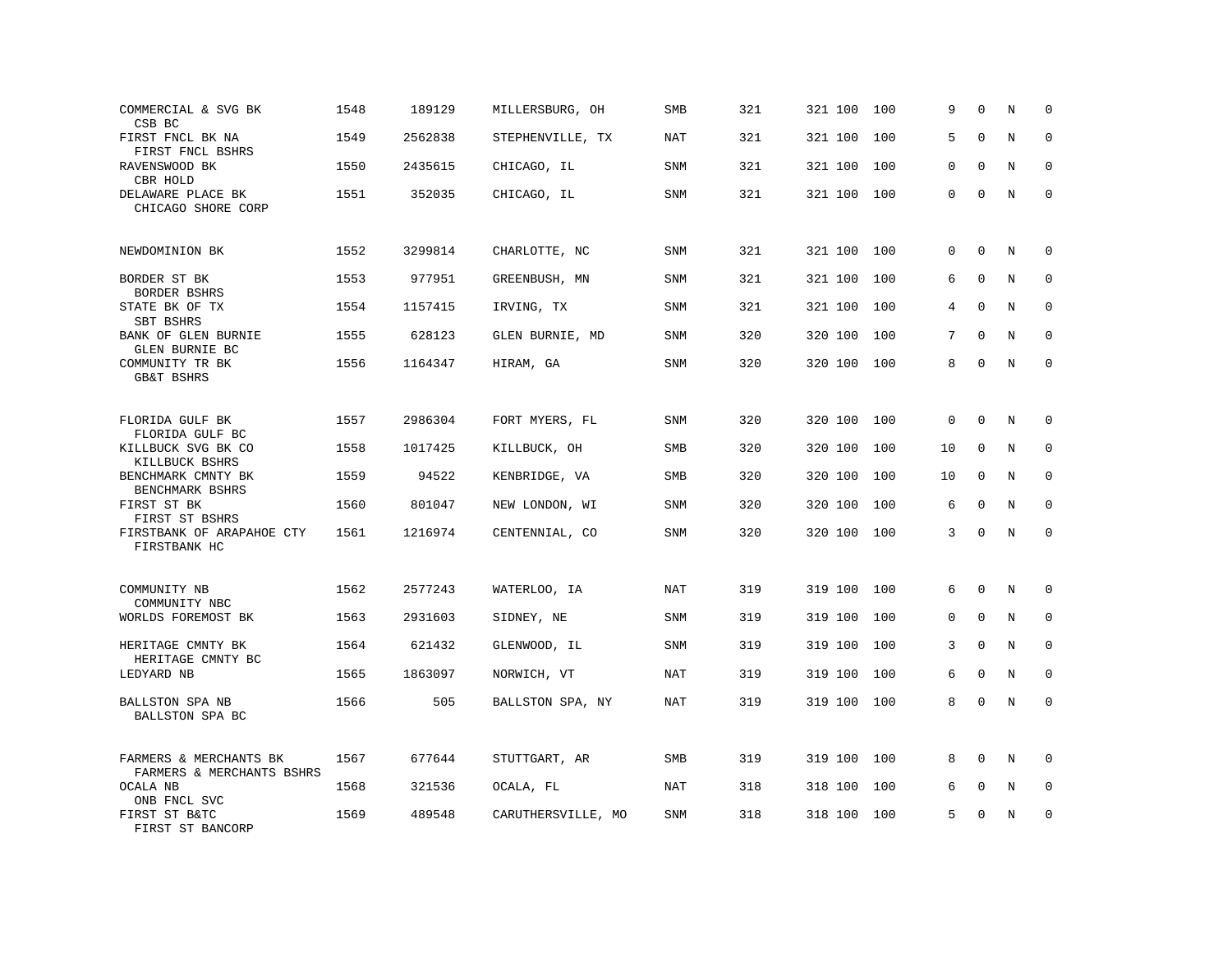| | | | | | | | | | | | | |
|---|---|---|---|---|---|---|---|---|---|---|---|---|
| COMMERCIAL & SVG BK<br>CSB BC | 1548 | 189129 | MILLERSBURG, OH | SMB | 321 | 321 | 100 | 100 | 9 | 0 | N | 0 |
| FIRST FNCL BK NA<br>FIRST FNCL BSHRS | 1549 | 2562838 | STEPHENVILLE, TX | NAT | 321 | 321 | 100 | 100 | 5 | 0 | N | 0 |
| RAVENSWOOD BK<br>CBR HOLD | 1550 | 2435615 | CHICAGO, IL | SNM | 321 | 321 | 100 | 100 | 0 | 0 | N | 0 |
| DELAWARE PLACE BK<br>CHICAGO SHORE CORP | 1551 | 352035 | CHICAGO, IL | SNM | 321 | 321 | 100 | 100 | 0 | 0 | N | 0 |
| NEWDOMINION BK | 1552 | 3299814 | CHARLOTTE, NC | SNM | 321 | 321 | 100 | 100 | 0 | 0 | N | 0 |
| BORDER ST BK<br>BORDER BSHRS | 1553 | 977951 | GREENBUSH, MN | SNM | 321 | 321 | 100 | 100 | 6 | 0 | N | 0 |
| STATE BK OF TX<br>SBT BSHRS | 1554 | 1157415 | IRVING, TX | SNM | 321 | 321 | 100 | 100 | 4 | 0 | N | 0 |
| BANK OF GLEN BURNIE<br>GLEN BURNIE BC | 1555 | 628123 | GLEN BURNIE, MD | SNM | 320 | 320 | 100 | 100 | 7 | 0 | N | 0 |
| COMMUNITY TR BK<br>GB&T BSHRS | 1556 | 1164347 | HIRAM, GA | SNM | 320 | 320 | 100 | 100 | 8 | 0 | N | 0 |
| FLORIDA GULF BK<br>FLORIDA GULF BC | 1557 | 2986304 | FORT MYERS, FL | SNM | 320 | 320 | 100 | 100 | 0 | 0 | N | 0 |
| KILLBUCK SVG BK CO<br>KILLBUCK BSHRS | 1558 | 1017425 | KILLBUCK, OH | SMB | 320 | 320 | 100 | 100 | 10 | 0 | N | 0 |
| BENCHMARK CMNTY BK<br>BENCHMARK BSHRS | 1559 | 94522 | KENBRIDGE, VA | SMB | 320 | 320 | 100 | 100 | 10 | 0 | N | 0 |
| FIRST ST BK<br>FIRST ST BSHRS | 1560 | 801047 | NEW LONDON, WI | SNM | 320 | 320 | 100 | 100 | 6 | 0 | N | 0 |
| FIRSTBANK OF ARAPAHOE CTY<br>FIRSTBANK HC | 1561 | 1216974 | CENTENNIAL, CO | SNM | 320 | 320 | 100 | 100 | 3 | 0 | N | 0 |
| COMMUNITY NB<br>COMMUNITY NBC | 1562 | 2577243 | WATERLOO, IA | NAT | 319 | 319 | 100 | 100 | 6 | 0 | N | 0 |
| WORLDS FOREMOST BK | 1563 | 2931603 | SIDNEY, NE | SNM | 319 | 319 | 100 | 100 | 0 | 0 | N | 0 |
| HERITAGE CMNTY BK<br>HERITAGE CMNTY BC | 1564 | 621432 | GLENWOOD, IL | SNM | 319 | 319 | 100 | 100 | 3 | 0 | N | 0 |
| LEDYARD NB | 1565 | 1863097 | NORWICH, VT | NAT | 319 | 319 | 100 | 100 | 6 | 0 | N | 0 |
| BALLSTON SPA NB<br>BALLSTON SPA BC | 1566 | 505 | BALLSTON SPA, NY | NAT | 319 | 319 | 100 | 100 | 8 | 0 | N | 0 |
| FARMERS & MERCHANTS BK<br>FARMERS & MERCHANTS BSHRS | 1567 | 677644 | STUTTGART, AR | SMB | 319 | 319 | 100 | 100 | 8 | 0 | N | 0 |
| OCALA NB<br>ONB FNCL SVC | 1568 | 321536 | OCALA, FL | NAT | 318 | 318 | 100 | 100 | 6 | 0 | N | 0 |
| FIRST ST B&TC<br>FIRST ST BANCORP | 1569 | 489548 | CARUTHERSVILLE, MO | SNM | 318 | 318 | 100 | 100 | 5 | 0 | N | 0 |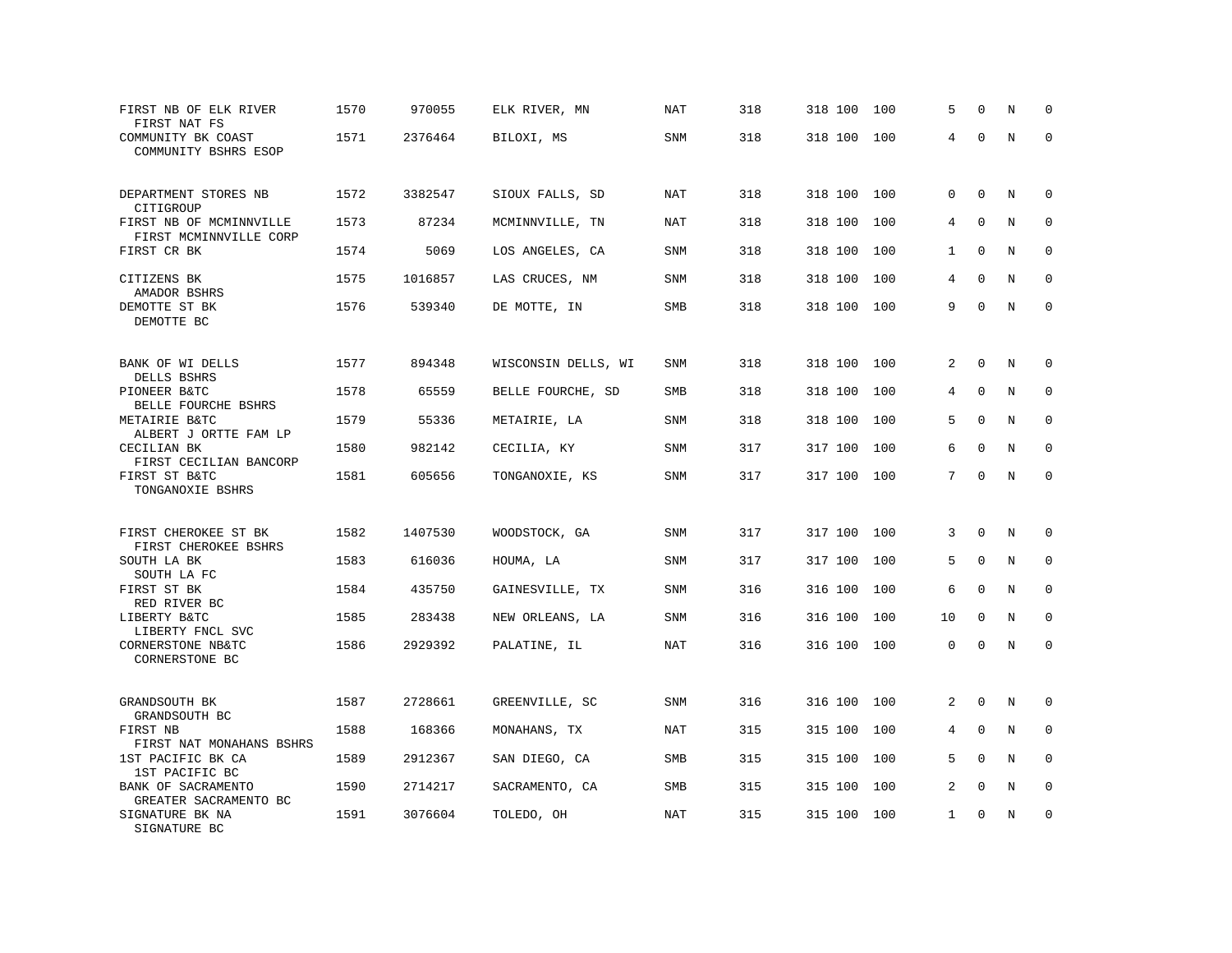| | | | | | | | | | | | | |
|---|---|---|---|---|---|---|---|---|---|---|---|---|
| FIRST NB OF ELK RIVER<br>FIRST NAT FS | 1570 | 970055 | ELK RIVER, MN | NAT | 318 | 318 | 100 | 100 | 5 | 0 | N | 0 |
| COMMUNITY BK COAST<br>COMMUNITY BSHRS ESOP | 1571 | 2376464 | BILOXI, MS | SNM | 318 | 318 | 100 | 100 | 4 | 0 | N | 0 |
| DEPARTMENT STORES NB<br>CITIGROUP | 1572 | 3382547 | SIOUX FALLS, SD | NAT | 318 | 318 | 100 | 100 | 0 | 0 | N | 0 |
| FIRST NB OF MCMINNVILLE<br>FIRST MCMINNVILLE CORP | 1573 | 87234 | MCMINNVILLE, TN | NAT | 318 | 318 | 100 | 100 | 4 | 0 | N | 0 |
| FIRST CR BK | 1574 | 5069 | LOS ANGELES, CA | SNM | 318 | 318 | 100 | 100 | 1 | 0 | N | 0 |
| CITIZENS BK<br>AMADOR BSHRS | 1575 | 1016857 | LAS CRUCES, NM | SNM | 318 | 318 | 100 | 100 | 4 | 0 | N | 0 |
| DEMOTTE ST BK<br>DEMOTTE BC | 1576 | 539340 | DE MOTTE, IN | SMB | 318 | 318 | 100 | 100 | 9 | 0 | N | 0 |
| BANK OF WI DELLS<br>DELLS BSHRS | 1577 | 894348 | WISCONSIN DELLS, WI | SNM | 318 | 318 | 100 | 100 | 2 | 0 | N | 0 |
| PIONEER B&TC<br>BELLE FOURCHE BSHRS | 1578 | 65559 | BELLE FOURCHE, SD | SMB | 318 | 318 | 100 | 100 | 4 | 0 | N | 0 |
| METAIRIE B&TC<br>ALBERT J ORTTE FAM LP | 1579 | 55336 | METAIRIE, LA | SNM | 318 | 318 | 100 | 100 | 5 | 0 | N | 0 |
| CECILIAN BK<br>FIRST CECILIAN BANCORP | 1580 | 982142 | CECILIA, KY | SNM | 317 | 317 | 100 | 100 | 6 | 0 | N | 0 |
| FIRST ST B&TC<br>TONGANOXIE BSHRS | 1581 | 605656 | TONGANOXIE, KS | SNM | 317 | 317 | 100 | 100 | 7 | 0 | N | 0 |
| FIRST CHEROKEE ST BK<br>FIRST CHEROKEE BSHRS | 1582 | 1407530 | WOODSTOCK, GA | SNM | 317 | 317 | 100 | 100 | 3 | 0 | N | 0 |
| SOUTH LA BK<br>SOUTH LA FC | 1583 | 616036 | HOUMA, LA | SNM | 317 | 317 | 100 | 100 | 5 | 0 | N | 0 |
| FIRST ST BK<br>RED RIVER BC | 1584 | 435750 | GAINESVILLE, TX | SNM | 316 | 316 | 100 | 100 | 6 | 0 | N | 0 |
| LIBERTY B&TC<br>LIBERTY FNCL SVC | 1585 | 283438 | NEW ORLEANS, LA | SNM | 316 | 316 | 100 | 100 | 10 | 0 | N | 0 |
| CORNERSTONE NB&TC<br>CORNERSTONE BC | 1586 | 2929392 | PALATINE, IL | NAT | 316 | 316 | 100 | 100 | 0 | 0 | N | 0 |
| GRANDSOUTH BK<br>GRANDSOUTH BC | 1587 | 2728661 | GREENVILLE, SC | SNM | 316 | 316 | 100 | 100 | 2 | 0 | N | 0 |
| FIRST NB<br>FIRST NAT MONAHANS BSHRS | 1588 | 168366 | MONAHANS, TX | NAT | 315 | 315 | 100 | 100 | 4 | 0 | N | 0 |
| 1ST PACIFIC BK CA<br>1ST PACIFIC BC | 1589 | 2912367 | SAN DIEGO, CA | SMB | 315 | 315 | 100 | 100 | 5 | 0 | N | 0 |
| BANK OF SACRAMENTO<br>GREATER SACRAMENTO BC | 1590 | 2714217 | SACRAMENTO, CA | SMB | 315 | 315 | 100 | 100 | 2 | 0 | N | 0 |
| SIGNATURE BK NA<br>SIGNATURE BC | 1591 | 3076604 | TOLEDO, OH | NAT | 315 | 315 | 100 | 100 | 1 | 0 | N | 0 |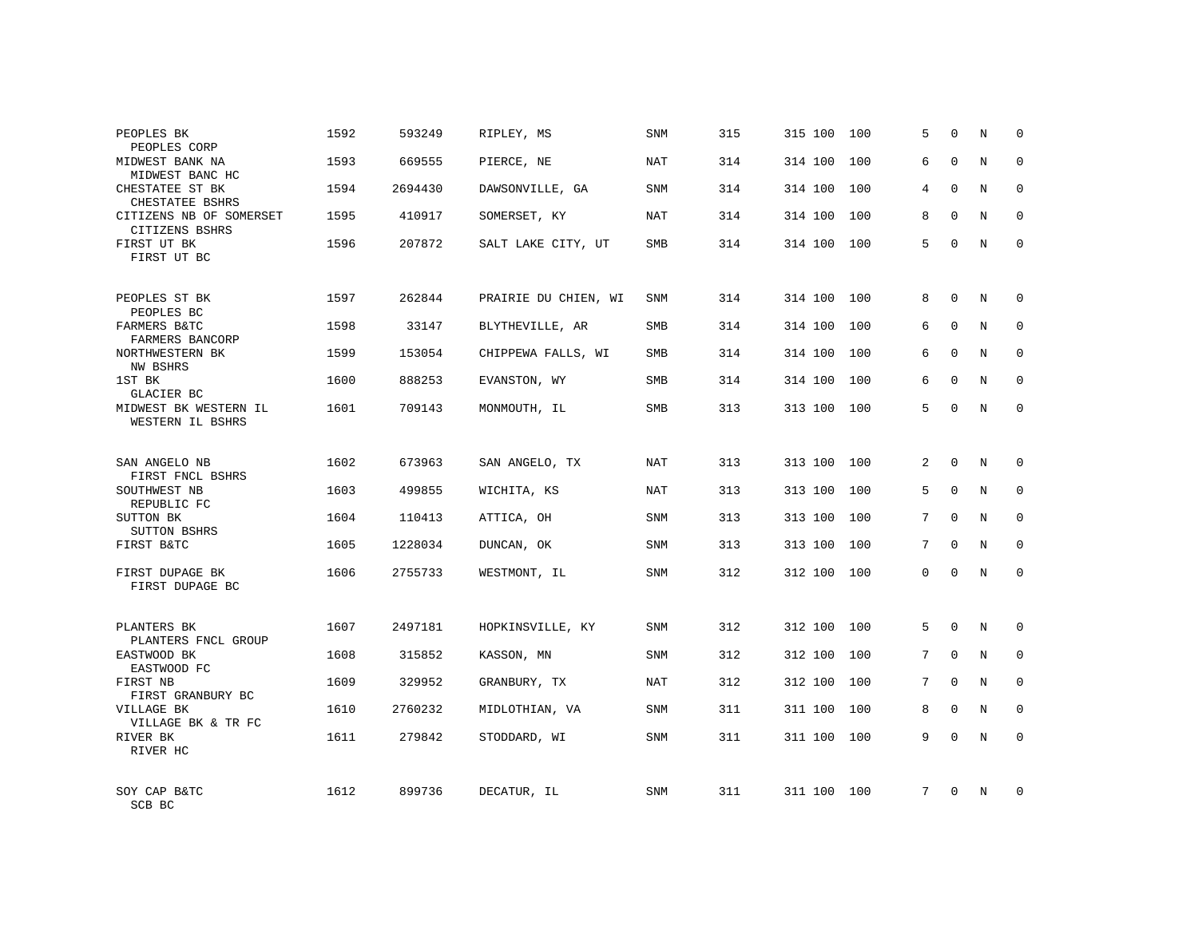| | | | | | | | | | | | | |
|---|---|---|---|---|---|---|---|---|---|---|---|---|
| PEOPLES BK<br>PEOPLES CORP | 1592 | 593249 | RIPLEY, MS | SNM | 315 | 315 | 100 | 100 | 5 | 0 | N | 0 |
| MIDWEST BANK NA<br>MIDWEST BANC HC | 1593 | 669555 | PIERCE, NE | NAT | 314 | 314 | 100 | 100 | 6 | 0 | N | 0 |
| CHESTATEE ST BK<br>CHESTATEE BSHRS | 1594 | 2694430 | DAWSONVILLE, GA | SNM | 314 | 314 | 100 | 100 | 4 | 0 | N | 0 |
| CITIZENS NB OF SOMERSET<br>CITIZENS BSHRS | 1595 | 410917 | SOMERSET, KY | NAT | 314 | 314 | 100 | 100 | 8 | 0 | N | 0 |
| FIRST UT BK<br>FIRST UT BC | 1596 | 207872 | SALT LAKE CITY, UT | SMB | 314 | 314 | 100 | 100 | 5 | 0 | N | 0 |
| PEOPLES ST BK<br>PEOPLES BC | 1597 | 262844 | PRAIRIE DU CHIEN, WI | SNM | 314 | 314 | 100 | 100 | 8 | 0 | N | 0 |
| FARMERS B&TC<br>FARMERS BANCORP | 1598 | 33147 | BLYTHEVILLE, AR | SMB | 314 | 314 | 100 | 100 | 6 | 0 | N | 0 |
| NORTHWESTERN BK<br>NW BSHRS | 1599 | 153054 | CHIPPEWA FALLS, WI | SMB | 314 | 314 | 100 | 100 | 6 | 0 | N | 0 |
| 1ST BK<br>GLACIER BC | 1600 | 888253 | EVANSTON, WY | SMB | 314 | 314 | 100 | 100 | 6 | 0 | N | 0 |
| MIDWEST BK WESTERN IL<br>WESTERN IL BSHRS | 1601 | 709143 | MONMOUTH, IL | SMB | 313 | 313 | 100 | 100 | 5 | 0 | N | 0 |
| SAN ANGELO NB<br>FIRST FNCL BSHRS | 1602 | 673963 | SAN ANGELO, TX | NAT | 313 | 313 | 100 | 100 | 2 | 0 | N | 0 |
| SOUTHWEST NB<br>REPUBLIC FC | 1603 | 499855 | WICHITA, KS | NAT | 313 | 313 | 100 | 100 | 5 | 0 | N | 0 |
| SUTTON BK<br>SUTTON BSHRS | 1604 | 110413 | ATTICA, OH | SNM | 313 | 313 | 100 | 100 | 7 | 0 | N | 0 |
| FIRST B&TC | 1605 | 1228034 | DUNCAN, OK | SNM | 313 | 313 | 100 | 100 | 7 | 0 | N | 0 |
| FIRST DUPAGE BK<br>FIRST DUPAGE BC | 1606 | 2755733 | WESTMONT, IL | SNM | 312 | 312 | 100 | 100 | 0 | 0 | N | 0 |
| PLANTERS BK<br>PLANTERS FNCL GROUP | 1607 | 2497181 | HOPKINSVILLE, KY | SNM | 312 | 312 | 100 | 100 | 5 | 0 | N | 0 |
| EASTWOOD BK<br>EASTWOOD FC | 1608 | 315852 | KASSON, MN | SNM | 312 | 312 | 100 | 100 | 7 | 0 | N | 0 |
| FIRST NB<br>FIRST GRANBURY BC | 1609 | 329952 | GRANBURY, TX | NAT | 312 | 312 | 100 | 100 | 7 | 0 | N | 0 |
| VILLAGE BK<br>VILLAGE BK & TR FC | 1610 | 2760232 | MIDLOTHIAN, VA | SNM | 311 | 311 | 100 | 100 | 8 | 0 | N | 0 |
| RIVER BK<br>RIVER HC | 1611 | 279842 | STODDARD, WI | SNM | 311 | 311 | 100 | 100 | 9 | 0 | N | 0 |
| SOY CAP B&TC<br>SCB BC | 1612 | 899736 | DECATUR, IL | SNM | 311 | 311 | 100 | 100 | 7 | 0 | N | 0 |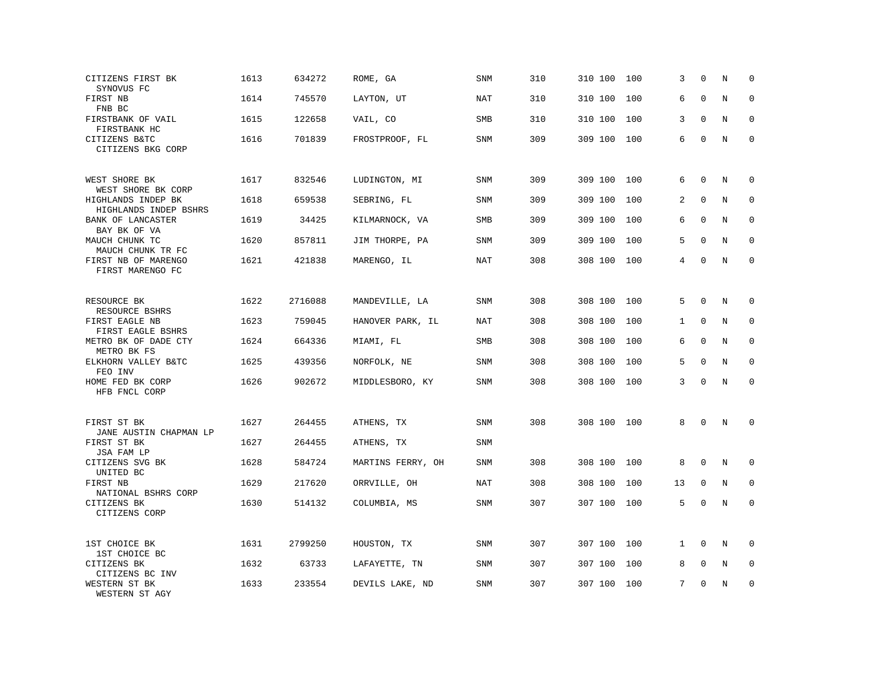| | | | | | | | | | | | | |
|---|---|---|---|---|---|---|---|---|---|---|---|---|
| CITIZENS FIRST BK<br>SYNOVUS FC | 1613 | 634272 | ROME, GA | SNM | 310 | 310 | 100 | 100 | 3 | 0 | N | 0 |
| FIRST NB<br>FNB BC | 1614 | 745570 | LAYTON, UT | NAT | 310 | 310 | 100 | 100 | 6 | 0 | N | 0 |
| FIRSTBANK OF VAIL<br>FIRSTBANK HC | 1615 | 122658 | VAIL, CO | SMB | 310 | 310 | 100 | 100 | 3 | 0 | N | 0 |
| CITIZENS B&TC<br>CITIZENS BKG CORP | 1616 | 701839 | FROSTPROOF, FL | SNM | 309 | 309 | 100 | 100 | 6 | 0 | N | 0 |
| WEST SHORE BK<br>WEST SHORE BK CORP | 1617 | 832546 | LUDINGTON, MI | SNM | 309 | 309 | 100 | 100 | 6 | 0 | N | 0 |
| HIGHLANDS INDEP BK<br>HIGHLANDS INDEP BSHRS | 1618 | 659538 | SEBRING, FL | SNM | 309 | 309 | 100 | 100 | 2 | 0 | N | 0 |
| BANK OF LANCASTER<br>BAY BK OF VA | 1619 | 34425 | KILMARNOCK, VA | SMB | 309 | 309 | 100 | 100 | 6 | 0 | N | 0 |
| MAUCH CHUNK TC<br>MAUCH CHUNK TR FC | 1620 | 857811 | JIM THORPE, PA | SNM | 309 | 309 | 100 | 100 | 5 | 0 | N | 0 |
| FIRST NB OF MARENGO<br>FIRST MARENGO FC | 1621 | 421838 | MARENGO, IL | NAT | 308 | 308 | 100 | 100 | 4 | 0 | N | 0 |
| RESOURCE BK<br>RESOURCE BSHRS | 1622 | 2716088 | MANDEVILLE, LA | SNM | 308 | 308 | 100 | 100 | 5 | 0 | N | 0 |
| FIRST EAGLE NB<br>FIRST EAGLE BSHRS | 1623 | 759045 | HANOVER PARK, IL | NAT | 308 | 308 | 100 | 100 | 1 | 0 | N | 0 |
| METRO BK OF DADE CTY<br>METRO BK FS | 1624 | 664336 | MIAMI, FL | SMB | 308 | 308 | 100 | 100 | 6 | 0 | N | 0 |
| ELKHORN VALLEY B&TC<br>FEO INV | 1625 | 439356 | NORFOLK, NE | SNM | 308 | 308 | 100 | 100 | 5 | 0 | N | 0 |
| HOME FED BK CORP<br>HFB FNCL CORP | 1626 | 902672 | MIDDLESBORO, KY | SNM | 308 | 308 | 100 | 100 | 3 | 0 | N | 0 |
| FIRST ST BK<br>JANE AUSTIN CHAPMAN LP | 1627 | 264455 | ATHENS, TX | SNM | 308 | 308 | 100 | 100 | 8 | 0 | N | 0 |
| FIRST ST BK<br>JSA FAM LP | 1627 | 264455 | ATHENS, TX | SNM | | | | | | | | |
| CITIZENS SVG BK<br>UNITED BC | 1628 | 584724 | MARTINS FERRY, OH | SNM | 308 | 308 | 100 | 100 | 8 | 0 | N | 0 |
| FIRST NB<br>NATIONAL BSHRS CORP | 1629 | 217620 | ORRVILLE, OH | NAT | 308 | 308 | 100 | 100 | 13 | 0 | N | 0 |
| CITIZENS BK<br>CITIZENS CORP | 1630 | 514132 | COLUMBIA, MS | SNM | 307 | 307 | 100 | 100 | 5 | 0 | N | 0 |
| 1ST CHOICE BK<br>1ST CHOICE BC | 1631 | 2799250 | HOUSTON, TX | SNM | 307 | 307 | 100 | 100 | 1 | 0 | N | 0 |
| CITIZENS BK<br>CITIZENS BC INV | 1632 | 63733 | LAFAYETTE, TN | SNM | 307 | 307 | 100 | 100 | 8 | 0 | N | 0 |
| WESTERN ST BK<br>WESTERN ST AGY | 1633 | 233554 | DEVILS LAKE, ND | SNM | 307 | 307 | 100 | 100 | 7 | 0 | N | 0 |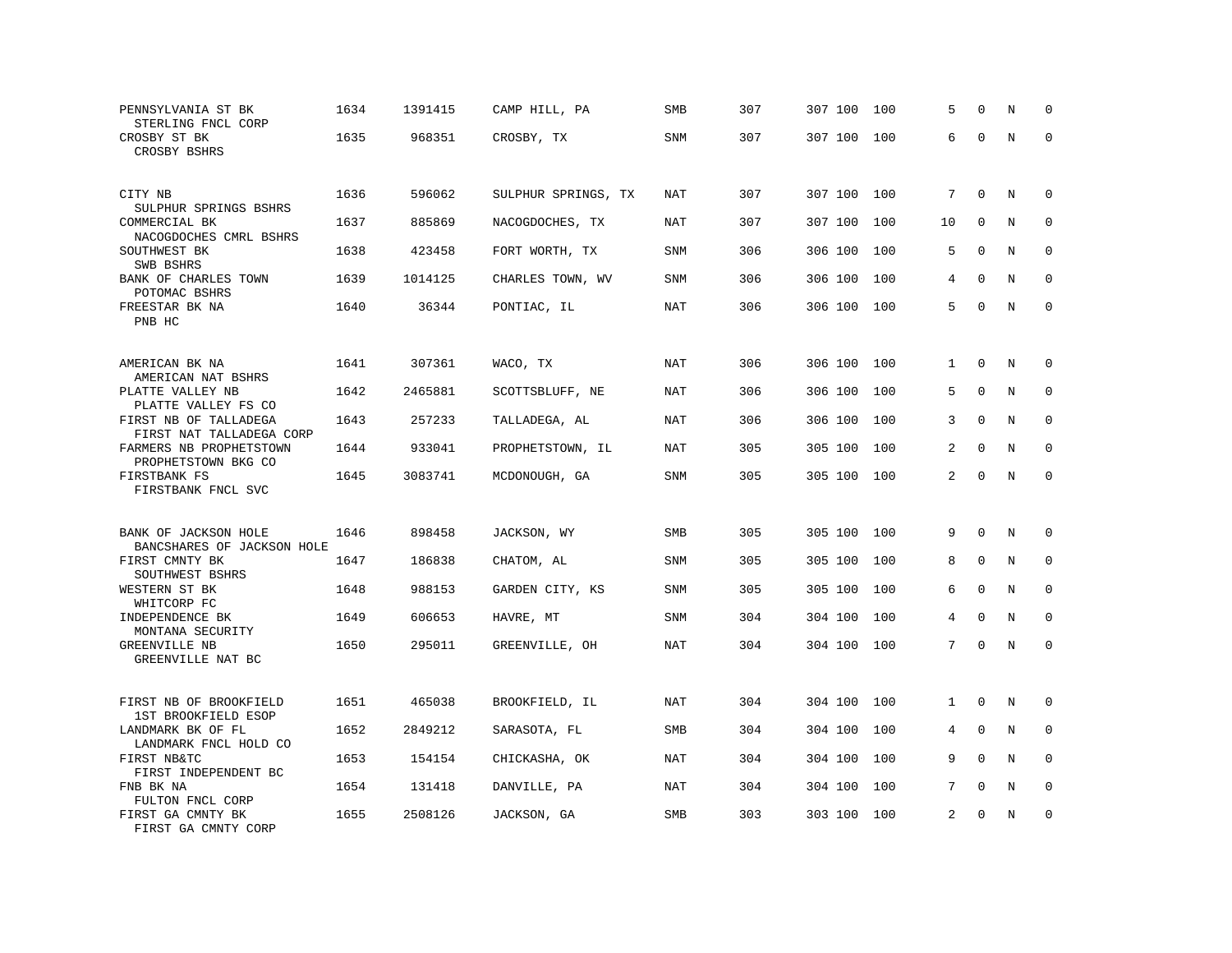| | | | | | | | | | | | | |
|---|---|---|---|---|---|---|---|---|---|---|---|---|
| PENNSYLVANIA ST BK<br>STERLING FNCL CORP | 1634 | 1391415 | CAMP HILL, PA | SMB | 307 | 307 | 100 | 100 | 5 | 0 | N | 0 |
| CROSBY ST BK<br>CROSBY BSHRS | 1635 | 968351 | CROSBY, TX | SNM | 307 | 307 | 100 | 100 | 6 | 0 | N | 0 |
| CITY NB<br>SULPHUR SPRINGS BSHRS | 1636 | 596062 | SULPHUR SPRINGS, TX | NAT | 307 | 307 | 100 | 100 | 7 | 0 | N | 0 |
| COMMERCIAL BK<br>NACOGDOCHES CMRL BSHRS | 1637 | 885869 | NACOGDOCHES, TX | NAT | 307 | 307 | 100 | 100 | 10 | 0 | N | 0 |
| SOUTHWEST BK<br>SWB BSHRS | 1638 | 423458 | FORT WORTH, TX | SNM | 306 | 306 | 100 | 100 | 5 | 0 | N | 0 |
| BANK OF CHARLES TOWN<br>POTOMAC BSHRS | 1639 | 1014125 | CHARLES TOWN, WV | SNM | 306 | 306 | 100 | 100 | 4 | 0 | N | 0 |
| FREESTAR BK NA<br>PNB HC | 1640 | 36344 | PONTIAC, IL | NAT | 306 | 306 | 100 | 100 | 5 | 0 | N | 0 |
| AMERICAN BK NA<br>AMERICAN NAT BSHRS | 1641 | 307361 | WACO, TX | NAT | 306 | 306 | 100 | 100 | 1 | 0 | N | 0 |
| PLATTE VALLEY NB<br>PLATTE VALLEY FS CO | 1642 | 2465881 | SCOTTSBLUFF, NE | NAT | 306 | 306 | 100 | 100 | 5 | 0 | N | 0 |
| FIRST NB OF TALLADEGA<br>FIRST NAT TALLADEGA CORP | 1643 | 257233 | TALLADEGA, AL | NAT | 306 | 306 | 100 | 100 | 3 | 0 | N | 0 |
| FARMERS NB PROPHETSTOWN<br>PROPHETSTOWN BKG CO | 1644 | 933041 | PROPHETSTOWN, IL | NAT | 305 | 305 | 100 | 100 | 2 | 0 | N | 0 |
| FIRSTBANK FS<br>FIRSTBANK FNCL SVC | 1645 | 3083741 | MCDONOUGH, GA | SNM | 305 | 305 | 100 | 100 | 2 | 0 | N | 0 |
| BANK OF JACKSON HOLE<br>BANCSHARES OF JACKSON HOLE | 1646 | 898458 | JACKSON, WY | SMB | 305 | 305 | 100 | 100 | 9 | 0 | N | 0 |
| FIRST CMNTY BK<br>SOUTHWEST BSHRS | 1647 | 186838 | CHATOM, AL | SNM | 305 | 305 | 100 | 100 | 8 | 0 | N | 0 |
| WESTERN ST BK<br>WHITCORP FC | 1648 | 988153 | GARDEN CITY, KS | SNM | 305 | 305 | 100 | 100 | 6 | 0 | N | 0 |
| INDEPENDENCE BK<br>MONTANA SECURITY | 1649 | 606653 | HAVRE, MT | SNM | 304 | 304 | 100 | 100 | 4 | 0 | N | 0 |
| GREENVILLE NB<br>GREENVILLE NAT BC | 1650 | 295011 | GREENVILLE, OH | NAT | 304 | 304 | 100 | 100 | 7 | 0 | N | 0 |
| FIRST NB OF BROOKFIELD<br>1ST BROOKFIELD ESOP | 1651 | 465038 | BROOKFIELD, IL | NAT | 304 | 304 | 100 | 100 | 1 | 0 | N | 0 |
| LANDMARK BK OF FL<br>LANDMARK FNCL HOLD CO | 1652 | 2849212 | SARASOTA, FL | SMB | 304 | 304 | 100 | 100 | 4 | 0 | N | 0 |
| FIRST NB&TC<br>FIRST INDEPENDENT BC | 1653 | 154154 | CHICKASHA, OK | NAT | 304 | 304 | 100 | 100 | 9 | 0 | N | 0 |
| FNB BK NA<br>FULTON FNCL CORP | 1654 | 131418 | DANVILLE, PA | NAT | 304 | 304 | 100 | 100 | 7 | 0 | N | 0 |
| FIRST GA CMNTY BK<br>FIRST GA CMNTY CORP | 1655 | 2508126 | JACKSON, GA | SMB | 303 | 303 | 100 | 100 | 2 | 0 | N | 0 |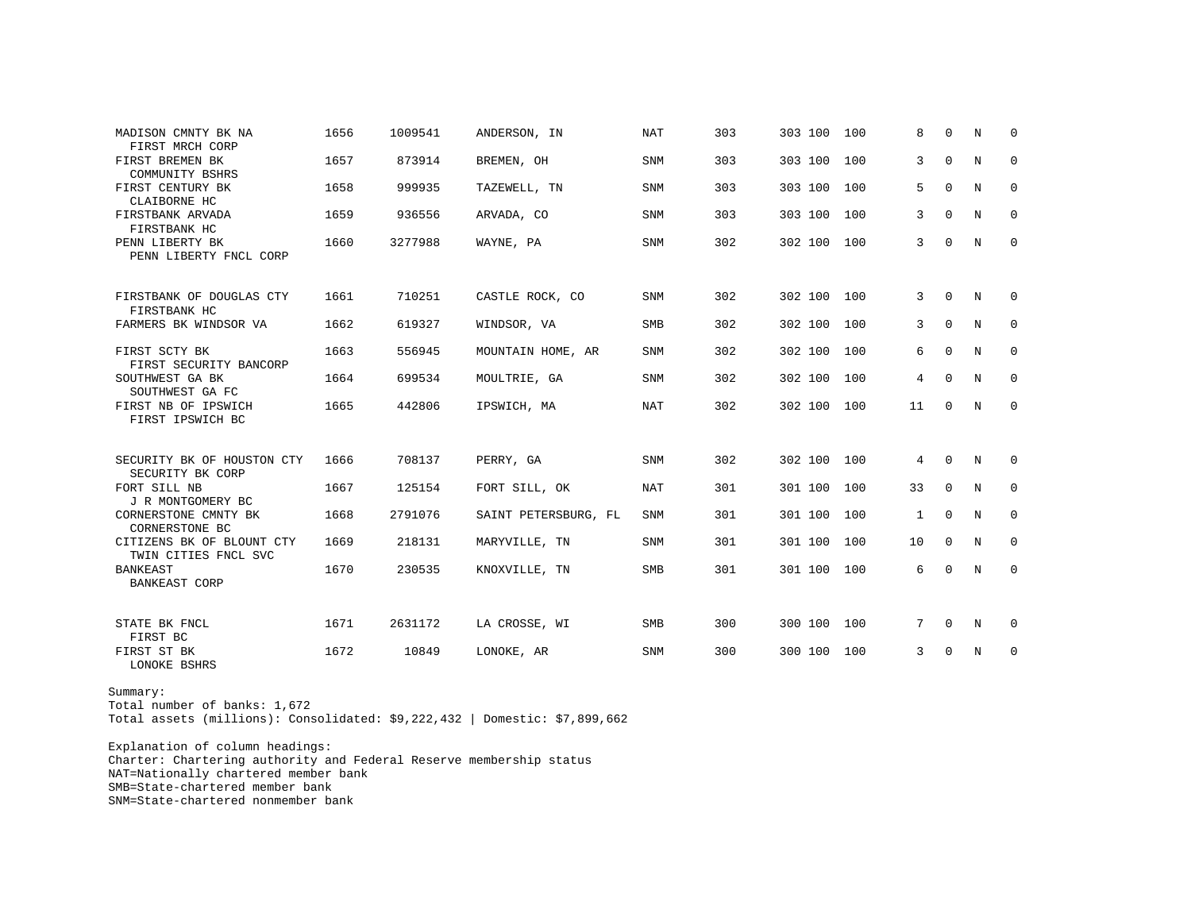| | | | | | | | | | | | | |
|---|---|---|---|---|---|---|---|---|---|---|---|---|
| MADISON CMNTY BK NA<br>FIRST MRCH CORP | 1656 | 1009541 | ANDERSON, IN | NAT | 303 | 303 | 100 | 100 | 8 | 0 | N | 0 |
| FIRST BREMEN BK<br>COMMUNITY BSHRS | 1657 | 873914 | BREMEN, OH | SNM | 303 | 303 | 100 | 100 | 3 | 0 | N | 0 |
| FIRST CENTURY BK<br>CLAIBORNE HC | 1658 | 999935 | TAZEWELL, TN | SNM | 303 | 303 | 100 | 100 | 5 | 0 | N | 0 |
| FIRSTBANK ARVADA<br>FIRSTBANK HC | 1659 | 936556 | ARVADA, CO | SNM | 303 | 303 | 100 | 100 | 3 | 0 | N | 0 |
| PENN LIBERTY BK<br>PENN LIBERTY FNCL CORP | 1660 | 3277988 | WAYNE, PA | SNM | 302 | 302 | 100 | 100 | 3 | 0 | N | 0 |
| FIRSTBANK OF DOUGLAS CTY<br>FIRSTBANK HC | 1661 | 710251 | CASTLE ROCK, CO | SNM | 302 | 302 | 100 | 100 | 3 | 0 | N | 0 |
| FARMERS BK WINDSOR VA | 1662 | 619327 | WINDSOR, VA | SMB | 302 | 302 | 100 | 100 | 3 | 0 | N | 0 |
| FIRST SCTY BK<br>FIRST SECURITY BANCORP | 1663 | 556945 | MOUNTAIN HOME, AR | SNM | 302 | 302 | 100 | 100 | 6 | 0 | N | 0 |
| SOUTHWEST GA BK<br>SOUTHWEST GA FC | 1664 | 699534 | MOULTRIE, GA | SNM | 302 | 302 | 100 | 100 | 4 | 0 | N | 0 |
| FIRST NB OF IPSWICH<br>FIRST IPSWICH BC | 1665 | 442806 | IPSWICH, MA | NAT | 302 | 302 | 100 | 100 | 11 | 0 | N | 0 |
| SECURITY BK OF HOUSTON CTY<br>SECURITY BK CORP | 1666 | 708137 | PERRY, GA | SNM | 302 | 302 | 100 | 100 | 4 | 0 | N | 0 |
| FORT SILL NB<br>J R MONTGOMERY BC | 1667 | 125154 | FORT SILL, OK | NAT | 301 | 301 | 100 | 100 | 33 | 0 | N | 0 |
| CORNERSTONE CMNTY BK<br>CORNERSTONE BC | 1668 | 2791076 | SAINT PETERSBURG, FL | SNM | 301 | 301 | 100 | 100 | 1 | 0 | N | 0 |
| CITIZENS BK OF BLOUNT CTY<br>TWIN CITIES FNCL SVC | 1669 | 218131 | MARYVILLE, TN | SNM | 301 | 301 | 100 | 100 | 10 | 0 | N | 0 |
| BANKEAST<br>BANKEAST CORP | 1670 | 230535 | KNOXVILLE, TN | SMB | 301 | 301 | 100 | 100 | 6 | 0 | N | 0 |
| STATE BK FNCL<br>FIRST BC | 1671 | 2631172 | LA CROSSE, WI | SMB | 300 | 300 | 100 | 100 | 7 | 0 | N | 0 |
| FIRST ST BK<br>LONOKE BSHRS | 1672 | 10849 | LONOKE, AR | SNM | 300 | 300 | 100 | 100 | 3 | 0 | N | 0 |

Summary:
Total number of banks: 1,672
Total assets (millions): Consolidated: $9,222,432 | Domestic: $7,899,662

Explanation of column headings:
Charter: Chartering authority and Federal Reserve membership status
NAT=Nationally chartered member bank
SMB=State-chartered member bank
SNM=State-chartered nonmember bank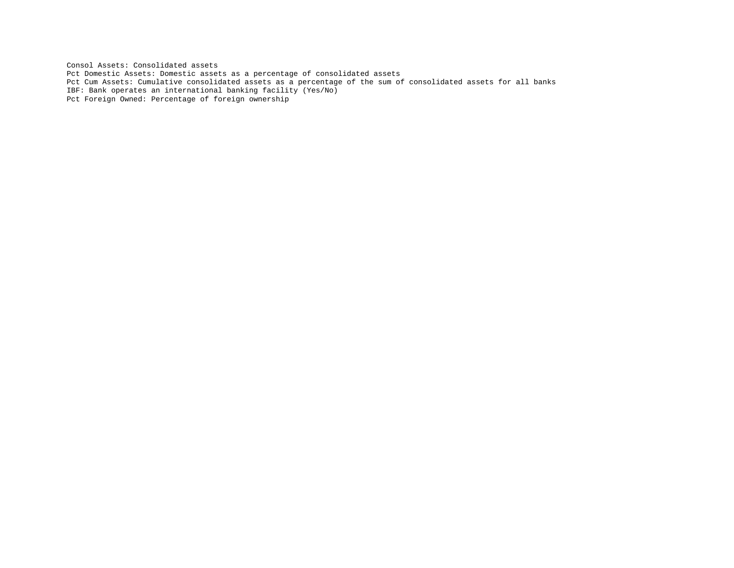Consol Assets: Consolidated assets
Pct Domestic Assets: Domestic assets as a percentage of consolidated assets
Pct Cum Assets: Cumulative consolidated assets as a percentage of the sum of consolidated assets for all banks
IBF: Bank operates an international banking facility (Yes/No)
Pct Foreign Owned: Percentage of foreign ownership